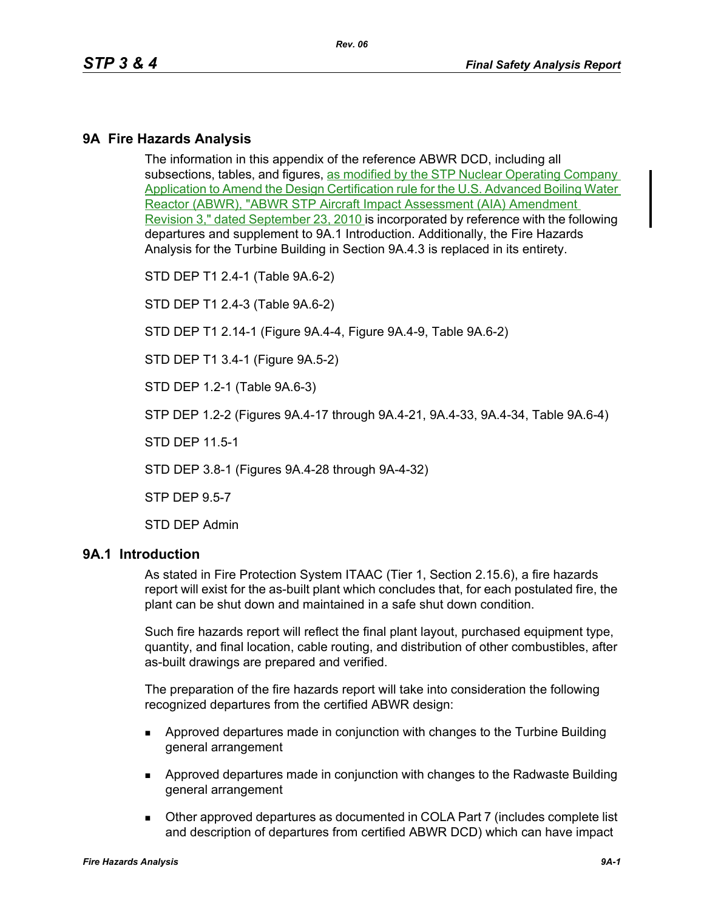## 9A Fire Hazards Analysis

The information in this appendix of the reference ABWR DCD, including all subsections, tables, and figures, as modified by the STP Nuclear Operating Company Application to Amend the Design Certification rule for the U.S. Advanced Boiling Water Reactor (ABWR), "ABWR STP Aircraft Impact Assessment (AIA) Amendment Revision 3," dated September 23, 2010 is incorporated by reference with the following departures and supplement to 9A.1 Introduction. Additionally, the Fire Hazards Analysis for the Turbine Building in Section 9A.4.3 is replaced in its entirety.

STD DEP T1 2.4-1 (Table 9A.6-2)

STD DEP T1 2.4-3 (Table 9A.6-2)

STD DEP T1 2.14-1 (Figure 9A.4-4, Figure 9A.4-9, Table 9A.6-2)

STD DEP T1 3.4-1 (Figure 9A.5-2)

STD DEP 1.2-1 (Table 9A.6-3)

STP DEP 1.2-2 (Figures 9A.4-17 through 9A.4-21, 9A.4-33, 9A.4-34, Table 9A.6-4)

STD DEP 11.5-1

STD DEP 3.8-1 (Figures 9A.4-28 through 9A-4-32)

STP DEP 9.5-7

STD DEP Admin

## 9A.1 Introduction

As stated in Fire Protection System ITAAC (Tier 1, Section 2.15.6), a fire hazards report will exist for the as-built plant which concludes that, for each postulated fire, the plant can be shut down and maintained in a safe shut down condition.

Such fire hazards report will reflect the final plant layout, purchased equipment type, quantity, and final location, cable routing, and distribution of other combustibles, after as-built drawings are prepared and verified.

The preparation of the fire hazards report will take into consideration the following recognized departures from the certified ABWR design:

- Approved departures made in conjunction with changes to the Turbine Building general arrangement
- Approved departures made in conjunction with changes to the Radwaste Building general arrangement
- Other approved departures as documented in COLA Part 7 (includes complete list and description of departures from certified ABWR DCD) which can have impact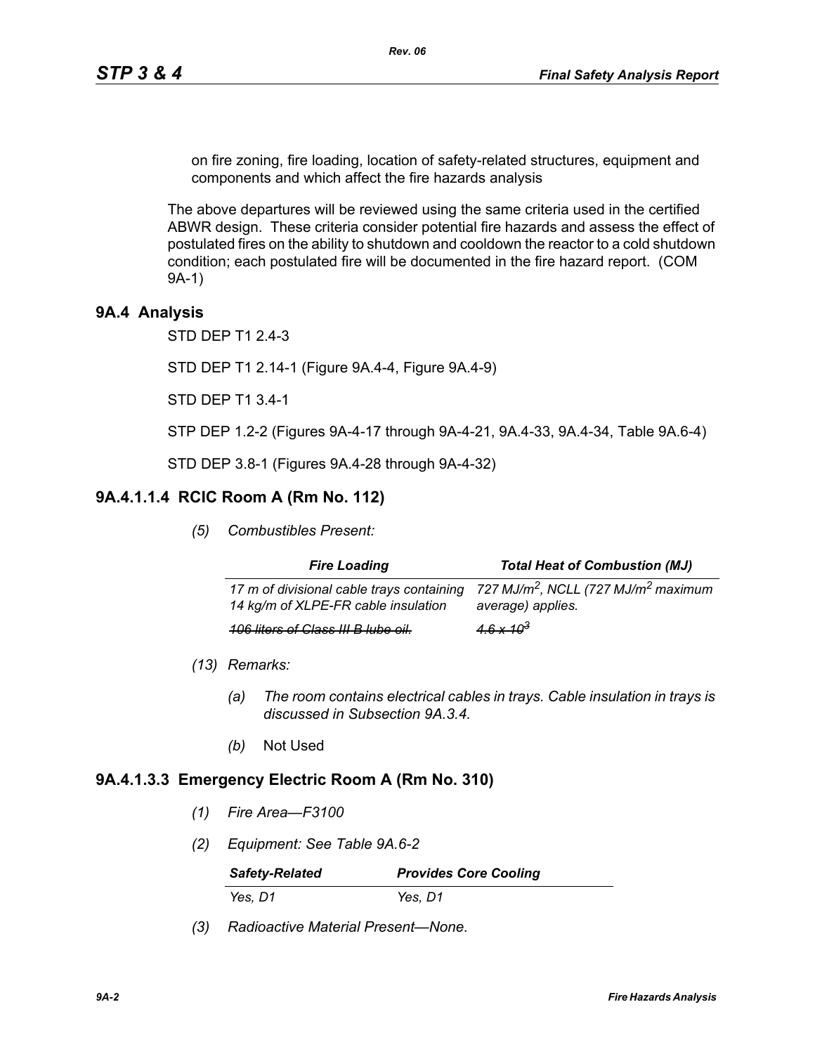on fire zoning, fire loading, location of safety-related structures, equipment and components and which affect the fire hazards analysis

The above departures will be reviewed using the same criteria used in the certified ABWR design. These criteria consider potential fire hazards and assess the effect of postulated fires on the ability to shutdown and cooldown the reactor to a cold shutdown condition; each postulated fire will be documented in the fire hazard report. (COM 9A-1)

## 9A.4 Analysis

STD DEP T1 2.4-3

STD DEP T1 2.14-1 (Figure 9A.4-4, Figure 9A.4-9)

STD DEP T1 3.4-1

STP DEP 1.2-2 (Figures 9A-4-17 through 9A-4-21, 9A.4-33, 9A.4-34, Table 9A.6-4)

STD DEP 3.8-1 (Figures 9A.4-28 through 9A-4-32)

## 9A.4.1.1.4 RCIC Room A (Rm No. 112)

*(5) Combustibles Present:*

| *Fire Loading* | *Total Heat of Combustion (MJ)* |
|---|---|
| *17 m of divisional cable trays containing 14 kg/m of XLPE-FR cable insulation* | *727 MJ/m$^2$, NCLL (727 MJ/m$^2$ maximum average) applies.* |
| ~~*106 liters of Class III B lube oil.*~~ | ~~*$4.6 \times 10^3$*~~ |

*(13) Remarks:*

*(a) The room contains electrical cables in trays. Cable insulation in trays is discussed in Subsection 9A.3.4.*

*(b)* Not Used

## 9A.4.1.3.3 Emergency Electric Room A (Rm No. 310)

*(1) Fire Area—F3100*

*(2) Equipment: See Table 9A.6-2*

| *Safety-Related* | *Provides Core Cooling* |
|---|---|
| *Yes, D1* | *Yes, D1* |

*(3) Radioactive Material Present—None.*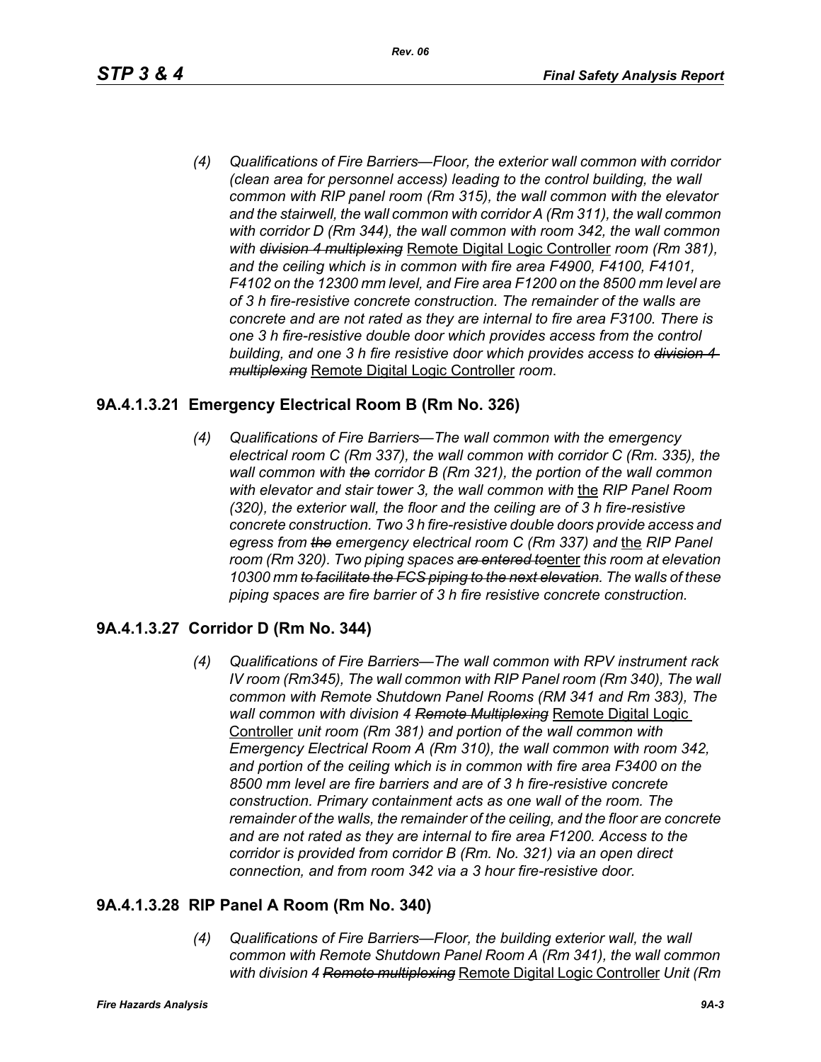*(4) Qualifications of Fire Barriers—Floor, the exterior wall common with corridor (clean area for personnel access) leading to the control building, the wall common with RIP panel room (Rm 315), the wall common with the elevator and the stairwell, the wall common with corridor A (Rm 311), the wall common with corridor D (Rm 344), the wall common with room 342, the wall common with ~~division 4 multiplexing~~* Remote Digital Logic Controller *room (Rm 381), and the ceiling which is in common with fire area F4900, F4100, F4101, F4102 on the 12300 mm level, and Fire area F1200 on the 8500 mm level are of 3 h fire-resistive concrete construction. The remainder of the walls are concrete and are not rated as they are internal to fire area F3100. There is one 3 h fire-resistive double door which provides access from the control building, and one 3 h fire resistive door which provides access to ~~division 4 multiplexing~~* Remote Digital Logic Controller *room.*

## 9A.4.1.3.21 Emergency Electrical Room B (Rm No. 326)

*(4) Qualifications of Fire Barriers—The wall common with the emergency electrical room C (Rm 337), the wall common with corridor C (Rm. 335), the wall common with ~~the~~ corridor B (Rm 321), the portion of the wall common with elevator and stair tower 3, the wall common with* the *RIP Panel Room (320), the exterior wall, the floor and the ceiling are of 3 h fire-resistive concrete construction. Two 3 h fire-resistive double doors provide access and egress from ~~the~~ emergency electrical room C (Rm 337) and* the *RIP Panel room (Rm 320). Two piping spaces ~~are entered to~~*enter *this room at elevation 10300 mm ~~to facilitate the FCS piping to the next elevation~~. The walls of these piping spaces are fire barrier of 3 h fire resistive concrete construction.*

## 9A.4.1.3.27 Corridor D (Rm No. 344)

*(4) Qualifications of Fire Barriers—The wall common with RPV instrument rack IV room (Rm345), The wall common with RIP Panel room (Rm 340), The wall common with Remote Shutdown Panel Rooms (RM 341 and Rm 383), The wall common with division 4 ~~Remote Multiplexing~~* Remote Digital Logic Controller *unit room (Rm 381) and portion of the wall common with Emergency Electrical Room A (Rm 310), the wall common with room 342, and portion of the ceiling which is in common with fire area F3400 on the 8500 mm level are fire barriers and are of 3 h fire-resistive concrete construction. Primary containment acts as one wall of the room. The remainder of the walls, the remainder of the ceiling, and the floor are concrete and are not rated as they are internal to fire area F1200. Access to the corridor is provided from corridor B (Rm. No. 321) via an open direct connection, and from room 342 via a 3 hour fire-resistive door.*

## 9A.4.1.3.28 RIP Panel A Room (Rm No. 340)

*(4) Qualifications of Fire Barriers—Floor, the building exterior wall, the wall common with Remote Shutdown Panel Room A (Rm 341), the wall common with division 4 ~~Remote multiplexing~~* Remote Digital Logic Controller *Unit (Rm*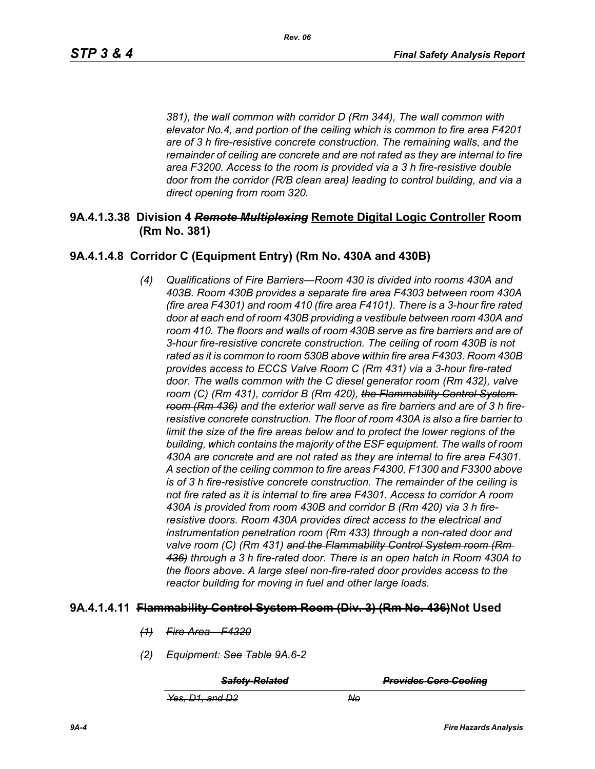*381), the wall common with corridor D (Rm 344), The wall common with elevator No.4, and portion of the ceiling which is common to fire area F4201 are of 3 h fire-resistive concrete construction. The remaining walls, and the remainder of ceiling are concrete and are not rated as they are internal to fire area F3200. Access to the room is provided via a 3 h fire-resistive double door from the corridor (R/B clean area) leading to control building, and via a direct opening from room 320.*

### 9A.4.1.3.38 Division 4 ~~*Remote Multiplexing*~~ Remote Digital Logic Controller Room (Rm No. 381)

### 9A.4.1.4.8 Corridor C (Equipment Entry) (Rm No. 430A and 430B)

*(4) Qualifications of Fire Barriers—Room 430 is divided into rooms 430A and 403B. Room 430B provides a separate fire area F4303 between room 430A (fire area F4301) and room 410 (fire area F4101). There is a 3-hour fire rated door at each end of room 430B providing a vestibule between room 430A and room 410. The floors and walls of room 430B serve as fire barriers and are of 3-hour fire-resistive concrete construction. The ceiling of room 430B is not rated as it is common to room 530B above within fire area F4303. Room 430B provides access to ECCS Valve Room C (Rm 431) via a 3-hour fire-rated door. The walls common with the C diesel generator room (Rm 432), valve room (C) (Rm 431), corridor B (Rm 420), ~~the Flammability Control System room (Rm 436)~~ and the exterior wall serve as fire barriers and are of 3 h fire-resistive concrete construction. The floor of room 430A is also a fire barrier to limit the size of the fire areas below and to protect the lower regions of the building, which contains the majority of the ESF equipment. The walls of room 430A are concrete and are not rated as they are internal to fire area F4301. A section of the ceiling common to fire areas F4300, F1300 and F3300 above is of 3 h fire-resistive concrete construction. The remainder of the ceiling is not fire rated as it is internal to fire area F4301. Access to corridor A room 430A is provided from room 430B and corridor B (Rm 420) via 3 h fire-resistive doors. Room 430A provides direct access to the electrical and instrumentation penetration room (Rm 433) through a non-rated door and valve room (C) (Rm 431) ~~and the Flammability Control System room (Rm 436)~~ through a 3 h fire-rated door. There is an open hatch in Room 430A to the floors above. A large steel non-fire-rated door provides access to the reactor building for moving in fuel and other large loads.*

### 9A.4.1.4.11 ~~Flammability Control System Room (Div. 3) (Rm No. 436)~~Not Used

*~~(1) Fire Area—F4320~~*

*~~(2) Equipment: See Table 9A.6-2~~*

| ~~*Safety-Related*~~ | ~~*Provides Core Cooling*~~ |
|---|---|
| ~~*Yes, D1, and D2*~~ | ~~*No*~~ |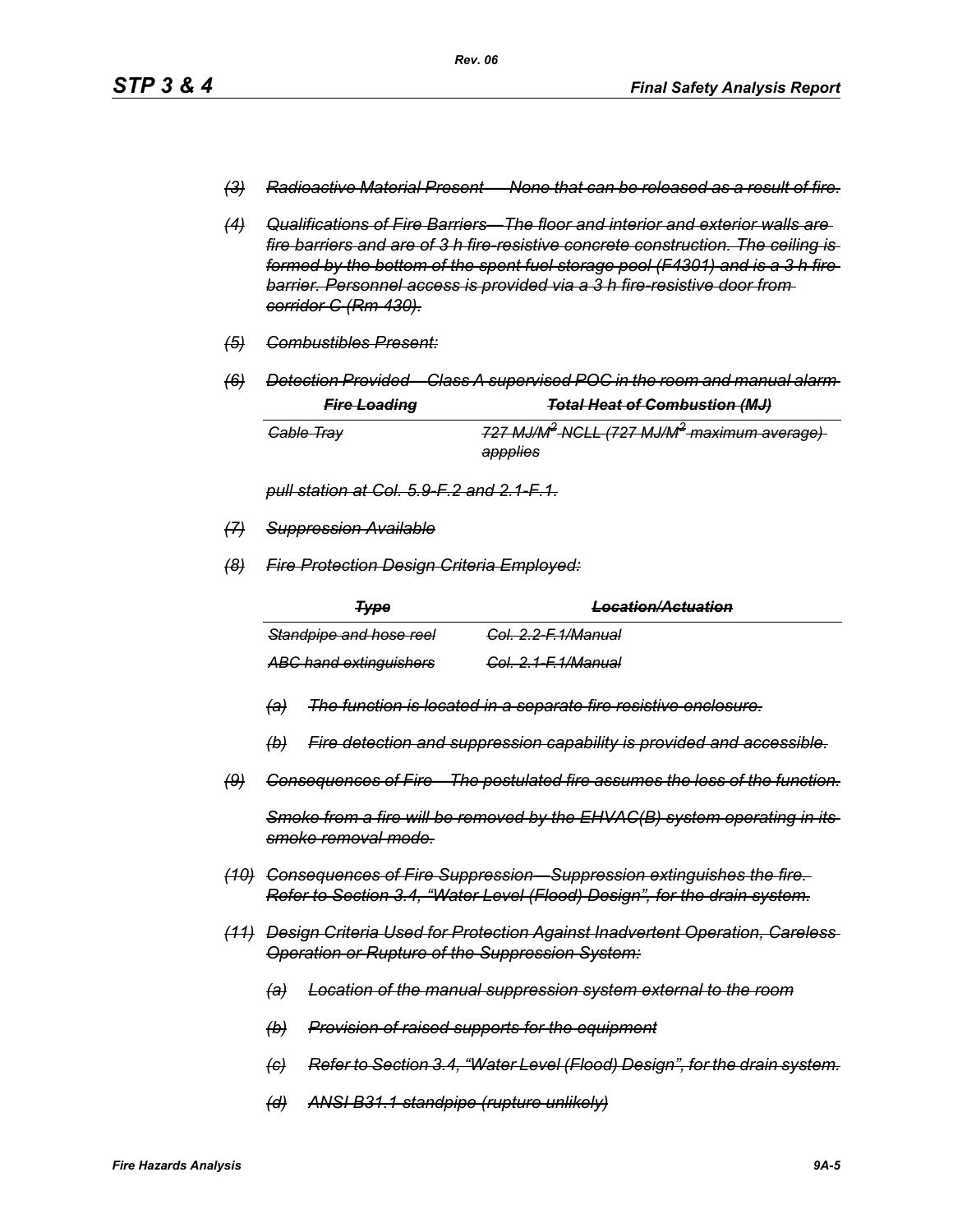~~*(3) Radioactive Material Present — None that can be released as a result of fire.*~~

~~*(4) Qualifications of Fire Barriers—The floor and interior and exterior walls are fire barriers and are of 3 h fire-resistive concrete construction. The ceiling is formed by the bottom of the spent fuel storage pool (F4301) and is a 3 h fire barrier. Personnel access is provided via a 3 h fire-resistive door from corridor C (Rm 430).*~~

~~*(5) Combustibles Present:*~~

~~*(6) Detection Provided—Class A supervised POC in the room and manual alarm*~~

| ~~***Fire Loading***~~ | ~~***Total Heat of Combustion (MJ)***~~ |
|---|---|
| ~~*Cable Tray*~~ | ~~*727 MJ/M² NCLL (727 MJ/M² maximum average) appplies*~~ |

~~*pull station at Col. 5.9-F.2 and 2.1-F.1.*~~

~~*(7) Suppression Available*~~

~~*(8) Fire Protection Design Criteria Employed:*~~

| ~~***Type***~~ | ~~***Location/Actuation***~~ |
|---|---|
| ~~*Standpipe and hose reel*~~ | ~~*Col. 2.2-F.1/Manual*~~ |
| ~~*ABC hand extinguishers*~~ | ~~*Col. 2.1-F.1/Manual*~~ |

~~*(a) The function is located in a separate fire resistive enclosure.*~~

~~*(b) Fire detection and suppression capability is provided and accessible.*~~

~~*(9) Consequences of Fire—The postulated fire assumes the loss of the function.*~~

~~*Smoke from a fire will be removed by the EHVAC(B) system operating in its smoke removal mode.*~~

~~*(10) Consequences of Fire Suppression—Suppression extinguishes the fire. Refer to Section 3.4, "Water Level (Flood) Design", for the drain system.*~~

~~*(11) Design Criteria Used for Protection Against Inadvertent Operation, Careless Operation or Rupture of the Suppression System:*~~

~~*(a) Location of the manual suppression system external to the room*~~

~~*(b) Provision of raised supports for the equipment*~~

~~*(c) Refer to Section 3.4, "Water Level (Flood) Design", for the drain system.*~~

~~*(d) ANSI B31.1 standpipe (rupture unlikely)*~~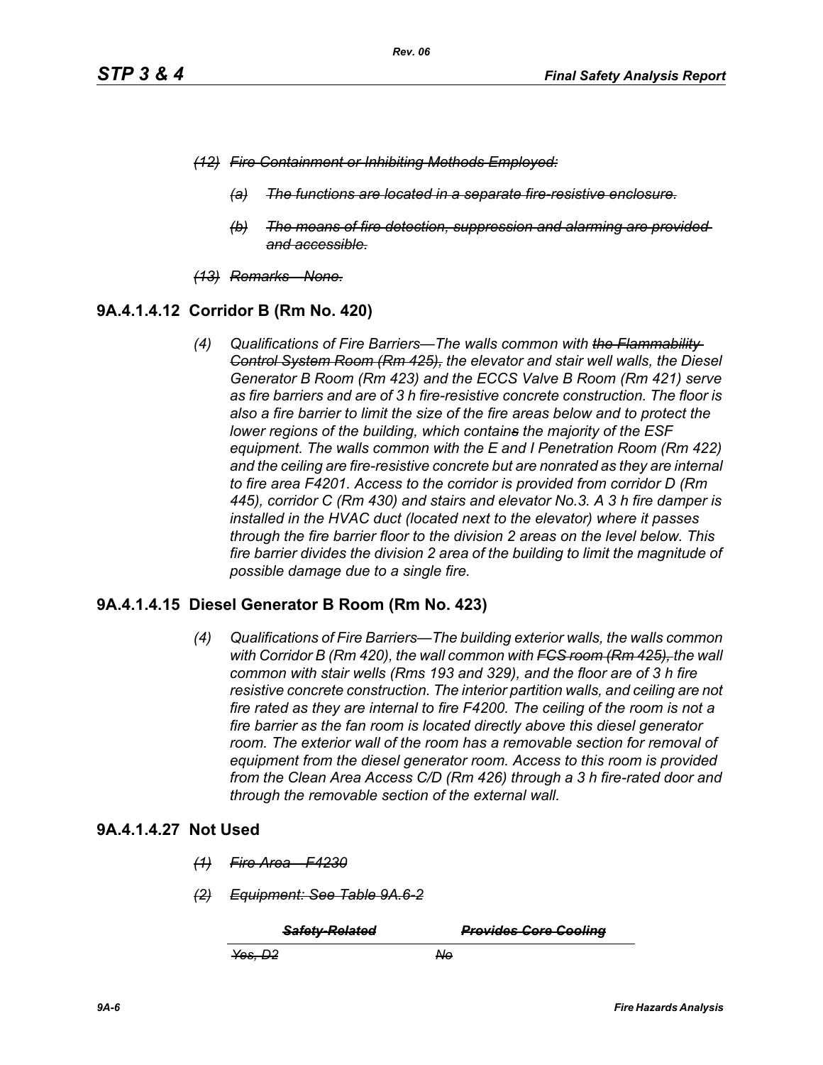*~~(12) Fire Containment or Inhibiting Methods Employed:~~*

*~~(a) The functions are located in a separate fire-resistive enclosure.~~*

*~~(b) The means of fire detection, suppression and alarming are provided and accessible.~~*

*~~(13) Remarks—None.~~*

## 9A.4.1.4.12 Corridor B (Rm No. 420)

*(4) Qualifications of Fire Barriers—The walls common with ~~the Flammability Control System Room (Rm 425),~~ the elevator and stair well walls, the Diesel Generator B Room (Rm 423) and the ECCS Valve B Room (Rm 421) serve as fire barriers and are of 3 h fire-resistive concrete construction. The floor is also a fire barrier to limit the size of the fire areas below and to protect the lower regions of the building, which contain~~s~~ the majority of the ESF equipment. The walls common with the E and I Penetration Room (Rm 422) and the ceiling are fire-resistive concrete but are nonrated as they are internal to fire area F4201. Access to the corridor is provided from corridor D (Rm 445), corridor C (Rm 430) and stairs and elevator No.3. A 3 h fire damper is installed in the HVAC duct (located next to the elevator) where it passes through the fire barrier floor to the division 2 areas on the level below. This fire barrier divides the division 2 area of the building to limit the magnitude of possible damage due to a single fire.*

## 9A.4.1.4.15 Diesel Generator B Room (Rm No. 423)

*(4) Qualifications of Fire Barriers—The building exterior walls, the walls common with Corridor B (Rm 420), the wall common with ~~FCS room (Rm 425),~~ the wall common with stair wells (Rms 193 and 329), and the floor are of 3 h fire resistive concrete construction. The interior partition walls, and ceiling are not fire rated as they are internal to fire F4200. The ceiling of the room is not a fire barrier as the fan room is located directly above this diesel generator room. The exterior wall of the room has a removable section for removal of equipment from the diesel generator room. Access to this room is provided from the Clean Area Access C/D (Rm 426) through a 3 h fire-rated door and through the removable section of the external wall.*

## 9A.4.1.4.27 Not Used

*~~(1) Fire Area—F4230~~*

*~~(2) Equipment: See Table 9A.6-2~~*

| *~~Safety-Related~~* | *~~Provides Core Cooling~~* |
|---|---|
| *~~Yes, D2~~* | *~~No~~* |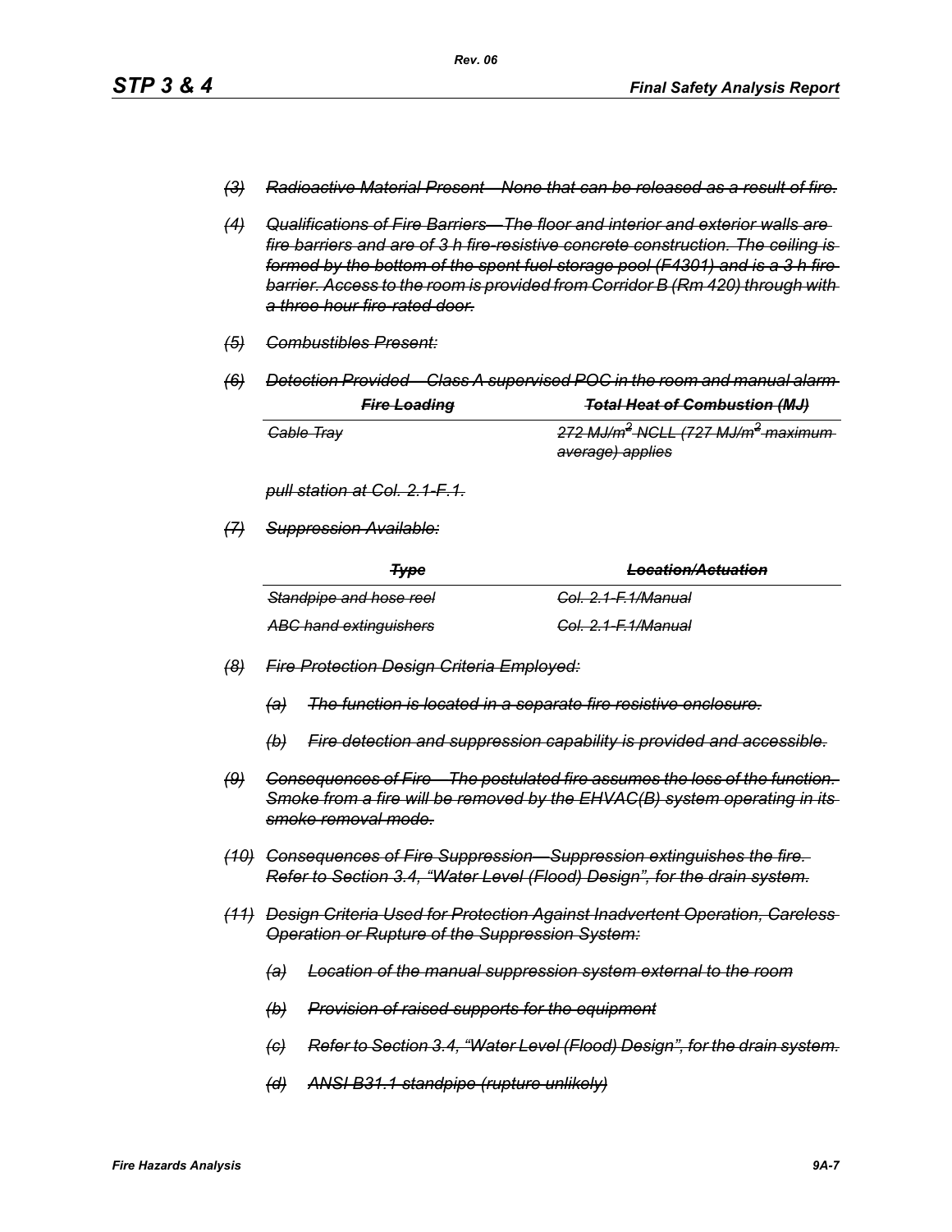~~*(3) Radioactive Material Present—None that can be released as a result of fire.*~~

~~*(4) Qualifications of Fire Barriers—The floor and interior and exterior walls are fire barriers and are of 3 h fire-resistive concrete construction. The ceiling is formed by the bottom of the spent fuel storage pool (F4301) and is a 3 h fire barrier. Access to the room is provided from Corridor B (Rm 420) through with a three-hour fire-rated door.*~~

~~*(5) Combustibles Present:*~~

~~*(6) Detection Provided—Class A supervised POC in the room and manual alarm*~~

| ~~*Fire Loading*~~ | ~~*Total Heat of Combustion (MJ)*~~ |
|---|---|
| ~~*Cable Tray*~~ | ~~*272 MJ/m² NCLL (727 MJ/m² maximum average) applies*~~ |

~~*pull station at Col. 2.1-F.1.*~~

~~*(7) Suppression Available:*~~

| ~~*Type*~~ | ~~*Location/Actuation*~~ |
|---|---|
| ~~*Standpipe and hose reel*~~ | ~~*Col. 2.1-F.1/Manual*~~ |
| ~~*ABC hand extinguishers*~~ | ~~*Col. 2.1-F.1/Manual*~~ |

~~*(8) Fire Protection Design Criteria Employed:*~~

~~*(a) The function is located in a separate fire-resistive enclosure.*~~

~~*(b) Fire detection and suppression capability is provided and accessible.*~~

~~*(9) Consequences of Fire—The postulated fire assumes the loss of the function. Smoke from a fire will be removed by the EHVAC(B) system operating in its smoke removal mode.*~~

~~*(10) Consequences of Fire Suppression—Suppression extinguishes the fire. Refer to Section 3.4, "Water Level (Flood) Design", for the drain system.*~~

~~*(11) Design Criteria Used for Protection Against Inadvertent Operation, Careless Operation or Rupture of the Suppression System:*~~

~~*(a) Location of the manual suppression system external to the room*~~

~~*(b) Provision of raised supports for the equipment*~~

~~*(c) Refer to Section 3.4, "Water Level (Flood) Design", for the drain system.*~~

~~*(d) ANSI B31.1 standpipe (rupture unlikely)*~~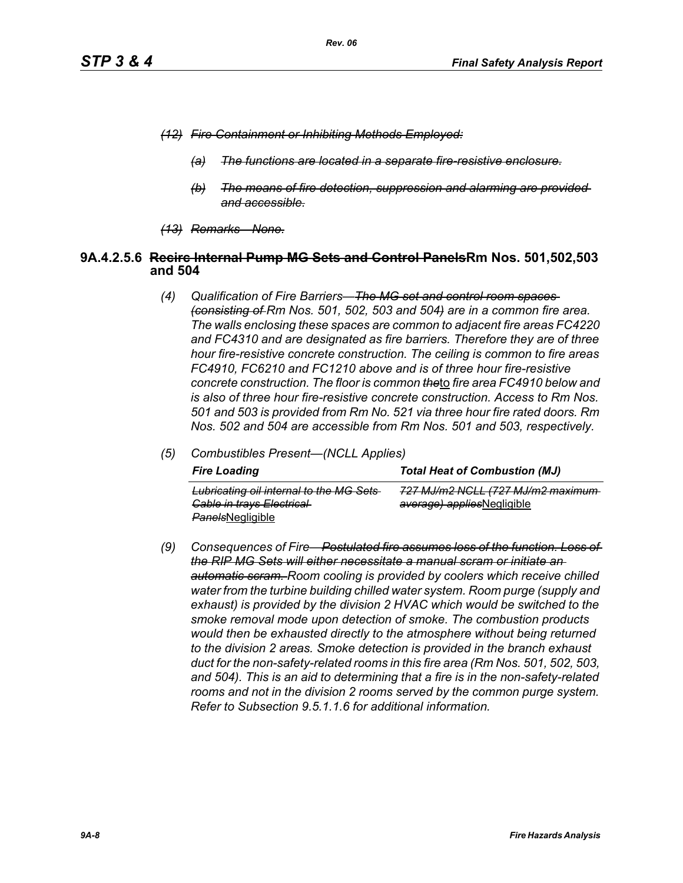*(12) ~~Fire Containment or Inhibiting Methods Employed:~~*

*(a) ~~The functions are located in a separate fire-resistive enclosure.~~*

*(b) ~~The means of fire detection, suppression and alarming are provided and accessible.~~*

*(13) ~~Remarks—None.~~*

### 9A.4.2.5.6 ~~Recirc Internal Pump MG Sets and Control Panels~~Rm Nos. 501,502,503 and 504

*(4) Qualification of Fire Barriers—~~The MG set and control room spaces (consisting of~~ Rm Nos. 501, 502, 503 and 504~~)~~ are in a common fire area. The walls enclosing these spaces are common to adjacent fire areas FC4220 and FC4310 and are designated as fire barriers. Therefore they are of three hour fire-resistive concrete construction. The ceiling is common to fire areas FC4910, FC6210 and FC1210 above and is of three hour fire-resistive concrete construction. The floor is common ~~the~~to fire area FC4910 below and is also of three hour fire-resistive concrete construction. Access to Rm Nos. 501 and 503 is provided from Rm No. 521 via three hour fire rated doors. Rm Nos. 502 and 504 are accessible from Rm Nos. 501 and 503, respectively.*

*(5) Combustibles Present—(NCLL Applies)*

| *Fire Loading* | *Total Heat of Combustion (MJ)* |
|---|---|
| *~~Lubricating oil internal to the MG Sets Cable in trays Electrical Panels~~*Negligible | *~~727 MJ/m2 NCLL (727 MJ/m2 maximum average) applies~~*Negligible |

*(9) Consequences of Fire—~~Postulated fire assumes loss of the function. Loss of the RIP MG Sets will either necessitate a manual scram or initiate an automatic scram.~~ Room cooling is provided by coolers which receive chilled water from the turbine building chilled water system. Room purge (supply and exhaust) is provided by the division 2 HVAC which would be switched to the smoke removal mode upon detection of smoke. The combustion products would then be exhausted directly to the atmosphere without being returned to the division 2 areas. Smoke detection is provided in the branch exhaust duct for the non-safety-related rooms in this fire area (Rm Nos. 501, 502, 503, and 504). This is an aid to determining that a fire is in the non-safety-related rooms and not in the division 2 rooms served by the common purge system. Refer to Subsection 9.5.1.1.6 for additional information.*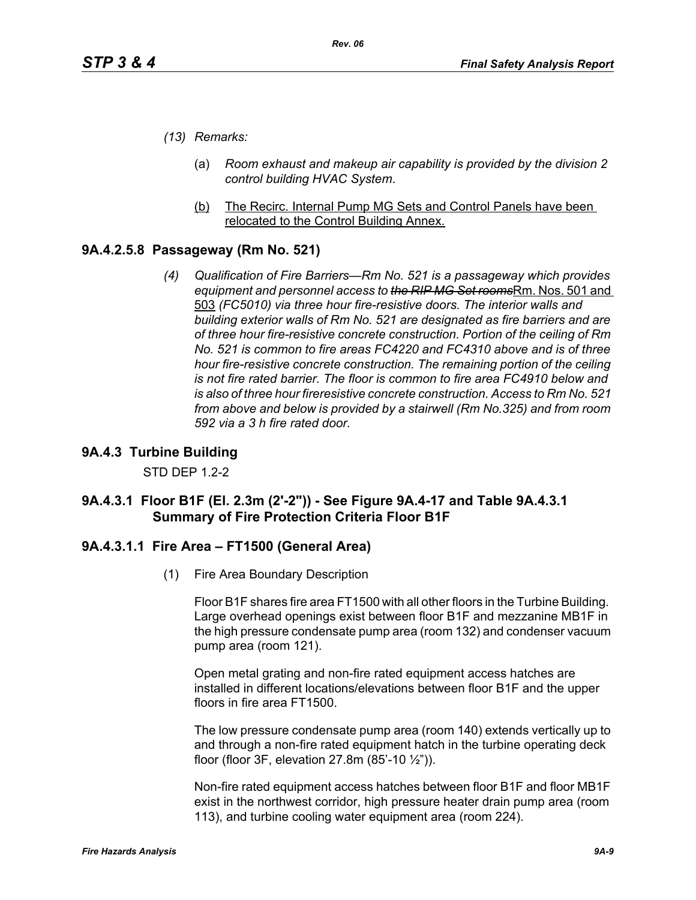*(13) Remarks:*

(a) *Room exhaust and makeup air capability is provided by the division 2 control building HVAC System*.

(b) The Recirc. Internal Pump MG Sets and Control Panels have been relocated to the Control Building Annex.

### 9A.4.2.5.8 Passageway (Rm No. 521)

*(4) Qualification of Fire Barriers—Rm No. 521 is a passageway which provides equipment and personnel access to ~~the RIP MG Set rooms~~*Rm. Nos. 501 and 503 *(FC5010) via three hour fire-resistive doors. The interior walls and building exterior walls of Rm No. 521 are designated as fire barriers and are of three hour fire-resistive concrete construction. Portion of the ceiling of Rm No. 521 is common to fire areas FC4220 and FC4310 above and is of three hour fire-resistive concrete construction. The remaining portion of the ceiling is not fire rated barrier. The floor is common to fire area FC4910 below and is also of three hour fireresistive concrete construction. Access to Rm No. 521 from above and below is provided by a stairwell (Rm No.325) and from room 592 via a 3 h fire rated door.*

## 9A.4.3 Turbine Building

STD DEP 1.2-2

### 9A.4.3.1 Floor B1F (El. 2.3m (2'-2")) - See Figure 9A.4-17 and Table 9A.4.3.1 Summary of Fire Protection Criteria Floor B1F

### 9A.4.3.1.1 Fire Area – FT1500 (General Area)

(1) Fire Area Boundary Description

Floor B1F shares fire area FT1500 with all other floors in the Turbine Building. Large overhead openings exist between floor B1F and mezzanine MB1F in the high pressure condensate pump area (room 132) and condenser vacuum pump area (room 121).

Open metal grating and non-fire rated equipment access hatches are installed in different locations/elevations between floor B1F and the upper floors in fire area FT1500.

The low pressure condensate pump area (room 140) extends vertically up to and through a non-fire rated equipment hatch in the turbine operating deck floor (floor 3F, elevation 27.8m (85'-10 ½")).

Non-fire rated equipment access hatches between floor B1F and floor MB1F exist in the northwest corridor, high pressure heater drain pump area (room 113), and turbine cooling water equipment area (room 224).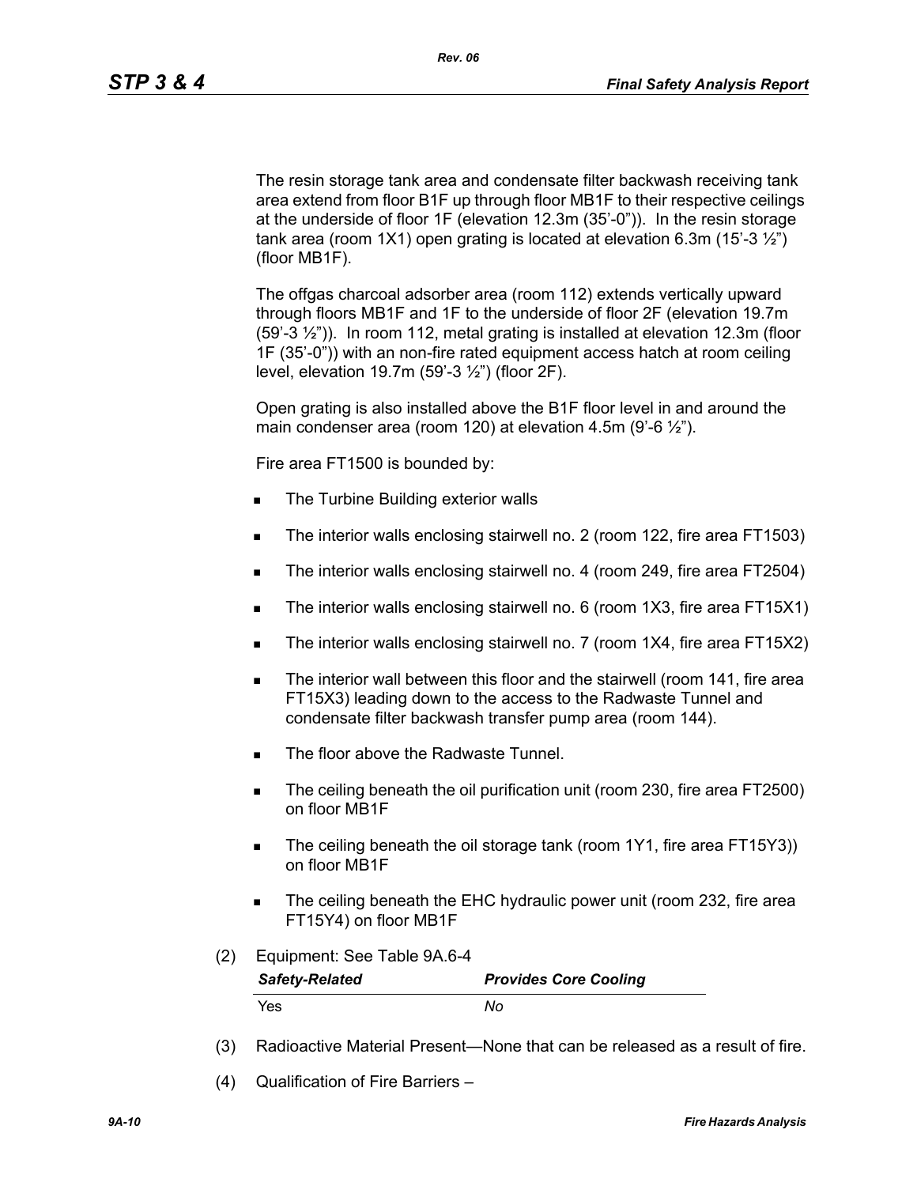The resin storage tank area and condensate filter backwash receiving tank area extend from floor B1F up through floor MB1F to their respective ceilings at the underside of floor 1F (elevation 12.3m (35'-0")). In the resin storage tank area (room 1X1) open grating is located at elevation 6.3m (15'-3 ½") (floor MB1F).

The offgas charcoal adsorber area (room 112) extends vertically upward through floors MB1F and 1F to the underside of floor 2F (elevation 19.7m (59'-3 ½")). In room 112, metal grating is installed at elevation 12.3m (floor 1F (35'-0")) with an non-fire rated equipment access hatch at room ceiling level, elevation 19.7m (59'-3 ½") (floor 2F).

Open grating is also installed above the B1F floor level in and around the main condenser area (room 120) at elevation 4.5m (9'-6 ½").

Fire area FT1500 is bounded by:

- The Turbine Building exterior walls
- The interior walls enclosing stairwell no. 2 (room 122, fire area FT1503)
- The interior walls enclosing stairwell no. 4 (room 249, fire area FT2504)
- The interior walls enclosing stairwell no. 6 (room 1X3, fire area FT15X1)
- The interior walls enclosing stairwell no. 7 (room 1X4, fire area FT15X2)
- The interior wall between this floor and the stairwell (room 141, fire area FT15X3) leading down to the access to the Radwaste Tunnel and condensate filter backwash transfer pump area (room 144).
- The floor above the Radwaste Tunnel.
- The ceiling beneath the oil purification unit (room 230, fire area FT2500) on floor MB1F
- The ceiling beneath the oil storage tank (room 1Y1, fire area FT15Y3)) on floor MB1F
- The ceiling beneath the EHC hydraulic power unit (room 232, fire area FT15Y4) on floor MB1F

(2) Equipment: See Table 9A.6-4

| *Safety-Related* | *Provides Core Cooling* |
|---|---|
| Yes | *No* |

(3) Radioactive Material Present—None that can be released as a result of fire.

(4) Qualification of Fire Barriers –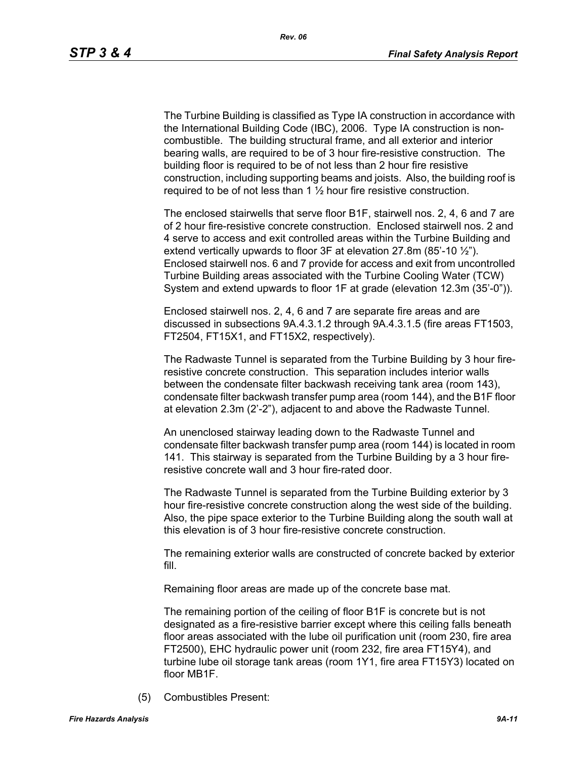The Turbine Building is classified as Type IA construction in accordance with the International Building Code (IBC), 2006. Type IA construction is non-combustible. The building structural frame, and all exterior and interior bearing walls, are required to be of 3 hour fire-resistive construction. The building floor is required to be of not less than 2 hour fire resistive construction, including supporting beams and joists. Also, the building roof is required to be of not less than 1 ½ hour fire resistive construction.

The enclosed stairwells that serve floor B1F, stairwell nos. 2, 4, 6 and 7 are of 2 hour fire-resistive concrete construction. Enclosed stairwell nos. 2 and 4 serve to access and exit controlled areas within the Turbine Building and extend vertically upwards to floor 3F at elevation 27.8m (85'-10 ½"). Enclosed stairwell nos. 6 and 7 provide for access and exit from uncontrolled Turbine Building areas associated with the Turbine Cooling Water (TCW) System and extend upwards to floor 1F at grade (elevation 12.3m (35'-0")).

Enclosed stairwell nos. 2, 4, 6 and 7 are separate fire areas and are discussed in subsections 9A.4.3.1.2 through 9A.4.3.1.5 (fire areas FT1503, FT2504, FT15X1, and FT15X2, respectively).

The Radwaste Tunnel is separated from the Turbine Building by 3 hour fire-resistive concrete construction. This separation includes interior walls between the condensate filter backwash receiving tank area (room 143), condensate filter backwash transfer pump area (room 144), and the B1F floor at elevation 2.3m (2'-2"), adjacent to and above the Radwaste Tunnel.

An unenclosed stairway leading down to the Radwaste Tunnel and condensate filter backwash transfer pump area (room 144) is located in room 141. This stairway is separated from the Turbine Building by a 3 hour fire-resistive concrete wall and 3 hour fire-rated door.

The Radwaste Tunnel is separated from the Turbine Building exterior by 3 hour fire-resistive concrete construction along the west side of the building. Also, the pipe space exterior to the Turbine Building along the south wall at this elevation is of 3 hour fire-resistive concrete construction.

The remaining exterior walls are constructed of concrete backed by exterior fill.

Remaining floor areas are made up of the concrete base mat.

The remaining portion of the ceiling of floor B1F is concrete but is not designated as a fire-resistive barrier except where this ceiling falls beneath floor areas associated with the lube oil purification unit (room 230, fire area FT2500), EHC hydraulic power unit (room 232, fire area FT15Y4), and turbine lube oil storage tank areas (room 1Y1, fire area FT15Y3) located on floor MB1F.

(5) Combustibles Present: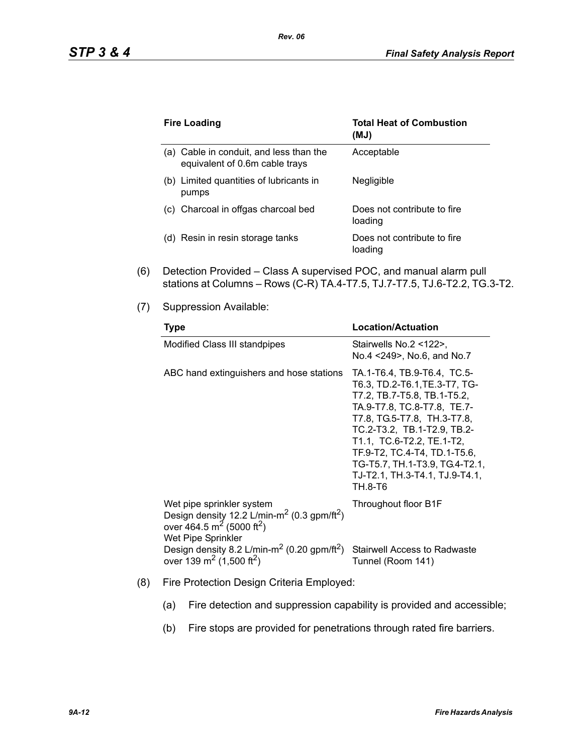| Fire Loading | Total Heat of Combustion (MJ) |
|---|---|
| (a) Cable in conduit, and less than the equivalent of 0.6m cable trays | Acceptable |
| (b) Limited quantities of lubricants in pumps | Negligible |
| (c) Charcoal in offgas charcoal bed | Does not contribute to fire loading |
| (d) Resin in resin storage tanks | Does not contribute to fire loading |

(6) Detection Provided – Class A supervised POC, and manual alarm pull stations at Columns – Rows (C-R) TA.4-T7.5, TJ.7-T7.5, TJ.6-T2.2, TG.3-T2.

(7) Suppression Available:

| Type | Location/Actuation |
|---|---|
| Modified Class III standpipes | Stairwells No.2 <122>, No.4 <249>, No.6, and No.7 |
| ABC hand extinguishers and hose stations | TA.1-T6.4, TB.9-T6.4, TC.5-T6.3, TD.2-T6.1,TE.3-T7, TG-T7.2, TB.7-T5.8, TB.1-T5.2, TA.9-T7.8, TC.8-T7.8, TE.7-T7.8, TG.5-T7.8, TH.3-T7.8, TC.2-T3.2, TB.1-T2.9, TB.2-T1.1, TC.6-T2.2, TE.1-T2, TF.9-T2, TC.4-T4, TD.1-T5.6, TG-T5.7, TH.1-T3.9, TG.4-T2.1, TJ-T2.1, TH.3-T4.1, TJ.9-T4.1, TH.8-T6 |
| Wet pipe sprinkler system Design density 12.2 L/min-m$^2$ (0.3 gpm/ft$^2$) over 464.5 m$^2$ (5000 ft$^2$) | Throughout floor B1F |
| Wet Pipe Sprinkler Design density 8.2 L/min-m$^2$ (0.20 gpm/ft$^2$) over 139 m$^2$ (1,500 ft$^2$) | Stairwell Access to Radwaste Tunnel (Room 141) |

(8) Fire Protection Design Criteria Employed:

(a) Fire detection and suppression capability is provided and accessible;

(b) Fire stops are provided for penetrations through rated fire barriers.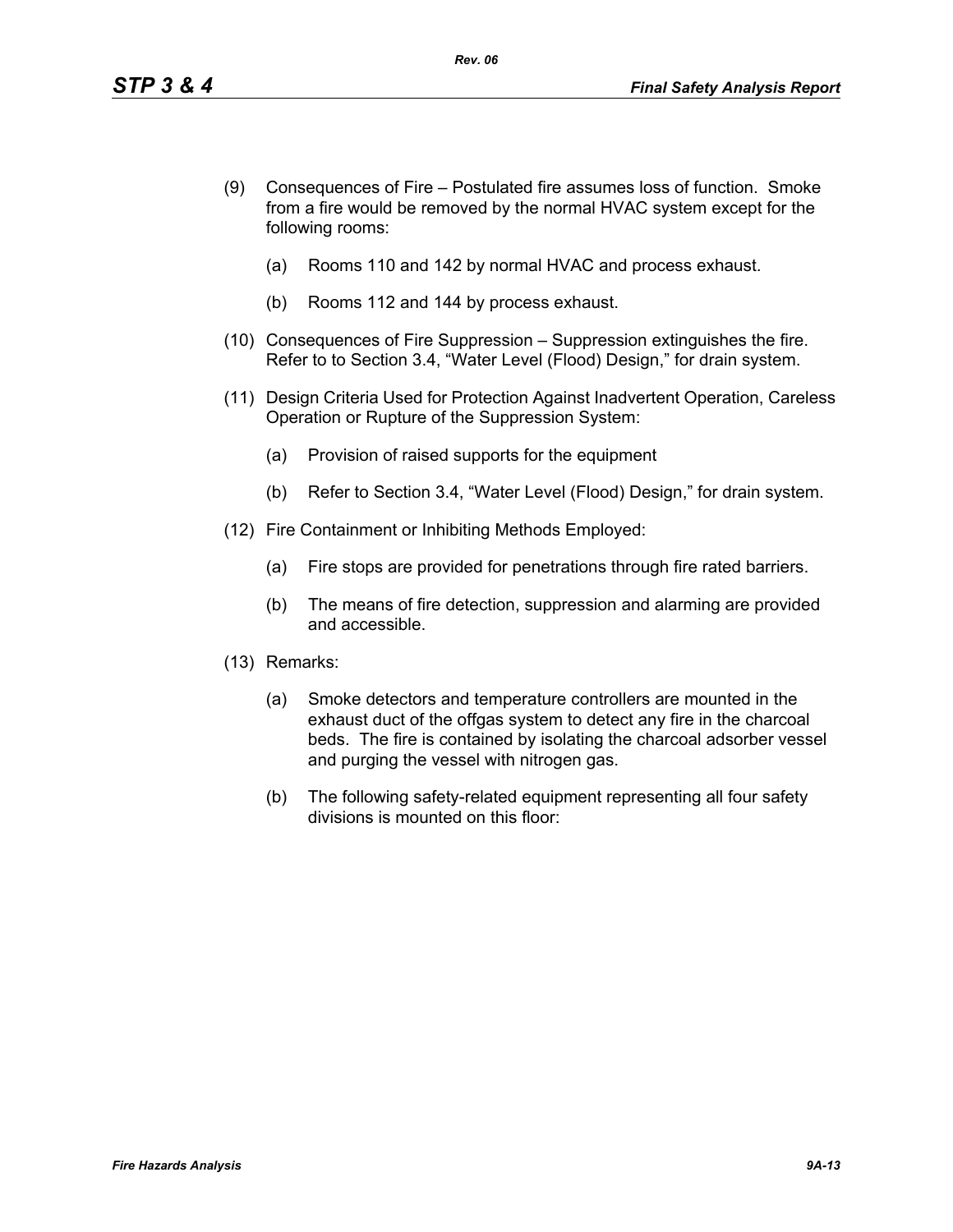(9) Consequences of Fire – Postulated fire assumes loss of function. Smoke from a fire would be removed by the normal HVAC system except for the following rooms:

   (a) Rooms 110 and 142 by normal HVAC and process exhaust.

   (b) Rooms 112 and 144 by process exhaust.

(10) Consequences of Fire Suppression – Suppression extinguishes the fire. Refer to to Section 3.4, "Water Level (Flood) Design," for drain system.

(11) Design Criteria Used for Protection Against Inadvertent Operation, Careless Operation or Rupture of the Suppression System:

   (a) Provision of raised supports for the equipment

   (b) Refer to Section 3.4, "Water Level (Flood) Design," for drain system.

(12) Fire Containment or Inhibiting Methods Employed:

   (a) Fire stops are provided for penetrations through fire rated barriers.

   (b) The means of fire detection, suppression and alarming are provided and accessible.

(13) Remarks:

   (a) Smoke detectors and temperature controllers are mounted in the exhaust duct of the offgas system to detect any fire in the charcoal beds. The fire is contained by isolating the charcoal adsorber vessel and purging the vessel with nitrogen gas.

   (b) The following safety-related equipment representing all four safety divisions is mounted on this floor: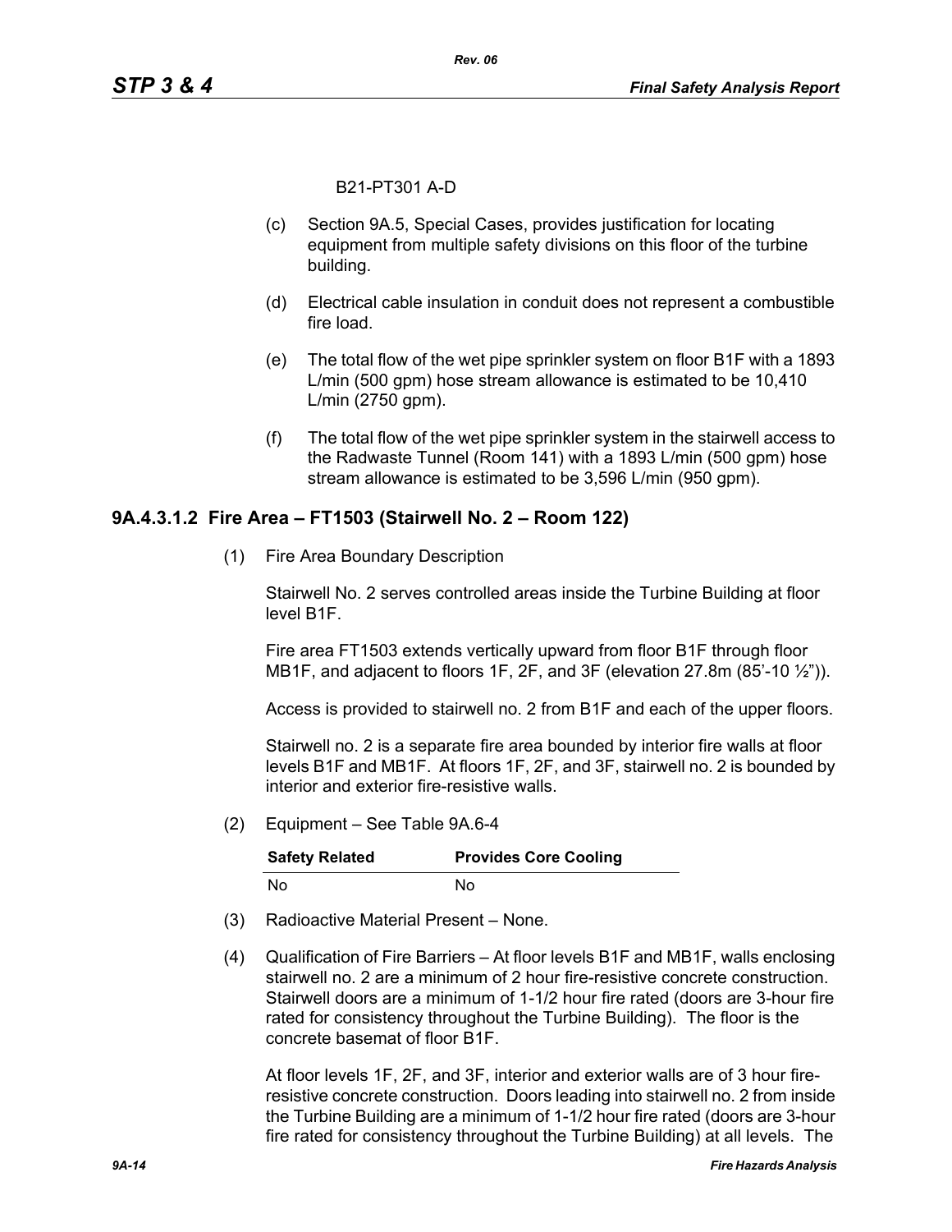B21-PT301 A-D

(c) Section 9A.5, Special Cases, provides justification for locating equipment from multiple safety divisions on this floor of the turbine building.

(d) Electrical cable insulation in conduit does not represent a combustible fire load.

(e) The total flow of the wet pipe sprinkler system on floor B1F with a 1893 L/min (500 gpm) hose stream allowance is estimated to be 10,410 L/min (2750 gpm).

(f) The total flow of the wet pipe sprinkler system in the stairwell access to the Radwaste Tunnel (Room 141) with a 1893 L/min (500 gpm) hose stream allowance is estimated to be 3,596 L/min (950 gpm).

### 9A.4.3.1.2 Fire Area – FT1503 (Stairwell No. 2 – Room 122)

(1) Fire Area Boundary Description

Stairwell No. 2 serves controlled areas inside the Turbine Building at floor level B1F.

Fire area FT1503 extends vertically upward from floor B1F through floor MB1F, and adjacent to floors 1F, 2F, and 3F (elevation 27.8m (85'-10 ½")).

Access is provided to stairwell no. 2 from B1F and each of the upper floors.

Stairwell no. 2 is a separate fire area bounded by interior fire walls at floor levels B1F and MB1F. At floors 1F, 2F, and 3F, stairwell no. 2 is bounded by interior and exterior fire-resistive walls.

(2) Equipment – See Table 9A.6-4

| Safety Related | Provides Core Cooling |
|---|---|
| No | No |

(3) Radioactive Material Present – None.

(4) Qualification of Fire Barriers – At floor levels B1F and MB1F, walls enclosing stairwell no. 2 are a minimum of 2 hour fire-resistive concrete construction. Stairwell doors are a minimum of 1-1/2 hour fire rated (doors are 3-hour fire rated for consistency throughout the Turbine Building). The floor is the concrete basemat of floor B1F.

At floor levels 1F, 2F, and 3F, interior and exterior walls are of 3 hour fire-resistive concrete construction. Doors leading into stairwell no. 2 from inside the Turbine Building are a minimum of 1-1/2 hour fire rated (doors are 3-hour fire rated for consistency throughout the Turbine Building) at all levels. The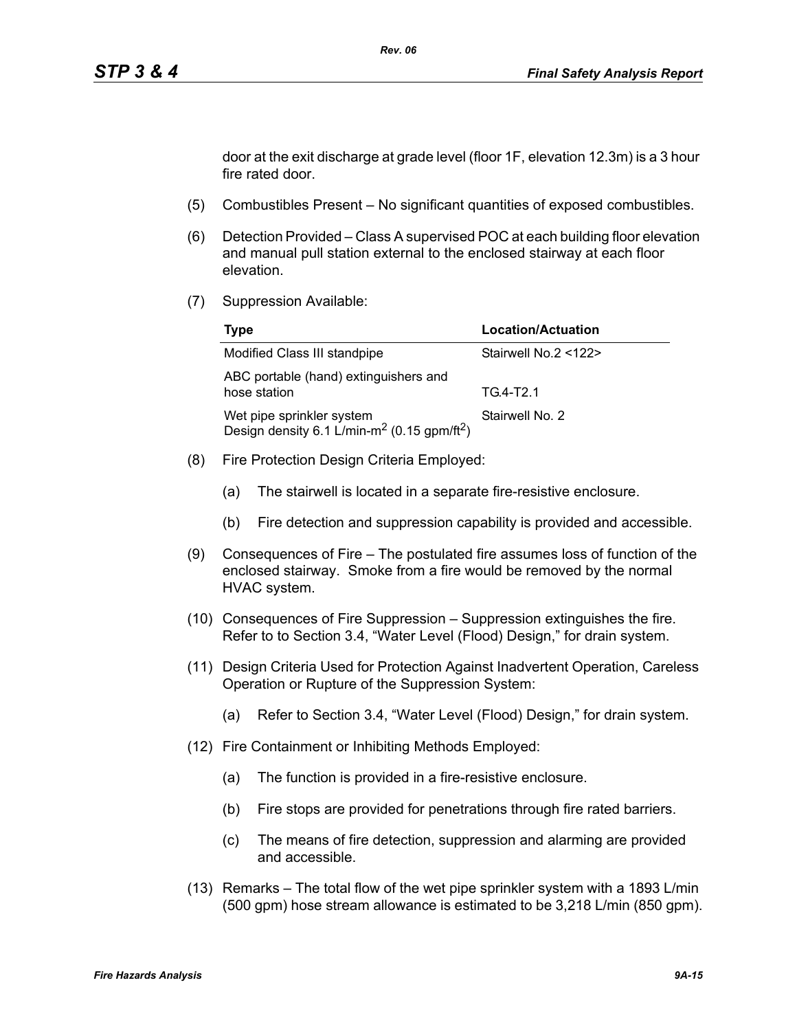door at the exit discharge at grade level (floor 1F, elevation 12.3m) is a 3 hour fire rated door.

(5) Combustibles Present – No significant quantities of exposed combustibles.

(6) Detection Provided – Class A supervised POC at each building floor elevation and manual pull station external to the enclosed stairway at each floor elevation.

(7) Suppression Available:

| Type | Location/Actuation |
|---|---|
| Modified Class III standpipe | Stairwell No.2 <122> |
| ABC portable (hand) extinguishers and hose station | TG.4-T2.1 |
| Wet pipe sprinkler system Design density 6.1 L/min-$m^2$ (0.15 gpm/$ft^2$) | Stairwell No. 2 |

(8) Fire Protection Design Criteria Employed:

(a) The stairwell is located in a separate fire-resistive enclosure.

(b) Fire detection and suppression capability is provided and accessible.

(9) Consequences of Fire – The postulated fire assumes loss of function of the enclosed stairway. Smoke from a fire would be removed by the normal HVAC system.

(10) Consequences of Fire Suppression – Suppression extinguishes the fire. Refer to to Section 3.4, "Water Level (Flood) Design," for drain system.

(11) Design Criteria Used for Protection Against Inadvertent Operation, Careless Operation or Rupture of the Suppression System:

(a) Refer to Section 3.4, "Water Level (Flood) Design," for drain system.

(12) Fire Containment or Inhibiting Methods Employed:

(a) The function is provided in a fire-resistive enclosure.

(b) Fire stops are provided for penetrations through fire rated barriers.

(c) The means of fire detection, suppression and alarming are provided and accessible.

(13) Remarks – The total flow of the wet pipe sprinkler system with a 1893 L/min (500 gpm) hose stream allowance is estimated to be 3,218 L/min (850 gpm).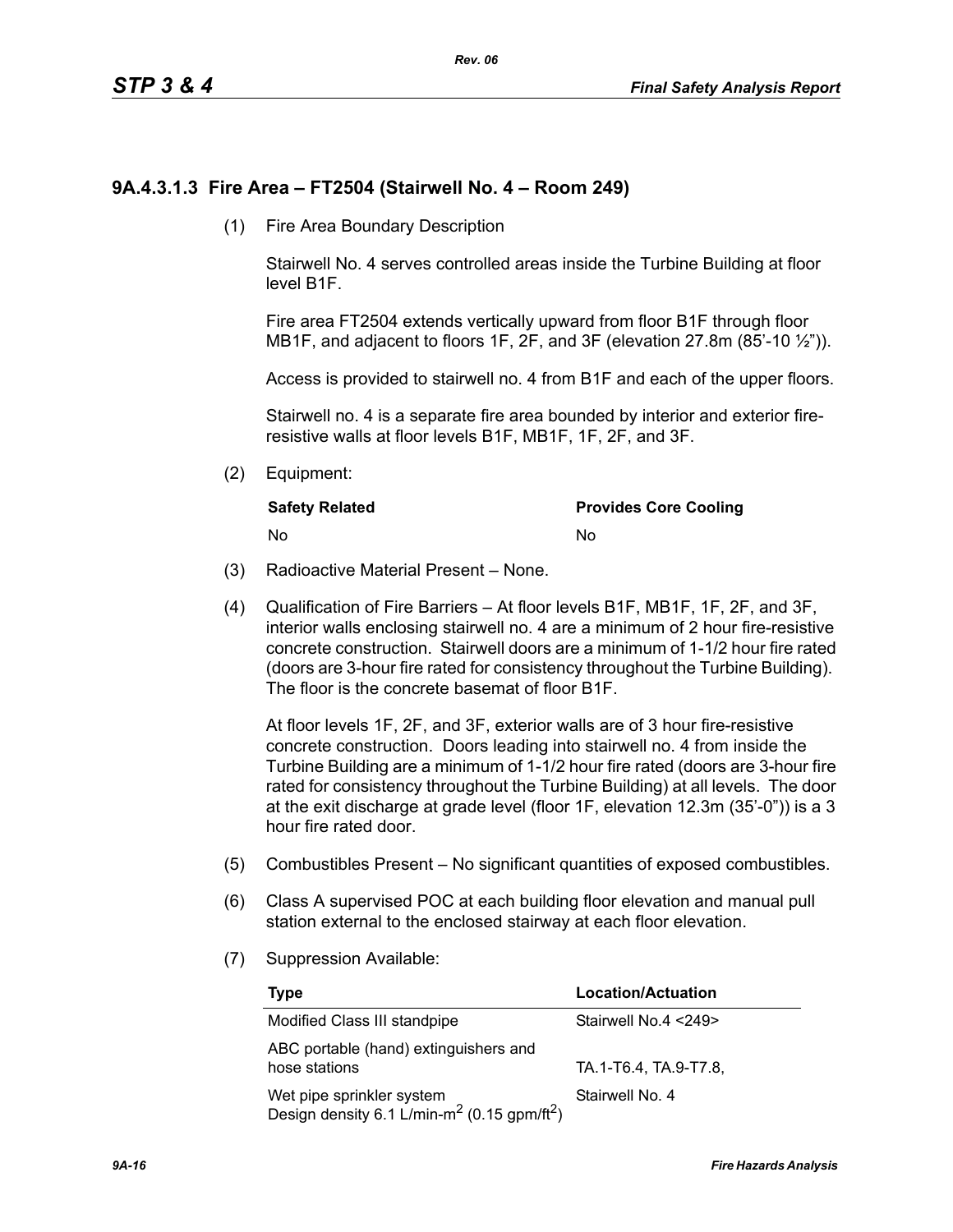### 9A.4.3.1.3 Fire Area – FT2504 (Stairwell No. 4 – Room 249)

(1) Fire Area Boundary Description

Stairwell No. 4 serves controlled areas inside the Turbine Building at floor level B1F.

Fire area FT2504 extends vertically upward from floor B1F through floor MB1F, and adjacent to floors 1F, 2F, and 3F (elevation 27.8m (85'-10 ½")).

Access is provided to stairwell no. 4 from B1F and each of the upper floors.

Stairwell no. 4 is a separate fire area bounded by interior and exterior fire-resistive walls at floor levels B1F, MB1F, 1F, 2F, and 3F.

(2) Equipment:

| Safety Related | Provides Core Cooling |
|---|---|
| No | No |

(3) Radioactive Material Present – None.

(4) Qualification of Fire Barriers – At floor levels B1F, MB1F, 1F, 2F, and 3F, interior walls enclosing stairwell no. 4 are a minimum of 2 hour fire-resistive concrete construction. Stairwell doors are a minimum of 1-1/2 hour fire rated (doors are 3-hour fire rated for consistency throughout the Turbine Building). The floor is the concrete basemat of floor B1F.

At floor levels 1F, 2F, and 3F, exterior walls are of 3 hour fire-resistive concrete construction. Doors leading into stairwell no. 4 from inside the Turbine Building are a minimum of 1-1/2 hour fire rated (doors are 3-hour fire rated for consistency throughout the Turbine Building) at all levels. The door at the exit discharge at grade level (floor 1F, elevation 12.3m (35'-0")) is a 3 hour fire rated door.

(5) Combustibles Present – No significant quantities of exposed combustibles.

(6) Class A supervised POC at each building floor elevation and manual pull station external to the enclosed stairway at each floor elevation.

(7) Suppression Available:

| Type | Location/Actuation |
|---|---|
| Modified Class III standpipe | Stairwell No.4 <249> |
| ABC portable (hand) extinguishers and hose stations | TA.1-T6.4, TA.9-T7.8, |
| Wet pipe sprinkler system Design density 6.1 L/min-$m^2$ (0.15 gpm/$ft^2$) | Stairwell No. 4 |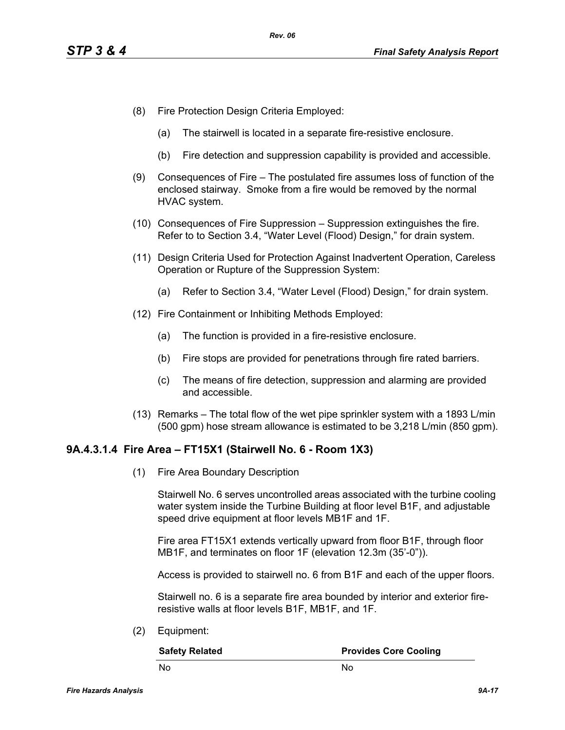(8) Fire Protection Design Criteria Employed:

   (a) The stairwell is located in a separate fire-resistive enclosure.

   (b) Fire detection and suppression capability is provided and accessible.

(9) Consequences of Fire – The postulated fire assumes loss of function of the enclosed stairway. Smoke from a fire would be removed by the normal HVAC system.

(10) Consequences of Fire Suppression – Suppression extinguishes the fire. Refer to to Section 3.4, "Water Level (Flood) Design," for drain system.

(11) Design Criteria Used for Protection Against Inadvertent Operation, Careless Operation or Rupture of the Suppression System:

   (a) Refer to Section 3.4, "Water Level (Flood) Design," for drain system.

(12) Fire Containment or Inhibiting Methods Employed:

   (a) The function is provided in a fire-resistive enclosure.

   (b) Fire stops are provided for penetrations through fire rated barriers.

   (c) The means of fire detection, suppression and alarming are provided and accessible.

(13) Remarks – The total flow of the wet pipe sprinkler system with a 1893 L/min (500 gpm) hose stream allowance is estimated to be 3,218 L/min (850 gpm).

### 9A.4.3.1.4 Fire Area – FT15X1 (Stairwell No. 6 - Room 1X3)

(1) Fire Area Boundary Description

Stairwell No. 6 serves uncontrolled areas associated with the turbine cooling water system inside the Turbine Building at floor level B1F, and adjustable speed drive equipment at floor levels MB1F and 1F.

Fire area FT15X1 extends vertically upward from floor B1F, through floor MB1F, and terminates on floor 1F (elevation 12.3m (35'-0")).

Access is provided to stairwell no. 6 from B1F and each of the upper floors.

Stairwell no. 6 is a separate fire area bounded by interior and exterior fire-resistive walls at floor levels B1F, MB1F, and 1F.

(2) Equipment:

| Safety Related | Provides Core Cooling |
|---|---|
| No | No |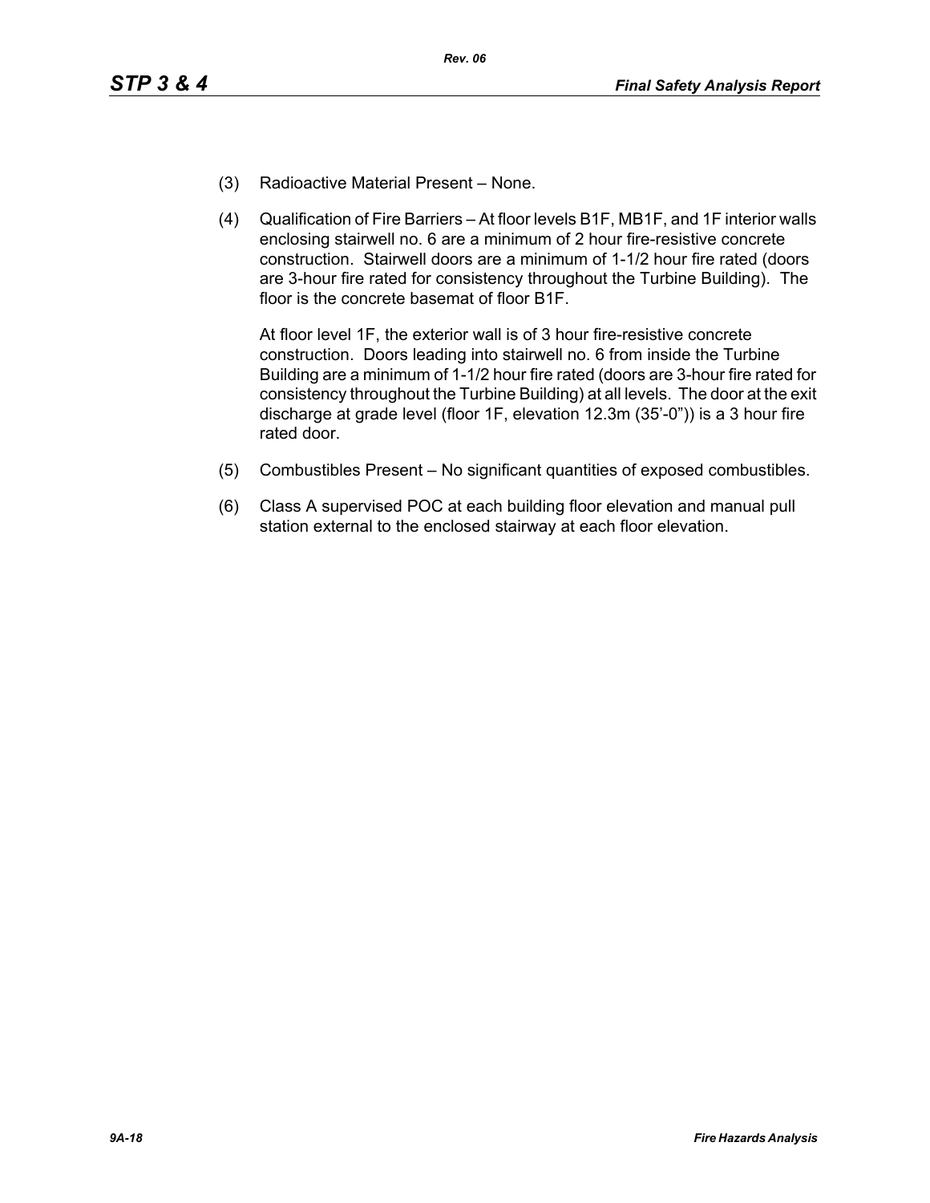(3) Radioactive Material Present – None.

(4) Qualification of Fire Barriers – At floor levels B1F, MB1F, and 1F interior walls enclosing stairwell no. 6 are a minimum of 2 hour fire-resistive concrete construction. Stairwell doors are a minimum of 1-1/2 hour fire rated (doors are 3-hour fire rated for consistency throughout the Turbine Building). The floor is the concrete basemat of floor B1F.

At floor level 1F, the exterior wall is of 3 hour fire-resistive concrete construction. Doors leading into stairwell no. 6 from inside the Turbine Building are a minimum of 1-1/2 hour fire rated (doors are 3-hour fire rated for consistency throughout the Turbine Building) at all levels. The door at the exit discharge at grade level (floor 1F, elevation 12.3m (35'-0")) is a 3 hour fire rated door.

(5) Combustibles Present – No significant quantities of exposed combustibles.

(6) Class A supervised POC at each building floor elevation and manual pull station external to the enclosed stairway at each floor elevation.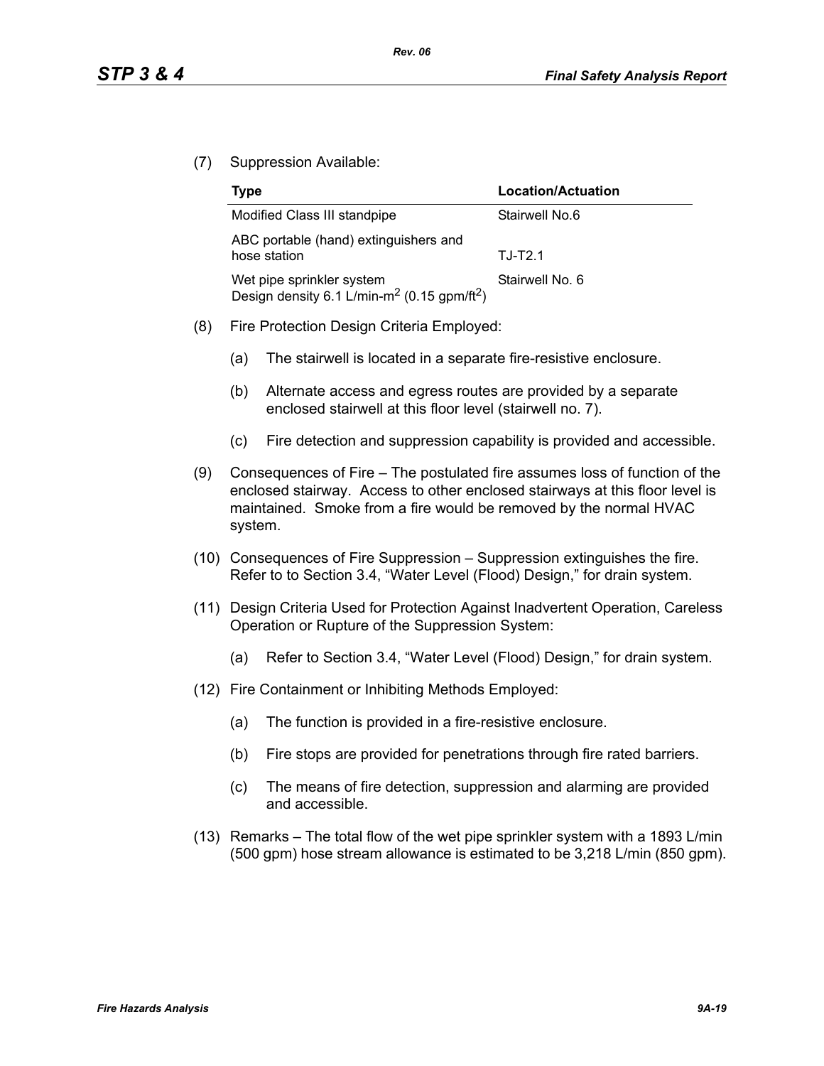(7) Suppression Available:

| Type | Location/Actuation |
|---|---|
| Modified Class III standpipe | Stairwell No.6 |
| ABC portable (hand) extinguishers and hose station | TJ-T2.1 |
| Wet pipe sprinkler system Design density 6.1 L/min-$m^2$ (0.15 gpm/$ft^2$) | Stairwell No. 6 |

(8) Fire Protection Design Criteria Employed:

(a) The stairwell is located in a separate fire-resistive enclosure.

(b) Alternate access and egress routes are provided by a separate enclosed stairwell at this floor level (stairwell no. 7).

(c) Fire detection and suppression capability is provided and accessible.

(9) Consequences of Fire – The postulated fire assumes loss of function of the enclosed stairway. Access to other enclosed stairways at this floor level is maintained. Smoke from a fire would be removed by the normal HVAC system.

(10) Consequences of Fire Suppression – Suppression extinguishes the fire. Refer to to Section 3.4, "Water Level (Flood) Design," for drain system.

(11) Design Criteria Used for Protection Against Inadvertent Operation, Careless Operation or Rupture of the Suppression System:

(a) Refer to Section 3.4, "Water Level (Flood) Design," for drain system.

(12) Fire Containment or Inhibiting Methods Employed:

(a) The function is provided in a fire-resistive enclosure.

(b) Fire stops are provided for penetrations through fire rated barriers.

(c) The means of fire detection, suppression and alarming are provided and accessible.

(13) Remarks – The total flow of the wet pipe sprinkler system with a 1893 L/min (500 gpm) hose stream allowance is estimated to be 3,218 L/min (850 gpm).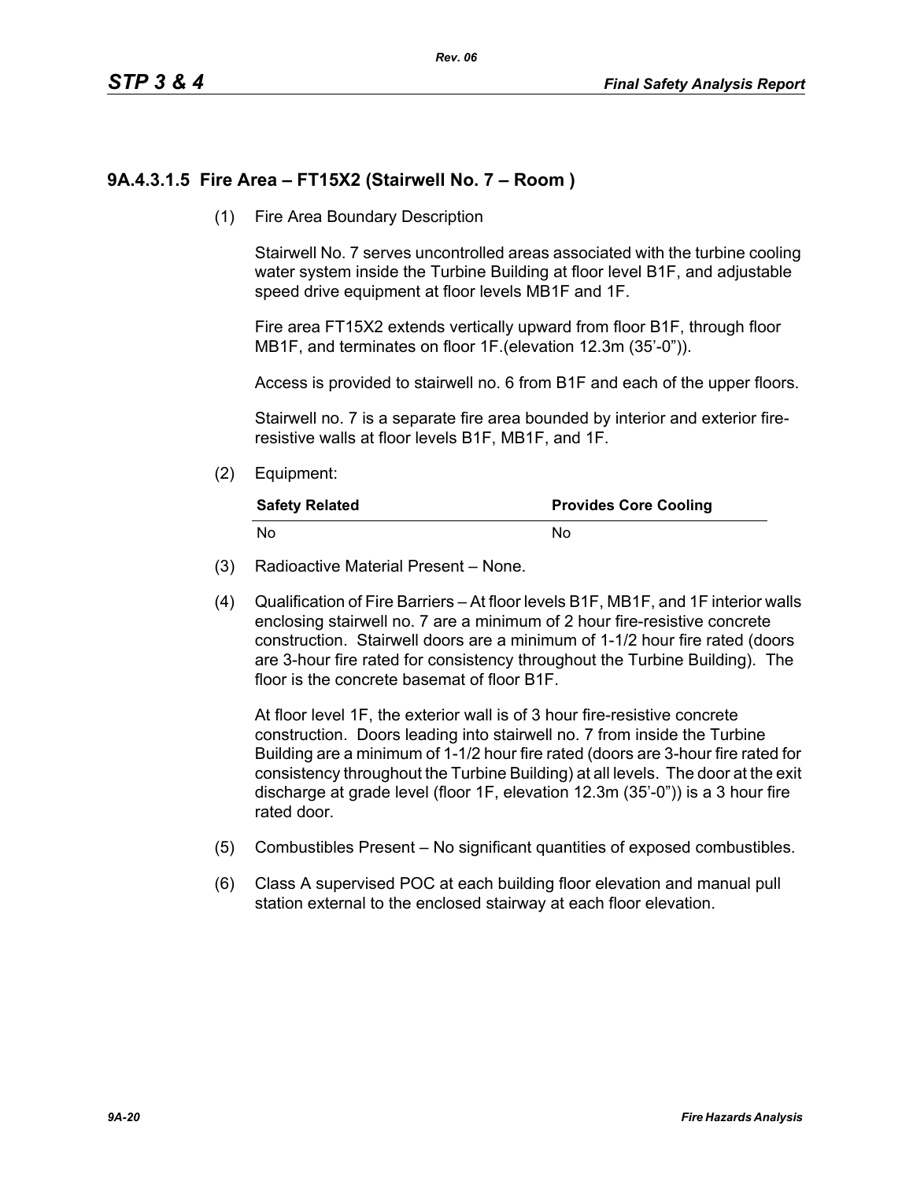### 9A.4.3.1.5 Fire Area – FT15X2 (Stairwell No. 7 – Room )

(1) Fire Area Boundary Description

Stairwell No. 7 serves uncontrolled areas associated with the turbine cooling water system inside the Turbine Building at floor level B1F, and adjustable speed drive equipment at floor levels MB1F and 1F.

Fire area FT15X2 extends vertically upward from floor B1F, through floor MB1F, and terminates on floor 1F.(elevation 12.3m (35'-0")).

Access is provided to stairwell no. 6 from B1F and each of the upper floors.

Stairwell no. 7 is a separate fire area bounded by interior and exterior fire-resistive walls at floor levels B1F, MB1F, and 1F.

(2) Equipment:

| Safety Related | Provides Core Cooling |
|---|---|
| No | No |

(3) Radioactive Material Present – None.

(4) Qualification of Fire Barriers – At floor levels B1F, MB1F, and 1F interior walls enclosing stairwell no. 7 are a minimum of 2 hour fire-resistive concrete construction. Stairwell doors are a minimum of 1-1/2 hour fire rated (doors are 3-hour fire rated for consistency throughout the Turbine Building). The floor is the concrete basemat of floor B1F.

At floor level 1F, the exterior wall is of 3 hour fire-resistive concrete construction. Doors leading into stairwell no. 7 from inside the Turbine Building are a minimum of 1-1/2 hour fire rated (doors are 3-hour fire rated for consistency throughout the Turbine Building) at all levels. The door at the exit discharge at grade level (floor 1F, elevation 12.3m (35'-0")) is a 3 hour fire rated door.

(5) Combustibles Present – No significant quantities of exposed combustibles.

(6) Class A supervised POC at each building floor elevation and manual pull station external to the enclosed stairway at each floor elevation.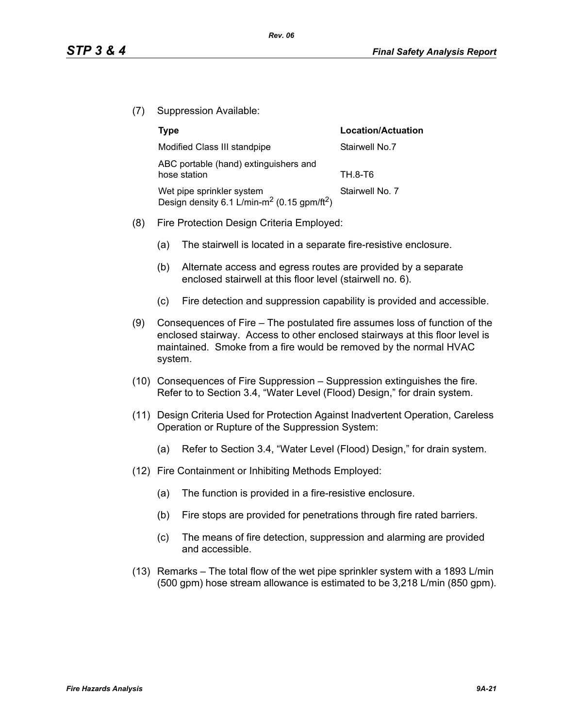(7) Suppression Available:

| Type | Location/Actuation |
|---|---|
| Modified Class III standpipe | Stairwell No.7 |
| ABC portable (hand) extinguishers and hose station | TH.8-T6 |
| Wet pipe sprinkler system Design density 6.1 L/min-m$^2$ (0.15 gpm/ft$^2$) | Stairwell No. 7 |

(8) Fire Protection Design Criteria Employed:

(a) The stairwell is located in a separate fire-resistive enclosure.

(b) Alternate access and egress routes are provided by a separate enclosed stairwell at this floor level (stairwell no. 6).

(c) Fire detection and suppression capability is provided and accessible.

(9) Consequences of Fire – The postulated fire assumes loss of function of the enclosed stairway. Access to other enclosed stairways at this floor level is maintained. Smoke from a fire would be removed by the normal HVAC system.

(10) Consequences of Fire Suppression – Suppression extinguishes the fire. Refer to to Section 3.4, "Water Level (Flood) Design," for drain system.

(11) Design Criteria Used for Protection Against Inadvertent Operation, Careless Operation or Rupture of the Suppression System:

(a) Refer to Section 3.4, "Water Level (Flood) Design," for drain system.

(12) Fire Containment or Inhibiting Methods Employed:

(a) The function is provided in a fire-resistive enclosure.

(b) Fire stops are provided for penetrations through fire rated barriers.

(c) The means of fire detection, suppression and alarming are provided and accessible.

(13) Remarks – The total flow of the wet pipe sprinkler system with a 1893 L/min (500 gpm) hose stream allowance is estimated to be 3,218 L/min (850 gpm).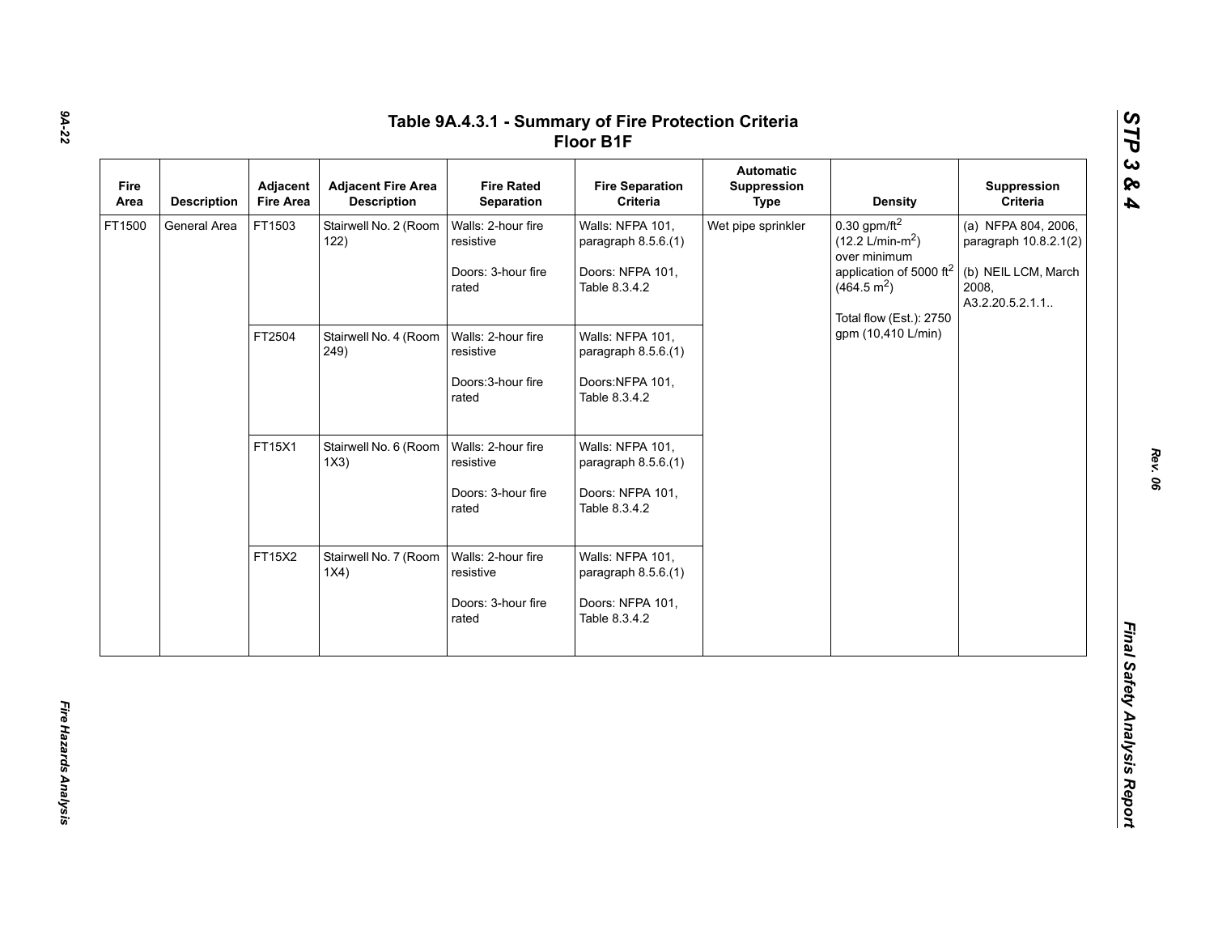# Table 9A.4.3.1 - Summary of Fire Protection Criteria
## Floor B1F

| Fire Area | Description | Adjacent Fire Area | Adjacent Fire Area Description | Fire Rated Separation | Fire Separation Criteria | Automatic Suppression Type | Density | Suppression Criteria |
|---|---|---|---|---|---|---|---|---|
| FT1500 | General Area | FT1503 | Stairwell No. 2 (Room 122) | Walls: 2-hour fire resistive<br><br>Doors: 3-hour fire rated | Walls: NFPA 101, paragraph 8.5.6.(1)<br><br>Doors: NFPA 101, Table 8.3.4.2 | Wet pipe sprinkler | 0.30 gpm/ft$^2$ (12.2 L/min-m$^2$) over minimum application of 5000 ft$^2$ (464.5 m$^2$)<br><br>Total flow (Est.): 2750 gpm (10,410 L/min) | (a) NFPA 804, 2006, paragraph 10.8.2.1(2)<br><br>(b) NEIL LCM, March 2008, A3.2.20.5.2.1.1.. |
| | | FT2504 | Stairwell No. 4 (Room 249) | Walls: 2-hour fire resistive<br><br>Doors:3-hour fire rated | Walls: NFPA 101, paragraph 8.5.6.(1)<br><br>Doors:NFPA 101, Table 8.3.4.2 | | | |
| | | FT15X1 | Stairwell No. 6 (Room 1X3) | Walls: 2-hour fire resistive<br><br>Doors: 3-hour fire rated | Walls: NFPA 101, paragraph 8.5.6.(1)<br><br>Doors: NFPA 101, Table 8.3.4.2 | | | |
| | | FT15X2 | Stairwell No. 7 (Room 1X4) | Walls: 2-hour fire resistive<br><br>Doors: 3-hour fire rated | Walls: NFPA 101, paragraph 8.5.6.(1)<br><br>Doors: NFPA 101, Table 8.3.4.2 | | | |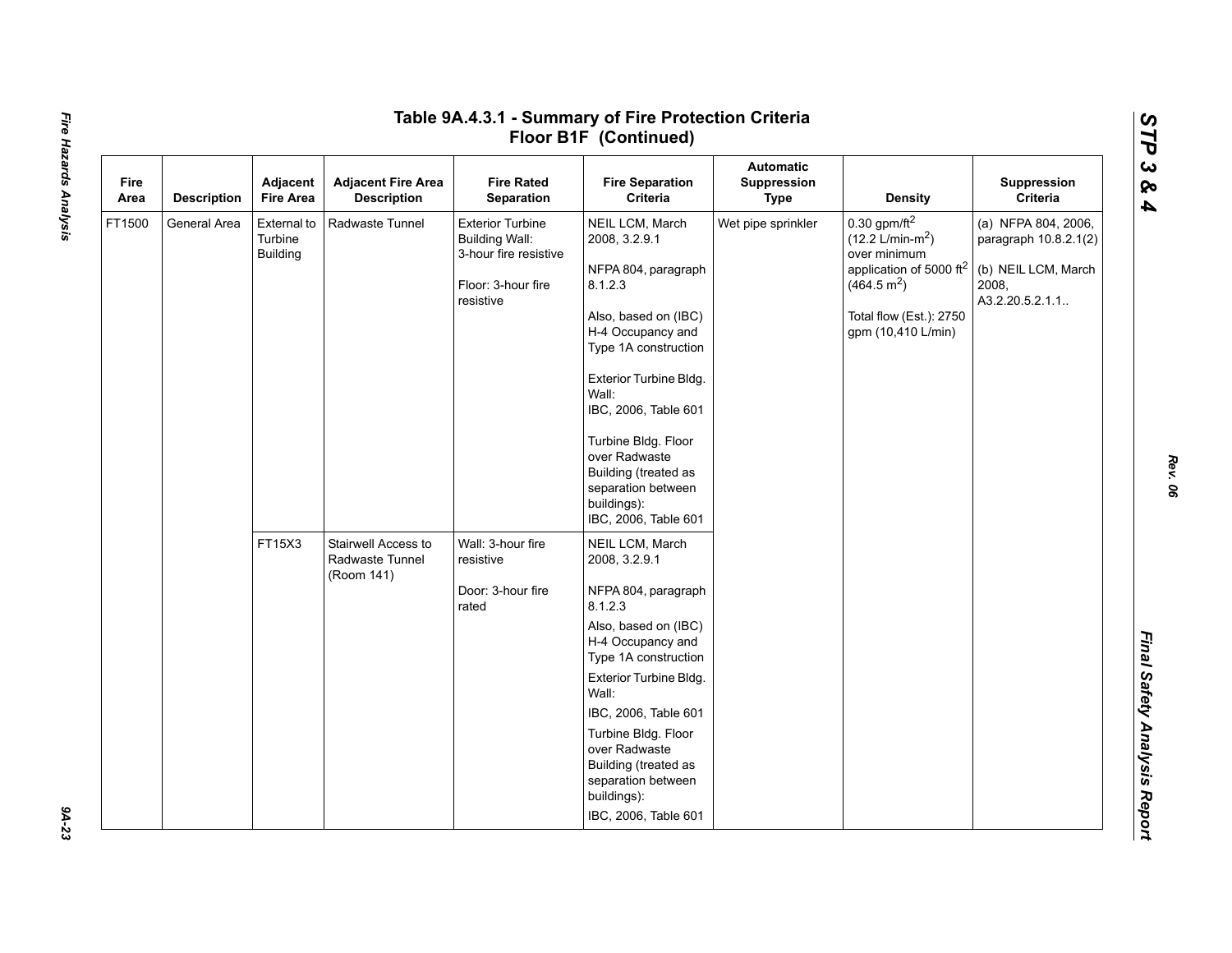# Table 9A.4.3.1 - Summary of Fire Protection Criteria Floor B1F (Continued)

| Fire Area | Description | Adjacent Fire Area | Adjacent Fire Area Description | Fire Rated Separation | Fire Separation Criteria | Automatic Suppression Type | Density | Suppression Criteria |
|---|---|---|---|---|---|---|---|---|
| FT1500 | General Area | External to Turbine Building | Radwaste Tunnel | Exterior Turbine Building Wall: 3-hour fire resistive<br><br>Floor: 3-hour fire resistive | NEIL LCM, March 2008, 3.2.9.1<br><br>NFPA 804, paragraph 8.1.2.3<br><br>Also, based on (IBC) H-4 Occupancy and Type 1A construction<br><br>Exterior Turbine Bldg. Wall:<br>IBC, 2006, Table 601<br><br>Turbine Bldg. Floor over Radwaste Building (treated as separation between buildings):<br>IBC, 2006, Table 601 | Wet pipe sprinkler | 0.30 $gpm/ft^2$ (12.2 $L/min\text{-}m^2$) over minimum application of 5000 $ft^2$ (464.5 $m^2$)<br><br>Total flow (Est.): 2750 gpm (10,410 L/min) | (a) NFPA 804, 2006, paragraph 10.8.2.1(2)<br><br>(b) NEIL LCM, March 2008, A3.2.20.5.2.1.1.. |
| | | FT15X3 | Stairwell Access to Radwaste Tunnel (Room 141) | Wall: 3-hour fire resistive<br><br>Door: 3-hour fire rated | NEIL LCM, March 2008, 3.2.9.1<br><br>NFPA 804, paragraph 8.1.2.3<br><br>Also, based on (IBC) H-4 Occupancy and Type 1A construction<br><br>Exterior Turbine Bldg. Wall:<br><br>IBC, 2006, Table 601<br><br>Turbine Bldg. Floor over Radwaste Building (treated as separation between buildings):<br><br>IBC, 2006, Table 601 | | | |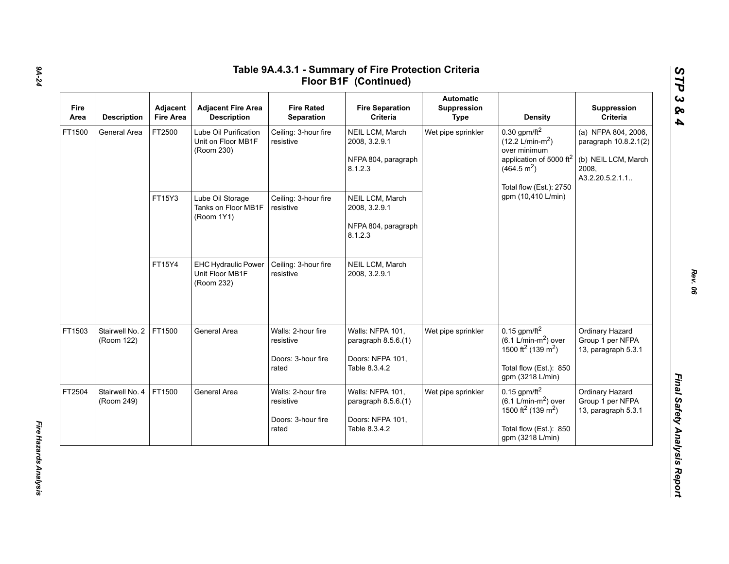# Table 9A.4.3.1 - Summary of Fire Protection Criteria Floor B1F (Continued)

| Fire Area | Description | Adjacent Fire Area | Adjacent Fire Area Description | Fire Rated Separation | Fire Separation Criteria | Automatic Suppression Type | Density | Suppression Criteria |
|---|---|---|---|---|---|---|---|---|
| FT1500 | General Area | FT2500 | Lube Oil Purification Unit on Floor MB1F (Room 230) | Ceiling: 3-hour fire resistive | NEIL LCM, March 2008, 3.2.9.1<br><br>NFPA 804, paragraph 8.1.2.3 | Wet pipe sprinkler | 0.30 gpm/ft$^2$ (12.2 L/min-m$^2$) over minimum application of 5000 ft$^2$ (464.5 m$^2$)<br><br>Total flow (Est.): 2750 gpm (10,410 L/min) | (a) NFPA 804, 2006, paragraph 10.8.2.1(2)<br><br>(b) NEIL LCM, March 2008, A3.2.20.5.2.1.1.. |
| | | FT15Y3 | Lube Oil Storage Tanks on Floor MB1F (Room 1Y1) | Ceiling: 3-hour fire resistive | NEIL LCM, March 2008, 3.2.9.1<br><br>NFPA 804, paragraph 8.1.2.3 | | | |
| | | FT15Y4 | EHC Hydraulic Power Unit Floor MB1F (Room 232) | Ceiling: 3-hour fire resistive | NEIL LCM, March 2008, 3.2.9.1 | | | |
| FT1503 | Stairwell No. 2 (Room 122) | FT1500 | General Area | Walls: 2-hour fire resistive<br><br>Doors: 3-hour fire rated | Walls: NFPA 101, paragraph 8.5.6.(1)<br><br>Doors: NFPA 101, Table 8.3.4.2 | Wet pipe sprinkler | 0.15 gpm/ft$^2$ (6.1 L/min-m$^2$) over 1500 ft$^2$ (139 m$^2$)<br><br>Total flow (Est.): 850 gpm (3218 L/min) | Ordinary Hazard Group 1 per NFPA 13, paragraph 5.3.1 |
| FT2504 | Stairwell No. 4 (Room 249) | FT1500 | General Area | Walls: 2-hour fire resistive<br><br>Doors: 3-hour fire rated | Walls: NFPA 101, paragraph 8.5.6.(1)<br><br>Doors: NFPA 101, Table 8.3.4.2 | Wet pipe sprinkler | 0.15 gpm/ft$^2$ (6.1 L/min-m$^2$) over 1500 ft$^2$ (139 m$^2$)<br><br>Total flow (Est.): 850 gpm (3218 L/min) | Ordinary Hazard Group 1 per NFPA 13, paragraph 5.3.1 |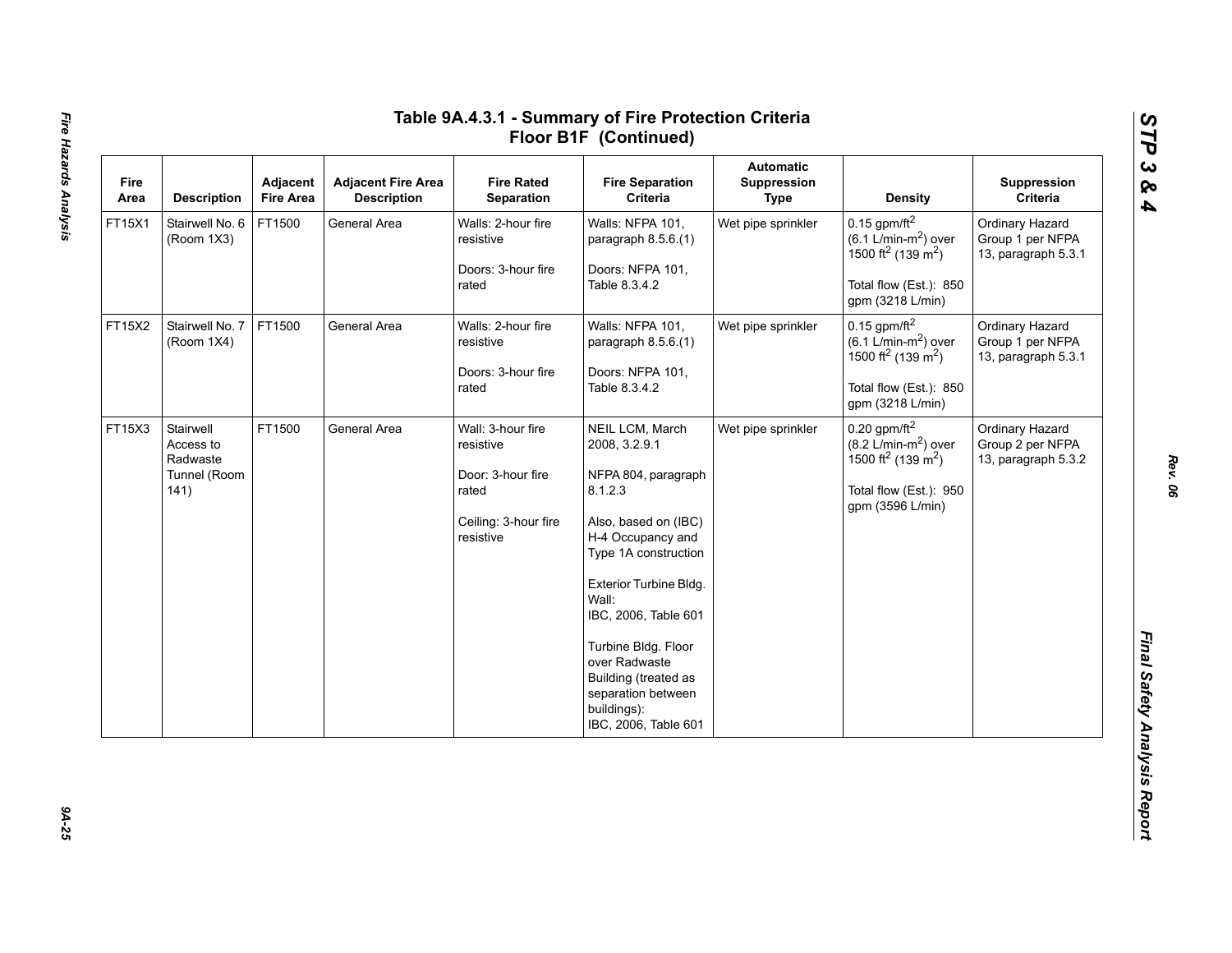# Table 9A.4.3.1 - Summary of Fire Protection Criteria Floor B1F (Continued)

| Fire Area | Description | Adjacent Fire Area | Adjacent Fire Area Description | Fire Rated Separation | Fire Separation Criteria | Automatic Suppression Type | Density | Suppression Criteria |
|---|---|---|---|---|---|---|---|---|
| FT15X1 | Stairwell No. 6 (Room 1X3) | FT1500 | General Area | Walls: 2-hour fire resistive<br><br>Doors: 3-hour fire rated | Walls: NFPA 101, paragraph 8.5.6.(1)<br><br>Doors: NFPA 101, Table 8.3.4.2 | Wet pipe sprinkler | 0.15 gpm/ft$^2$ (6.1 L/min-m$^2$) over 1500 ft$^2$ (139 m$^2$)<br><br>Total flow (Est.): 850 gpm (3218 L/min) | Ordinary Hazard Group 1 per NFPA 13, paragraph 5.3.1 |
| FT15X2 | Stairwell No. 7 (Room 1X4) | FT1500 | General Area | Walls: 2-hour fire resistive<br><br>Doors: 3-hour fire rated | Walls: NFPA 101, paragraph 8.5.6.(1)<br><br>Doors: NFPA 101, Table 8.3.4.2 | Wet pipe sprinkler | 0.15 gpm/ft$^2$ (6.1 L/min-m$^2$) over 1500 ft$^2$ (139 m$^2$)<br><br>Total flow (Est.): 850 gpm (3218 L/min) | Ordinary Hazard Group 1 per NFPA 13, paragraph 5.3.1 |
| FT15X3 | Stairwell Access to Radwaste Tunnel (Room 141) | FT1500 | General Area | Wall: 3-hour fire resistive<br><br>Door: 3-hour fire rated<br><br>Ceiling: 3-hour fire resistive | NEIL LCM, March 2008, 3.2.9.1<br><br>NFPA 804, paragraph 8.1.2.3<br><br>Also, based on (IBC) H-4 Occupancy and Type 1A construction<br><br>Exterior Turbine Bldg. Wall:<br>IBC, 2006, Table 601<br><br>Turbine Bldg. Floor over Radwaste Building (treated as separation between buildings):<br>IBC, 2006, Table 601 | Wet pipe sprinkler | 0.20 gpm/ft$^2$ (8.2 L/min-m$^2$) over 1500 ft$^2$ (139 m$^2$)<br><br>Total flow (Est.): 950 gpm (3596 L/min) | Ordinary Hazard Group 2 per NFPA 13, paragraph 5.3.2 |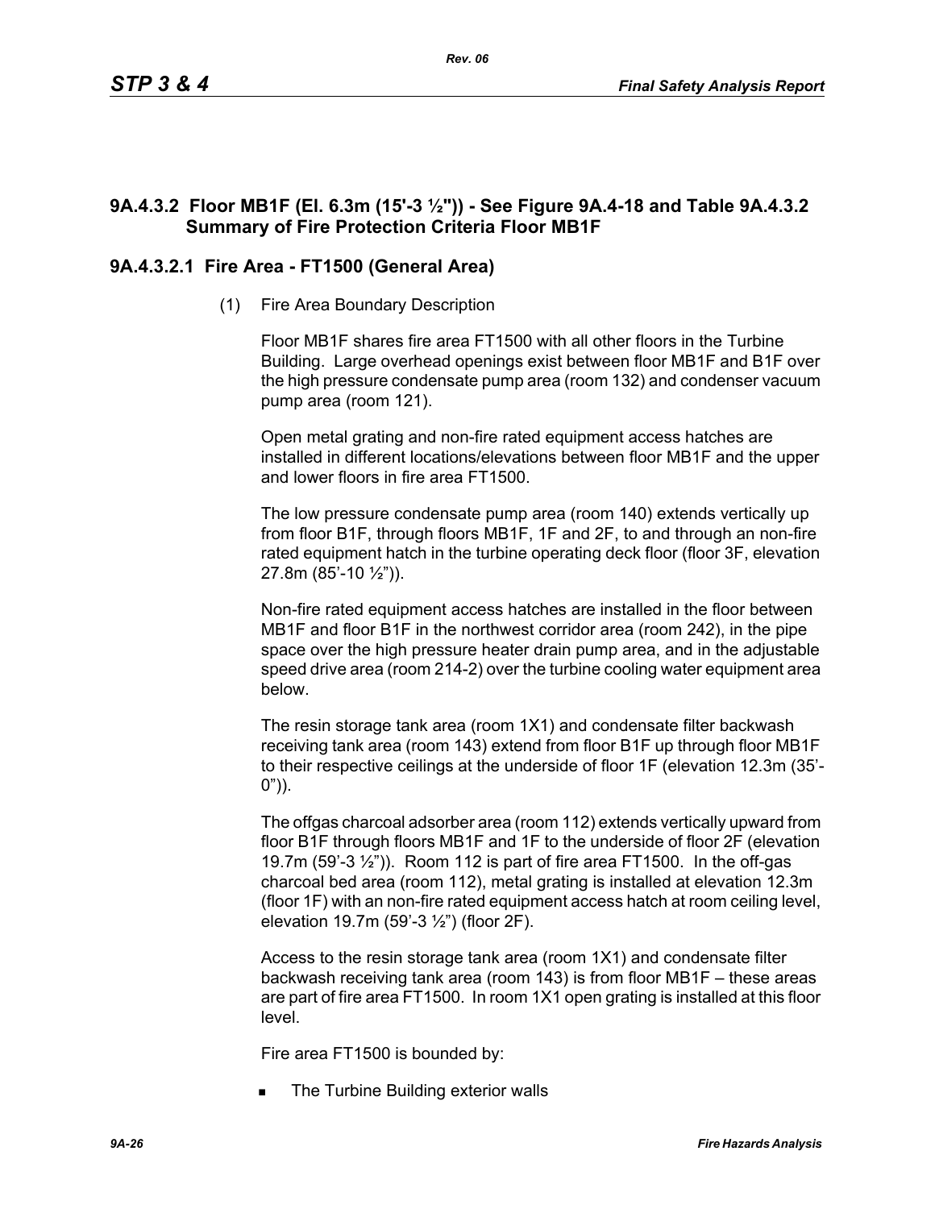### 9A.4.3.2 Floor MB1F (El. 6.3m (15'-3 ½")) - See Figure 9A.4-18 and Table 9A.4.3.2 Summary of Fire Protection Criteria Floor MB1F

#### 9A.4.3.2.1 Fire Area - FT1500 (General Area)

(1) Fire Area Boundary Description

Floor MB1F shares fire area FT1500 with all other floors in the Turbine Building. Large overhead openings exist between floor MB1F and B1F over the high pressure condensate pump area (room 132) and condenser vacuum pump area (room 121).

Open metal grating and non-fire rated equipment access hatches are installed in different locations/elevations between floor MB1F and the upper and lower floors in fire area FT1500.

The low pressure condensate pump area (room 140) extends vertically up from floor B1F, through floors MB1F, 1F and 2F, to and through an non-fire rated equipment hatch in the turbine operating deck floor (floor 3F, elevation 27.8m (85'-10 ½")).

Non-fire rated equipment access hatches are installed in the floor between MB1F and floor B1F in the northwest corridor area (room 242), in the pipe space over the high pressure heater drain pump area, and in the adjustable speed drive area (room 214-2) over the turbine cooling water equipment area below.

The resin storage tank area (room 1X1) and condensate filter backwash receiving tank area (room 143) extend from floor B1F up through floor MB1F to their respective ceilings at the underside of floor 1F (elevation 12.3m (35'-0")).

The offgas charcoal adsorber area (room 112) extends vertically upward from floor B1F through floors MB1F and 1F to the underside of floor 2F (elevation 19.7m (59'-3 ½")). Room 112 is part of fire area FT1500. In the off-gas charcoal bed area (room 112), metal grating is installed at elevation 12.3m (floor 1F) with an non-fire rated equipment access hatch at room ceiling level, elevation 19.7m (59'-3 ½") (floor 2F).

Access to the resin storage tank area (room 1X1) and condensate filter backwash receiving tank area (room 143) is from floor MB1F – these areas are part of fire area FT1500. In room 1X1 open grating is installed at this floor level.

Fire area FT1500 is bounded by:

- The Turbine Building exterior walls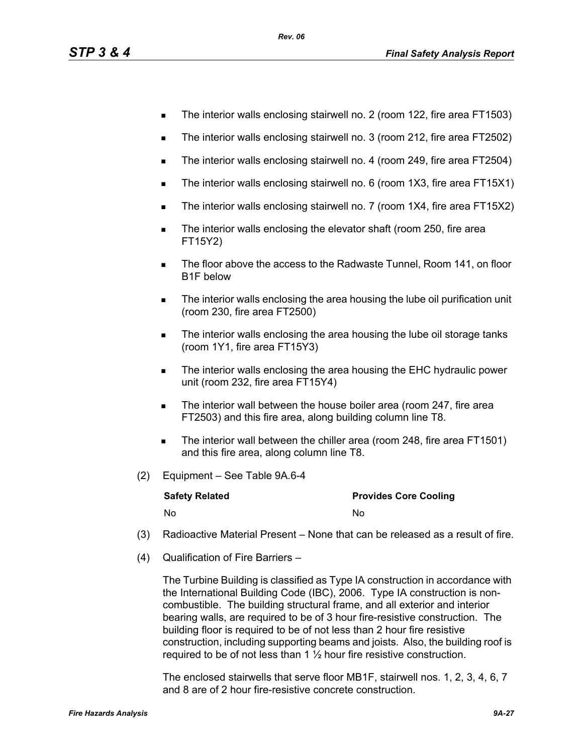- The interior walls enclosing stairwell no. 2 (room 122, fire area FT1503)
- The interior walls enclosing stairwell no. 3 (room 212, fire area FT2502)
- The interior walls enclosing stairwell no. 4 (room 249, fire area FT2504)
- The interior walls enclosing stairwell no. 6 (room 1X3, fire area FT15X1)
- The interior walls enclosing stairwell no. 7 (room 1X4, fire area FT15X2)
- The interior walls enclosing the elevator shaft (room 250, fire area FT15Y2)
- The floor above the access to the Radwaste Tunnel, Room 141, on floor B1F below
- The interior walls enclosing the area housing the lube oil purification unit (room 230, fire area FT2500)
- The interior walls enclosing the area housing the lube oil storage tanks (room 1Y1, fire area FT15Y3)
- The interior walls enclosing the area housing the EHC hydraulic power unit (room 232, fire area FT15Y4)
- The interior wall between the house boiler area (room 247, fire area FT2503) and this fire area, along building column line T8.
- The interior wall between the chiller area (room 248, fire area FT1501) and this fire area, along column line T8.

(2) Equipment – See Table 9A.6-4

| Safety Related | Provides Core Cooling |
|---|---|
| No | No |

(3) Radioactive Material Present – None that can be released as a result of fire.

(4) Qualification of Fire Barriers –

The Turbine Building is classified as Type IA construction in accordance with the International Building Code (IBC), 2006. Type IA construction is non-combustible. The building structural frame, and all exterior and interior bearing walls, are required to be of 3 hour fire-resistive construction. The building floor is required to be of not less than 2 hour fire resistive construction, including supporting beams and joists. Also, the building roof is required to be of not less than 1 ½ hour fire resistive construction.

The enclosed stairwells that serve floor MB1F, stairwell nos. 1, 2, 3, 4, 6, 7 and 8 are of 2 hour fire-resistive concrete construction.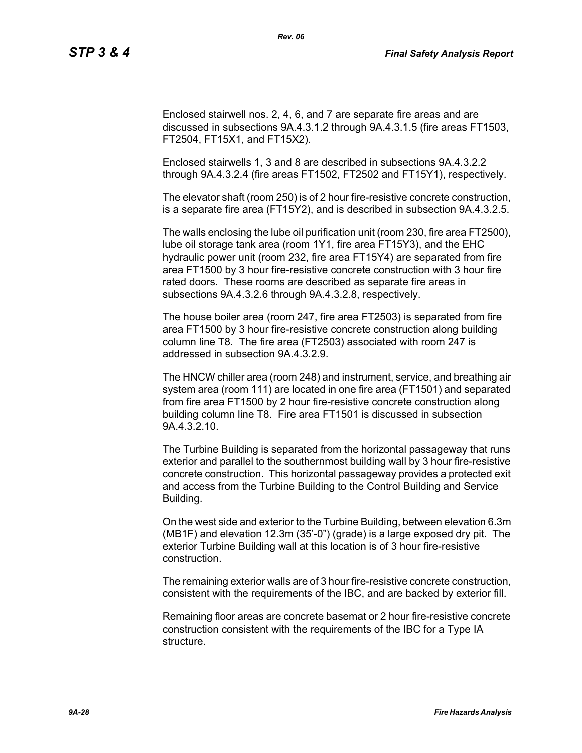Enclosed stairwell nos. 2, 4, 6, and 7 are separate fire areas and are discussed in subsections 9A.4.3.1.2 through 9A.4.3.1.5 (fire areas FT1503, FT2504, FT15X1, and FT15X2).

Enclosed stairwells 1, 3 and 8 are described in subsections 9A.4.3.2.2 through 9A.4.3.2.4 (fire areas FT1502, FT2502 and FT15Y1), respectively.

The elevator shaft (room 250) is of 2 hour fire-resistive concrete construction, is a separate fire area (FT15Y2), and is described in subsection 9A.4.3.2.5.

The walls enclosing the lube oil purification unit (room 230, fire area FT2500), lube oil storage tank area (room 1Y1, fire area FT15Y3), and the EHC hydraulic power unit (room 232, fire area FT15Y4) are separated from fire area FT1500 by 3 hour fire-resistive concrete construction with 3 hour fire rated doors. These rooms are described as separate fire areas in subsections 9A.4.3.2.6 through 9A.4.3.2.8, respectively.

The house boiler area (room 247, fire area FT2503) is separated from fire area FT1500 by 3 hour fire-resistive concrete construction along building column line T8. The fire area (FT2503) associated with room 247 is addressed in subsection 9A.4.3.2.9.

The HNCW chiller area (room 248) and instrument, service, and breathing air system area (room 111) are located in one fire area (FT1501) and separated from fire area FT1500 by 2 hour fire-resistive concrete construction along building column line T8. Fire area FT1501 is discussed in subsection 9A.4.3.2.10.

The Turbine Building is separated from the horizontal passageway that runs exterior and parallel to the southernmost building wall by 3 hour fire-resistive concrete construction. This horizontal passageway provides a protected exit and access from the Turbine Building to the Control Building and Service Building.

On the west side and exterior to the Turbine Building, between elevation 6.3m (MB1F) and elevation 12.3m (35'-0") (grade) is a large exposed dry pit. The exterior Turbine Building wall at this location is of 3 hour fire-resistive construction.

The remaining exterior walls are of 3 hour fire-resistive concrete construction, consistent with the requirements of the IBC, and are backed by exterior fill.

Remaining floor areas are concrete basemat or 2 hour fire-resistive concrete construction consistent with the requirements of the IBC for a Type IA structure.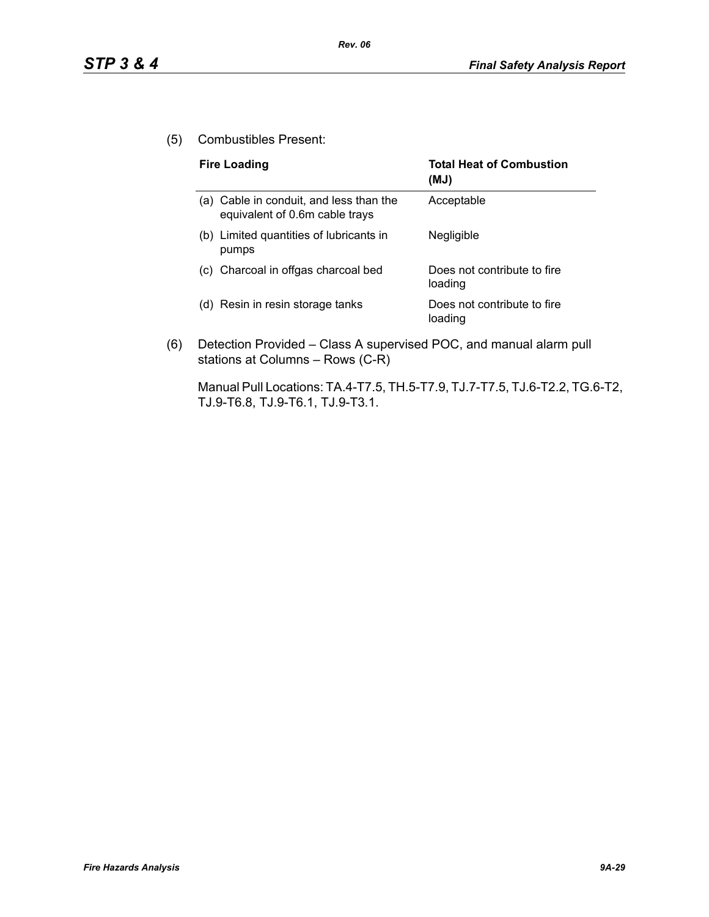(5) Combustibles Present:

| Fire Loading | Total Heat of Combustion (MJ) |
|---|---|
| (a) Cable in conduit, and less than the equivalent of 0.6m cable trays | Acceptable |
| (b) Limited quantities of lubricants in pumps | Negligible |
| (c) Charcoal in offgas charcoal bed | Does not contribute to fire loading |
| (d) Resin in resin storage tanks | Does not contribute to fire loading |

(6) Detection Provided – Class A supervised POC, and manual alarm pull stations at Columns – Rows (C-R)

Manual Pull Locations: TA.4-T7.5, TH.5-T7.9, TJ.7-T7.5, TJ.6-T2.2, TG.6-T2, TJ.9-T6.8, TJ.9-T6.1, TJ.9-T3.1.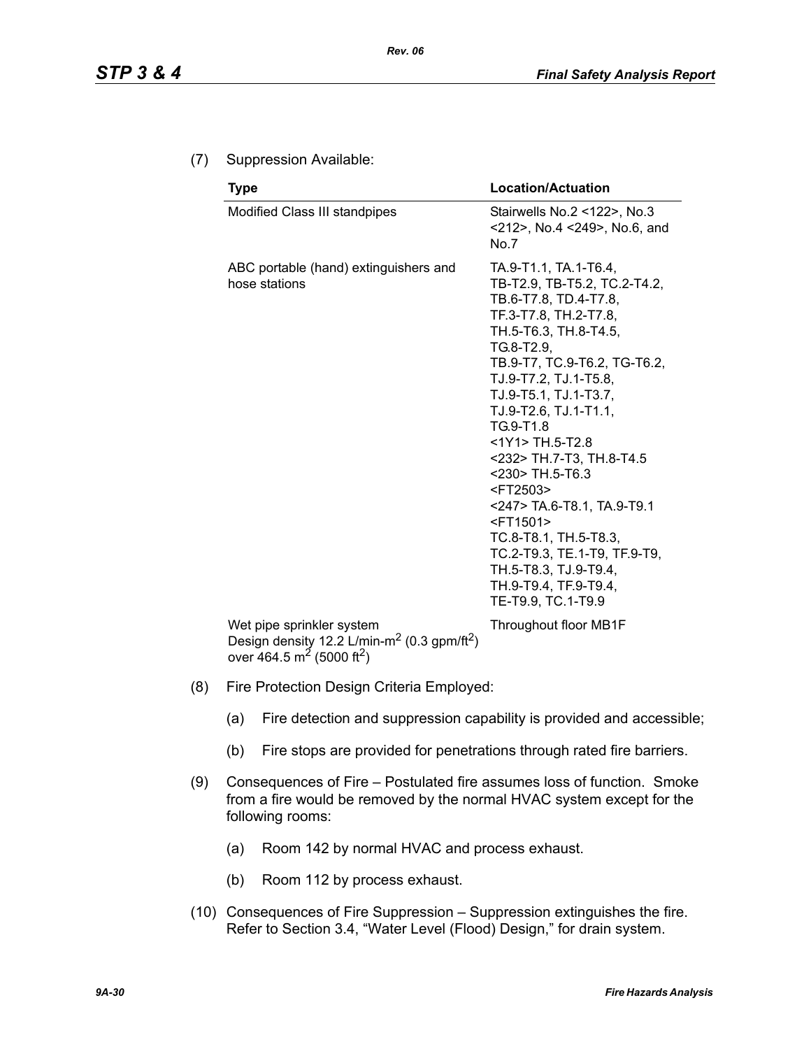(7) Suppression Available:

| Type | Location/Actuation |
|---|---|
| Modified Class III standpipes | Stairwells No.2 <122>, No.3 <212>, No.4 <249>, No.6, and No.7 |
| ABC portable (hand) extinguishers and hose stations | TA.9-T1.1, TA.1-T6.4, TB-T2.9, TB-T5.2, TC.2-T4.2, TB.6-T7.8, TD.4-T7.8, TF.3-T7.8, TH.2-T7.8, TH.5-T6.3, TH.8-T4.5, TG.8-T2.9, TB.9-T7, TC.9-T6.2, TG-T6.2, TJ.9-T7.2, TJ.1-T5.8, TJ.9-T5.1, TJ.1-T3.7, TJ.9-T2.6, TJ.1-T1.1, TG.9-T1.8 <1Y1> TH.5-T2.8 <232> TH.7-T3, TH.8-T4.5 <230> TH.5-T6.3 <FT2503> <247> TA.6-T8.1, TA.9-T9.1 <FT1501> TC.8-T8.1, TH.5-T8.3, TC.2-T9.3, TE.1-T9, TF.9-T9, TH.5-T8.3, TJ.9-T9.4, TH.9-T9.4, TF.9-T9.4, TE-T9.9, TC.1-T9.9 |
| Wet pipe sprinkler system Design density 12.2 L/min-$m^2$ (0.3 gpm/$ft^2$) over 464.5 $m^2$ (5000 $ft^2$) | Throughout floor MB1F |

(8) Fire Protection Design Criteria Employed:

(a) Fire detection and suppression capability is provided and accessible;

(b) Fire stops are provided for penetrations through rated fire barriers.

(9) Consequences of Fire – Postulated fire assumes loss of function. Smoke from a fire would be removed by the normal HVAC system except for the following rooms:

(a) Room 142 by normal HVAC and process exhaust.

(b) Room 112 by process exhaust.

(10) Consequences of Fire Suppression – Suppression extinguishes the fire. Refer to Section 3.4, "Water Level (Flood) Design," for drain system.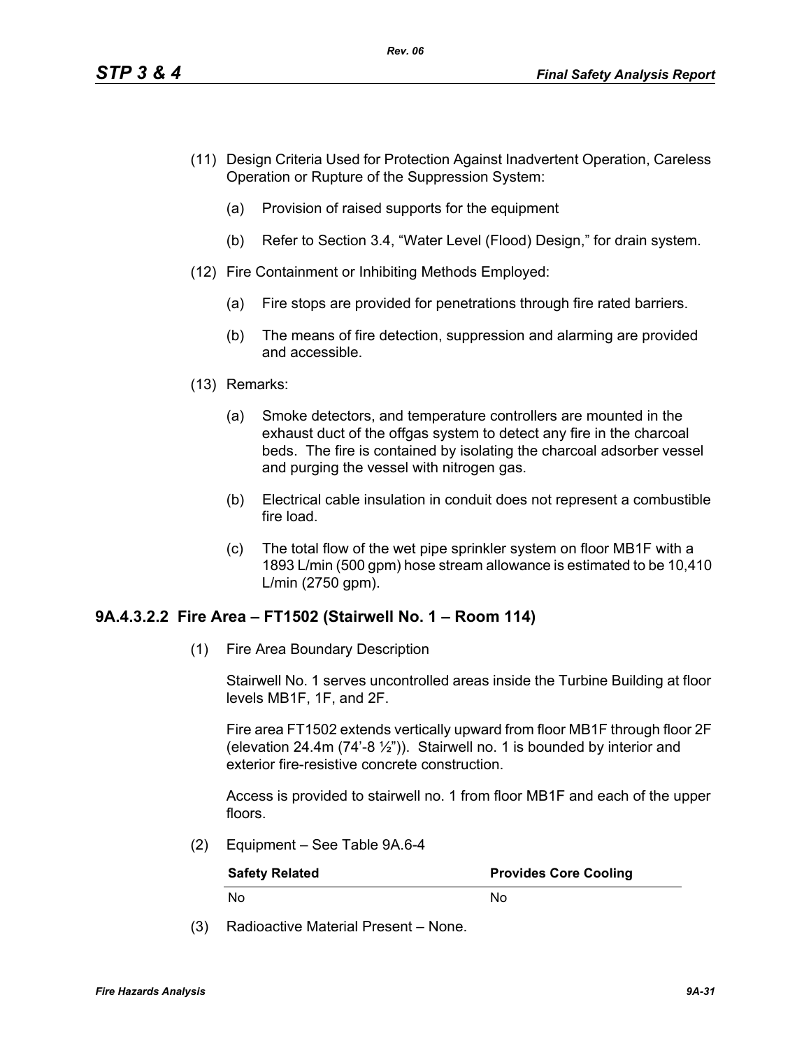(11) Design Criteria Used for Protection Against Inadvertent Operation, Careless Operation or Rupture of the Suppression System:

   (a) Provision of raised supports for the equipment

   (b) Refer to Section 3.4, "Water Level (Flood) Design," for drain system.

(12) Fire Containment or Inhibiting Methods Employed:

   (a) Fire stops are provided for penetrations through fire rated barriers.

   (b) The means of fire detection, suppression and alarming are provided and accessible.

(13) Remarks:

   (a) Smoke detectors, and temperature controllers are mounted in the exhaust duct of the offgas system to detect any fire in the charcoal beds. The fire is contained by isolating the charcoal adsorber vessel and purging the vessel with nitrogen gas.

   (b) Electrical cable insulation in conduit does not represent a combustible fire load.

   (c) The total flow of the wet pipe sprinkler system on floor MB1F with a 1893 L/min (500 gpm) hose stream allowance is estimated to be 10,410 L/min (2750 gpm).

### 9A.4.3.2.2 Fire Area – FT1502 (Stairwell No. 1 – Room 114)

(1) Fire Area Boundary Description

   Stairwell No. 1 serves uncontrolled areas inside the Turbine Building at floor levels MB1F, 1F, and 2F.

   Fire area FT1502 extends vertically upward from floor MB1F through floor 2F (elevation 24.4m (74'-8 ½")). Stairwell no. 1 is bounded by interior and exterior fire-resistive concrete construction.

   Access is provided to stairwell no. 1 from floor MB1F and each of the upper floors.

(2) Equipment – See Table 9A.6-4

| Safety Related | Provides Core Cooling |
|---|---|
| No | No |

(3) Radioactive Material Present – None.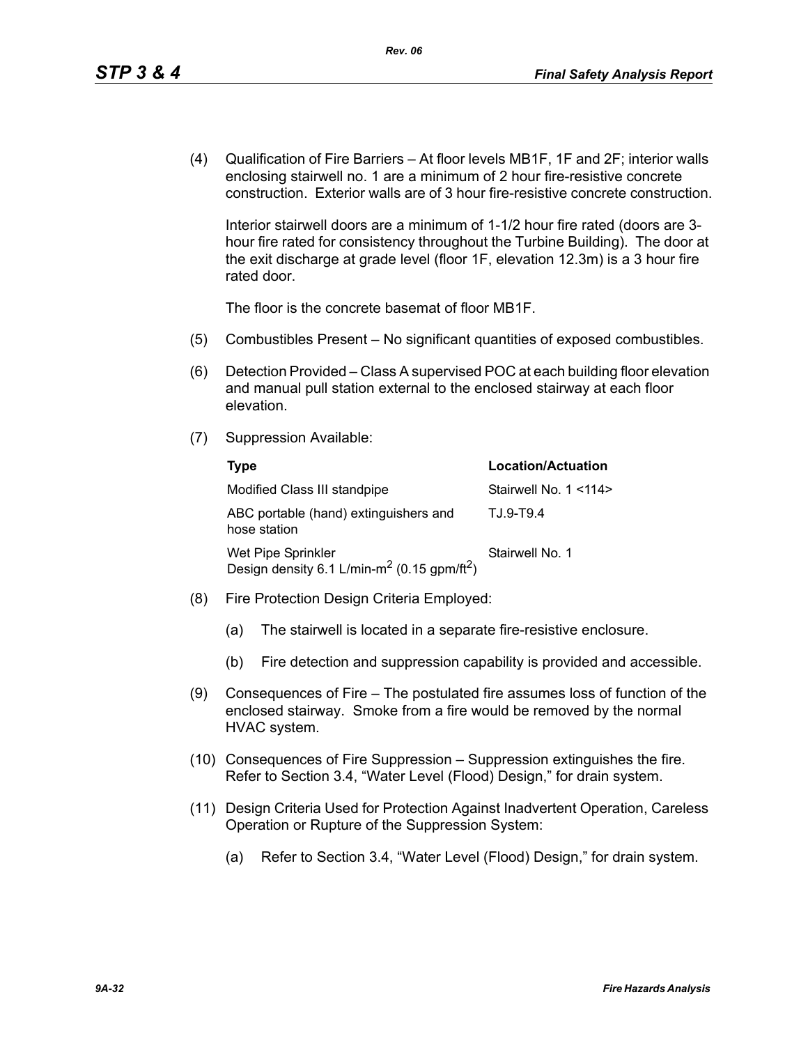(4) Qualification of Fire Barriers – At floor levels MB1F, 1F and 2F; interior walls enclosing stairwell no. 1 are a minimum of 2 hour fire-resistive concrete construction. Exterior walls are of 3 hour fire-resistive concrete construction.

Interior stairwell doors are a minimum of 1-1/2 hour fire rated (doors are 3-hour fire rated for consistency throughout the Turbine Building). The door at the exit discharge at grade level (floor 1F, elevation 12.3m) is a 3 hour fire rated door.

The floor is the concrete basemat of floor MB1F.

(5) Combustibles Present – No significant quantities of exposed combustibles.

(6) Detection Provided – Class A supervised POC at each building floor elevation and manual pull station external to the enclosed stairway at each floor elevation.

(7) Suppression Available:

| Type | Location/Actuation |
|---|---|
| Modified Class III standpipe | Stairwell No. 1 <114> |
| ABC portable (hand) extinguishers and hose station | TJ.9-T9.4 |
| Wet Pipe Sprinkler<br>Design density 6.1 L/min-$m^2$ (0.15 gpm/$ft^2$) | Stairwell No. 1 |

(8) Fire Protection Design Criteria Employed:

(a) The stairwell is located in a separate fire-resistive enclosure.

(b) Fire detection and suppression capability is provided and accessible.

(9) Consequences of Fire – The postulated fire assumes loss of function of the enclosed stairway. Smoke from a fire would be removed by the normal HVAC system.

(10) Consequences of Fire Suppression – Suppression extinguishes the fire. Refer to Section 3.4, "Water Level (Flood) Design," for drain system.

(11) Design Criteria Used for Protection Against Inadvertent Operation, Careless Operation or Rupture of the Suppression System:

(a) Refer to Section 3.4, "Water Level (Flood) Design," for drain system.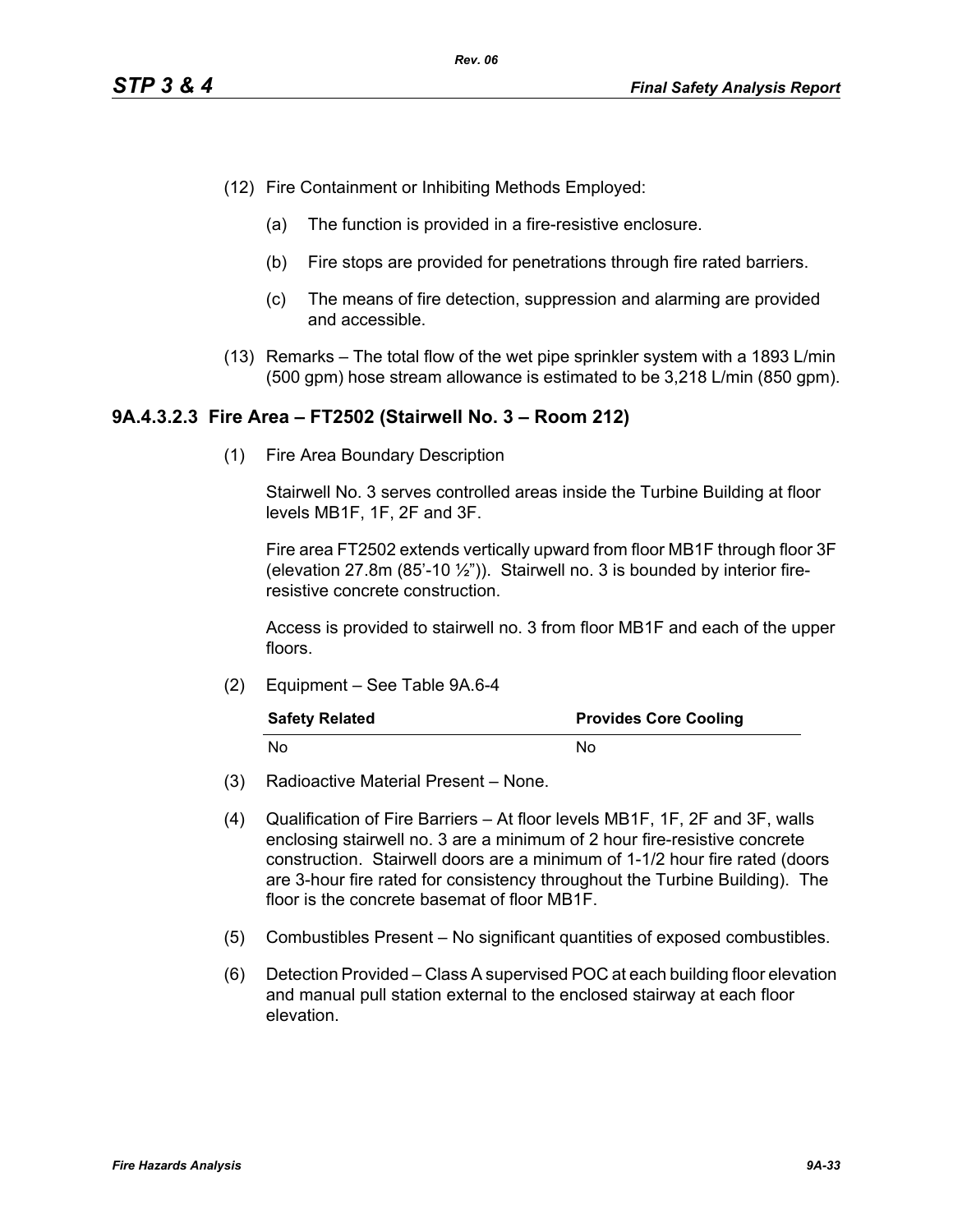(12) Fire Containment or Inhibiting Methods Employed:

  (a) The function is provided in a fire-resistive enclosure.

  (b) Fire stops are provided for penetrations through fire rated barriers.

  (c) The means of fire detection, suppression and alarming are provided and accessible.

(13) Remarks – The total flow of the wet pipe sprinkler system with a 1893 L/min (500 gpm) hose stream allowance is estimated to be 3,218 L/min (850 gpm).

### 9A.4.3.2.3 Fire Area – FT2502 (Stairwell No. 3 – Room 212)

(1) Fire Area Boundary Description

Stairwell No. 3 serves controlled areas inside the Turbine Building at floor levels MB1F, 1F, 2F and 3F.

Fire area FT2502 extends vertically upward from floor MB1F through floor 3F (elevation 27.8m (85'-10 ½")). Stairwell no. 3 is bounded by interior fire-resistive concrete construction.

Access is provided to stairwell no. 3 from floor MB1F and each of the upper floors.

(2) Equipment – See Table 9A.6-4

| Safety Related | Provides Core Cooling |
|---|---|
| No | No |

(3) Radioactive Material Present – None.

(4) Qualification of Fire Barriers – At floor levels MB1F, 1F, 2F and 3F, walls enclosing stairwell no. 3 are a minimum of 2 hour fire-resistive concrete construction. Stairwell doors are a minimum of 1-1/2 hour fire rated (doors are 3-hour fire rated for consistency throughout the Turbine Building). The floor is the concrete basemat of floor MB1F.

(5) Combustibles Present – No significant quantities of exposed combustibles.

(6) Detection Provided – Class A supervised POC at each building floor elevation and manual pull station external to the enclosed stairway at each floor elevation.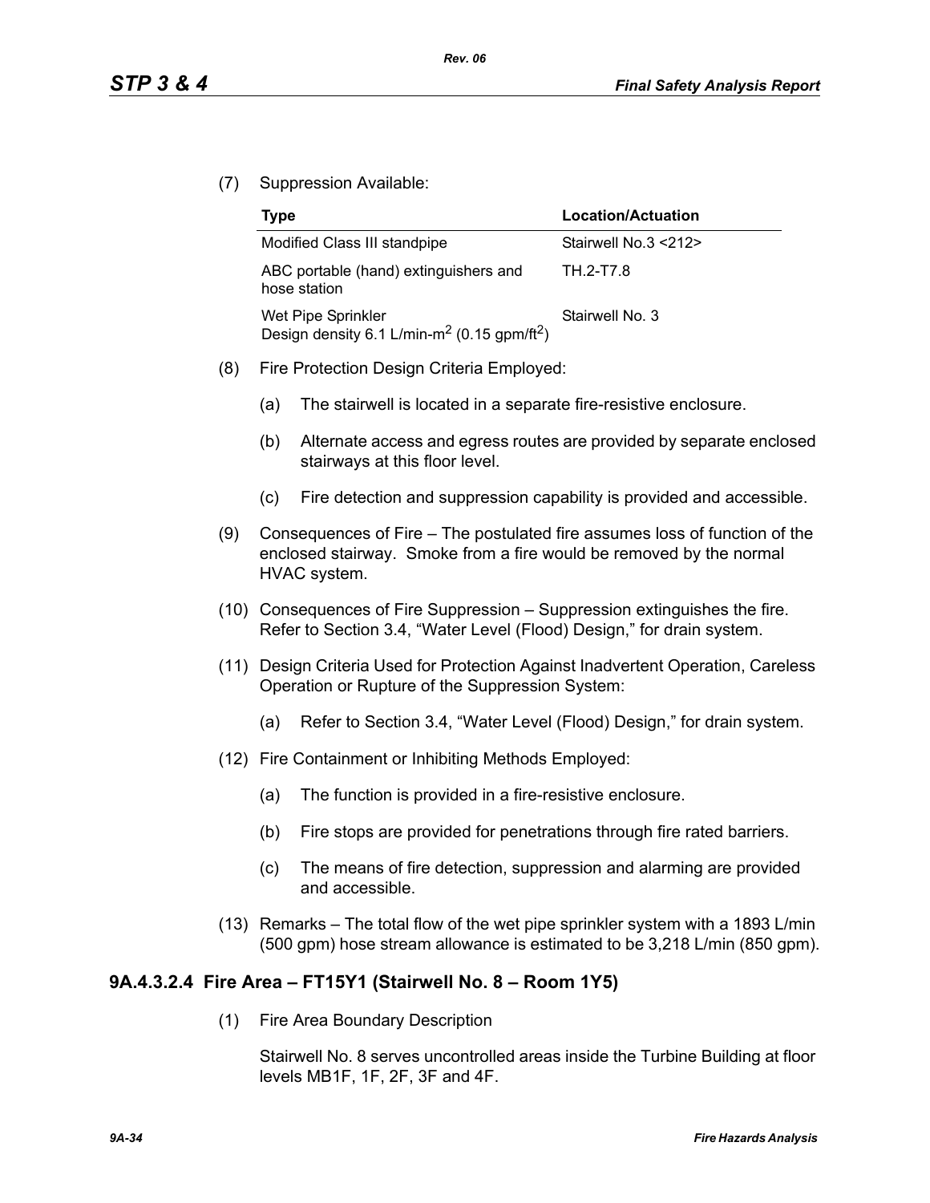(7) Suppression Available:

| Type | Location/Actuation |
|---|---|
| Modified Class III standpipe | Stairwell No.3 <212> |
| ABC portable (hand) extinguishers and hose station | TH.2-T7.8 |
| Wet Pipe Sprinkler<br>Design density 6.1 L/min-$m^2$ (0.15 gpm/$ft^2$) | Stairwell No. 3 |

(8) Fire Protection Design Criteria Employed:

(a) The stairwell is located in a separate fire-resistive enclosure.

(b) Alternate access and egress routes are provided by separate enclosed stairways at this floor level.

(c) Fire detection and suppression capability is provided and accessible.

(9) Consequences of Fire – The postulated fire assumes loss of function of the enclosed stairway. Smoke from a fire would be removed by the normal HVAC system.

(10) Consequences of Fire Suppression – Suppression extinguishes the fire. Refer to Section 3.4, "Water Level (Flood) Design," for drain system.

(11) Design Criteria Used for Protection Against Inadvertent Operation, Careless Operation or Rupture of the Suppression System:

(a) Refer to Section 3.4, "Water Level (Flood) Design," for drain system.

(12) Fire Containment or Inhibiting Methods Employed:

(a) The function is provided in a fire-resistive enclosure.

(b) Fire stops are provided for penetrations through fire rated barriers.

(c) The means of fire detection, suppression and alarming are provided and accessible.

(13) Remarks – The total flow of the wet pipe sprinkler system with a 1893 L/min (500 gpm) hose stream allowance is estimated to be 3,218 L/min (850 gpm).

### 9A.4.3.2.4 Fire Area – FT15Y1 (Stairwell No. 8 – Room 1Y5)

(1) Fire Area Boundary Description

Stairwell No. 8 serves uncontrolled areas inside the Turbine Building at floor levels MB1F, 1F, 2F, 3F and 4F.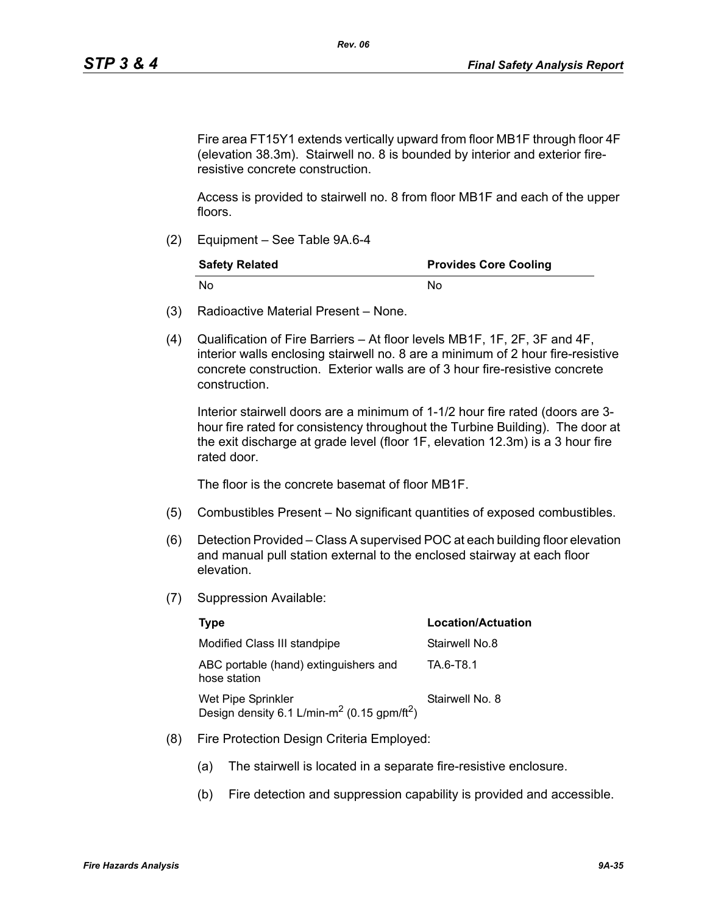Fire area FT15Y1 extends vertically upward from floor MB1F through floor 4F (elevation 38.3m). Stairwell no. 8 is bounded by interior and exterior fire-resistive concrete construction.

Access is provided to stairwell no. 8 from floor MB1F and each of the upper floors.

(2) Equipment – See Table 9A.6-4

| Safety Related | Provides Core Cooling |
|---|---|
| No | No |

(3) Radioactive Material Present – None.

(4) Qualification of Fire Barriers – At floor levels MB1F, 1F, 2F, 3F and 4F, interior walls enclosing stairwell no. 8 are a minimum of 2 hour fire-resistive concrete construction. Exterior walls are of 3 hour fire-resistive concrete construction.

Interior stairwell doors are a minimum of 1-1/2 hour fire rated (doors are 3-hour fire rated for consistency throughout the Turbine Building). The door at the exit discharge at grade level (floor 1F, elevation 12.3m) is a 3 hour fire rated door.

The floor is the concrete basemat of floor MB1F.

(5) Combustibles Present – No significant quantities of exposed combustibles.

(6) Detection Provided – Class A supervised POC at each building floor elevation and manual pull station external to the enclosed stairway at each floor elevation.

(7) Suppression Available:

| Type | Location/Actuation |
|---|---|
| Modified Class III standpipe | Stairwell No.8 |
| ABC portable (hand) extinguishers and hose station | TA.6-T8.1 |
| Wet Pipe Sprinkler<br>Design density 6.1 L/min-$m^2$ (0.15 gpm/$ft^2$) | Stairwell No. 8 |

(8) Fire Protection Design Criteria Employed:

(a) The stairwell is located in a separate fire-resistive enclosure.

(b) Fire detection and suppression capability is provided and accessible.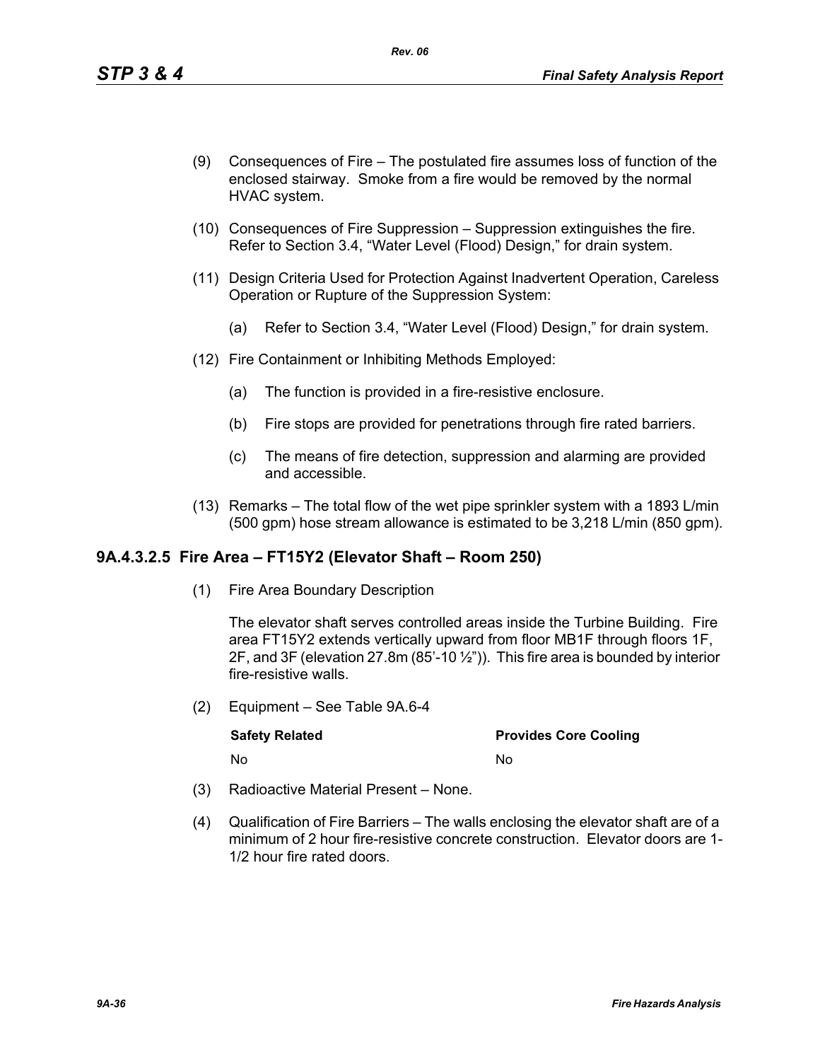(9) Consequences of Fire – The postulated fire assumes loss of function of the enclosed stairway. Smoke from a fire would be removed by the normal HVAC system.

(10) Consequences of Fire Suppression – Suppression extinguishes the fire. Refer to Section 3.4, "Water Level (Flood) Design," for drain system.

(11) Design Criteria Used for Protection Against Inadvertent Operation, Careless Operation or Rupture of the Suppression System:

   (a) Refer to Section 3.4, "Water Level (Flood) Design," for drain system.

(12) Fire Containment or Inhibiting Methods Employed:

   (a) The function is provided in a fire-resistive enclosure.

   (b) Fire stops are provided for penetrations through fire rated barriers.

   (c) The means of fire detection, suppression and alarming are provided and accessible.

(13) Remarks – The total flow of the wet pipe sprinkler system with a 1893 L/min (500 gpm) hose stream allowance is estimated to be 3,218 L/min (850 gpm).

### 9A.4.3.2.5 Fire Area – FT15Y2 (Elevator Shaft – Room 250)

(1) Fire Area Boundary Description

The elevator shaft serves controlled areas inside the Turbine Building. Fire area FT15Y2 extends vertically upward from floor MB1F through floors 1F, 2F, and 3F (elevation 27.8m (85'-10 ½")). This fire area is bounded by interior fire-resistive walls.

(2) Equipment – See Table 9A.6-4

| Safety Related | Provides Core Cooling |
|---|---|
| No | No |

(3) Radioactive Material Present – None.

(4) Qualification of Fire Barriers – The walls enclosing the elevator shaft are of a minimum of 2 hour fire-resistive concrete construction. Elevator doors are 1-1/2 hour fire rated doors.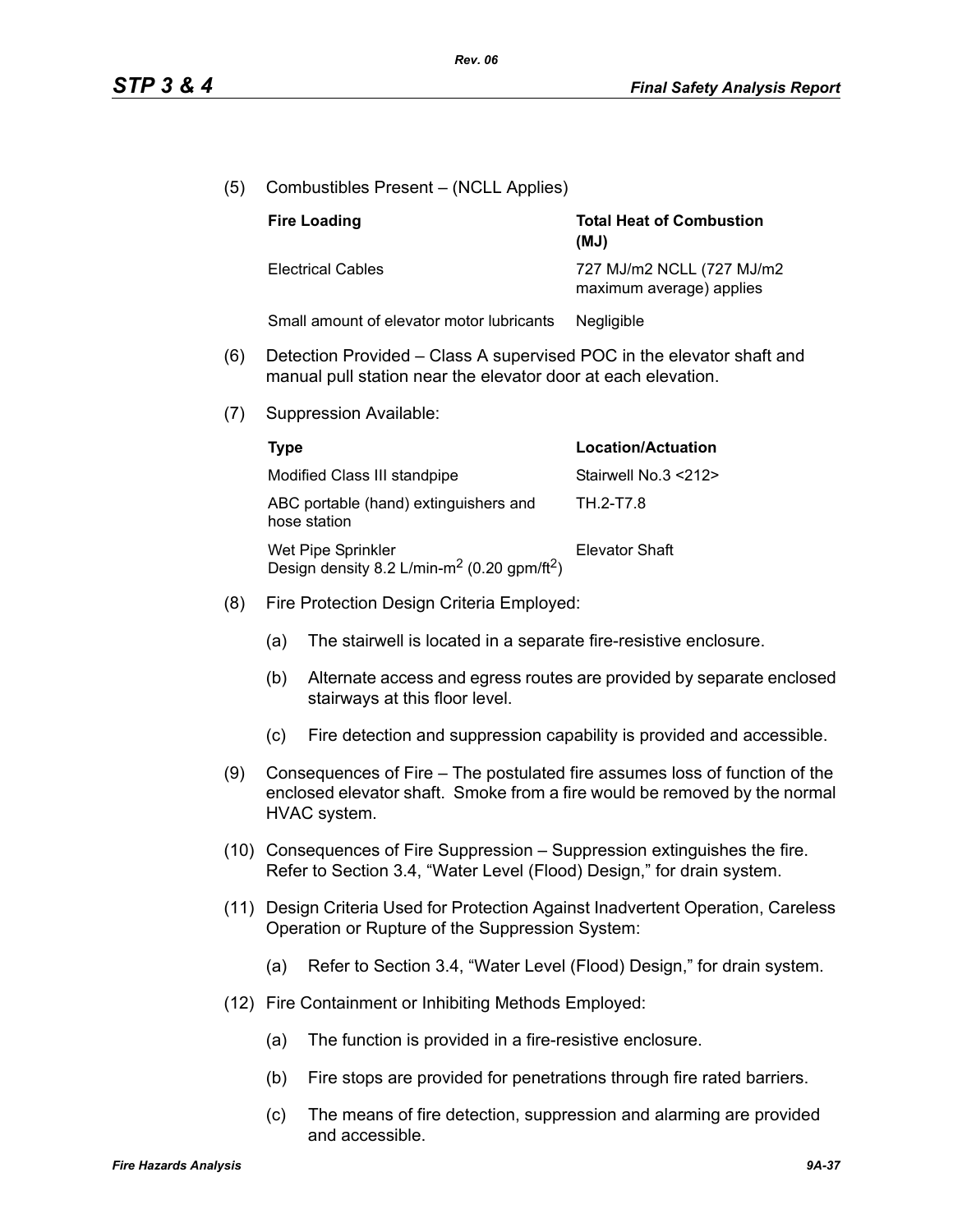(5) Combustibles Present – (NCLL Applies)

| Fire Loading | Total Heat of Combustion (MJ) |
|---|---|
| Electrical Cables | 727 MJ/m2 NCLL (727 MJ/m2 maximum average) applies |
| Small amount of elevator motor lubricants | Negligible |

(6) Detection Provided – Class A supervised POC in the elevator shaft and manual pull station near the elevator door at each elevation.

(7) Suppression Available:

| Type | Location/Actuation |
|---|---|
| Modified Class III standpipe | Stairwell No.3 <212> |
| ABC portable (hand) extinguishers and hose station | TH.2-T7.8 |
| Wet Pipe Sprinkler Design density 8.2 L/min-m$^2$ (0.20 gpm/ft$^2$) | Elevator Shaft |

(8) Fire Protection Design Criteria Employed:

(a) The stairwell is located in a separate fire-resistive enclosure.

(b) Alternate access and egress routes are provided by separate enclosed stairways at this floor level.

(c) Fire detection and suppression capability is provided and accessible.

(9) Consequences of Fire – The postulated fire assumes loss of function of the enclosed elevator shaft. Smoke from a fire would be removed by the normal HVAC system.

(10) Consequences of Fire Suppression – Suppression extinguishes the fire. Refer to Section 3.4, "Water Level (Flood) Design," for drain system.

(11) Design Criteria Used for Protection Against Inadvertent Operation, Careless Operation or Rupture of the Suppression System:

(a) Refer to Section 3.4, "Water Level (Flood) Design," for drain system.

(12) Fire Containment or Inhibiting Methods Employed:

(a) The function is provided in a fire-resistive enclosure.

(b) Fire stops are provided for penetrations through fire rated barriers.

(c) The means of fire detection, suppression and alarming are provided and accessible.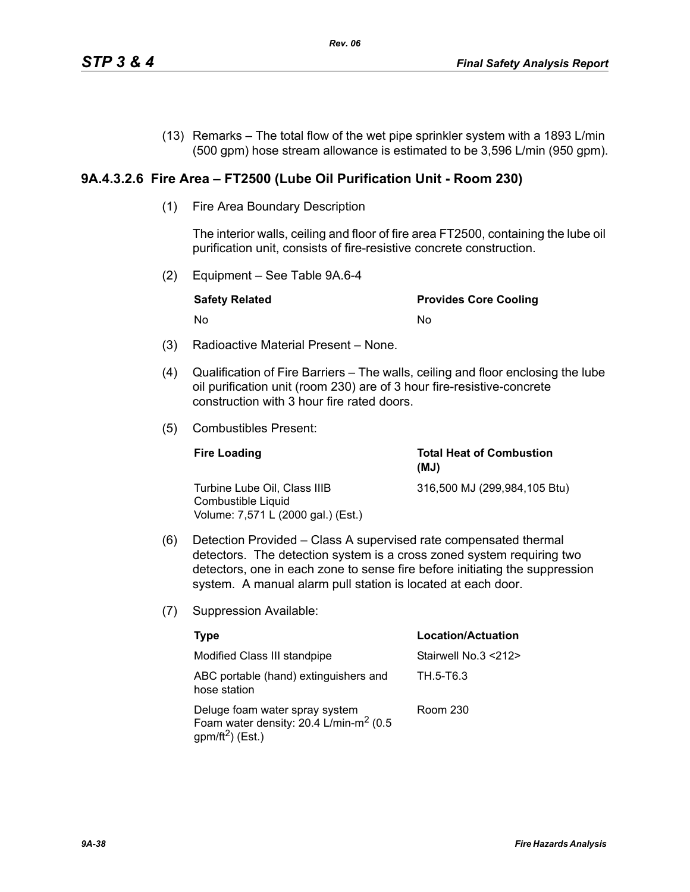(13) Remarks – The total flow of the wet pipe sprinkler system with a 1893 L/min (500 gpm) hose stream allowance is estimated to be 3,596 L/min (950 gpm).

### 9A.4.3.2.6 Fire Area – FT2500 (Lube Oil Purification Unit - Room 230)

(1) Fire Area Boundary Description

The interior walls, ceiling and floor of fire area FT2500, containing the lube oil purification unit, consists of fire-resistive concrete construction.

(2) Equipment – See Table 9A.6-4

| Safety Related | Provides Core Cooling |
|---|---|
| No | No |

(3) Radioactive Material Present – None.

(4) Qualification of Fire Barriers – The walls, ceiling and floor enclosing the lube oil purification unit (room 230) are of 3 hour fire-resistive-concrete construction with 3 hour fire rated doors.

(5) Combustibles Present:

| Fire Loading | Total Heat of Combustion (MJ) |
|---|---|
| Turbine Lube Oil, Class IIIB Combustible Liquid<br>Volume: 7,571 L (2000 gal.) (Est.) | 316,500 MJ (299,984,105 Btu) |

(6) Detection Provided – Class A supervised rate compensated thermal detectors. The detection system is a cross zoned system requiring two detectors, one in each zone to sense fire before initiating the suppression system. A manual alarm pull station is located at each door.

(7) Suppression Available:

| Type | Location/Actuation |
|---|---|
| Modified Class III standpipe | Stairwell No.3 <212> |
| ABC portable (hand) extinguishers and hose station | TH.5-T6.3 |
| Deluge foam water spray system<br>Foam water density: 20.4 L/min-$m^2$ (0.5 gpm/$ft^2$) (Est.) | Room 230 |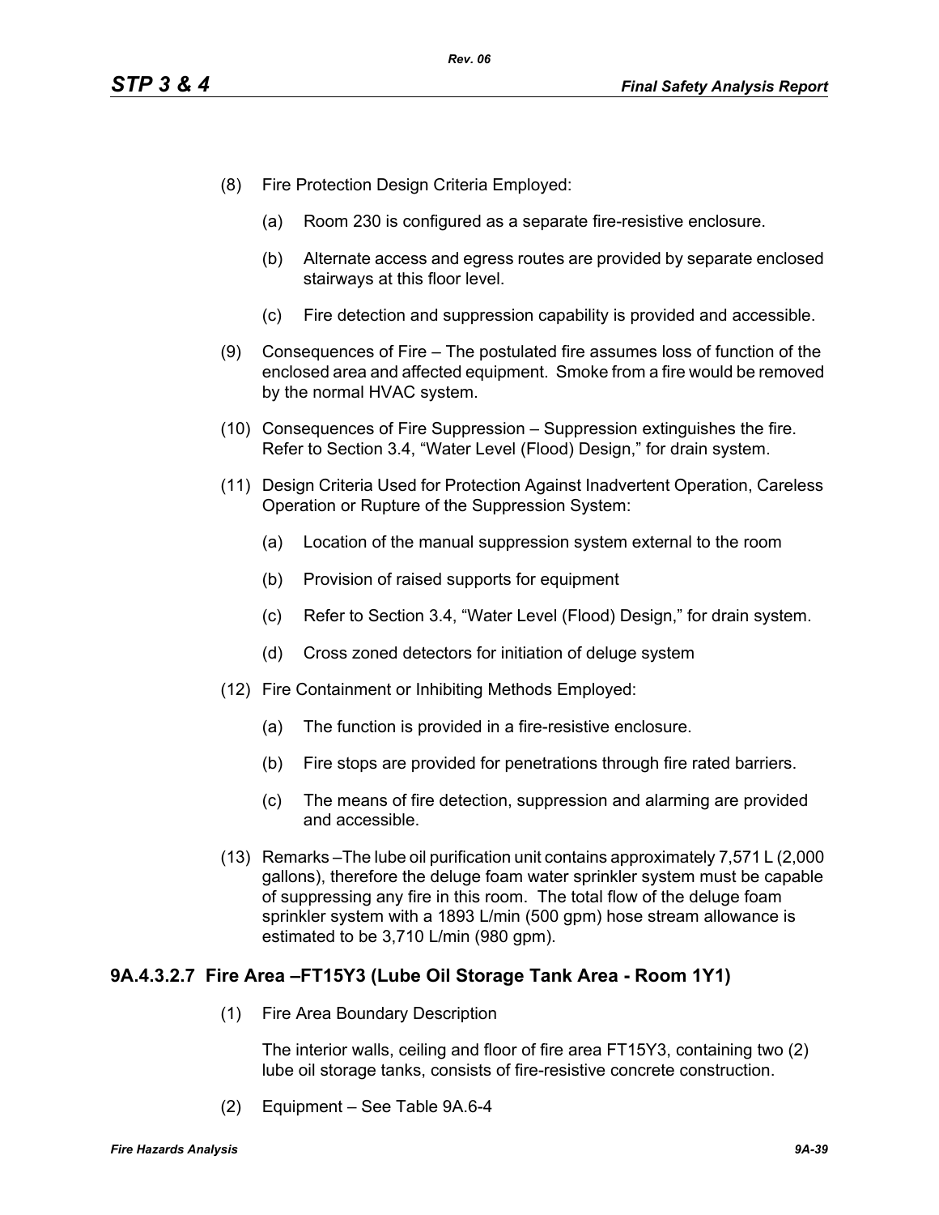(8) Fire Protection Design Criteria Employed:

   (a) Room 230 is configured as a separate fire-resistive enclosure.

   (b) Alternate access and egress routes are provided by separate enclosed stairways at this floor level.

   (c) Fire detection and suppression capability is provided and accessible.

(9) Consequences of Fire – The postulated fire assumes loss of function of the enclosed area and affected equipment. Smoke from a fire would be removed by the normal HVAC system.

(10) Consequences of Fire Suppression – Suppression extinguishes the fire. Refer to Section 3.4, "Water Level (Flood) Design," for drain system.

(11) Design Criteria Used for Protection Against Inadvertent Operation, Careless Operation or Rupture of the Suppression System:

   (a) Location of the manual suppression system external to the room

   (b) Provision of raised supports for equipment

   (c) Refer to Section 3.4, "Water Level (Flood) Design," for drain system.

   (d) Cross zoned detectors for initiation of deluge system

(12) Fire Containment or Inhibiting Methods Employed:

   (a) The function is provided in a fire-resistive enclosure.

   (b) Fire stops are provided for penetrations through fire rated barriers.

   (c) The means of fire detection, suppression and alarming are provided and accessible.

(13) Remarks –The lube oil purification unit contains approximately 7,571 L (2,000 gallons), therefore the deluge foam water sprinkler system must be capable of suppressing any fire in this room. The total flow of the deluge foam sprinkler system with a 1893 L/min (500 gpm) hose stream allowance is estimated to be 3,710 L/min (980 gpm).

### 9A.4.3.2.7 Fire Area –FT15Y3 (Lube Oil Storage Tank Area - Room 1Y1)

(1) Fire Area Boundary Description

   The interior walls, ceiling and floor of fire area FT15Y3, containing two (2) lube oil storage tanks, consists of fire-resistive concrete construction.

(2) Equipment – See Table 9A.6-4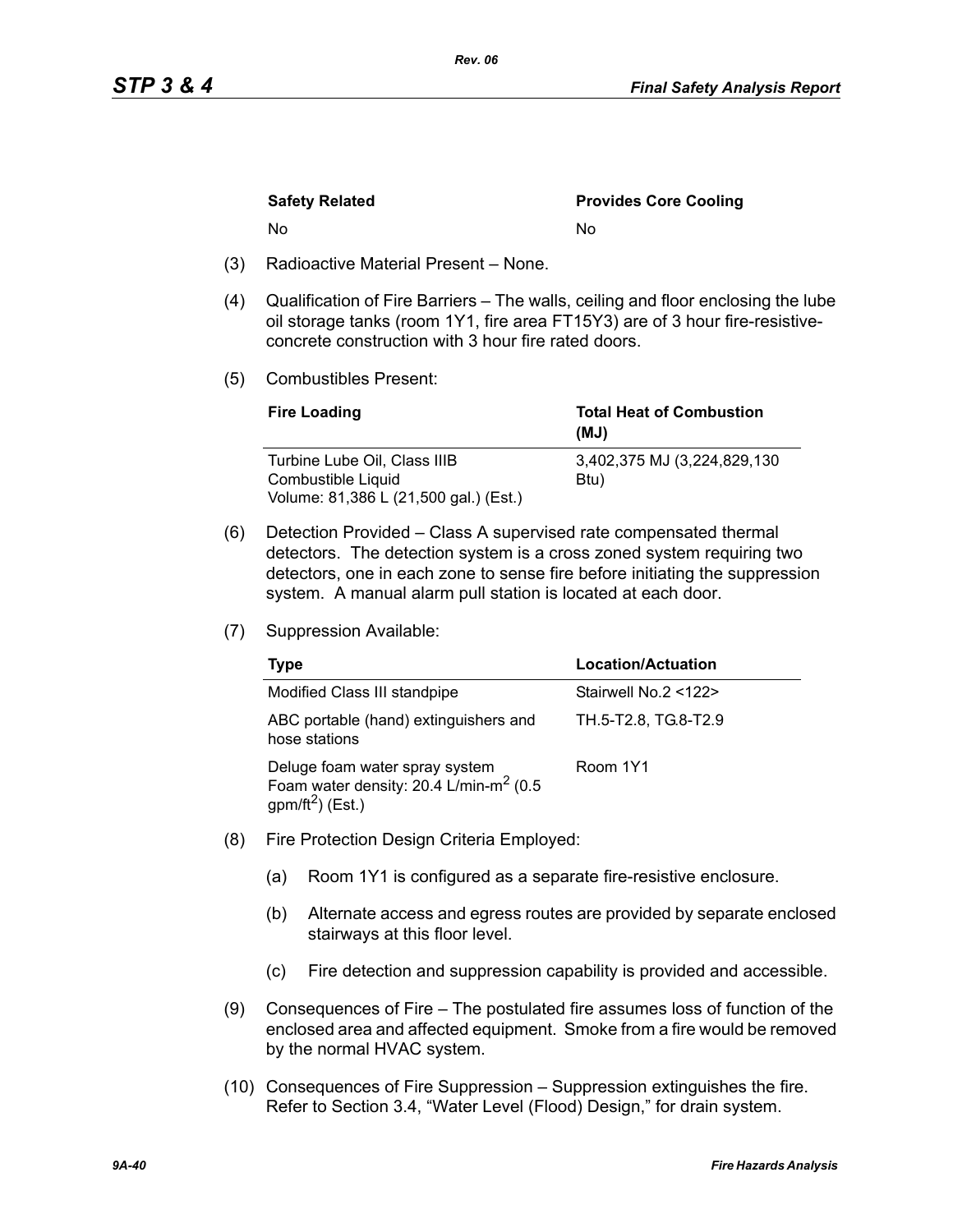| Safety Related | Provides Core Cooling |
|---|---|
| No | No |

(3) Radioactive Material Present – None.

(4) Qualification of Fire Barriers – The walls, ceiling and floor enclosing the lube oil storage tanks (room 1Y1, fire area FT15Y3) are of 3 hour fire-resistive-concrete construction with 3 hour fire rated doors.

(5) Combustibles Present:

| Fire Loading | Total Heat of Combustion (MJ) |
|---|---|
| Turbine Lube Oil, Class IIIB Combustible Liquid Volume: 81,386 L (21,500 gal.) (Est.) | 3,402,375 MJ (3,224,829,130 Btu) |

(6) Detection Provided – Class A supervised rate compensated thermal detectors. The detection system is a cross zoned system requiring two detectors, one in each zone to sense fire before initiating the suppression system. A manual alarm pull station is located at each door.

(7) Suppression Available:

| Type | Location/Actuation |
|---|---|
| Modified Class III standpipe | Stairwell No.2 <122> |
| ABC portable (hand) extinguishers and hose stations | TH.5-T2.8, TG.8-T2.9 |
| Deluge foam water spray system Foam water density: 20.4 L/min-$m^2$ (0.5 gpm/$ft^2$) (Est.) | Room 1Y1 |

(8) Fire Protection Design Criteria Employed:

(a) Room 1Y1 is configured as a separate fire-resistive enclosure.

(b) Alternate access and egress routes are provided by separate enclosed stairways at this floor level.

(c) Fire detection and suppression capability is provided and accessible.

(9) Consequences of Fire – The postulated fire assumes loss of function of the enclosed area and affected equipment. Smoke from a fire would be removed by the normal HVAC system.

(10) Consequences of Fire Suppression – Suppression extinguishes the fire. Refer to Section 3.4, "Water Level (Flood) Design," for drain system.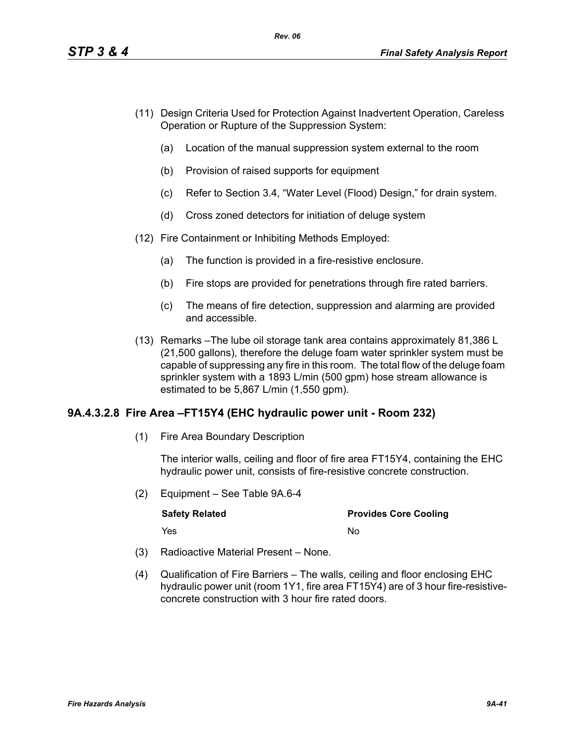(11) Design Criteria Used for Protection Against Inadvertent Operation, Careless Operation or Rupture of the Suppression System:

(a) Location of the manual suppression system external to the room

(b) Provision of raised supports for equipment

(c) Refer to Section 3.4, "Water Level (Flood) Design," for drain system.

(d) Cross zoned detectors for initiation of deluge system

(12) Fire Containment or Inhibiting Methods Employed:

(a) The function is provided in a fire-resistive enclosure.

(b) Fire stops are provided for penetrations through fire rated barriers.

(c) The means of fire detection, suppression and alarming are provided and accessible.

(13) Remarks –The lube oil storage tank area contains approximately 81,386 L (21,500 gallons), therefore the deluge foam water sprinkler system must be capable of suppressing any fire in this room. The total flow of the deluge foam sprinkler system with a 1893 L/min (500 gpm) hose stream allowance is estimated to be 5,867 L/min (1,550 gpm).

### 9A.4.3.2.8 Fire Area –FT15Y4 (EHC hydraulic power unit - Room 232)

(1) Fire Area Boundary Description

The interior walls, ceiling and floor of fire area FT15Y4, containing the EHC hydraulic power unit, consists of fire-resistive concrete construction.

(2) Equipment – See Table 9A.6-4

| Safety Related | Provides Core Cooling |
|---|---|
| Yes | No |

(3) Radioactive Material Present – None.

(4) Qualification of Fire Barriers – The walls, ceiling and floor enclosing EHC hydraulic power unit (room 1Y1, fire area FT15Y4) are of 3 hour fire-resistive-concrete construction with 3 hour fire rated doors.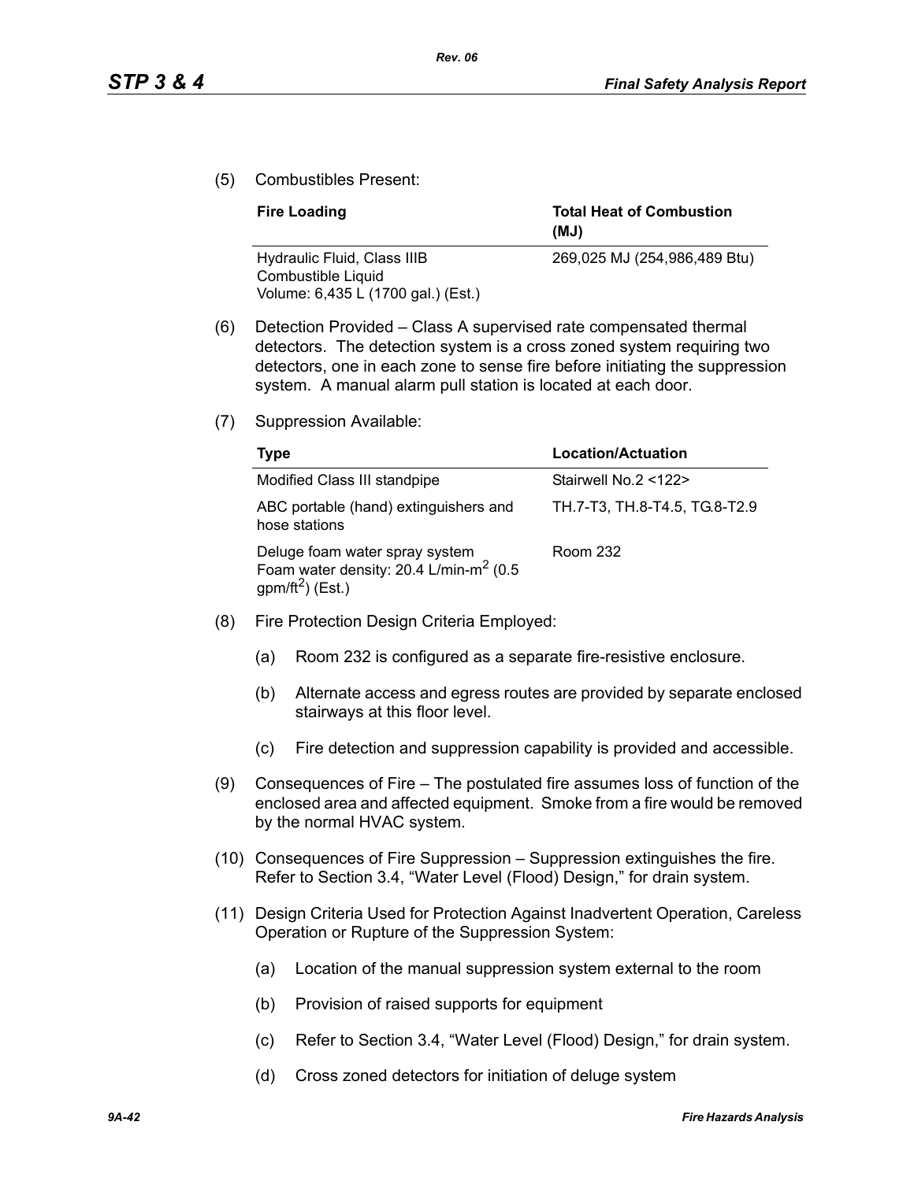(5) Combustibles Present:

| Fire Loading | Total Heat of Combustion (MJ) |
|---|---|
| Hydraulic Fluid, Class IIIB Combustible Liquid Volume: 6,435 L (1700 gal.) (Est.) | 269,025 MJ (254,986,489 Btu) |

(6) Detection Provided – Class A supervised rate compensated thermal detectors. The detection system is a cross zoned system requiring two detectors, one in each zone to sense fire before initiating the suppression system. A manual alarm pull station is located at each door.

(7) Suppression Available:

| Type | Location/Actuation |
|---|---|
| Modified Class III standpipe | Stairwell No.2 <122> |
| ABC portable (hand) extinguishers and hose stations | TH.7-T3, TH.8-T4.5, TG.8-T2.9 |
| Deluge foam water spray system Foam water density: 20.4 L/min-$m^2$ (0.5 gpm/$ft^2$) (Est.) | Room 232 |

(8) Fire Protection Design Criteria Employed:

(a) Room 232 is configured as a separate fire-resistive enclosure.

(b) Alternate access and egress routes are provided by separate enclosed stairways at this floor level.

(c) Fire detection and suppression capability is provided and accessible.

(9) Consequences of Fire – The postulated fire assumes loss of function of the enclosed area and affected equipment. Smoke from a fire would be removed by the normal HVAC system.

(10) Consequences of Fire Suppression – Suppression extinguishes the fire. Refer to Section 3.4, "Water Level (Flood) Design," for drain system.

(11) Design Criteria Used for Protection Against Inadvertent Operation, Careless Operation or Rupture of the Suppression System:

(a) Location of the manual suppression system external to the room

(b) Provision of raised supports for equipment

(c) Refer to Section 3.4, "Water Level (Flood) Design," for drain system.

(d) Cross zoned detectors for initiation of deluge system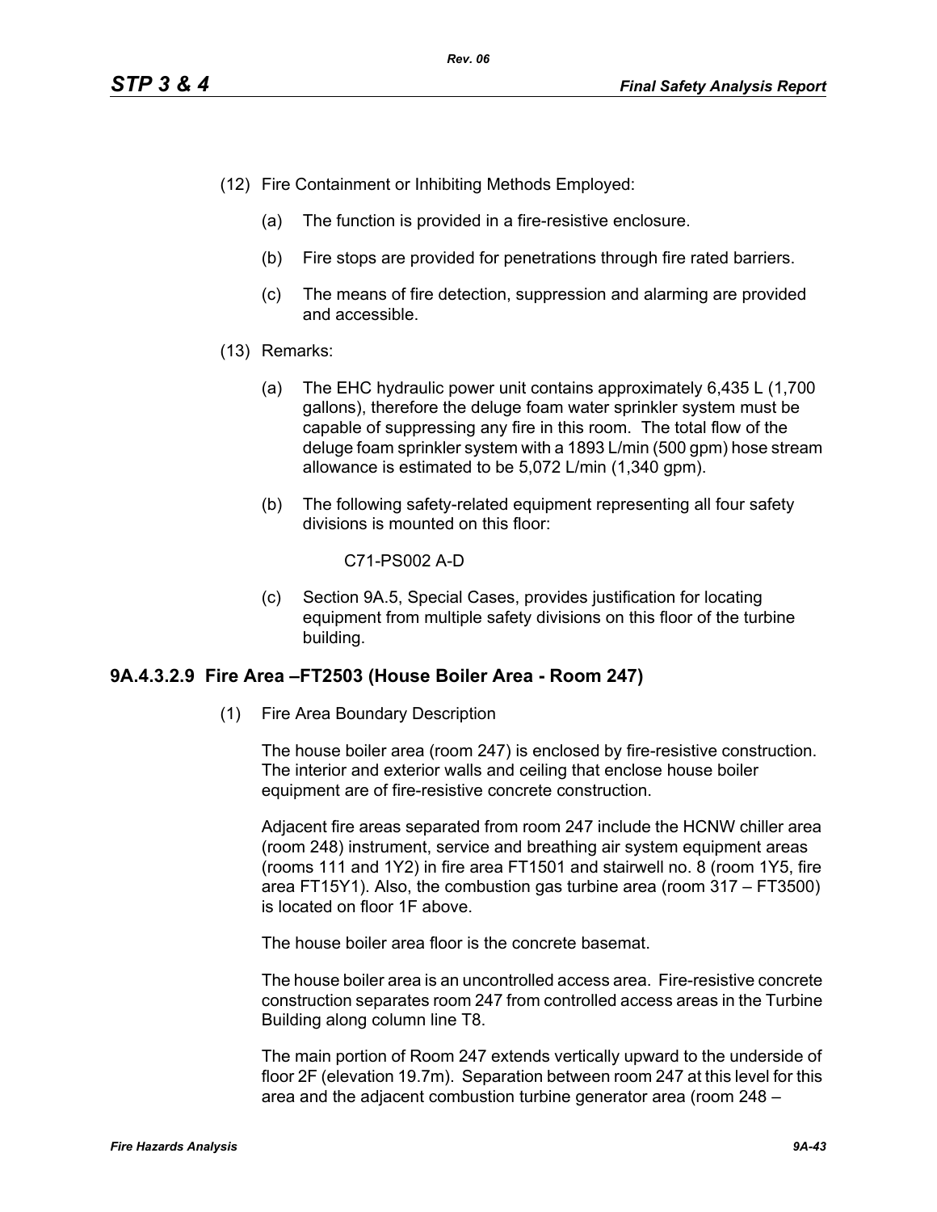(12) Fire Containment or Inhibiting Methods Employed:

  (a) The function is provided in a fire-resistive enclosure.

  (b) Fire stops are provided for penetrations through fire rated barriers.

  (c) The means of fire detection, suppression and alarming are provided and accessible.

(13) Remarks:

  (a) The EHC hydraulic power unit contains approximately 6,435 L (1,700 gallons), therefore the deluge foam water sprinkler system must be capable of suppressing any fire in this room. The total flow of the deluge foam sprinkler system with a 1893 L/min (500 gpm) hose stream allowance is estimated to be 5,072 L/min (1,340 gpm).

  (b) The following safety-related equipment representing all four safety divisions is mounted on this floor:

    C71-PS002 A-D

  (c) Section 9A.5, Special Cases, provides justification for locating equipment from multiple safety divisions on this floor of the turbine building.

### 9A.4.3.2.9 Fire Area –FT2503 (House Boiler Area - Room 247)

(1) Fire Area Boundary Description

The house boiler area (room 247) is enclosed by fire-resistive construction. The interior and exterior walls and ceiling that enclose house boiler equipment are of fire-resistive concrete construction.

Adjacent fire areas separated from room 247 include the HCNW chiller area (room 248) instrument, service and breathing air system equipment areas (rooms 111 and 1Y2) in fire area FT1501 and stairwell no. 8 (room 1Y5, fire area FT15Y1). Also, the combustion gas turbine area (room 317 – FT3500) is located on floor 1F above.

The house boiler area floor is the concrete basemat.

The house boiler area is an uncontrolled access area. Fire-resistive concrete construction separates room 247 from controlled access areas in the Turbine Building along column line T8.

The main portion of Room 247 extends vertically upward to the underside of floor 2F (elevation 19.7m). Separation between room 247 at this level for this area and the adjacent combustion turbine generator area (room 248 –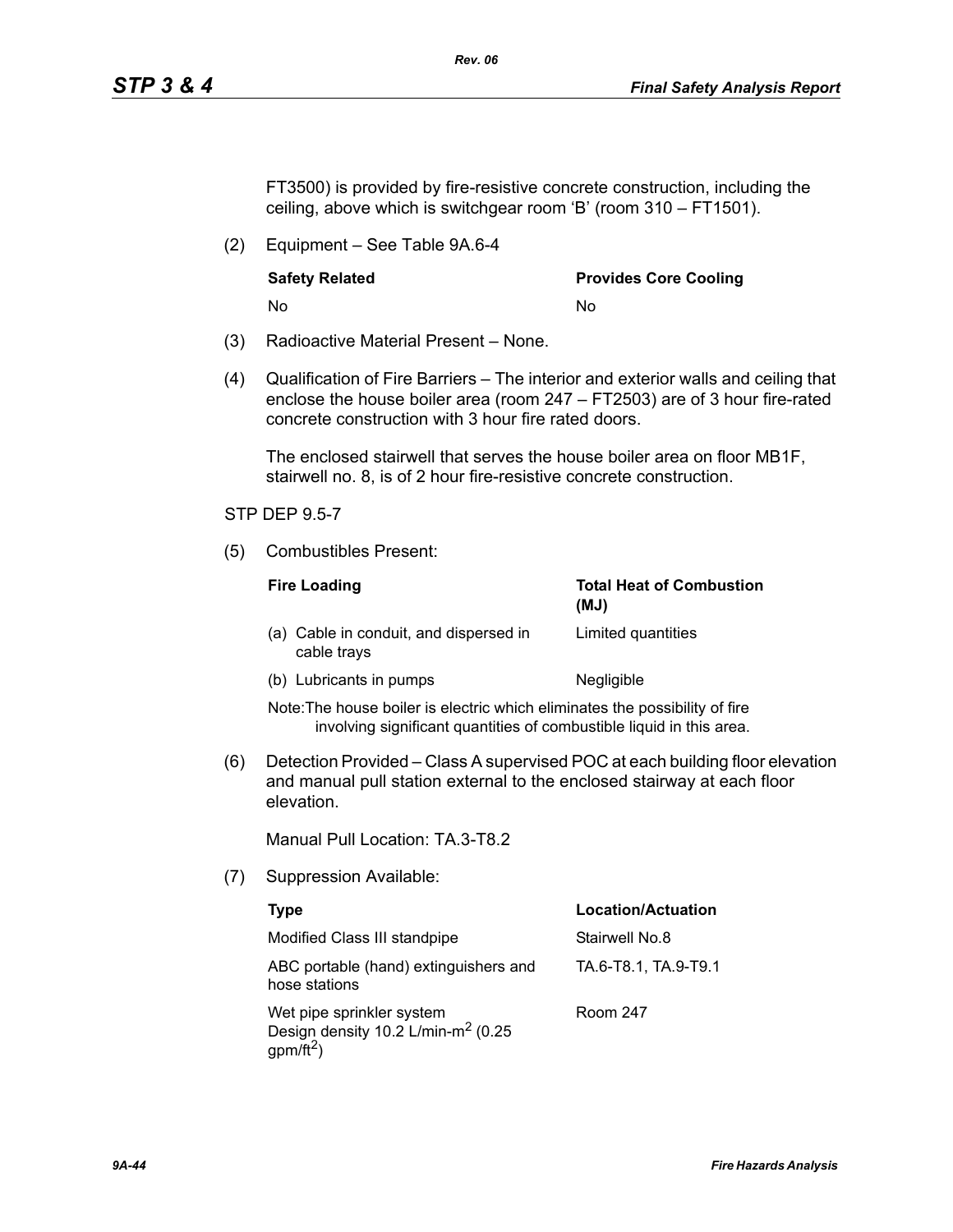FT3500) is provided by fire-resistive concrete construction, including the ceiling, above which is switchgear room 'B' (room 310 – FT1501).

(2) Equipment – See Table 9A.6-4

| Safety Related | Provides Core Cooling |
|---|---|
| No | No |

(3) Radioactive Material Present – None.

(4) Qualification of Fire Barriers – The interior and exterior walls and ceiling that enclose the house boiler area (room 247 – FT2503) are of 3 hour fire-rated concrete construction with 3 hour fire rated doors.

The enclosed stairwell that serves the house boiler area on floor MB1F, stairwell no. 8, is of 2 hour fire-resistive concrete construction.

STP DEP 9.5-7

(5) Combustibles Present:

| Fire Loading | Total Heat of Combustion (MJ) |
|---|---|
| (a) Cable in conduit, and dispersed in cable trays | Limited quantities |
| (b) Lubricants in pumps | Negligible |

Note:The house boiler is electric which eliminates the possibility of fire involving significant quantities of combustible liquid in this area.

(6) Detection Provided – Class A supervised POC at each building floor elevation and manual pull station external to the enclosed stairway at each floor elevation.

Manual Pull Location: TA.3-T8.2

(7) Suppression Available:

| Type | Location/Actuation |
|---|---|
| Modified Class III standpipe | Stairwell No.8 |
| ABC portable (hand) extinguishers and hose stations | TA.6-T8.1, TA.9-T9.1 |
| Wet pipe sprinkler system Design density 10.2 L/min-m$^2$ (0.25 gpm/ft$^2$) | Room 247 |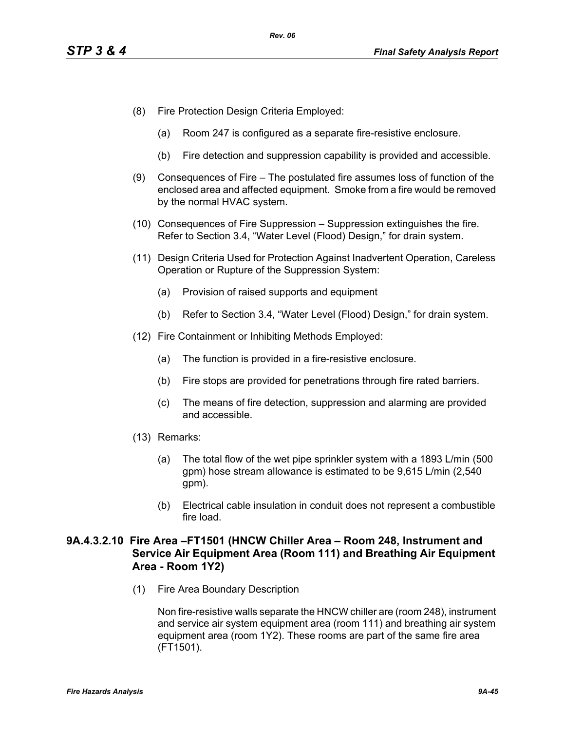(8) Fire Protection Design Criteria Employed:

 (a) Room 247 is configured as a separate fire-resistive enclosure.

 (b) Fire detection and suppression capability is provided and accessible.

(9) Consequences of Fire – The postulated fire assumes loss of function of the enclosed area and affected equipment. Smoke from a fire would be removed by the normal HVAC system.

(10) Consequences of Fire Suppression – Suppression extinguishes the fire. Refer to Section 3.4, "Water Level (Flood) Design," for drain system.

(11) Design Criteria Used for Protection Against Inadvertent Operation, Careless Operation or Rupture of the Suppression System:

 (a) Provision of raised supports and equipment

 (b) Refer to Section 3.4, "Water Level (Flood) Design," for drain system.

(12) Fire Containment or Inhibiting Methods Employed:

 (a) The function is provided in a fire-resistive enclosure.

 (b) Fire stops are provided for penetrations through fire rated barriers.

 (c) The means of fire detection, suppression and alarming are provided and accessible.

(13) Remarks:

 (a) The total flow of the wet pipe sprinkler system with a 1893 L/min (500 gpm) hose stream allowance is estimated to be 9,615 L/min (2,540 gpm).

 (b) Electrical cable insulation in conduit does not represent a combustible fire load.

### 9A.4.3.2.10 Fire Area –FT1501 (HNCW Chiller Area – Room 248, Instrument and Service Air Equipment Area (Room 111) and Breathing Air Equipment Area - Room 1Y2)

(1) Fire Area Boundary Description

 Non fire-resistive walls separate the HNCW chiller are (room 248), instrument and service air system equipment area (room 111) and breathing air system equipment area (room 1Y2). These rooms are part of the same fire area (FT1501).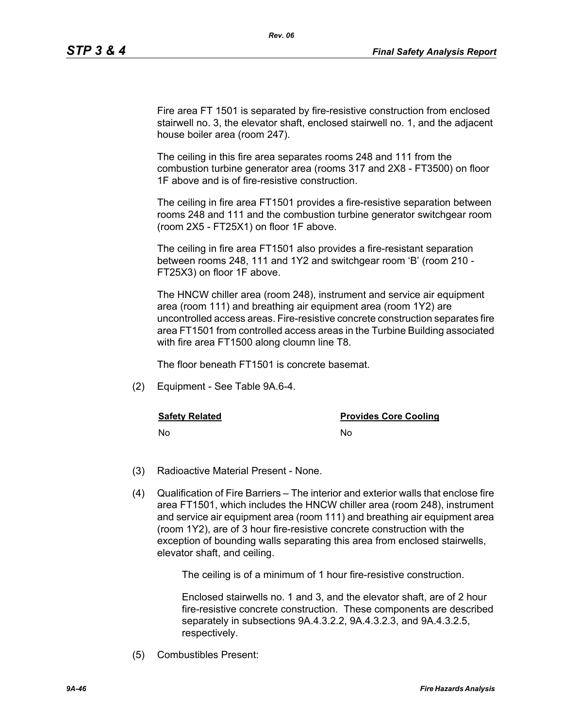Fire area FT 1501 is separated by fire-resistive construction from enclosed stairwell no. 3, the elevator shaft, enclosed stairwell no. 1, and the adjacent house boiler area (room 247).

The ceiling in this fire area separates rooms 248 and 111 from the combustion turbine generator area (rooms 317 and 2X8 - FT3500) on floor 1F above and is of fire-resistive construction.

The ceiling in fire area FT1501 provides a fire-resistive separation between rooms 248 and 111 and the combustion turbine generator switchgear room (room 2X5 - FT25X1) on floor 1F above.

The ceiling in fire area FT1501 also provides a fire-resistant separation between rooms 248, 111 and 1Y2 and switchgear room 'B' (room 210 - FT25X3) on floor 1F above.

The HNCW chiller area (room 248), instrument and service air equipment area (room 111) and breathing air equipment area (room 1Y2) are uncontrolled access areas. Fire-resistive concrete construction separates fire area FT1501 from controlled access areas in the Turbine Building associated with fire area FT1500 along cloumn line T8.

The floor beneath FT1501 is concrete basemat.

(2) Equipment - See Table 9A.6-4.

| Safety Related | Provides Core Cooling |
|---|---|
| No | No |

(3) Radioactive Material Present - None.

(4) Qualification of Fire Barriers – The interior and exterior walls that enclose fire area FT1501, which includes the HNCW chiller area (room 248), instrument and service air equipment area (room 111) and breathing air equipment area (room 1Y2), are of 3 hour fire-resistive concrete construction with the exception of bounding walls separating this area from enclosed stairwells, elevator shaft, and ceiling.

The ceiling is of a minimum of 1 hour fire-resistive construction.

Enclosed stairwells no. 1 and 3, and the elevator shaft, are of 2 hour fire-resistive concrete construction. These components are described separately in subsections 9A.4.3.2.2, 9A.4.3.2.3, and 9A.4.3.2.5, respectively.

(5) Combustibles Present: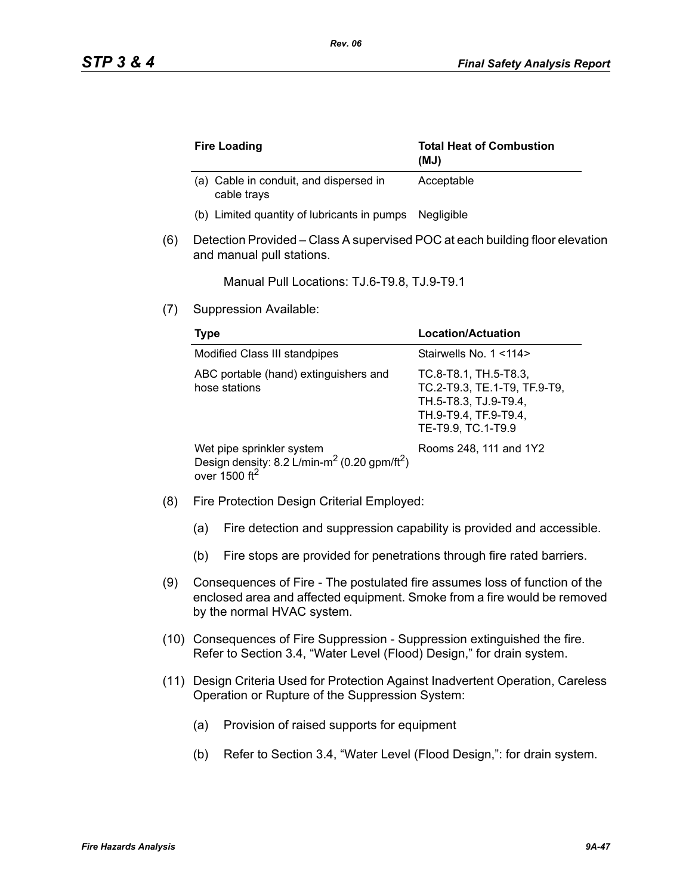| Fire Loading | Total Heat of Combustion (MJ) |
|---|---|
| (a) Cable in conduit, and dispersed in cable trays | Acceptable |
| (b) Limited quantity of lubricants in pumps | Negligible |

(6) Detection Provided – Class A supervised POC at each building floor elevation and manual pull stations.

Manual Pull Locations: TJ.6-T9.8, TJ.9-T9.1

(7) Suppression Available:

| Type | Location/Actuation |
|---|---|
| Modified Class III standpipes | Stairwells No. 1 <114> |
| ABC portable (hand) extinguishers and hose stations | TC.8-T8.1, TH.5-T8.3, TC.2-T9.3, TE.1-T9, TF.9-T9, TH.5-T8.3, TJ.9-T9.4, TH.9-T9.4, TF.9-T9.4, TE-T9.9, TC.1-T9.9 |
| Wet pipe sprinkler system Design density: 8.2 L/min-$m^2$ (0.20 gpm/$ft^2$) over 1500 $ft^2$ | Rooms 248, 111 and 1Y2 |

(8) Fire Protection Design Criterial Employed:

(a) Fire detection and suppression capability is provided and accessible.

(b) Fire stops are provided for penetrations through fire rated barriers.

(9) Consequences of Fire - The postulated fire assumes loss of function of the enclosed area and affected equipment. Smoke from a fire would be removed by the normal HVAC system.

(10) Consequences of Fire Suppression - Suppression extinguished the fire. Refer to Section 3.4, "Water Level (Flood) Design," for drain system.

(11) Design Criteria Used for Protection Against Inadvertent Operation, Careless Operation or Rupture of the Suppression System:

(a) Provision of raised supports for equipment

(b) Refer to Section 3.4, "Water Level (Flood Design,": for drain system.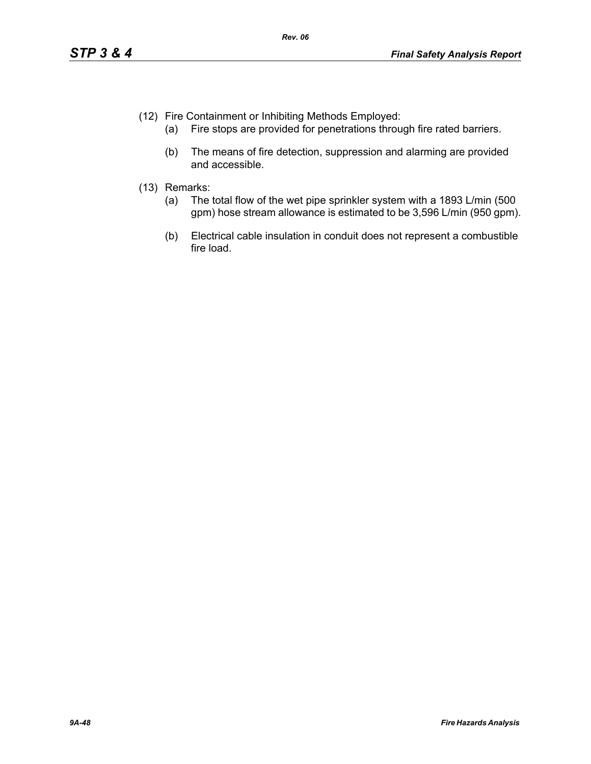(12) Fire Containment or Inhibiting Methods Employed:

   (a) Fire stops are provided for penetrations through fire rated barriers.

   (b) The means of fire detection, suppression and alarming are provided and accessible.

(13) Remarks:

   (a) The total flow of the wet pipe sprinkler system with a 1893 L/min (500 gpm) hose stream allowance is estimated to be 3,596 L/min (950 gpm).

   (b) Electrical cable insulation in conduit does not represent a combustible fire load.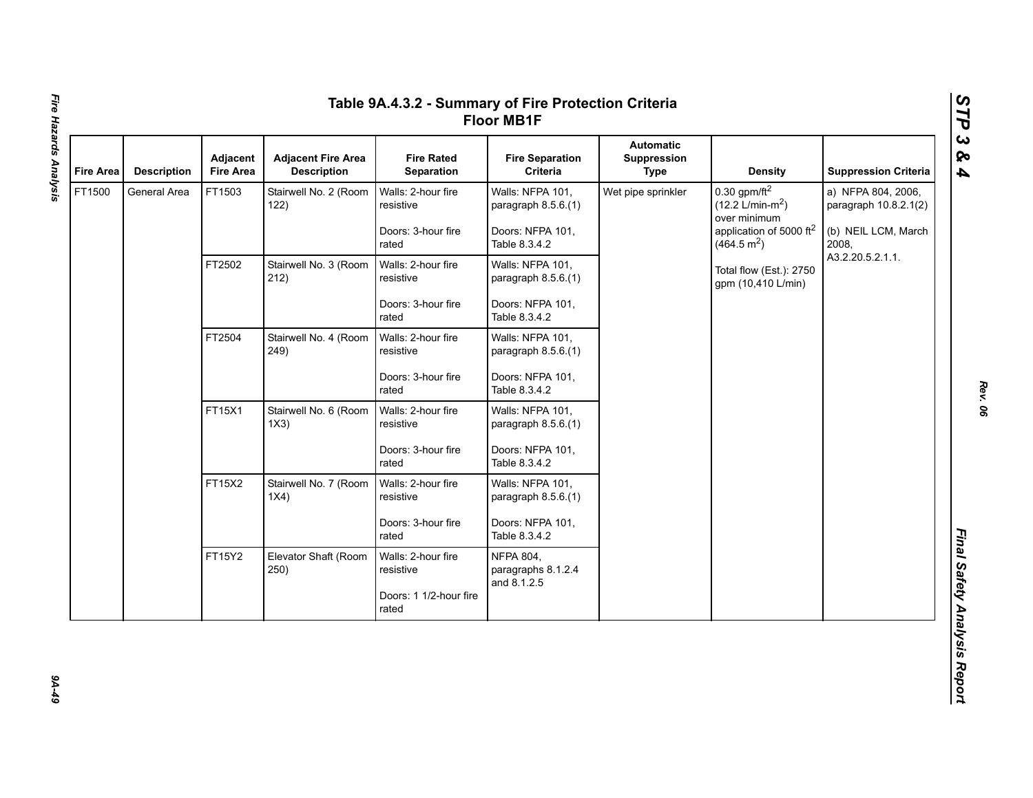# Table 9A.4.3.2 - Summary of Fire Protection Criteria Floor MB1F

| Fire Area | Description | Adjacent Fire Area | Adjacent Fire Area Description | Fire Rated Separation | Fire Separation Criteria | Automatic Suppression Type | Density | Suppression Criteria |
|---|---|---|---|---|---|---|---|---|
| FT1500 | General Area | FT1503 | Stairwell No. 2 (Room 122) | Walls: 2-hour fire resistive<br><br>Doors: 3-hour fire rated | Walls: NFPA 101, paragraph 8.5.6.(1)<br><br>Doors: NFPA 101, Table 8.3.4.2 | Wet pipe sprinkler | 0.30 gpm/ft$^2$ (12.2 L/min-m$^2$) over minimum application of 5000 ft$^2$ (464.5 m$^2$)<br><br>Total flow (Est.): 2750 gpm (10,410 L/min) | a) NFPA 804, 2006, paragraph 10.8.2.1(2)<br><br>(b) NEIL LCM, March 2008, A3.2.20.5.2.1.1. |
| | | FT2502 | Stairwell No. 3 (Room 212) | Walls: 2-hour fire resistive<br><br>Doors: 3-hour fire rated | Walls: NFPA 101, paragraph 8.5.6.(1)<br><br>Doors: NFPA 101, Table 8.3.4.2 | | | |
| | | FT2504 | Stairwell No. 4 (Room 249) | Walls: 2-hour fire resistive<br><br>Doors: 3-hour fire rated | Walls: NFPA 101, paragraph 8.5.6.(1)<br><br>Doors: NFPA 101, Table 8.3.4.2 | | | |
| | | FT15X1 | Stairwell No. 6 (Room 1X3) | Walls: 2-hour fire resistive<br><br>Doors: 3-hour fire rated | Walls: NFPA 101, paragraph 8.5.6.(1)<br><br>Doors: NFPA 101, Table 8.3.4.2 | | | |
| | | FT15X2 | Stairwell No. 7 (Room 1X4) | Walls: 2-hour fire resistive<br><br>Doors: 3-hour fire rated | Walls: NFPA 101, paragraph 8.5.6.(1)<br><br>Doors: NFPA 101, Table 8.3.4.2 | | | |
| | | FT15Y2 | Elevator Shaft (Room 250) | Walls: 2-hour fire resistive<br><br>Doors: 1 1/2-hour fire rated | NFPA 804, paragraphs 8.1.2.4 and 8.1.2.5 | | | |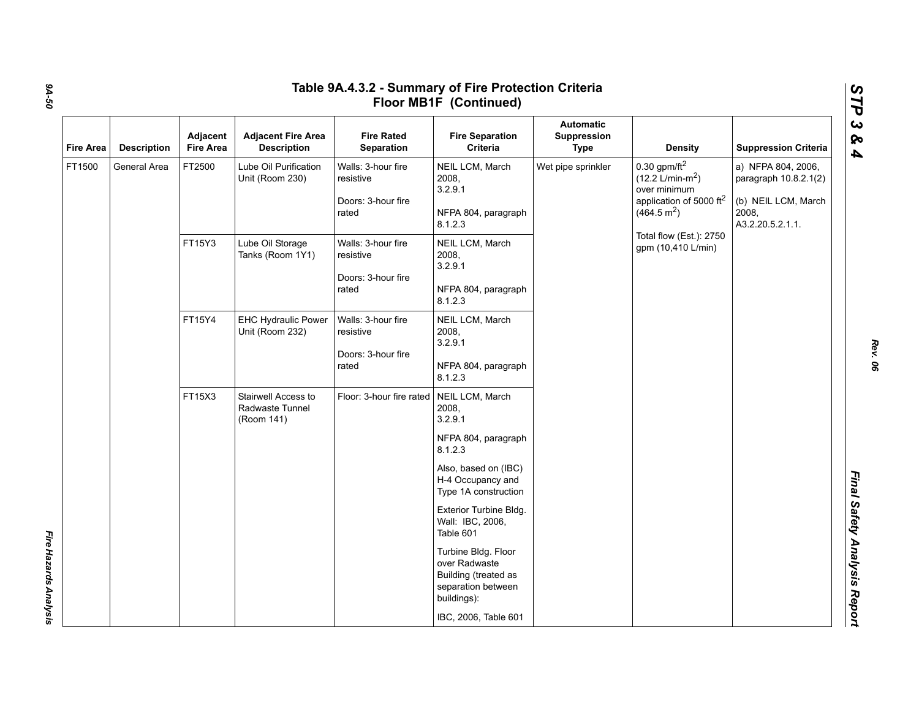# Table 9A.4.3.2 - Summary of Fire Protection Criteria Floor MB1F (Continued)

| Fire Area | Description | Adjacent Fire Area | Adjacent Fire Area Description | Fire Rated Separation | Fire Separation Criteria | Automatic Suppression Type | Density | Suppression Criteria |
|---|---|---|---|---|---|---|---|---|
| FT1500 | General Area | FT2500 | Lube Oil Purification Unit (Room 230) | Walls: 3-hour fire resistive<br><br>Doors: 3-hour fire rated | NEIL LCM, March 2008, 3.2.9.1<br><br>NFPA 804, paragraph 8.1.2.3 | Wet pipe sprinkler | 0.30 gpm/ft$^2$ (12.2 L/min-m$^2$) over minimum application of 5000 ft$^2$ (464.5 m$^2$)<br><br>Total flow (Est.): 2750 gpm (10,410 L/min) | a) NFPA 804, 2006, paragraph 10.8.2.1(2)<br><br>(b) NEIL LCM, March 2008, A3.2.20.5.2.1.1. |
| | | FT15Y3 | Lube Oil Storage Tanks (Room 1Y1) | Walls: 3-hour fire resistive<br><br>Doors: 3-hour fire rated | NEIL LCM, March 2008, 3.2.9.1<br><br>NFPA 804, paragraph 8.1.2.3 | | | |
| | | FT15Y4 | EHC Hydraulic Power Unit (Room 232) | Walls: 3-hour fire resistive<br><br>Doors: 3-hour fire rated | NEIL LCM, March 2008, 3.2.9.1<br><br>NFPA 804, paragraph 8.1.2.3 | | | |
| | | FT15X3 | Stairwell Access to Radwaste Tunnel (Room 141) | Floor: 3-hour fire rated | NEIL LCM, March 2008, 3.2.9.1<br><br>NFPA 804, paragraph 8.1.2.3<br><br>Also, based on (IBC) H-4 Occupancy and Type 1A construction<br><br>Exterior Turbine Bldg. Wall: IBC, 2006, Table 601<br><br>Turbine Bldg. Floor over Radwaste Building (treated as separation between buildings):<br><br>IBC, 2006, Table 601 | | | |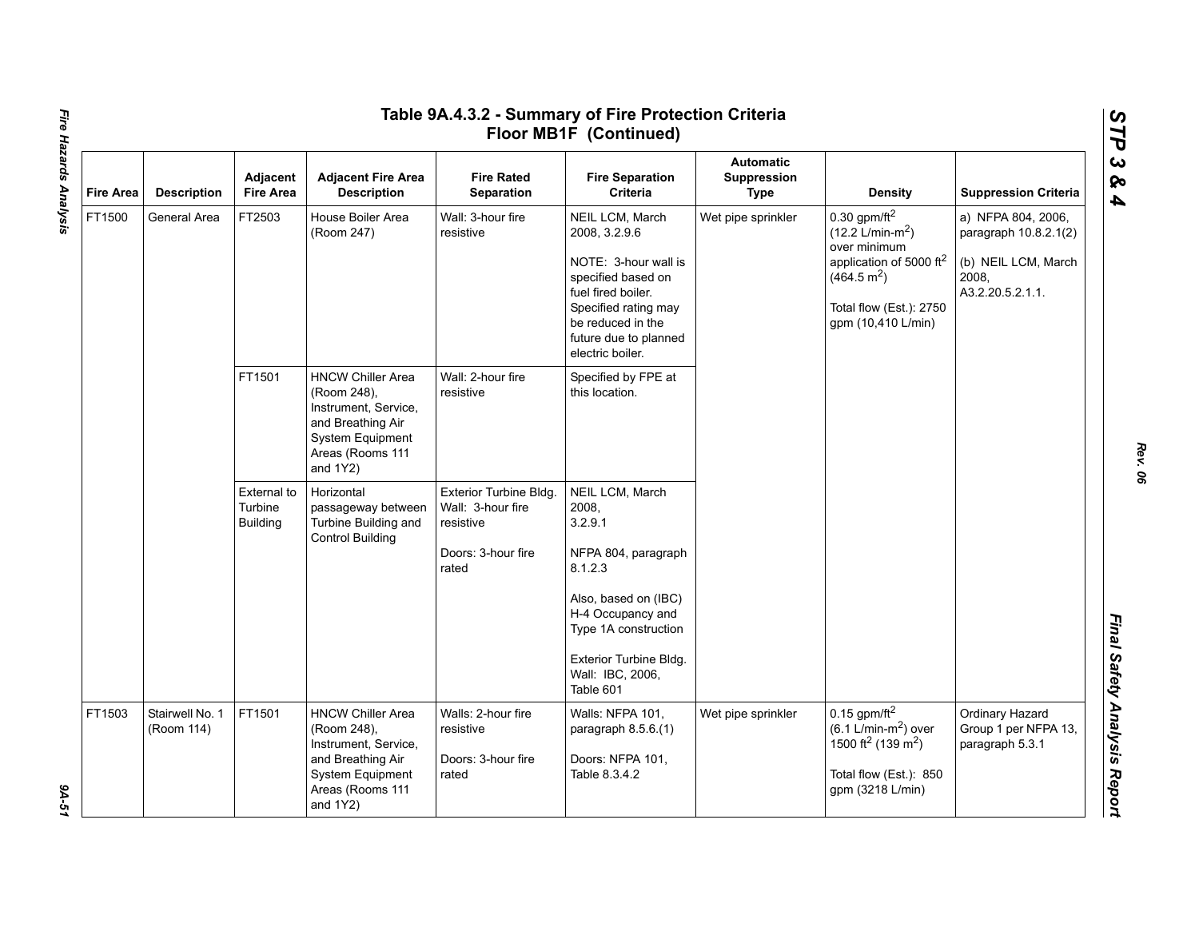## Table 9A.4.3.2 - Summary of Fire Protection Criteria Floor MB1F (Continued)

| Fire Area | Description | Adjacent Fire Area | Adjacent Fire Area Description | Fire Rated Separation | Fire Separation Criteria | Automatic Suppression Type | Density | Suppression Criteria |
|---|---|---|---|---|---|---|---|---|
| FT1500 | General Area | FT2503 | House Boiler Area (Room 247) | Wall: 3-hour fire resistive | NEIL LCM, March 2008, 3.2.9.6<br><br>NOTE: 3-hour wall is specified based on fuel fired boiler. Specified rating may be reduced in the future due to planned electric boiler. | Wet pipe sprinkler | 0.30 gpm/ft$^2$ (12.2 L/min-m$^2$) over minimum application of 5000 ft$^2$ (464.5 m$^2$)<br><br>Total flow (Est.): 2750 gpm (10,410 L/min) | a) NFPA 804, 2006, paragraph 10.8.2.1(2)<br><br>(b) NEIL LCM, March 2008, A3.2.20.5.2.1.1. |
| | | FT1501 | HNCW Chiller Area (Room 248), Instrument, Service, and Breathing Air System Equipment Areas (Rooms 111 and 1Y2) | Wall: 2-hour fire resistive | Specified by FPE at this location. | | | |
| | | External to Turbine Building | Horizontal passageway between Turbine Building and Control Building | Exterior Turbine Bldg. Wall: 3-hour fire resistive<br><br>Doors: 3-hour fire rated | NEIL LCM, March 2008, 3.2.9.1<br><br>NFPA 804, paragraph 8.1.2.3<br><br>Also, based on (IBC) H-4 Occupancy and Type 1A construction<br><br>Exterior Turbine Bldg. Wall: IBC, 2006, Table 601 | | | |
| FT1503 | Stairwell No. 1 (Room 114) | FT1501 | HNCW Chiller Area (Room 248), Instrument, Service, and Breathing Air System Equipment Areas (Rooms 111 and 1Y2) | Walls: 2-hour fire resistive<br><br>Doors: 3-hour fire rated | Walls: NFPA 101, paragraph 8.5.6.(1)<br><br>Doors: NFPA 101, Table 8.3.4.2 | Wet pipe sprinkler | 0.15 gpm/ft$^2$ (6.1 L/min-m$^2$) over 1500 ft$^2$ (139 m$^2$)<br><br>Total flow (Est.): 850 gpm (3218 L/min) | Ordinary Hazard Group 1 per NFPA 13, paragraph 5.3.1 |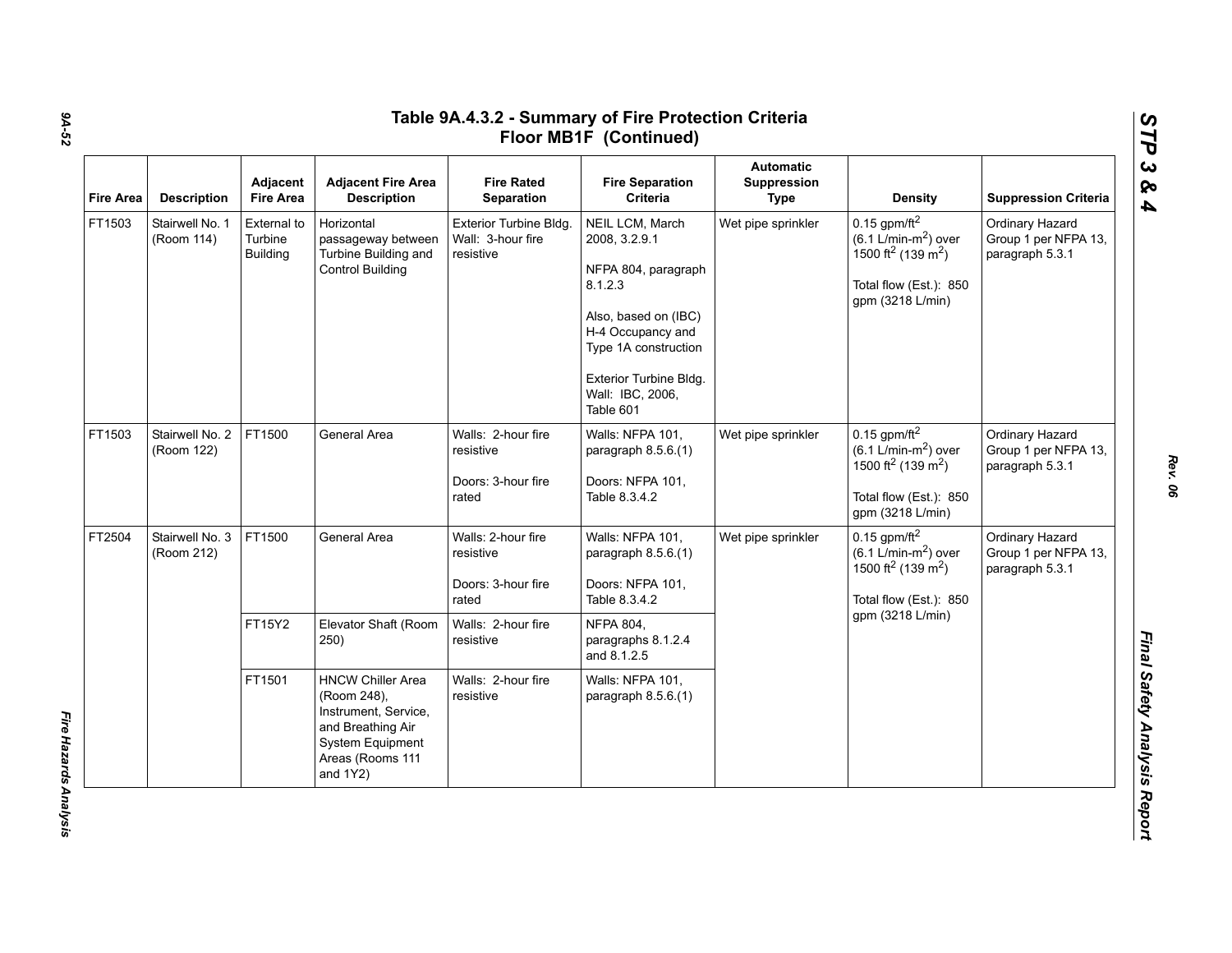# Table 9A.4.3.2 - Summary of Fire Protection Criteria Floor MB1F (Continued)

| Fire Area | Description | Adjacent Fire Area | Adjacent Fire Area Description | Fire Rated Separation | Fire Separation Criteria | Automatic Suppression Type | Density | Suppression Criteria |
|---|---|---|---|---|---|---|---|---|
| FT1503 | Stairwell No. 1 (Room 114) | External to Turbine Building | Horizontal passageway between Turbine Building and Control Building | Exterior Turbine Bldg. Wall: 3-hour fire resistive | NEIL LCM, March 2008, 3.2.9.1<br><br>NFPA 804, paragraph 8.1.2.3<br><br>Also, based on (IBC) H-4 Occupancy and Type 1A construction<br><br>Exterior Turbine Bldg. Wall: IBC, 2006, Table 601 | Wet pipe sprinkler | 0.15 gpm/ft$^2$ (6.1 L/min-m$^2$) over 1500 ft$^2$ (139 m$^2$)<br><br>Total flow (Est.): 850 gpm (3218 L/min) | Ordinary Hazard Group 1 per NFPA 13, paragraph 5.3.1 |
| FT1503 | Stairwell No. 2 (Room 122) | FT1500 | General Area | Walls: 2-hour fire resistive<br><br>Doors: 3-hour fire rated | Walls: NFPA 101, paragraph 8.5.6.(1)<br><br>Doors: NFPA 101, Table 8.3.4.2 | Wet pipe sprinkler | 0.15 gpm/ft$^2$ (6.1 L/min-m$^2$) over 1500 ft$^2$ (139 m$^2$)<br><br>Total flow (Est.): 850 gpm (3218 L/min) | Ordinary Hazard Group 1 per NFPA 13, paragraph 5.3.1 |
| FT2504 | Stairwell No. 3 (Room 212) | FT1500 | General Area | Walls: 2-hour fire resistive<br><br>Doors: 3-hour fire rated | Walls: NFPA 101, paragraph 8.5.6.(1)<br><br>Doors: NFPA 101, Table 8.3.4.2 | Wet pipe sprinkler | 0.15 gpm/ft$^2$ (6.1 L/min-m$^2$) over 1500 ft$^2$ (139 m$^2$)<br><br>Total flow (Est.): 850 gpm (3218 L/min) | Ordinary Hazard Group 1 per NFPA 13, paragraph 5.3.1 |
| | | FT15Y2 | Elevator Shaft (Room 250) | Walls: 2-hour fire resistive | NFPA 804, paragraphs 8.1.2.4 and 8.1.2.5 | | | |
| | | FT1501 | HNCW Chiller Area (Room 248), Instrument, Service, and Breathing Air System Equipment Areas (Rooms 111 and 1Y2) | Walls: 2-hour fire resistive | Walls: NFPA 101, paragraph 8.5.6.(1) | | | |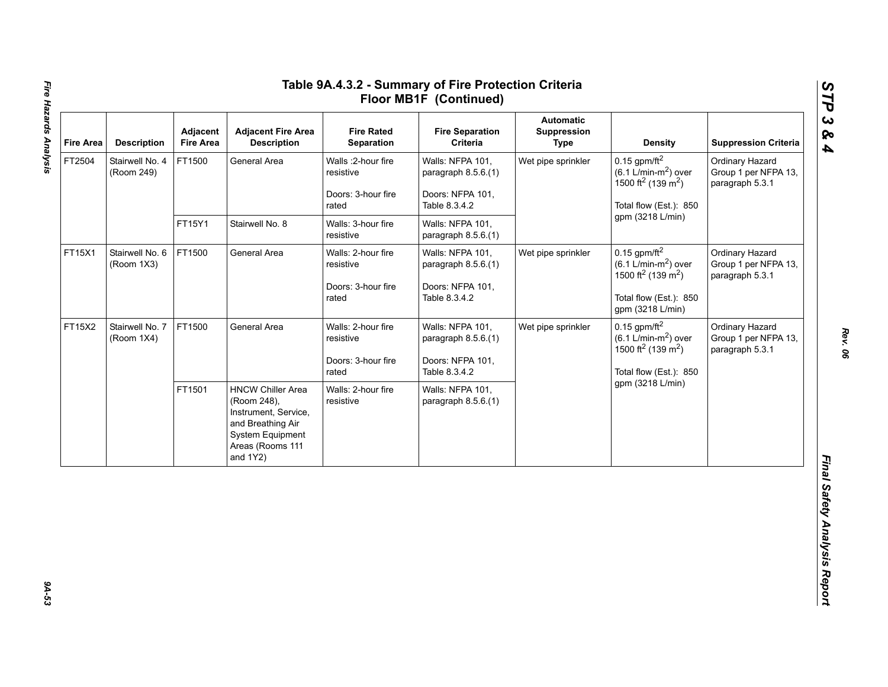# Table 9A.4.3.2 - Summary of Fire Protection Criteria Floor MB1F (Continued)

| Fire Area | Description | Adjacent Fire Area | Adjacent Fire Area Description | Fire Rated Separation | Fire Separation Criteria | Automatic Suppression Type | Density | Suppression Criteria |
|---|---|---|---|---|---|---|---|---|
| FT2504 | Stairwell No. 4 (Room 249) | FT1500 | General Area | Walls :2-hour fire resistive<br><br>Doors: 3-hour fire rated | Walls: NFPA 101, paragraph 8.5.6.(1)<br><br>Doors: NFPA 101, Table 8.3.4.2 | Wet pipe sprinkler | 0.15 gpm/ft$^2$ (6.1 L/min-m$^2$) over 1500 ft$^2$ (139 m$^2$)<br><br>Total flow (Est.): 850 gpm (3218 L/min) | Ordinary Hazard Group 1 per NFPA 13, paragraph 5.3.1 |
| | | FT15Y1 | Stairwell No. 8 | Walls: 3-hour fire resistive | Walls: NFPA 101, paragraph 8.5.6.(1) | | | |
| FT15X1 | Stairwell No. 6 (Room 1X3) | FT1500 | General Area | Walls: 2-hour fire resistive<br><br>Doors: 3-hour fire rated | Walls: NFPA 101, paragraph 8.5.6.(1)<br><br>Doors: NFPA 101, Table 8.3.4.2 | Wet pipe sprinkler | 0.15 gpm/ft$^2$ (6.1 L/min-m$^2$) over 1500 ft$^2$ (139 m$^2$)<br><br>Total flow (Est.): 850 gpm (3218 L/min) | Ordinary Hazard Group 1 per NFPA 13, paragraph 5.3.1 |
| FT15X2 | Stairwell No. 7 (Room 1X4) | FT1500 | General Area | Walls: 2-hour fire resistive<br><br>Doors: 3-hour fire rated | Walls: NFPA 101, paragraph 8.5.6.(1)<br><br>Doors: NFPA 101, Table 8.3.4.2 | Wet pipe sprinkler | 0.15 gpm/ft$^2$ (6.1 L/min-m$^2$) over 1500 ft$^2$ (139 m$^2$)<br><br>Total flow (Est.): 850 gpm (3218 L/min) | Ordinary Hazard Group 1 per NFPA 13, paragraph 5.3.1 |
| | | FT1501 | HNCW Chiller Area (Room 248), Instrument, Service, and Breathing Air System Equipment Areas (Rooms 111 and 1Y2) | Walls: 2-hour fire resistive | Walls: NFPA 101, paragraph 8.5.6.(1) | | | |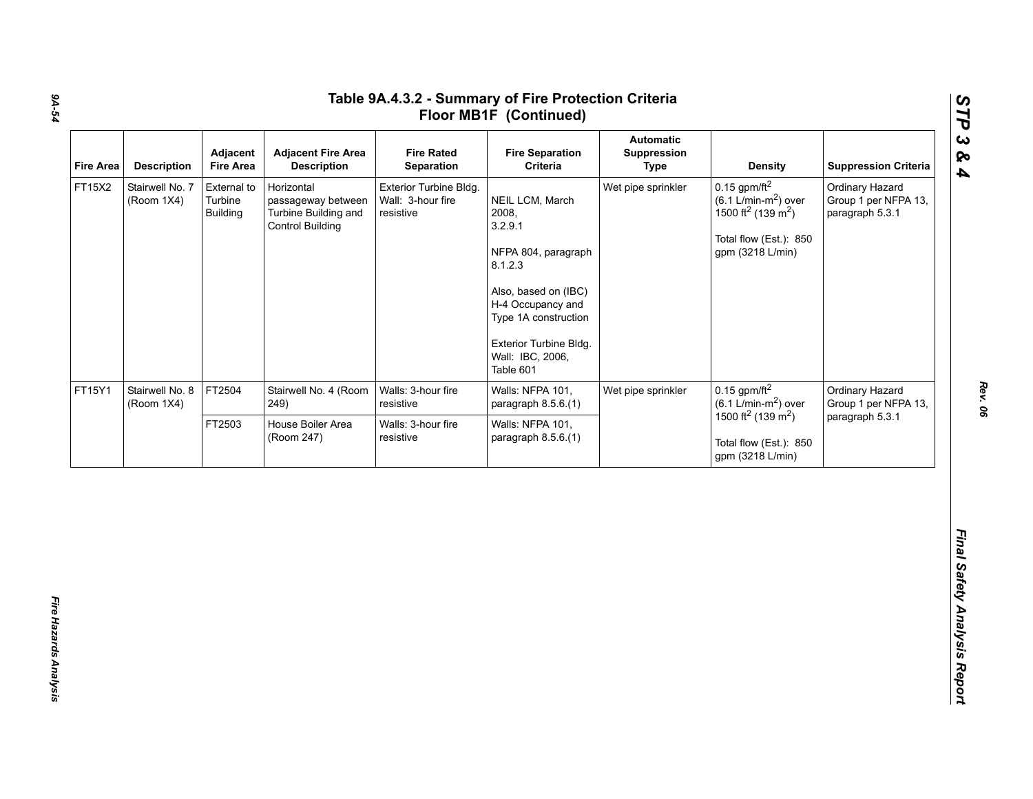# Table 9A.4.3.2 - Summary of Fire Protection Criteria Floor MB1F (Continued)

| Fire Area | Description | Adjacent Fire Area | Adjacent Fire Area Description | Fire Rated Separation | Fire Separation Criteria | Automatic Suppression Type | Density | Suppression Criteria |
|---|---|---|---|---|---|---|---|---|
| FT15X2 | Stairwell No. 7 (Room 1X4) | External to Turbine Building | Horizontal passageway between Turbine Building and Control Building | Exterior Turbine Bldg. Wall: 3-hour fire resistive | NEIL LCM, March 2008, 3.2.9.1<br><br>NFPA 804, paragraph 8.1.2.3<br><br>Also, based on (IBC) H-4 Occupancy and Type 1A construction<br><br>Exterior Turbine Bldg. Wall: IBC, 2006, Table 601 | Wet pipe sprinkler | 0.15 gpm/ft$^2$ (6.1 L/min-m$^2$) over 1500 ft$^2$ (139 m$^2$)<br><br>Total flow (Est.): 850 gpm (3218 L/min) | Ordinary Hazard Group 1 per NFPA 13, paragraph 5.3.1 |
| FT15Y1 | Stairwell No. 8 (Room 1X4) | FT2504 | Stairwell No. 4 (Room 249) | Walls: 3-hour fire resistive | Walls: NFPA 101, paragraph 8.5.6.(1) | Wet pipe sprinkler | 0.15 gpm/ft$^2$ (6.1 L/min-m$^2$) over 1500 ft$^2$ (139 m$^2$)<br><br>Total flow (Est.): 850 gpm (3218 L/min) | Ordinary Hazard Group 1 per NFPA 13, paragraph 5.3.1 |
| | | FT2503 | House Boiler Area (Room 247) | Walls: 3-hour fire resistive | Walls: NFPA 101, paragraph 8.5.6.(1) | | | |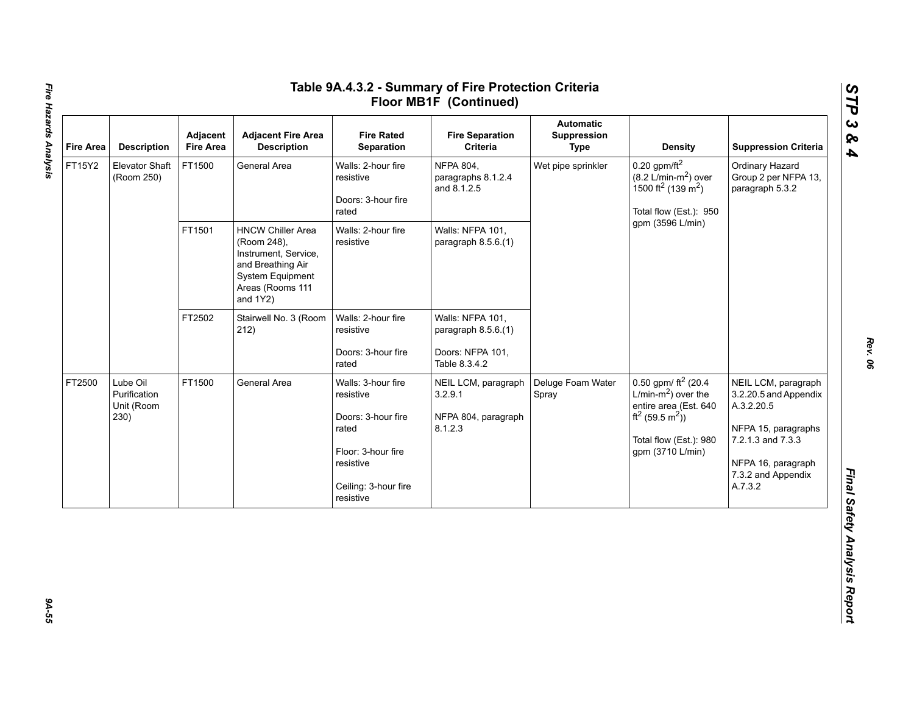# Table 9A.4.3.2 - Summary of Fire Protection Criteria Floor MB1F (Continued)

| Fire Area | Description | Adjacent Fire Area | Adjacent Fire Area Description | Fire Rated Separation | Fire Separation Criteria | Automatic Suppression Type | Density | Suppression Criteria |
|---|---|---|---|---|---|---|---|---|
| FT15Y2 | Elevator Shaft (Room 250) | FT1500 | General Area | Walls: 2-hour fire resistive<br><br>Doors: 3-hour fire rated | NFPA 804, paragraphs 8.1.2.4 and 8.1.2.5 | Wet pipe sprinkler | 0.20 gpm/ft$^2$ (8.2 L/min-m$^2$) over 1500 ft$^2$ (139 m$^2$)<br><br>Total flow (Est.): 950 gpm (3596 L/min) | Ordinary Hazard Group 2 per NFPA 13, paragraph 5.3.2 |
| | | FT1501 | HNCW Chiller Area (Room 248), Instrument, Service, and Breathing Air System Equipment Areas (Rooms 111 and 1Y2) | Walls: 2-hour fire resistive | Walls: NFPA 101, paragraph 8.5.6.(1) | | | |
| | | FT2502 | Stairwell No. 3 (Room 212) | Walls: 2-hour fire resistive<br><br>Doors: 3-hour fire rated | Walls: NFPA 101, paragraph 8.5.6.(1)<br><br>Doors: NFPA 101, Table 8.3.4.2 | | | |
| FT2500 | Lube Oil Purification Unit (Room 230) | FT1500 | General Area | Walls: 3-hour fire resistive<br><br>Doors: 3-hour fire rated<br><br>Floor: 3-hour fire resistive<br><br>Ceiling: 3-hour fire resistive | NEIL LCM, paragraph 3.2.9.1<br><br>NFPA 804, paragraph 8.1.2.3 | Deluge Foam Water Spray | 0.50 gpm/ ft$^2$ (20.4 L/min-m$^2$) over the entire area (Est. 640 ft$^2$ (59.5 m$^2$))<br><br>Total flow (Est.): 980 gpm (3710 L/min) | NEIL LCM, paragraph 3.2.20.5 and Appendix A.3.2.20.5<br><br>NFPA 15, paragraphs 7.2.1.3 and 7.3.3<br><br>NFPA 16, paragraph 7.3.2 and Appendix A.7.3.2 |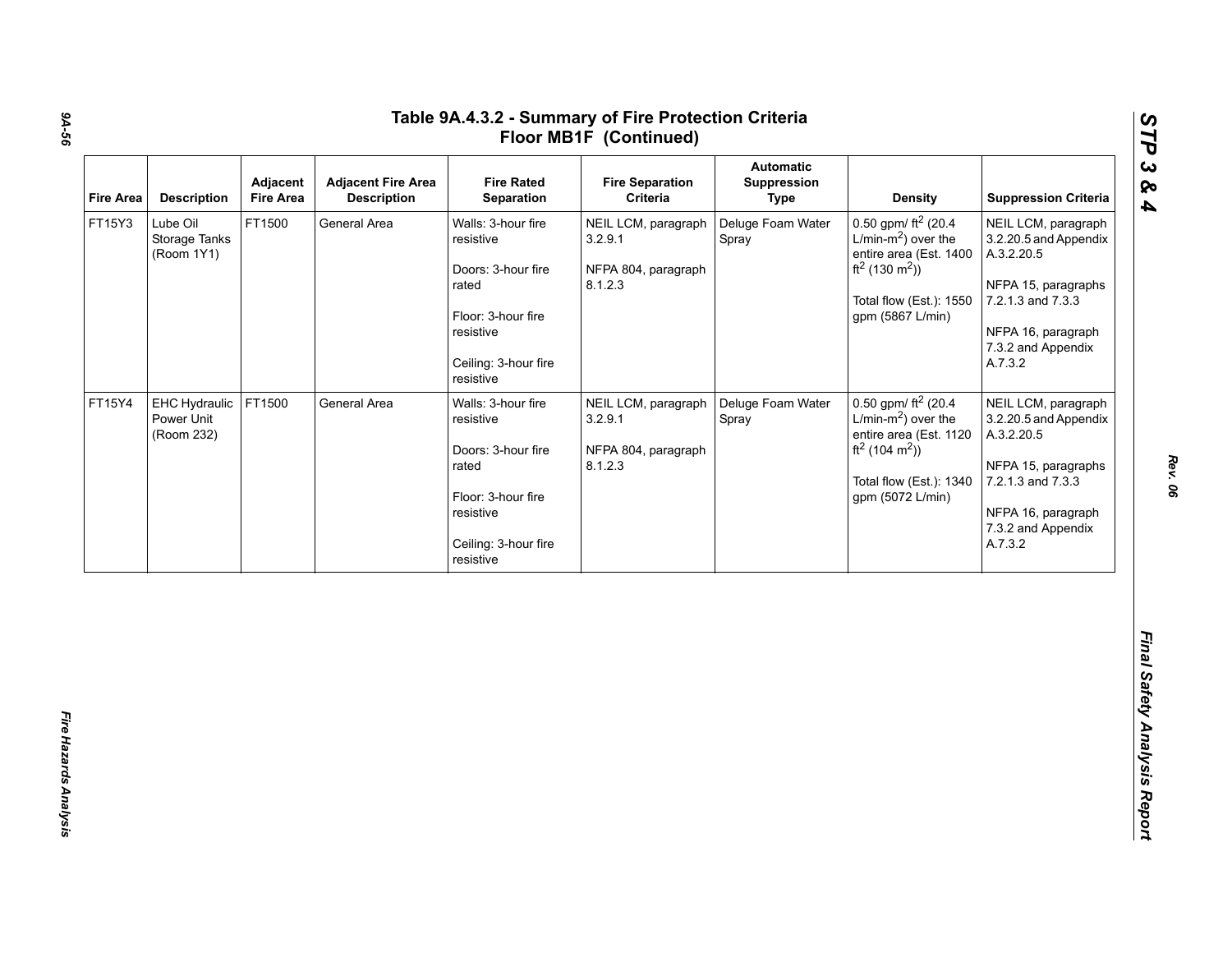# Table 9A.4.3.2 - Summary of Fire Protection Criteria Floor MB1F (Continued)

| Fire Area | Description | Adjacent Fire Area | Adjacent Fire Area Description | Fire Rated Separation | Fire Separation Criteria | Automatic Suppression Type | Density | Suppression Criteria |
|---|---|---|---|---|---|---|---|---|
| FT15Y3 | Lube Oil Storage Tanks (Room 1Y1) | FT1500 | General Area | Walls: 3-hour fire resistive<br><br>Doors: 3-hour fire rated<br><br>Floor: 3-hour fire resistive<br><br>Ceiling: 3-hour fire resistive | NEIL LCM, paragraph 3.2.9.1<br><br>NFPA 804, paragraph 8.1.2.3 | Deluge Foam Water Spray | 0.50 gpm/ $ft^2$ (20.4 L/min-$m^2$) over the entire area (Est. 1400 $ft^2$ (130 $m^2$))<br><br>Total flow (Est.): 1550 gpm (5867 L/min) | NEIL LCM, paragraph 3.2.20.5 and Appendix A.3.2.20.5<br><br>NFPA 15, paragraphs 7.2.1.3 and 7.3.3<br><br>NFPA 16, paragraph 7.3.2 and Appendix A.7.3.2 |
| FT15Y4 | EHC Hydraulic Power Unit (Room 232) | FT1500 | General Area | Walls: 3-hour fire resistive<br><br>Doors: 3-hour fire rated<br><br>Floor: 3-hour fire resistive<br><br>Ceiling: 3-hour fire resistive | NEIL LCM, paragraph 3.2.9.1<br><br>NFPA 804, paragraph 8.1.2.3 | Deluge Foam Water Spray | 0.50 gpm/ $ft^2$ (20.4 L/min-$m^2$) over the entire area (Est. 1120 $ft^2$ (104 $m^2$))<br><br>Total flow (Est.): 1340 gpm (5072 L/min) | NEIL LCM, paragraph 3.2.20.5 and Appendix A.3.2.20.5<br><br>NFPA 15, paragraphs 7.2.1.3 and 7.3.3<br><br>NFPA 16, paragraph 7.3.2 and Appendix A.7.3.2 |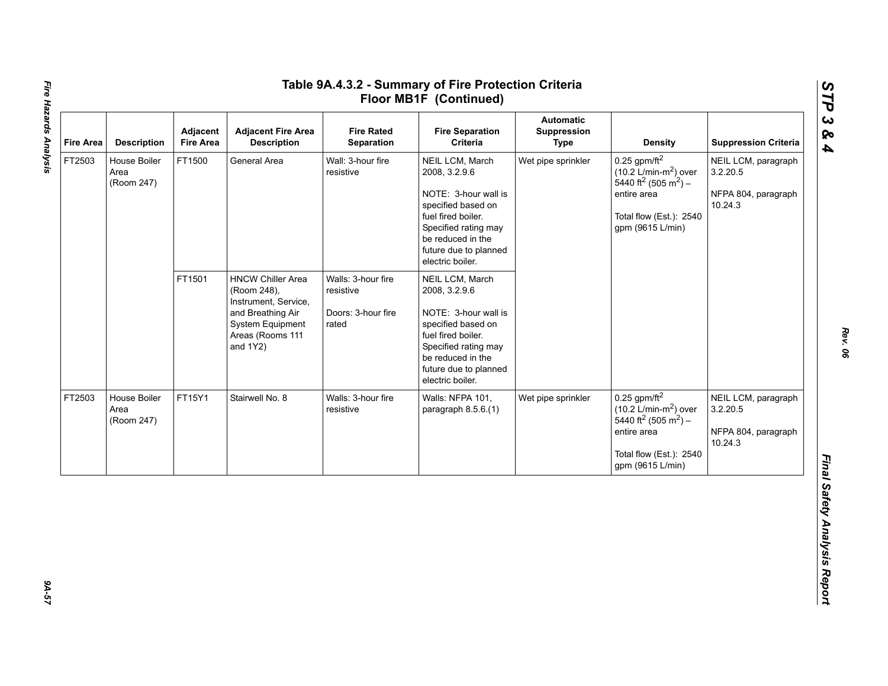# Table 9A.4.3.2 - Summary of Fire Protection Criteria Floor MB1F (Continued)

| Fire Area | Description | Adjacent Fire Area | Adjacent Fire Area Description | Fire Rated Separation | Fire Separation Criteria | Automatic Suppression Type | Density | Suppression Criteria |
|---|---|---|---|---|---|---|---|---|
| FT2503 | House Boiler Area (Room 247) | FT1500 | General Area | Wall: 3-hour fire resistive | NEIL LCM, March 2008, 3.2.9.6<br><br>NOTE: 3-hour wall is specified based on fuel fired boiler. Specified rating may be reduced in the future due to planned electric boiler. | Wet pipe sprinkler | 0.25 $gpm/ft^2$ (10.2 $L/min\text{-}m^2$) over 5440 $ft^2$ (505 $m^2$) – entire area<br><br>Total flow (Est.): 2540 gpm (9615 L/min) | NEIL LCM, paragraph 3.2.20.5<br><br>NFPA 804, paragraph 10.24.3 |
| | | FT1501 | HNCW Chiller Area (Room 248), Instrument, Service, and Breathing Air System Equipment Areas (Rooms 111 and 1Y2) | Walls: 3-hour fire resistive<br><br>Doors: 3-hour fire rated | NEIL LCM, March 2008, 3.2.9.6<br><br>NOTE: 3-hour wall is specified based on fuel fired boiler. Specified rating may be reduced in the future due to planned electric boiler. | | | |
| FT2503 | House Boiler Area (Room 247) | FT15Y1 | Stairwell No. 8 | Walls: 3-hour fire resistive | Walls: NFPA 101, paragraph 8.5.6.(1) | Wet pipe sprinkler | 0.25 $gpm/ft^2$ (10.2 $L/min\text{-}m^2$) over 5440 $ft^2$ (505 $m^2$) – entire area<br><br>Total flow (Est.): 2540 gpm (9615 L/min) | NEIL LCM, paragraph 3.2.20.5<br><br>NFPA 804, paragraph 10.24.3 |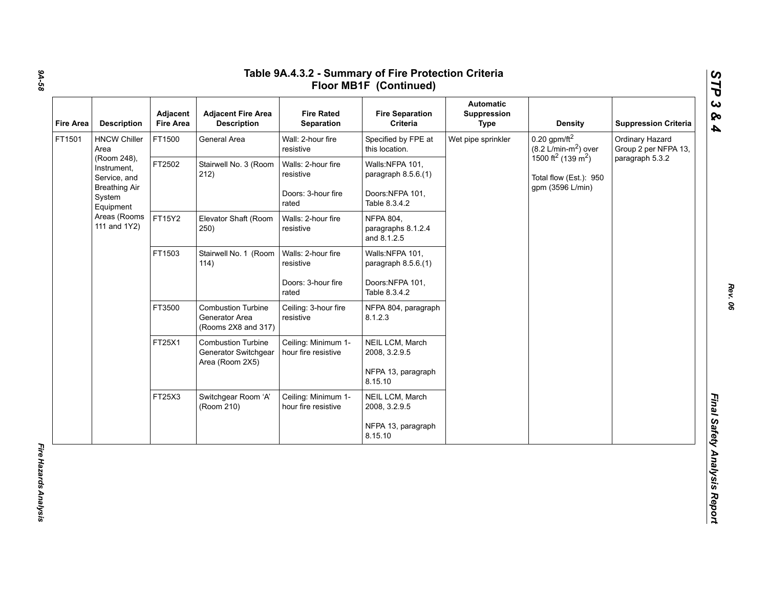# Table 9A.4.3.2 - Summary of Fire Protection Criteria Floor MB1F (Continued)

| Fire Area | Description | Adjacent Fire Area | Adjacent Fire Area Description | Fire Rated Separation | Fire Separation Criteria | Automatic Suppression Type | Density | Suppression Criteria |
|---|---|---|---|---|---|---|---|---|
| FT1501 | HNCW Chiller Area (Room 248), Instrument, Service, and Breathing Air System Equipment Areas (Rooms 111 and 1Y2) | FT1500 | General Area | Wall: 2-hour fire resistive | Specified by FPE at this location. | Wet pipe sprinkler | 0.20 gpm/ft$^2$ (8.2 L/min-m$^2$) over 1500 ft$^2$ (139 m$^2$)<br><br>Total flow (Est.): 950 gpm (3596 L/min) | Ordinary Hazard Group 2 per NFPA 13, paragraph 5.3.2 |
| | | FT2502 | Stairwell No. 3 (Room 212) | Walls: 2-hour fire resistive<br><br>Doors: 3-hour fire rated | Walls:NFPA 101, paragraph 8.5.6.(1)<br><br>Doors:NFPA 101, Table 8.3.4.2 | | | |
| | | FT15Y2 | Elevator Shaft (Room 250) | Walls: 2-hour fire resistive | NFPA 804, paragraphs 8.1.2.4 and 8.1.2.5 | | | |
| | | FT1503 | Stairwell No. 1 (Room 114) | Walls: 2-hour fire resistive<br><br>Doors: 3-hour fire rated | Walls:NFPA 101, paragraph 8.5.6.(1)<br><br>Doors:NFPA 101, Table 8.3.4.2 | | | |
| | | FT3500 | Combustion Turbine Generator Area (Rooms 2X8 and 317) | Ceiling: 3-hour fire resistive | NFPA 804, paragraph 8.1.2.3 | | | |
| | | FT25X1 | Combustion Turbine Generator Switchgear Area (Room 2X5) | Ceiling: Minimum 1-hour fire resistive | NEIL LCM, March 2008, 3.2.9.5<br><br>NFPA 13, paragraph 8.15.10 | | | |
| | | FT25X3 | Switchgear Room 'A' (Room 210) | Ceiling: Minimum 1-hour fire resistive | NEIL LCM, March 2008, 3.2.9.5<br><br>NFPA 13, paragraph 8.15.10 | | | |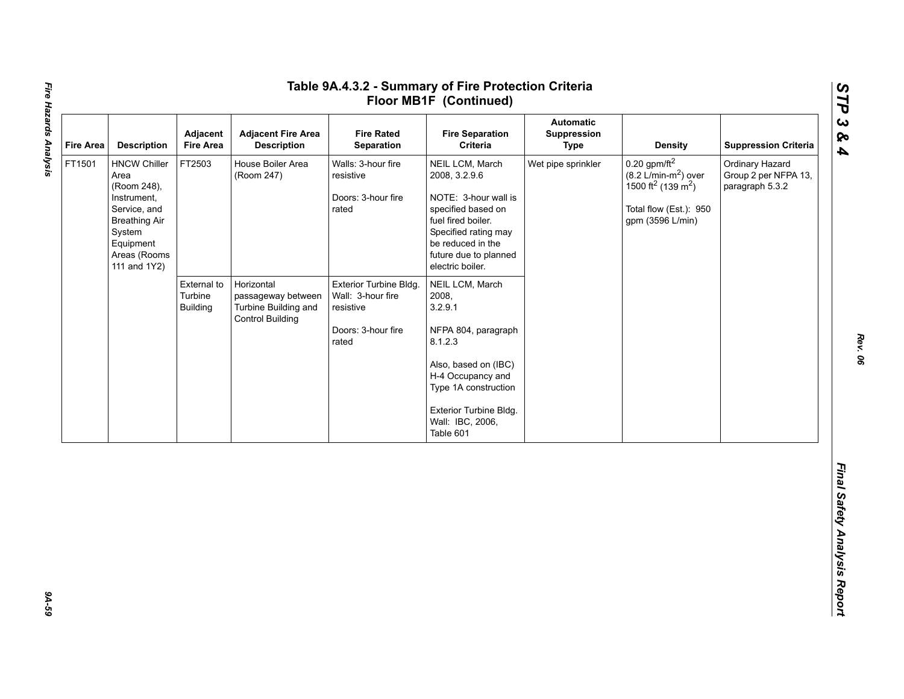# Table 9A.4.3.2 - Summary of Fire Protection Criteria Floor MB1F (Continued)

| Fire Area | Description | Adjacent Fire Area | Adjacent Fire Area Description | Fire Rated Separation | Fire Separation Criteria | Automatic Suppression Type | Density | Suppression Criteria |
|---|---|---|---|---|---|---|---|---|
| FT1501 | HNCW Chiller Area (Room 248), Instrument, Service, and Breathing Air System Equipment Areas (Rooms 111 and 1Y2) | FT2503 | House Boiler Area (Room 247) | Walls: 3-hour fire resistive<br><br>Doors: 3-hour fire rated | NEIL LCM, March 2008, 3.2.9.6<br><br>NOTE: 3-hour wall is specified based on fuel fired boiler. Specified rating may be reduced in the future due to planned electric boiler. | Wet pipe sprinkler | 0.20 gpm/ft$^2$ (8.2 L/min-m$^2$) over 1500 ft$^2$ (139 m$^2$)<br><br>Total flow (Est.): 950 gpm (3596 L/min) | Ordinary Hazard Group 2 per NFPA 13, paragraph 5.3.2 |
| | | External to Turbine Building | Horizontal passageway between Turbine Building and Control Building | Exterior Turbine Bldg. Wall: 3-hour fire resistive<br><br>Doors: 3-hour fire rated | NEIL LCM, March 2008, 3.2.9.1<br><br>NFPA 804, paragraph 8.1.2.3<br><br>Also, based on (IBC) H-4 Occupancy and Type 1A construction<br><br>Exterior Turbine Bldg. Wall: IBC, 2006, Table 601 | | | |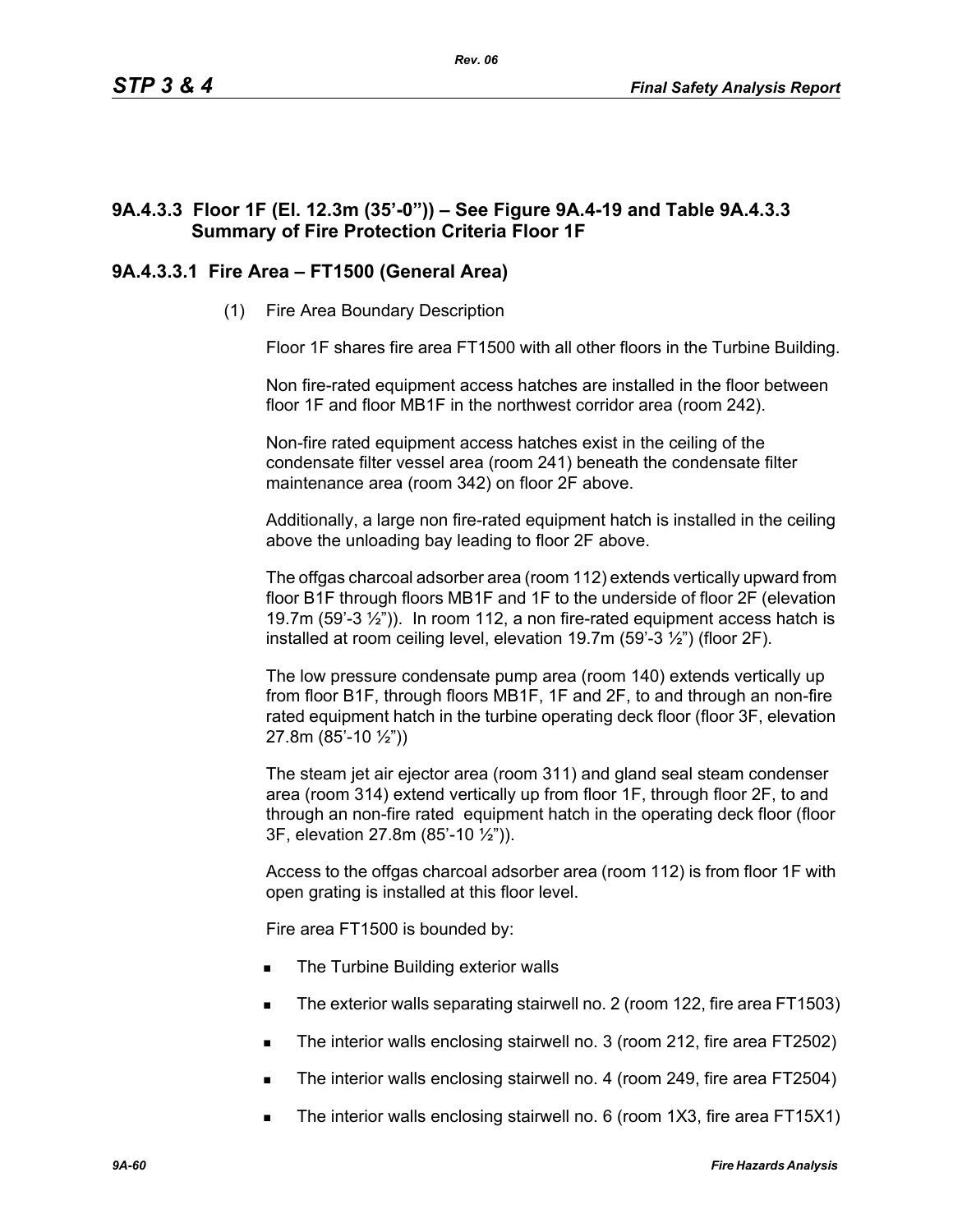### 9A.4.3.3 Floor 1F (El. 12.3m (35'-0")) – See Figure 9A.4-19 and Table 9A.4.3.3 Summary of Fire Protection Criteria Floor 1F

#### 9A.4.3.3.1 Fire Area – FT1500 (General Area)

(1) Fire Area Boundary Description

Floor 1F shares fire area FT1500 with all other floors in the Turbine Building.

Non fire-rated equipment access hatches are installed in the floor between floor 1F and floor MB1F in the northwest corridor area (room 242).

Non-fire rated equipment access hatches exist in the ceiling of the condensate filter vessel area (room 241) beneath the condensate filter maintenance area (room 342) on floor 2F above.

Additionally, a large non fire-rated equipment hatch is installed in the ceiling above the unloading bay leading to floor 2F above.

The offgas charcoal adsorber area (room 112) extends vertically upward from floor B1F through floors MB1F and 1F to the underside of floor 2F (elevation 19.7m (59'-3 ½")). In room 112, a non fire-rated equipment access hatch is installed at room ceiling level, elevation 19.7m (59'-3 ½") (floor 2F).

The low pressure condensate pump area (room 140) extends vertically up from floor B1F, through floors MB1F, 1F and 2F, to and through an non-fire rated equipment hatch in the turbine operating deck floor (floor 3F, elevation 27.8m (85'-10 ½"))

The steam jet air ejector area (room 311) and gland seal steam condenser area (room 314) extend vertically up from floor 1F, through floor 2F, to and through an non-fire rated equipment hatch in the operating deck floor (floor 3F, elevation 27.8m (85'-10 ½")).

Access to the offgas charcoal adsorber area (room 112) is from floor 1F with open grating is installed at this floor level.

Fire area FT1500 is bounded by:

- The Turbine Building exterior walls
- The exterior walls separating stairwell no. 2 (room 122, fire area FT1503)
- The interior walls enclosing stairwell no. 3 (room 212, fire area FT2502)
- The interior walls enclosing stairwell no. 4 (room 249, fire area FT2504)
- The interior walls enclosing stairwell no. 6 (room 1X3, fire area FT15X1)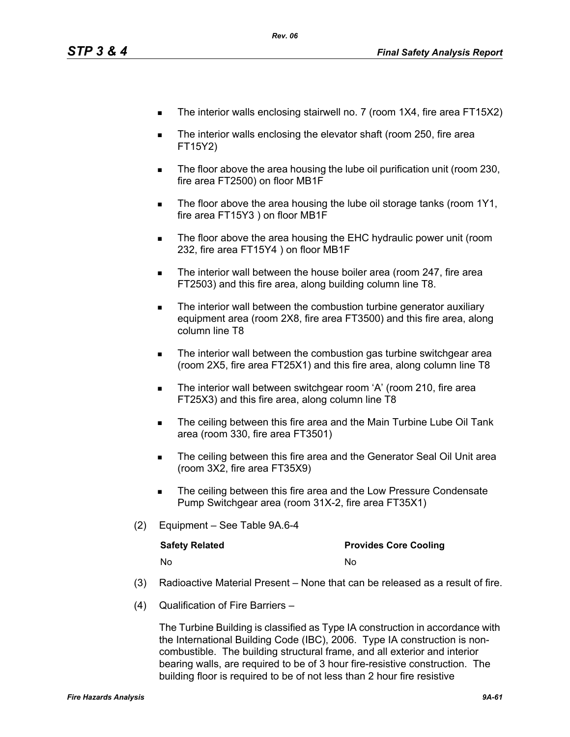- The interior walls enclosing stairwell no. 7 (room 1X4, fire area FT15X2)
- The interior walls enclosing the elevator shaft (room 250, fire area FT15Y2)
- The floor above the area housing the lube oil purification unit (room 230, fire area FT2500) on floor MB1F
- The floor above the area housing the lube oil storage tanks (room 1Y1, fire area FT15Y3 ) on floor MB1F
- The floor above the area housing the EHC hydraulic power unit (room 232, fire area FT15Y4 ) on floor MB1F
- The interior wall between the house boiler area (room 247, fire area FT2503) and this fire area, along building column line T8.
- The interior wall between the combustion turbine generator auxiliary equipment area (room 2X8, fire area FT3500) and this fire area, along column line T8
- The interior wall between the combustion gas turbine switchgear area (room 2X5, fire area FT25X1) and this fire area, along column line T8
- The interior wall between switchgear room 'A' (room 210, fire area FT25X3) and this fire area, along column line T8
- The ceiling between this fire area and the Main Turbine Lube Oil Tank area (room 330, fire area FT3501)
- The ceiling between this fire area and the Generator Seal Oil Unit area (room 3X2, fire area FT35X9)
- The ceiling between this fire area and the Low Pressure Condensate Pump Switchgear area (room 31X-2, fire area FT35X1)

(2) Equipment – See Table 9A.6-4

| Safety Related | Provides Core Cooling |
|---|---|
| No | No |

(3) Radioactive Material Present – None that can be released as a result of fire.

(4) Qualification of Fire Barriers –

The Turbine Building is classified as Type IA construction in accordance with the International Building Code (IBC), 2006. Type IA construction is non-combustible. The building structural frame, and all exterior and interior bearing walls, are required to be of 3 hour fire-resistive construction. The building floor is required to be of not less than 2 hour fire resistive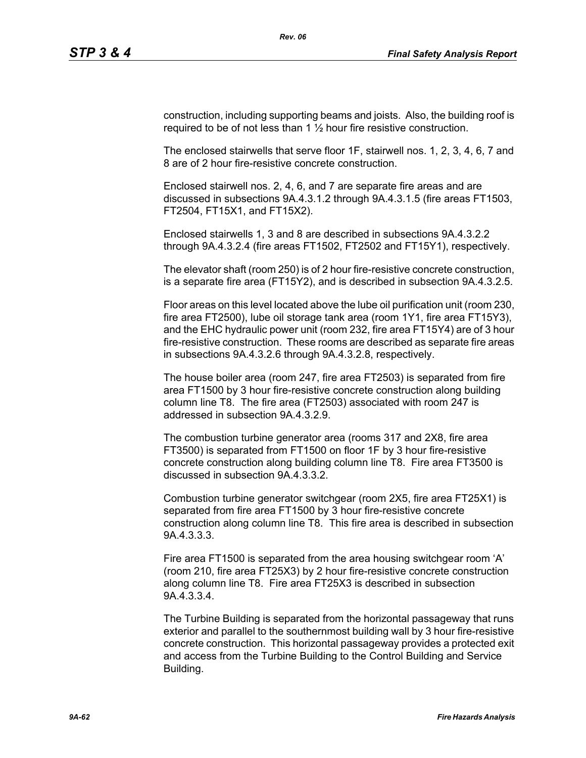construction, including supporting beams and joists. Also, the building roof is required to be of not less than 1 ½ hour fire resistive construction.

The enclosed stairwells that serve floor 1F, stairwell nos. 1, 2, 3, 4, 6, 7 and 8 are of 2 hour fire-resistive concrete construction.

Enclosed stairwell nos. 2, 4, 6, and 7 are separate fire areas and are discussed in subsections 9A.4.3.1.2 through 9A.4.3.1.5 (fire areas FT1503, FT2504, FT15X1, and FT15X2).

Enclosed stairwells 1, 3 and 8 are described in subsections 9A.4.3.2.2 through 9A.4.3.2.4 (fire areas FT1502, FT2502 and FT15Y1), respectively.

The elevator shaft (room 250) is of 2 hour fire-resistive concrete construction, is a separate fire area (FT15Y2), and is described in subsection 9A.4.3.2.5.

Floor areas on this level located above the lube oil purification unit (room 230, fire area FT2500), lube oil storage tank area (room 1Y1, fire area FT15Y3), and the EHC hydraulic power unit (room 232, fire area FT15Y4) are of 3 hour fire-resistive construction. These rooms are described as separate fire areas in subsections 9A.4.3.2.6 through 9A.4.3.2.8, respectively.

The house boiler area (room 247, fire area FT2503) is separated from fire area FT1500 by 3 hour fire-resistive concrete construction along building column line T8. The fire area (FT2503) associated with room 247 is addressed in subsection 9A.4.3.2.9.

The combustion turbine generator area (rooms 317 and 2X8, fire area FT3500) is separated from FT1500 on floor 1F by 3 hour fire-resistive concrete construction along building column line T8. Fire area FT3500 is discussed in subsection 9A.4.3.3.2.

Combustion turbine generator switchgear (room 2X5, fire area FT25X1) is separated from fire area FT1500 by 3 hour fire-resistive concrete construction along column line T8. This fire area is described in subsection 9A.4.3.3.3.

Fire area FT1500 is separated from the area housing switchgear room ‘A’ (room 210, fire area FT25X3) by 2 hour fire-resistive concrete construction along column line T8. Fire area FT25X3 is described in subsection 9A.4.3.3.4.

The Turbine Building is separated from the horizontal passageway that runs exterior and parallel to the southernmost building wall by 3 hour fire-resistive concrete construction. This horizontal passageway provides a protected exit and access from the Turbine Building to the Control Building and Service Building.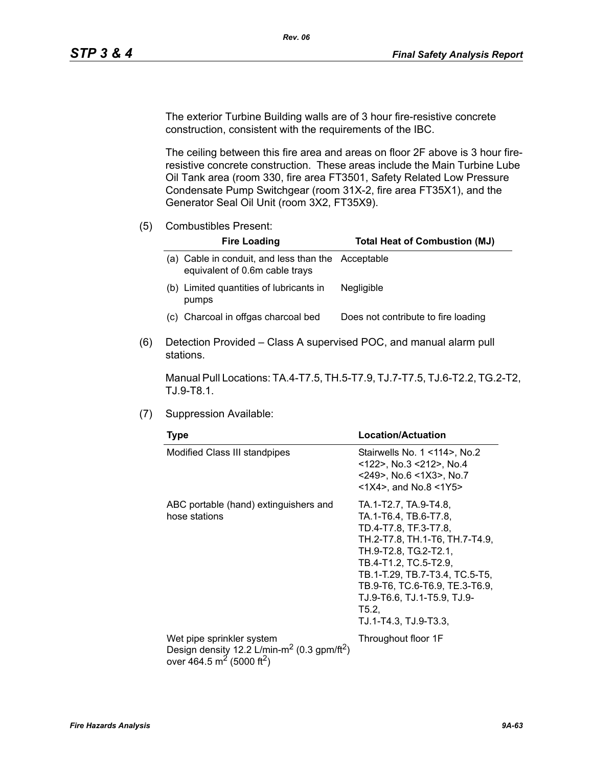The exterior Turbine Building walls are of 3 hour fire-resistive concrete construction, consistent with the requirements of the IBC.

The ceiling between this fire area and areas on floor 2F above is 3 hour fire-resistive concrete construction. These areas include the Main Turbine Lube Oil Tank area (room 330, fire area FT3501, Safety Related Low Pressure Condensate Pump Switchgear (room 31X-2, fire area FT35X1), and the Generator Seal Oil Unit (room 3X2, FT35X9).

(5) Combustibles Present:

| Fire Loading | Total Heat of Combustion (MJ) |
|---|---|
| (a) Cable in conduit, and less than the equivalent of 0.6m cable trays | Acceptable |
| (b) Limited quantities of lubricants in pumps | Negligible |
| (c) Charcoal in offgas charcoal bed | Does not contribute to fire loading |

(6) Detection Provided – Class A supervised POC, and manual alarm pull stations.

Manual Pull Locations: TA.4-T7.5, TH.5-T7.9, TJ.7-T7.5, TJ.6-T2.2, TG.2-T2, TJ.9-T8.1.

(7) Suppression Available:

| Type | Location/Actuation |
|---|---|
| Modified Class III standpipes | Stairwells No. 1 <114>, No.2 <122>, No.3 <212>, No.4 <249>, No.6 <1X3>, No.7 <1X4>, and No.8 <1Y5> |
| ABC portable (hand) extinguishers and hose stations | TA.1-T2.7, TA.9-T4.8, TA.1-T6.4, TB.6-T7.8, TD.4-T7.8, TF.3-T7.8, TH.2-T7.8, TH.1-T6, TH.7-T4.9, TH.9-T2.8, TG.2-T2.1, TB.4-T1.2, TC.5-T2.9, TB.1-T.29, TB.7-T3.4, TC.5-T5, TB.9-T6, TC.6-T6.9, TE.3-T6.9, TJ.9-T6.6, TJ.1-T5.9, TJ.9-T5.2, TJ.1-T4.3, TJ.9-T3.3, |
| Wet pipe sprinkler system Design density 12.2 L/min-$m^2$ (0.3 gpm/$ft^2$) over 464.5 $m^2$ (5000 $ft^2$) | Throughout floor 1F |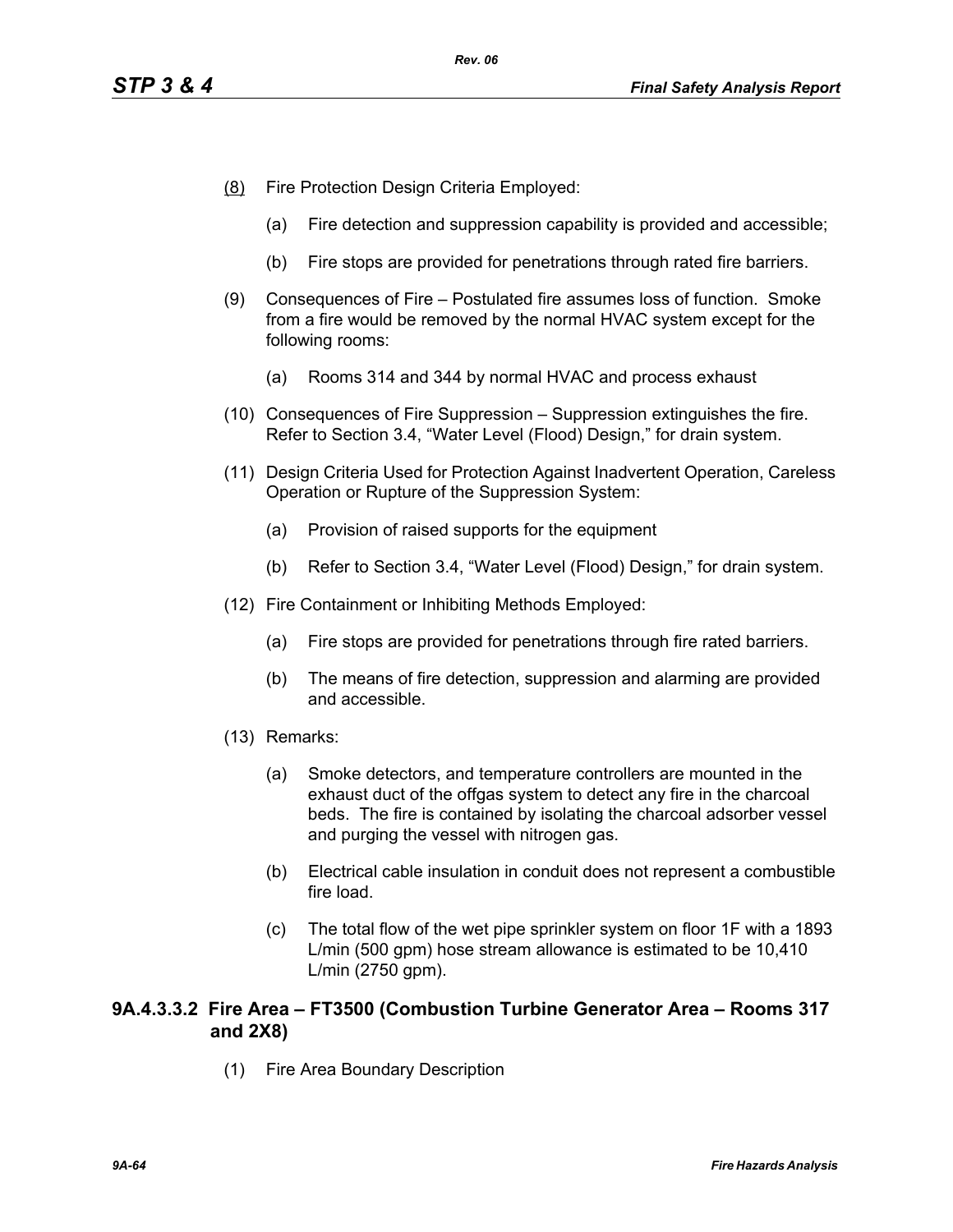(8) Fire Protection Design Criteria Employed:

   (a) Fire detection and suppression capability is provided and accessible;

   (b) Fire stops are provided for penetrations through rated fire barriers.

(9) Consequences of Fire – Postulated fire assumes loss of function. Smoke from a fire would be removed by the normal HVAC system except for the following rooms:

   (a) Rooms 314 and 344 by normal HVAC and process exhaust

(10) Consequences of Fire Suppression – Suppression extinguishes the fire. Refer to Section 3.4, “Water Level (Flood) Design,” for drain system.

(11) Design Criteria Used for Protection Against Inadvertent Operation, Careless Operation or Rupture of the Suppression System:

   (a) Provision of raised supports for the equipment

   (b) Refer to Section 3.4, “Water Level (Flood) Design,” for drain system.

(12) Fire Containment or Inhibiting Methods Employed:

   (a) Fire stops are provided for penetrations through fire rated barriers.

   (b) The means of fire detection, suppression and alarming are provided and accessible.

(13) Remarks:

   (a) Smoke detectors, and temperature controllers are mounted in the exhaust duct of the offgas system to detect any fire in the charcoal beds. The fire is contained by isolating the charcoal adsorber vessel and purging the vessel with nitrogen gas.

   (b) Electrical cable insulation in conduit does not represent a combustible fire load.

   (c) The total flow of the wet pipe sprinkler system on floor 1F with a 1893 L/min (500 gpm) hose stream allowance is estimated to be 10,410 L/min (2750 gpm).

#### 9A.4.3.3.2 Fire Area – FT3500 (Combustion Turbine Generator Area – Rooms 317 and 2X8)

(1) Fire Area Boundary Description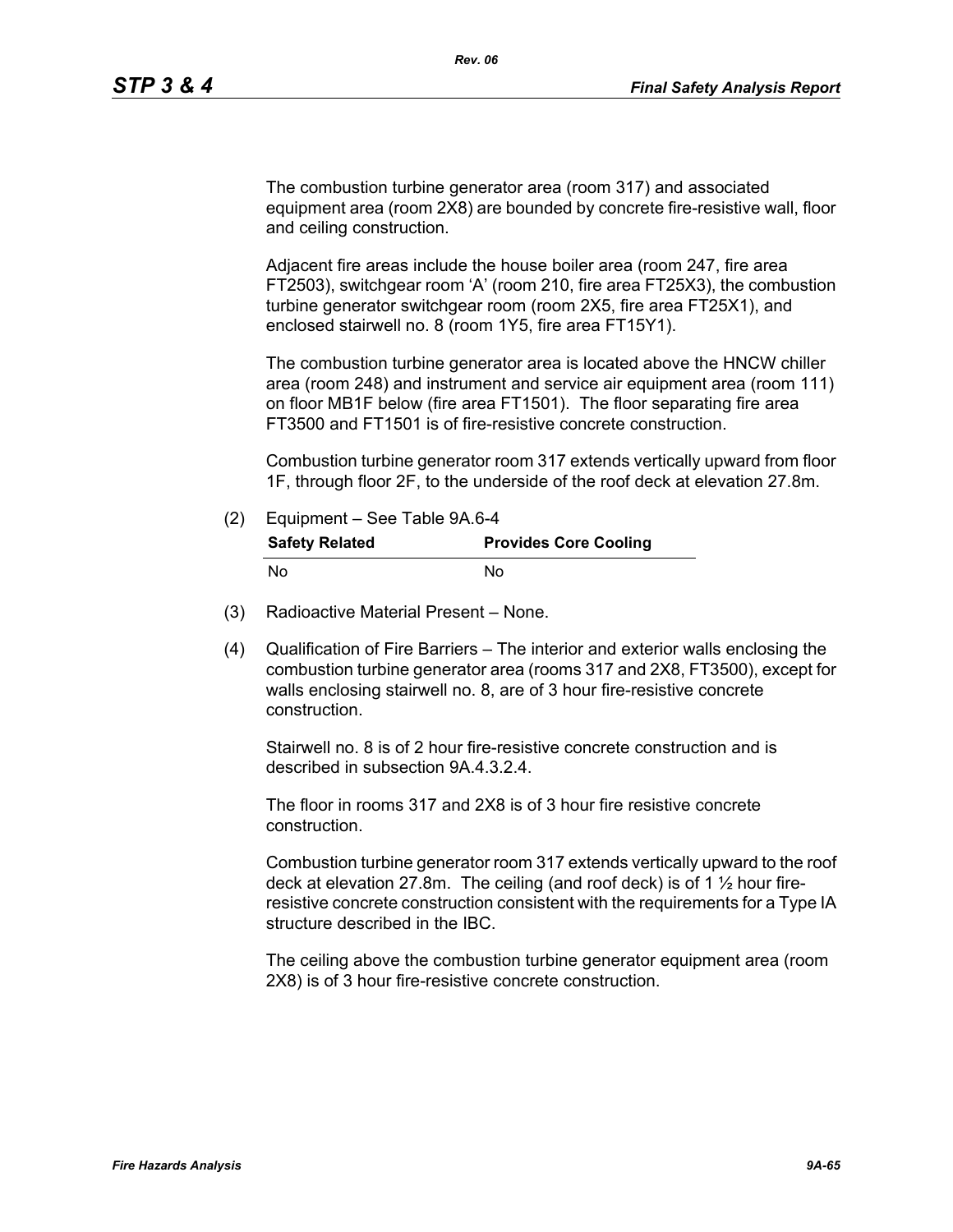The combustion turbine generator area (room 317) and associated equipment area (room 2X8) are bounded by concrete fire-resistive wall, floor and ceiling construction.

Adjacent fire areas include the house boiler area (room 247, fire area FT2503), switchgear room 'A' (room 210, fire area FT25X3), the combustion turbine generator switchgear room (room 2X5, fire area FT25X1), and enclosed stairwell no. 8 (room 1Y5, fire area FT15Y1).

The combustion turbine generator area is located above the HNCW chiller area (room 248) and instrument and service air equipment area (room 111) on floor MB1F below (fire area FT1501). The floor separating fire area FT3500 and FT1501 is of fire-resistive concrete construction.

Combustion turbine generator room 317 extends vertically upward from floor 1F, through floor 2F, to the underside of the roof deck at elevation 27.8m.

(2) Equipment – See Table 9A.6-4

| Safety Related | Provides Core Cooling |
|---|---|
| No | No |

(3) Radioactive Material Present – None.

(4) Qualification of Fire Barriers – The interior and exterior walls enclosing the combustion turbine generator area (rooms 317 and 2X8, FT3500), except for walls enclosing stairwell no. 8, are of 3 hour fire-resistive concrete construction.

Stairwell no. 8 is of 2 hour fire-resistive concrete construction and is described in subsection 9A.4.3.2.4.

The floor in rooms 317 and 2X8 is of 3 hour fire resistive concrete construction.

Combustion turbine generator room 317 extends vertically upward to the roof deck at elevation 27.8m. The ceiling (and roof deck) is of 1 ½ hour fire-resistive concrete construction consistent with the requirements for a Type IA structure described in the IBC.

The ceiling above the combustion turbine generator equipment area (room 2X8) is of 3 hour fire-resistive concrete construction.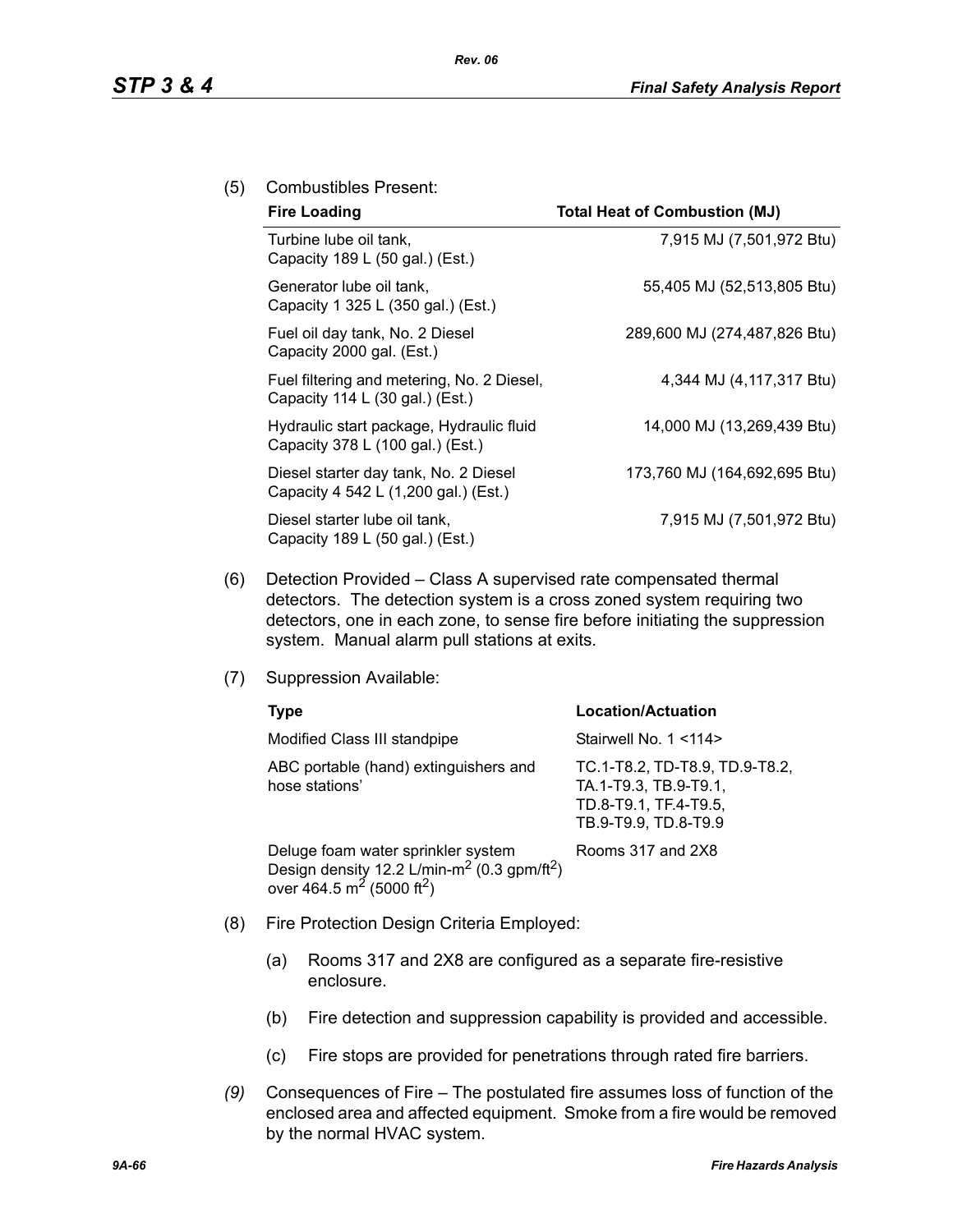(5) Combustibles Present:

| Fire Loading | Total Heat of Combustion (MJ) |
|---|---|
| Turbine lube oil tank, Capacity 189 L (50 gal.) (Est.) | 7,915 MJ (7,501,972 Btu) |
| Generator lube oil tank, Capacity 1 325 L (350 gal.) (Est.) | 55,405 MJ (52,513,805 Btu) |
| Fuel oil day tank, No. 2 Diesel Capacity 2000 gal. (Est.) | 289,600 MJ (274,487,826 Btu) |
| Fuel filtering and metering, No. 2 Diesel, Capacity 114 L (30 gal.) (Est.) | 4,344 MJ (4,117,317 Btu) |
| Hydraulic start package, Hydraulic fluid Capacity 378 L (100 gal.) (Est.) | 14,000 MJ (13,269,439 Btu) |
| Diesel starter day tank, No. 2 Diesel Capacity 4 542 L (1,200 gal.) (Est.) | 173,760 MJ (164,692,695 Btu) |
| Diesel starter lube oil tank, Capacity 189 L (50 gal.) (Est.) | 7,915 MJ (7,501,972 Btu) |

(6) Detection Provided – Class A supervised rate compensated thermal detectors. The detection system is a cross zoned system requiring two detectors, one in each zone, to sense fire before initiating the suppression system. Manual alarm pull stations at exits.

(7) Suppression Available:

| Type | Location/Actuation |
|---|---|
| Modified Class III standpipe | Stairwell No. 1 <114> |
| ABC portable (hand) extinguishers and hose stations' | TC.1-T8.2, TD-T8.9, TD.9-T8.2, TA.1-T9.3, TB.9-T9.1, TD.8-T9.1, TF.4-T9.5, TB.9-T9.9, TD.8-T9.9 |
| Deluge foam water sprinkler system Design density 12.2 L/min-m$^2$ (0.3 gpm/ft$^2$) over 464.5 m$^2$ (5000 ft$^2$) | Rooms 317 and 2X8 |

(8) Fire Protection Design Criteria Employed:

(a) Rooms 317 and 2X8 are configured as a separate fire-resistive enclosure.

(b) Fire detection and suppression capability is provided and accessible.

(c) Fire stops are provided for penetrations through rated fire barriers.

*(9)* Consequences of Fire – The postulated fire assumes loss of function of the enclosed area and affected equipment. Smoke from a fire would be removed by the normal HVAC system.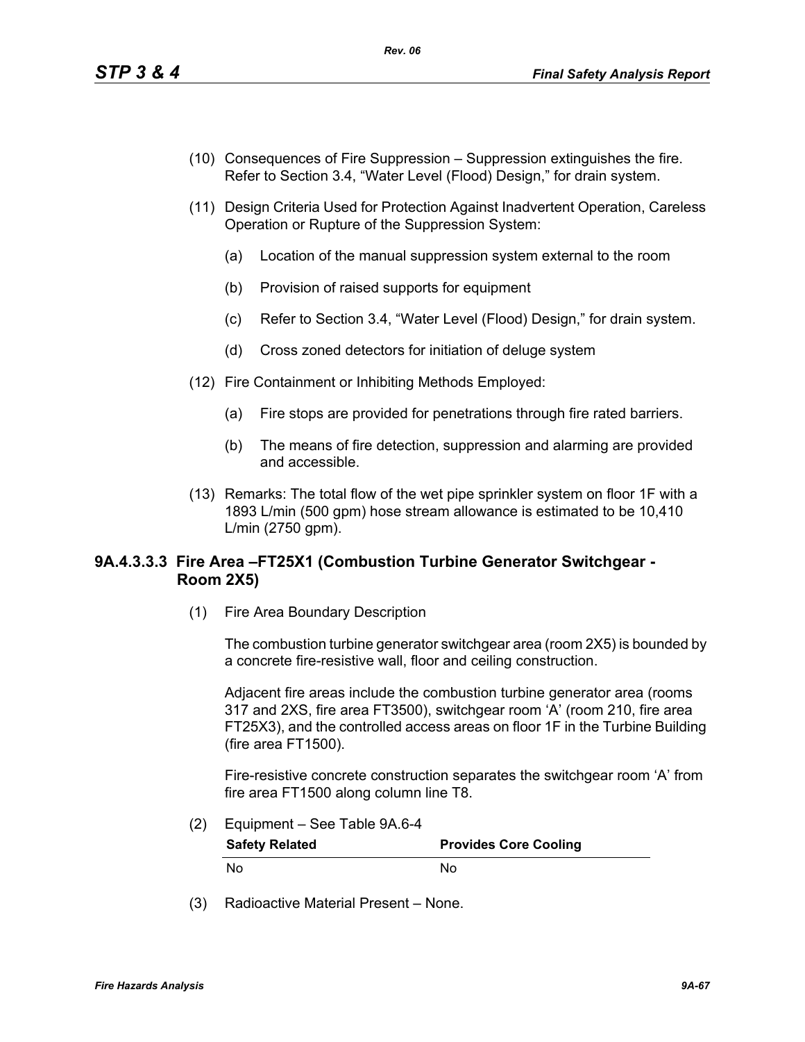(10) Consequences of Fire Suppression – Suppression extinguishes the fire. Refer to Section 3.4, "Water Level (Flood) Design," for drain system.

(11) Design Criteria Used for Protection Against Inadvertent Operation, Careless Operation or Rupture of the Suppression System:

(a) Location of the manual suppression system external to the room

(b) Provision of raised supports for equipment

(c) Refer to Section 3.4, "Water Level (Flood) Design," for drain system.

(d) Cross zoned detectors for initiation of deluge system

(12) Fire Containment or Inhibiting Methods Employed:

(a) Fire stops are provided for penetrations through fire rated barriers.

(b) The means of fire detection, suppression and alarming are provided and accessible.

(13) Remarks: The total flow of the wet pipe sprinkler system on floor 1F with a 1893 L/min (500 gpm) hose stream allowance is estimated to be 10,410 L/min (2750 gpm).

### 9A.4.3.3.3 Fire Area –FT25X1 (Combustion Turbine Generator Switchgear - Room 2X5)

(1) Fire Area Boundary Description

The combustion turbine generator switchgear area (room 2X5) is bounded by a concrete fire-resistive wall, floor and ceiling construction.

Adjacent fire areas include the combustion turbine generator area (rooms 317 and 2XS, fire area FT3500), switchgear room 'A' (room 210, fire area FT25X3), and the controlled access areas on floor 1F in the Turbine Building (fire area FT1500).

Fire-resistive concrete construction separates the switchgear room 'A' from fire area FT1500 along column line T8.

(2) Equipment – See Table 9A.6-4

| Safety Related | Provides Core Cooling |
|---|---|
| No | No |

(3) Radioactive Material Present – None.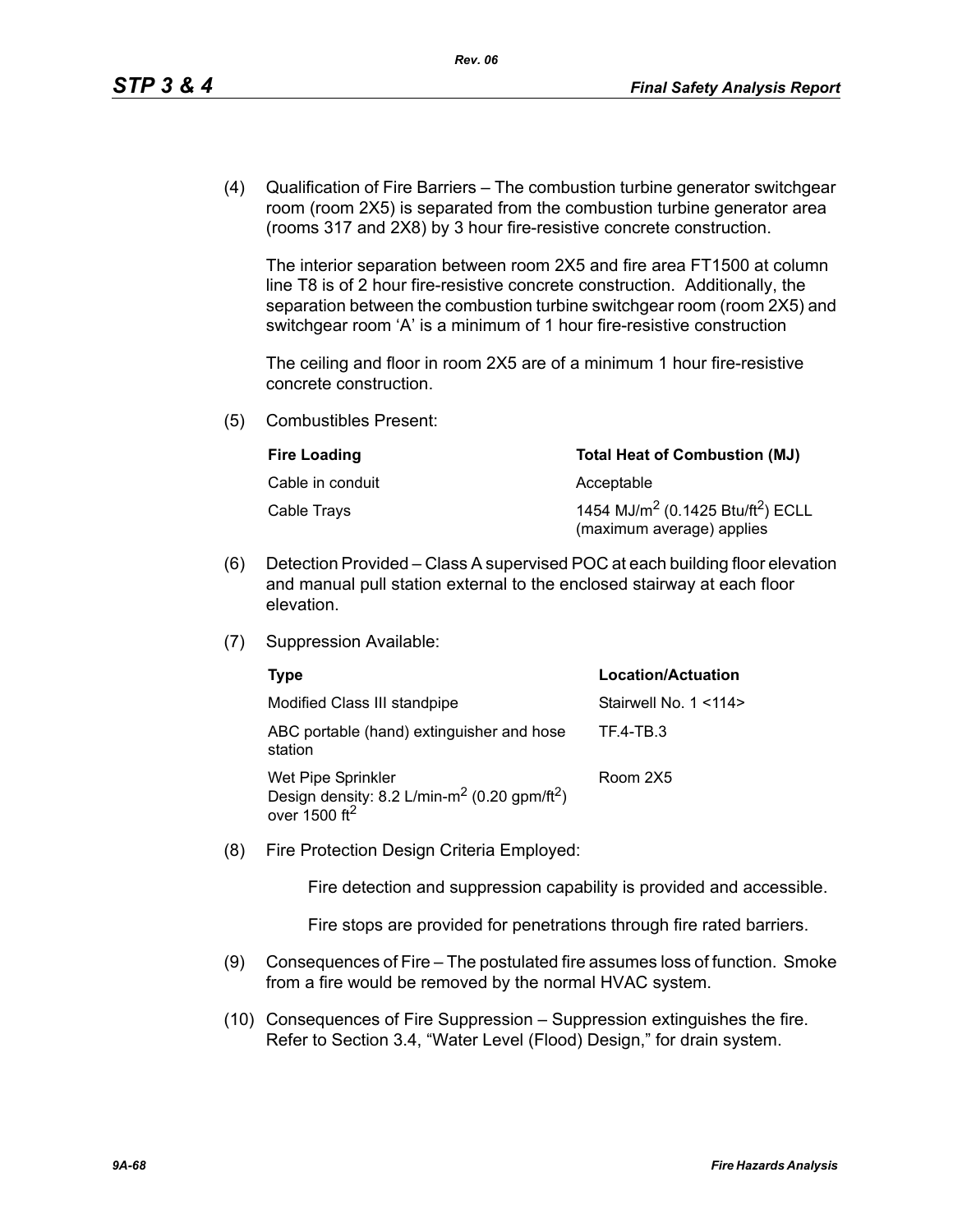(4) Qualification of Fire Barriers – The combustion turbine generator switchgear room (room 2X5) is separated from the combustion turbine generator area (rooms 317 and 2X8) by 3 hour fire-resistive concrete construction.

The interior separation between room 2X5 and fire area FT1500 at column line T8 is of 2 hour fire-resistive concrete construction. Additionally, the separation between the combustion turbine switchgear room (room 2X5) and switchgear room 'A' is a minimum of 1 hour fire-resistive construction

The ceiling and floor in room 2X5 are of a minimum 1 hour fire-resistive concrete construction.

(5) Combustibles Present:

| Fire Loading | Total Heat of Combustion (MJ) |
|---|---|
| Cable in conduit | Acceptable |
| Cable Trays | 1454 $MJ/m^2$ (0.1425 $Btu/ft^2$) ECLL (maximum average) applies |

(6) Detection Provided – Class A supervised POC at each building floor elevation and manual pull station external to the enclosed stairway at each floor elevation.

(7) Suppression Available:

| Type | Location/Actuation |
|---|---|
| Modified Class III standpipe | Stairwell No. 1 <114> |
| ABC portable (hand) extinguisher and hose station | TF.4-TB.3 |
| Wet Pipe Sprinkler Design density: 8.2 L/min-$m^2$ (0.20 gpm/$ft^2$) over 1500 $ft^2$ | Room 2X5 |

(8) Fire Protection Design Criteria Employed:

Fire detection and suppression capability is provided and accessible.

Fire stops are provided for penetrations through fire rated barriers.

(9) Consequences of Fire – The postulated fire assumes loss of function. Smoke from a fire would be removed by the normal HVAC system.

(10) Consequences of Fire Suppression – Suppression extinguishes the fire. Refer to Section 3.4, "Water Level (Flood) Design," for drain system.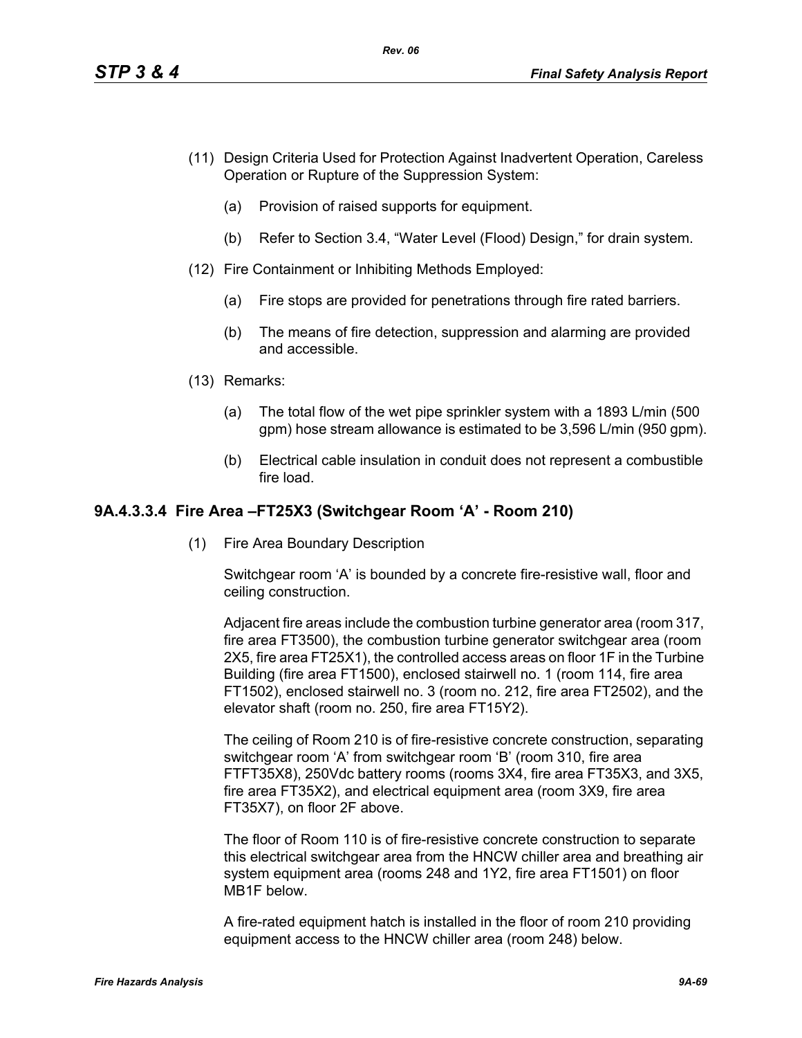(11) Design Criteria Used for Protection Against Inadvertent Operation, Careless Operation or Rupture of the Suppression System:

  (a) Provision of raised supports for equipment.

  (b) Refer to Section 3.4, "Water Level (Flood) Design," for drain system.

(12) Fire Containment or Inhibiting Methods Employed:

  (a) Fire stops are provided for penetrations through fire rated barriers.

  (b) The means of fire detection, suppression and alarming are provided and accessible.

(13) Remarks:

  (a) The total flow of the wet pipe sprinkler system with a 1893 L/min (500 gpm) hose stream allowance is estimated to be 3,596 L/min (950 gpm).

  (b) Electrical cable insulation in conduit does not represent a combustible fire load.

### 9A.4.3.3.4 Fire Area –FT25X3 (Switchgear Room 'A' - Room 210)

(1) Fire Area Boundary Description

Switchgear room 'A' is bounded by a concrete fire-resistive wall, floor and ceiling construction.

Adjacent fire areas include the combustion turbine generator area (room 317, fire area FT3500), the combustion turbine generator switchgear area (room 2X5, fire area FT25X1), the controlled access areas on floor 1F in the Turbine Building (fire area FT1500), enclosed stairwell no. 1 (room 114, fire area FT1502), enclosed stairwell no. 3 (room no. 212, fire area FT2502), and the elevator shaft (room no. 250, fire area FT15Y2).

The ceiling of Room 210 is of fire-resistive concrete construction, separating switchgear room 'A' from switchgear room 'B' (room 310, fire area FTFT35X8), 250Vdc battery rooms (rooms 3X4, fire area FT35X3, and 3X5, fire area FT35X2), and electrical equipment area (room 3X9, fire area FT35X7), on floor 2F above.

The floor of Room 110 is of fire-resistive concrete construction to separate this electrical switchgear area from the HNCW chiller area and breathing air system equipment area (rooms 248 and 1Y2, fire area FT1501) on floor MB1F below.

A fire-rated equipment hatch is installed in the floor of room 210 providing equipment access to the HNCW chiller area (room 248) below.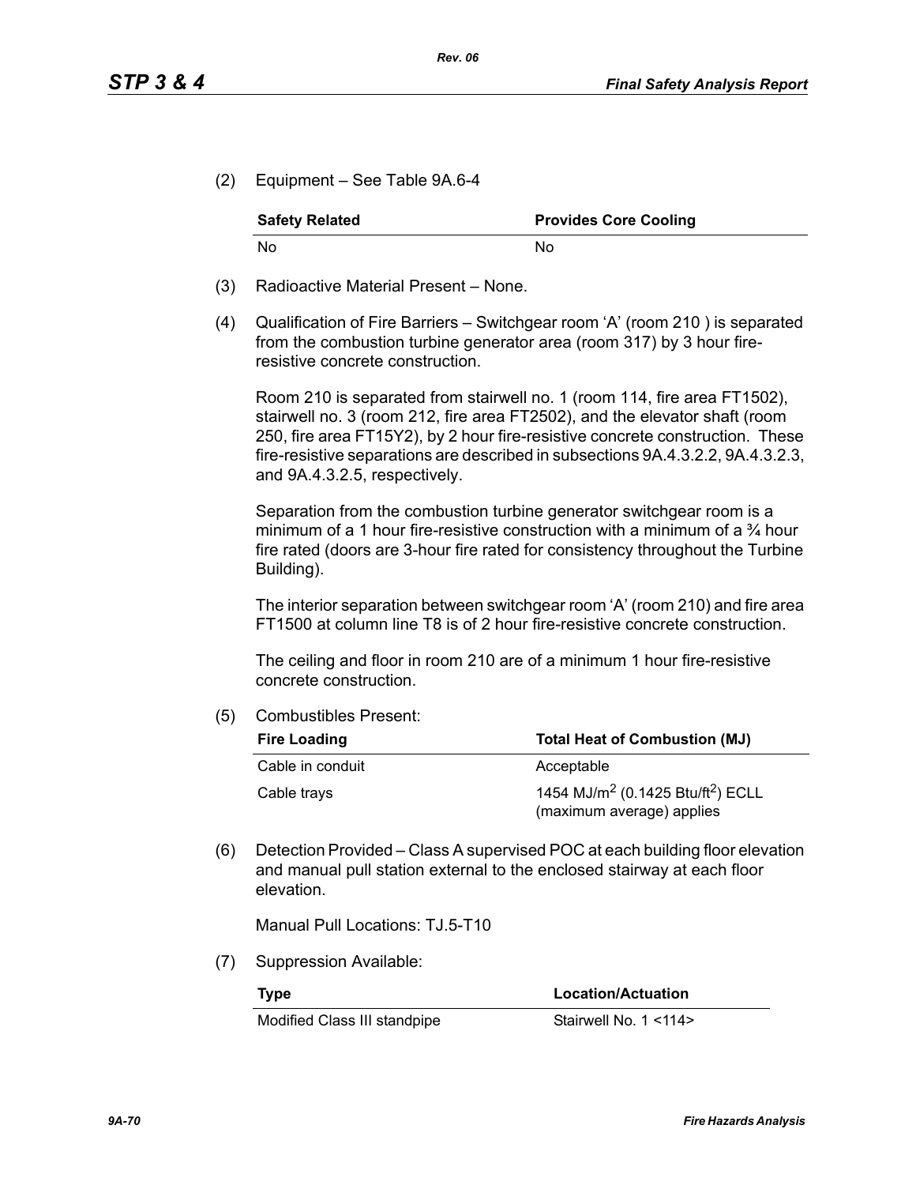(2) Equipment – See Table 9A.6-4

| Safety Related | Provides Core Cooling |
|---|---|
| No | No |

(3) Radioactive Material Present – None.

(4) Qualification of Fire Barriers – Switchgear room ‘A’ (room 210 ) is separated from the combustion turbine generator area (room 317) by 3 hour fire-resistive concrete construction.

Room 210 is separated from stairwell no. 1 (room 114, fire area FT1502), stairwell no. 3 (room 212, fire area FT2502), and the elevator shaft (room 250, fire area FT15Y2), by 2 hour fire-resistive concrete construction. These fire-resistive separations are described in subsections 9A.4.3.2.2, 9A.4.3.2.3, and 9A.4.3.2.5, respectively.

Separation from the combustion turbine generator switchgear room is a minimum of a 1 hour fire-resistive construction with a minimum of a ¾ hour fire rated (doors are 3-hour fire rated for consistency throughout the Turbine Building).

The interior separation between switchgear room ‘A’ (room 210) and fire area FT1500 at column line T8 is of 2 hour fire-resistive concrete construction.

The ceiling and floor in room 210 are of a minimum 1 hour fire-resistive concrete construction.

(5) Combustibles Present:

| Fire Loading | Total Heat of Combustion (MJ) |
|---|---|
| Cable in conduit | Acceptable |
| Cable trays | 1454 $MJ/m^2$ (0.1425 $Btu/ft^2$) ECLL (maximum average) applies |

(6) Detection Provided – Class A supervised POC at each building floor elevation and manual pull station external to the enclosed stairway at each floor elevation.

Manual Pull Locations: TJ.5-T10

(7) Suppression Available:

| Type | Location/Actuation |
|---|---|
| Modified Class III standpipe | Stairwell No. 1 <114> |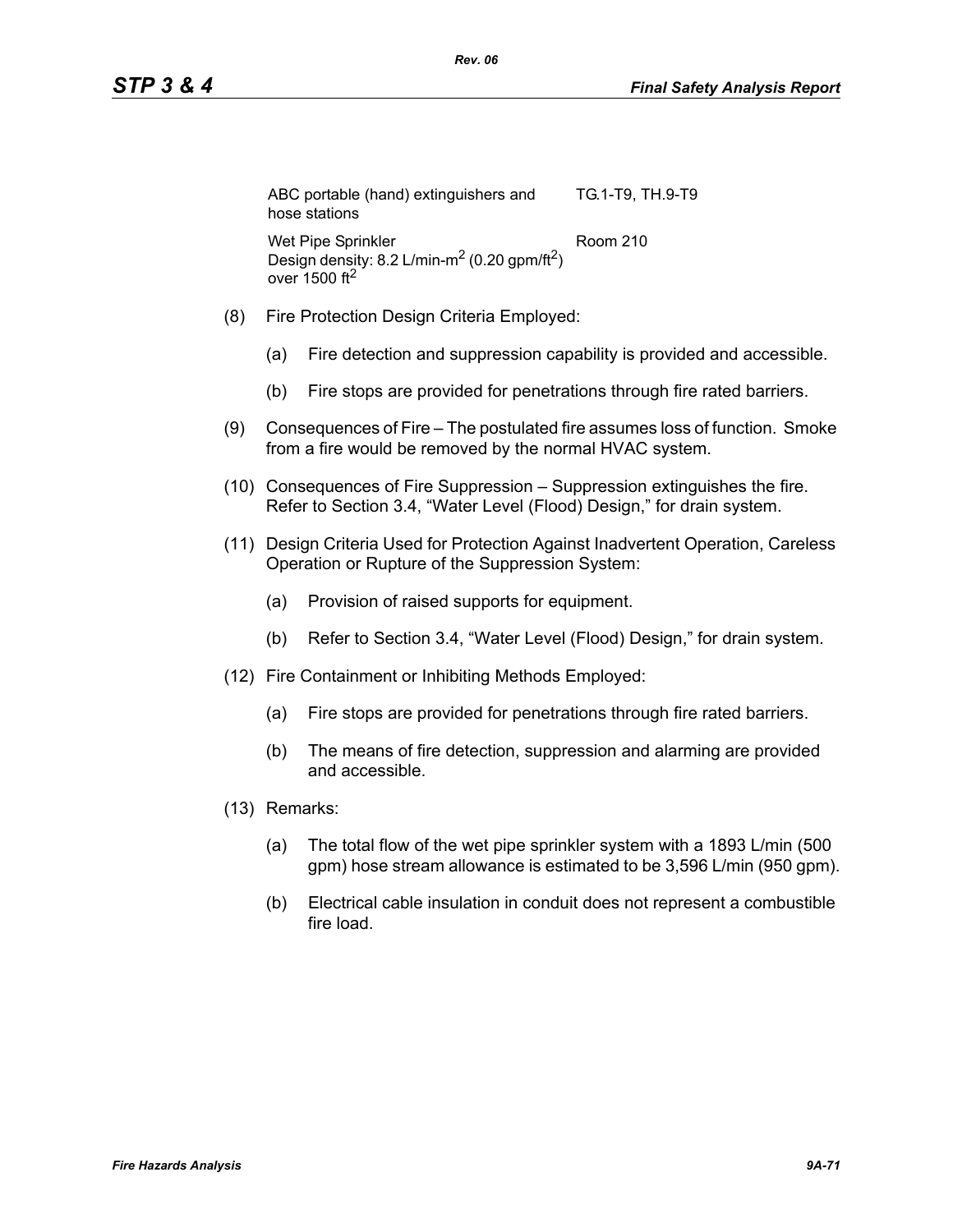| | |
|---|---|
| ABC portable (hand) extinguishers and hose stations | TG.1-T9, TH.9-T9 |
| Wet Pipe Sprinkler<br>Design density: 8.2 L/min-m$^2$ (0.20 gpm/ft$^2$) over 1500 ft$^2$ | Room 210 |

(8) Fire Protection Design Criteria Employed:

(a) Fire detection and suppression capability is provided and accessible.

(b) Fire stops are provided for penetrations through fire rated barriers.

(9) Consequences of Fire – The postulated fire assumes loss of function. Smoke from a fire would be removed by the normal HVAC system.

(10) Consequences of Fire Suppression – Suppression extinguishes the fire. Refer to Section 3.4, "Water Level (Flood) Design," for drain system.

(11) Design Criteria Used for Protection Against Inadvertent Operation, Careless Operation or Rupture of the Suppression System:

(a) Provision of raised supports for equipment.

(b) Refer to Section 3.4, "Water Level (Flood) Design," for drain system.

(12) Fire Containment or Inhibiting Methods Employed:

(a) Fire stops are provided for penetrations through fire rated barriers.

(b) The means of fire detection, suppression and alarming are provided and accessible.

(13) Remarks:

(a) The total flow of the wet pipe sprinkler system with a 1893 L/min (500 gpm) hose stream allowance is estimated to be 3,596 L/min (950 gpm).

(b) Electrical cable insulation in conduit does not represent a combustible fire load.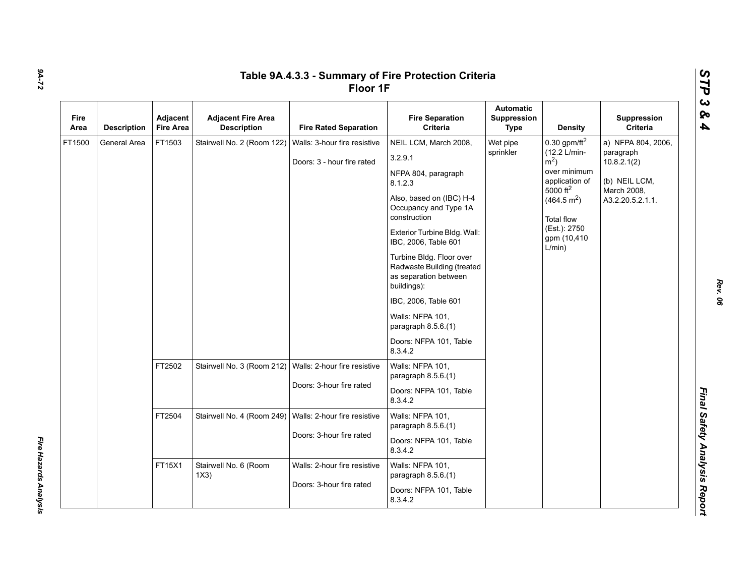# Table 9A.4.3.3 - Summary of Fire Protection Criteria Floor 1F

| Fire Area | Description | Adjacent Fire Area | Adjacent Fire Area Description | Fire Rated Separation | Fire Separation Criteria | Automatic Suppression Type | Density | Suppression Criteria |
|---|---|---|---|---|---|---|---|---|
| FT1500 | General Area | FT1503 | Stairwell No. 2 (Room 122) | Walls: 3-hour fire resistive<br><br>Doors: 3 - hour fire rated | NEIL LCM, March 2008, 3.2.9.1<br><br>NFPA 804, paragraph 8.1.2.3<br><br>Also, based on (IBC) H-4 Occupancy and Type 1A construction<br><br>Exterior Turbine Bldg. Wall: IBC, 2006, Table 601<br><br>Turbine Bldg. Floor over Radwaste Building (treated as separation between buildings):<br><br>IBC, 2006, Table 601<br><br>Walls: NFPA 101, paragraph 8.5.6.(1)<br><br>Doors: NFPA 101, Table 8.3.4.2 | Wet pipe sprinkler | 0.30 gpm/ft$^2$ (12.2 L/min-m$^2$) over minimum application of 5000 ft$^2$ (464.5 m$^2$)<br><br>Total flow (Est.): 2750 gpm (10,410 L/min) | a) NFPA 804, 2006, paragraph 10.8.2.1(2)<br><br>(b) NEIL LCM, March 2008, A3.2.20.5.2.1.1. |
| | | FT2502 | Stairwell No. 3 (Room 212) | Walls: 2-hour fire resistive<br><br>Doors: 3-hour fire rated | Walls: NFPA 101, paragraph 8.5.6.(1)<br><br>Doors: NFPA 101, Table 8.3.4.2 | | | |
| | | FT2504 | Stairwell No. 4 (Room 249) | Walls: 2-hour fire resistive<br><br>Doors: 3-hour fire rated | Walls: NFPA 101, paragraph 8.5.6.(1)<br><br>Doors: NFPA 101, Table 8.3.4.2 | | | |
| | | FT15X1 | Stairwell No. 6 (Room 1X3) | Walls: 2-hour fire resistive<br><br>Doors: 3-hour fire rated | Walls: NFPA 101, paragraph 8.5.6.(1)<br><br>Doors: NFPA 101, Table 8.3.4.2 | | | |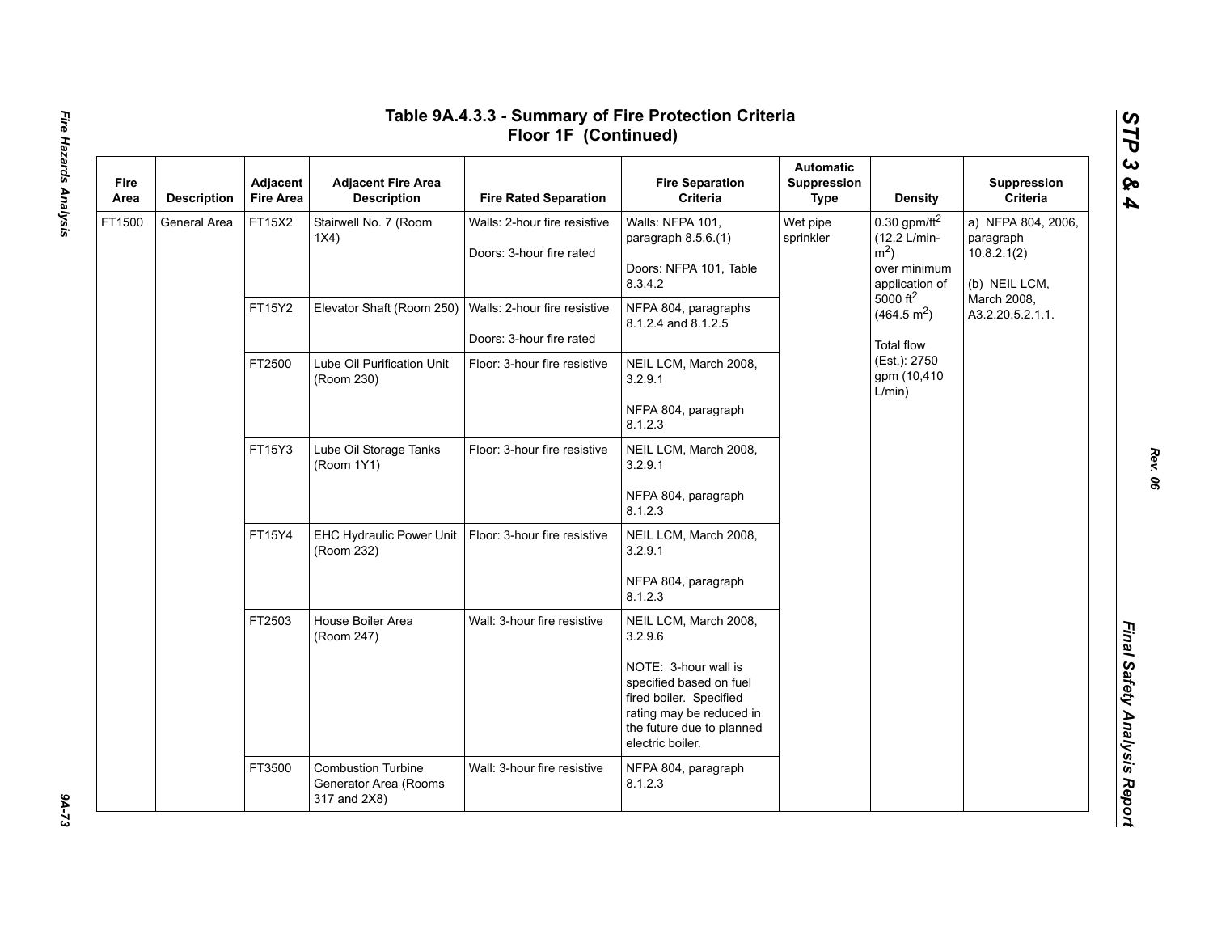# Table 9A.4.3.3 - Summary of Fire Protection Criteria Floor 1F (Continued)

| Fire Area | Description | Adjacent Fire Area | Adjacent Fire Area Description | Fire Rated Separation | Fire Separation Criteria | Automatic Suppression Type | Density | Suppression Criteria |
|---|---|---|---|---|---|---|---|---|
| FT1500 | General Area | FT15X2 | Stairwell No. 7 (Room 1X4) | Walls: 2-hour fire resistive<br><br>Doors: 3-hour fire rated | Walls: NFPA 101, paragraph 8.5.6.(1)<br><br>Doors: NFPA 101, Table 8.3.4.2 | Wet pipe sprinkler | 0.30 gpm/ft$^2$ (12.2 L/min-m$^2$) over minimum application of 5000 ft$^2$ (464.5 m$^2$)<br><br>Total flow (Est.): 2750 gpm (10,410 L/min) | a) NFPA 804, 2006, paragraph 10.8.2.1(2)<br><br>(b) NEIL LCM, March 2008, A3.2.20.5.2.1.1. |
| | | FT15Y2 | Elevator Shaft (Room 250) | Walls: 2-hour fire resistive<br><br>Doors: 3-hour fire rated | NFPA 804, paragraphs 8.1.2.4 and 8.1.2.5 | | | |
| | | FT2500 | Lube Oil Purification Unit (Room 230) | Floor: 3-hour fire resistive | NEIL LCM, March 2008, 3.2.9.1<br><br>NFPA 804, paragraph 8.1.2.3 | | | |
| | | FT15Y3 | Lube Oil Storage Tanks (Room 1Y1) | Floor: 3-hour fire resistive | NEIL LCM, March 2008, 3.2.9.1<br><br>NFPA 804, paragraph 8.1.2.3 | | | |
| | | FT15Y4 | EHC Hydraulic Power Unit (Room 232) | Floor: 3-hour fire resistive | NEIL LCM, March 2008, 3.2.9.1<br><br>NFPA 804, paragraph 8.1.2.3 | | | |
| | | FT2503 | House Boiler Area (Room 247) | Wall: 3-hour fire resistive | NEIL LCM, March 2008, 3.2.9.6<br><br>NOTE: 3-hour wall is specified based on fuel fired boiler. Specified rating may be reduced in the future due to planned electric boiler. | | | |
| | | FT3500 | Combustion Turbine Generator Area (Rooms 317 and 2X8) | Wall: 3-hour fire resistive | NFPA 804, paragraph 8.1.2.3 | | | |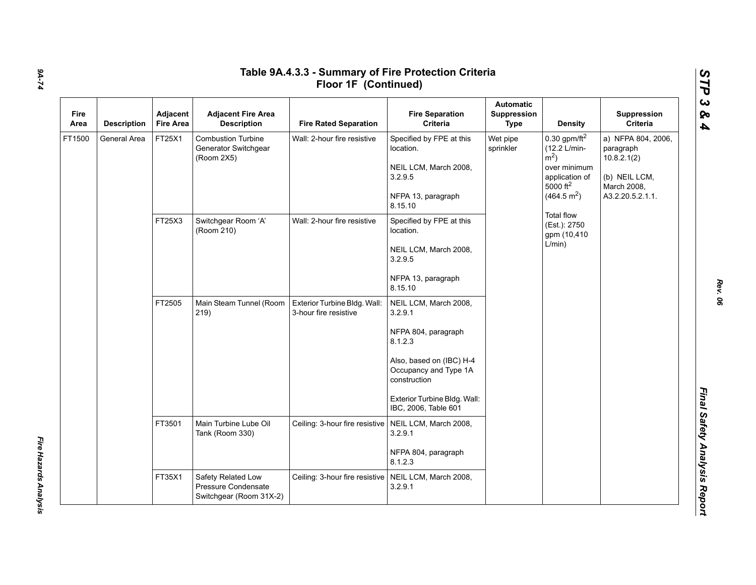# Table 9A.4.3.3 - Summary of Fire Protection Criteria Floor 1F (Continued)

| Fire Area | Description | Adjacent Fire Area | Adjacent Fire Area Description | Fire Rated Separation | Fire Separation Criteria | Automatic Suppression Type | Density | Suppression Criteria |
|---|---|---|---|---|---|---|---|---|
| FT1500 | General Area | FT25X1 | Combustion Turbine Generator Switchgear (Room 2X5) | Wall: 2-hour fire resistive | Specified by FPE at this location.<br><br>NEIL LCM, March 2008, 3.2.9.5<br><br>NFPA 13, paragraph 8.15.10 | Wet pipe sprinkler | 0.30 gpm/ft$^2$ (12.2 L/min-m$^2$) over minimum application of 5000 ft$^2$ (464.5 m$^2$)<br><br>Total flow (Est.): 2750 gpm (10,410 L/min) | a) NFPA 804, 2006, paragraph 10.8.2.1(2)<br><br>(b) NEIL LCM, March 2008, A3.2.20.5.2.1.1. |
| | | FT25X3 | Switchgear Room 'A' (Room 210) | Wall: 2-hour fire resistive | Specified by FPE at this location.<br><br>NEIL LCM, March 2008, 3.2.9.5<br><br>NFPA 13, paragraph 8.15.10 | | | |
| | | FT2505 | Main Steam Tunnel (Room 219) | Exterior Turbine Bldg. Wall: 3-hour fire resistive | NEIL LCM, March 2008, 3.2.9.1<br><br>NFPA 804, paragraph 8.1.2.3<br><br>Also, based on (IBC) H-4 Occupancy and Type 1A construction<br><br>Exterior Turbine Bldg. Wall: IBC, 2006, Table 601 | | | |
| | | FT3501 | Main Turbine Lube Oil Tank (Room 330) | Ceiling: 3-hour fire resistive | NEIL LCM, March 2008, 3.2.9.1<br><br>NFPA 804, paragraph 8.1.2.3 | | | |
| | | FT35X1 | Safety Related Low Pressure Condensate Switchgear (Room 31X-2) | Ceiling: 3-hour fire resistive | NEIL LCM, March 2008, 3.2.9.1 | | | |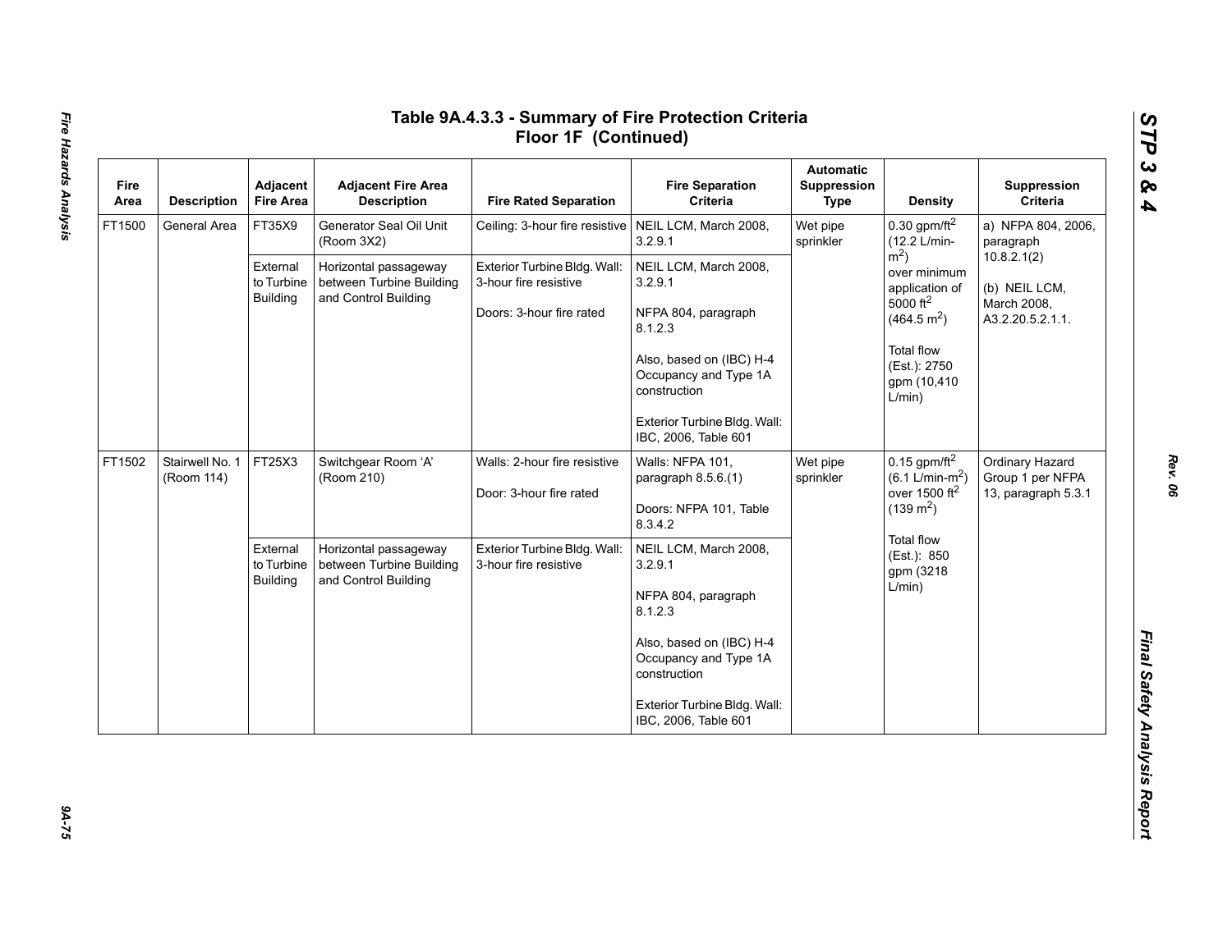# Table 9A.4.3.3 - Summary of Fire Protection Criteria Floor 1F (Continued)

| Fire Area | Description | Adjacent Fire Area | Adjacent Fire Area Description | Fire Rated Separation | Fire Separation Criteria | Automatic Suppression Type | Density | Suppression Criteria |
|---|---|---|---|---|---|---|---|---|
| FT1500 | General Area | FT35X9 | Generator Seal Oil Unit (Room 3X2) | Ceiling: 3-hour fire resistive | NEIL LCM, March 2008, 3.2.9.1 | Wet pipe sprinkler | 0.30 gpm/ft$^2$ (12.2 L/min-m$^2$) over minimum application of 5000 ft$^2$ (464.5 m$^2$)<br><br>Total flow (Est.): 2750 gpm (10,410 L/min) | a) NFPA 804, 2006, paragraph 10.8.2.1(2)<br><br>(b) NEIL LCM, March 2008, A3.2.20.5.2.1.1. |
| | | External to Turbine Building | Horizontal passageway between Turbine Building and Control Building | Exterior Turbine Bldg. Wall: 3-hour fire resistive<br><br>Doors: 3-hour fire rated | NEIL LCM, March 2008, 3.2.9.1<br><br>NFPA 804, paragraph 8.1.2.3<br><br>Also, based on (IBC) H-4 Occupancy and Type 1A construction<br><br>Exterior Turbine Bldg. Wall: IBC, 2006, Table 601 | | | |
| FT1502 | Stairwell No. 1 (Room 114) | FT25X3 | Switchgear Room 'A' (Room 210) | Walls: 2-hour fire resistive<br><br>Door: 3-hour fire rated | Walls: NFPA 101, paragraph 8.5.6.(1)<br><br>Doors: NFPA 101, Table 8.3.4.2 | Wet pipe sprinkler | 0.15 gpm/ft$^2$ (6.1 L/min-m$^2$) over 1500 ft$^2$ (139 m$^2$)<br><br>Total flow (Est.): 850 gpm (3218 L/min) | Ordinary Hazard Group 1 per NFPA 13, paragraph 5.3.1 |
| | | External to Turbine Building | Horizontal passageway between Turbine Building and Control Building | Exterior Turbine Bldg. Wall: 3-hour fire resistive | NEIL LCM, March 2008, 3.2.9.1<br><br>NFPA 804, paragraph 8.1.2.3<br><br>Also, based on (IBC) H-4 Occupancy and Type 1A construction<br><br>Exterior Turbine Bldg. Wall: IBC, 2006, Table 601 | | | |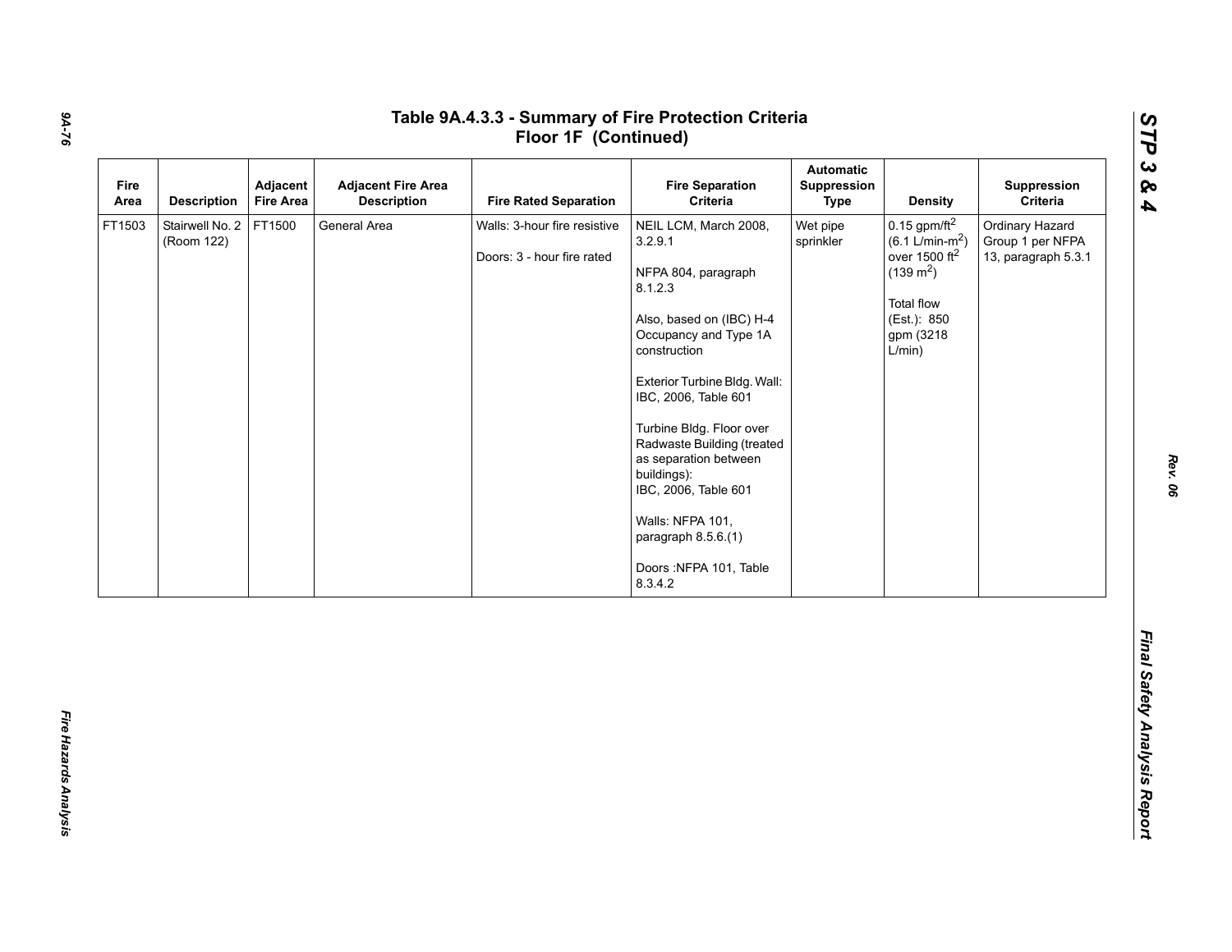# Table 9A.4.3.3 - Summary of Fire Protection Criteria Floor 1F (Continued)

| Fire Area | Description | Adjacent Fire Area | Adjacent Fire Area Description | Fire Rated Separation | Fire Separation Criteria | Automatic Suppression Type | Density | Suppression Criteria |
|---|---|---|---|---|---|---|---|---|
| FT1503 | Stairwell No. 2 (Room 122) | FT1500 | General Area | Walls: 3-hour fire resistive<br><br>Doors: 3 - hour fire rated | NEIL LCM, March 2008, 3.2.9.1<br><br>NFPA 804, paragraph 8.1.2.3<br><br>Also, based on (IBC) H-4 Occupancy and Type 1A construction<br><br>Exterior Turbine Bldg. Wall: IBC, 2006, Table 601<br><br>Turbine Bldg. Floor over Radwaste Building (treated as separation between buildings): IBC, 2006, Table 601<br><br>Walls: NFPA 101, paragraph 8.5.6.(1)<br><br>Doors :NFPA 101, Table 8.3.4.2 | Wet pipe sprinkler | 0.15 $gpm/ft^2$ (6.1 $L/min\text{-}m^2$) over 1500 $ft^2$ (139 $m^2$)<br><br>Total flow (Est.): 850 gpm (3218 L/min) | Ordinary Hazard Group 1 per NFPA 13, paragraph 5.3.1 |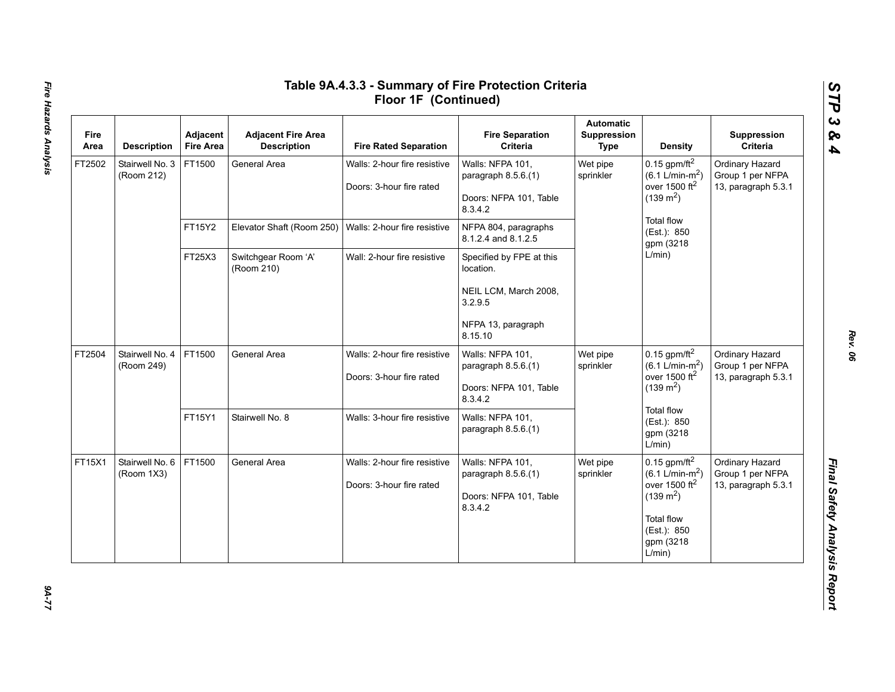## Table 9A.4.3.3 - Summary of Fire Protection Criteria Floor 1F (Continued)

| Fire Area | Description | Adjacent Fire Area | Adjacent Fire Area Description | Fire Rated Separation | Fire Separation Criteria | Automatic Suppression Type | Density | Suppression Criteria |
|---|---|---|---|---|---|---|---|---|
| FT2502 | Stairwell No. 3 (Room 212) | FT1500 | General Area | Walls: 2-hour fire resistive<br><br>Doors: 3-hour fire rated | Walls: NFPA 101, paragraph 8.5.6.(1)<br><br>Doors: NFPA 101, Table 8.3.4.2 | Wet pipe sprinkler | 0.15 gpm/ft$^2$ (6.1 L/min-m$^2$) over 1500 ft$^2$ (139 m$^2$)<br><br>Total flow (Est.): 850 gpm (3218 L/min) | Ordinary Hazard Group 1 per NFPA 13, paragraph 5.3.1 |
| | | FT15Y2 | Elevator Shaft (Room 250) | Walls: 2-hour fire resistive | NFPA 804, paragraphs 8.1.2.4 and 8.1.2.5 | | | |
| | | FT25X3 | Switchgear Room 'A' (Room 210) | Wall: 2-hour fire resistive | Specified by FPE at this location.<br><br>NEIL LCM, March 2008, 3.2.9.5<br><br>NFPA 13, paragraph 8.15.10 | | | |
| FT2504 | Stairwell No. 4 (Room 249) | FT1500 | General Area | Walls: 2-hour fire resistive<br><br>Doors: 3-hour fire rated | Walls: NFPA 101, paragraph 8.5.6.(1)<br><br>Doors: NFPA 101, Table 8.3.4.2 | Wet pipe sprinkler | 0.15 gpm/ft$^2$ (6.1 L/min-m$^2$) over 1500 ft$^2$ (139 m$^2$)<br><br>Total flow (Est.): 850 gpm (3218 L/min) | Ordinary Hazard Group 1 per NFPA 13, paragraph 5.3.1 |
| | | FT15Y1 | Stairwell No. 8 | Walls: 3-hour fire resistive | Walls: NFPA 101, paragraph 8.5.6.(1) | | | |
| FT15X1 | Stairwell No. 6 (Room 1X3) | FT1500 | General Area | Walls: 2-hour fire resistive<br><br>Doors: 3-hour fire rated | Walls: NFPA 101, paragraph 8.5.6.(1)<br><br>Doors: NFPA 101, Table 8.3.4.2 | Wet pipe sprinkler | 0.15 gpm/ft$^2$ (6.1 L/min-m$^2$) over 1500 ft$^2$ (139 m$^2$)<br><br>Total flow (Est.): 850 gpm (3218 L/min) | Ordinary Hazard Group 1 per NFPA 13, paragraph 5.3.1 |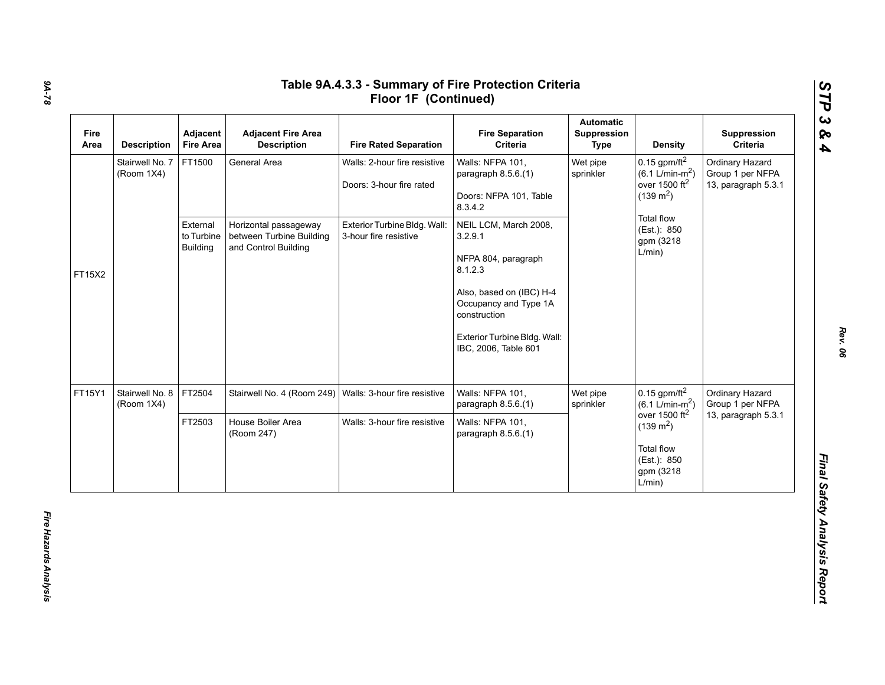# Table 9A.4.3.3 - Summary of Fire Protection Criteria Floor 1F (Continued)

| Fire Area | Description | Adjacent Fire Area | Adjacent Fire Area Description | Fire Rated Separation | Fire Separation Criteria | Automatic Suppression Type | Density | Suppression Criteria |
|---|---|---|---|---|---|---|---|---|
| FT15X2 | Stairwell No. 7 (Room 1X4) | FT1500 | General Area | Walls: 2-hour fire resistive<br><br>Doors: 3-hour fire rated | Walls: NFPA 101, paragraph 8.5.6.(1)<br><br>Doors: NFPA 101, Table 8.3.4.2 | Wet pipe sprinkler | 0.15 gpm/ft$^2$ (6.1 L/min-m$^2$) over 1500 ft$^2$ (139 m$^2$)<br><br>Total flow (Est.): 850 gpm (3218 L/min) | Ordinary Hazard Group 1 per NFPA 13, paragraph 5.3.1 |
| | | External to Turbine Building | Horizontal passageway between Turbine Building and Control Building | Exterior Turbine Bldg. Wall: 3-hour fire resistive | NEIL LCM, March 2008, 3.2.9.1<br><br>NFPA 804, paragraph 8.1.2.3<br><br>Also, based on (IBC) H-4 Occupancy and Type 1A construction<br><br>Exterior Turbine Bldg. Wall: IBC, 2006, Table 601 | | | |
| FT15Y1 | Stairwell No. 8 (Room 1X4) | FT2504 | Stairwell No. 4 (Room 249) | Walls: 3-hour fire resistive | Walls: NFPA 101, paragraph 8.5.6.(1) | Wet pipe sprinkler | 0.15 gpm/ft$^2$ (6.1 L/min-m$^2$) over 1500 ft$^2$ (139 m$^2$)<br><br>Total flow (Est.): 850 gpm (3218 L/min) | Ordinary Hazard Group 1 per NFPA 13, paragraph 5.3.1 |
| | | FT2503 | House Boiler Area (Room 247) | Walls: 3-hour fire resistive | Walls: NFPA 101, paragraph 8.5.6.(1) | | | |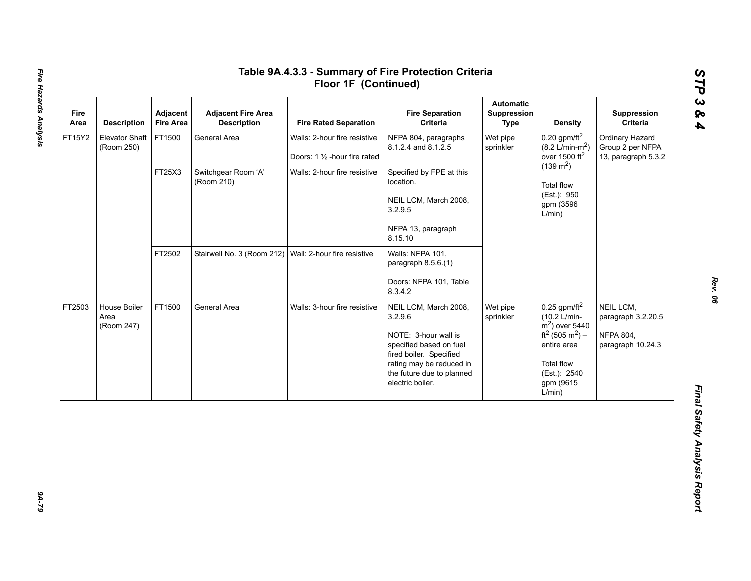# Table 9A.4.3.3 - Summary of Fire Protection Criteria Floor 1F (Continued)

| Fire Area | Description | Adjacent Fire Area | Adjacent Fire Area Description | Fire Rated Separation | Fire Separation Criteria | Automatic Suppression Type | Density | Suppression Criteria |
|---|---|---|---|---|---|---|---|---|
| FT15Y2 | Elevator Shaft (Room 250) | FT1500 | General Area | Walls: 2-hour fire resistive<br><br>Doors: 1 ½ -hour fire rated | NFPA 804, paragraphs 8.1.2.4 and 8.1.2.5 | Wet pipe sprinkler | 0.20 gpm/ft$^2$ (8.2 L/min-m$^2$) over 1500 ft$^2$ (139 m$^2$)<br><br>Total flow (Est.): 950 gpm (3596 L/min) | Ordinary Hazard Group 2 per NFPA 13, paragraph 5.3.2 |
| | | FT25X3 | Switchgear Room 'A' (Room 210) | Walls: 2-hour fire resistive | Specified by FPE at this location.<br><br>NEIL LCM, March 2008, 3.2.9.5<br><br>NFPA 13, paragraph 8.15.10 | | | |
| | | FT2502 | Stairwell No. 3 (Room 212) | Wall: 2-hour fire resistive | Walls: NFPA 101, paragraph 8.5.6.(1)<br><br>Doors: NFPA 101, Table 8.3.4.2 | | | |
| FT2503 | House Boiler Area (Room 247) | FT1500 | General Area | Walls: 3-hour fire resistive | NEIL LCM, March 2008, 3.2.9.6<br><br>NOTE: 3-hour wall is specified based on fuel fired boiler. Specified rating may be reduced in the future due to planned electric boiler. | Wet pipe sprinkler | 0.25 gpm/ft$^2$ (10.2 L/min-m$^2$) over 5440 ft$^2$ (505 m$^2$) – entire area<br><br>Total flow (Est.): 2540 gpm (9615 L/min) | NEIL LCM, paragraph 3.2.20.5<br><br>NFPA 804, paragraph 10.24.3 |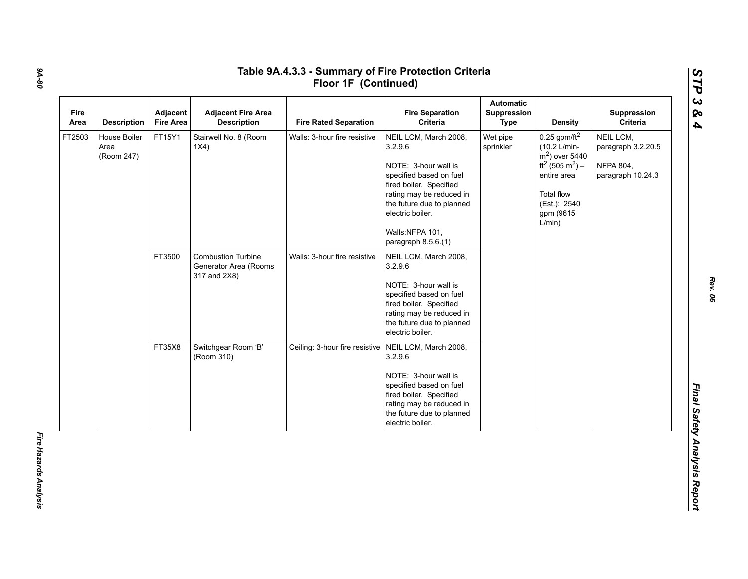# Table 9A.4.3.3 - Summary of Fire Protection Criteria Floor 1F (Continued)

| Fire Area | Description | Adjacent Fire Area | Adjacent Fire Area Description | Fire Rated Separation | Fire Separation Criteria | Automatic Suppression Type | Density | Suppression Criteria |
|---|---|---|---|---|---|---|---|---|
| FT2503 | House Boiler Area (Room 247) | FT15Y1 | Stairwell No. 8 (Room 1X4) | Walls: 3-hour fire resistive | NEIL LCM, March 2008, 3.2.9.6<br><br>NOTE: 3-hour wall is specified based on fuel fired boiler. Specified rating may be reduced in the future due to planned electric boiler.<br><br>Walls:NFPA 101, paragraph 8.5.6.(1) | Wet pipe sprinkler | 0.25 gpm/ft$^2$ (10.2 L/min-m$^2$) over 5440 ft$^2$ (505 m$^2$) – entire area<br><br>Total flow (Est.): 2540 gpm (9615 L/min) | NEIL LCM, paragraph 3.2.20.5<br><br>NFPA 804, paragraph 10.24.3 |
| | | FT3500 | Combustion Turbine Generator Area (Rooms 317 and 2X8) | Walls: 3-hour fire resistive | NEIL LCM, March 2008, 3.2.9.6<br><br>NOTE: 3-hour wall is specified based on fuel fired boiler. Specified rating may be reduced in the future due to planned electric boiler. | | | |
| | | FT35X8 | Switchgear Room 'B' (Room 310) | Ceiling: 3-hour fire resistive | NEIL LCM, March 2008, 3.2.9.6<br><br>NOTE: 3-hour wall is specified based on fuel fired boiler. Specified rating may be reduced in the future due to planned electric boiler. | | | |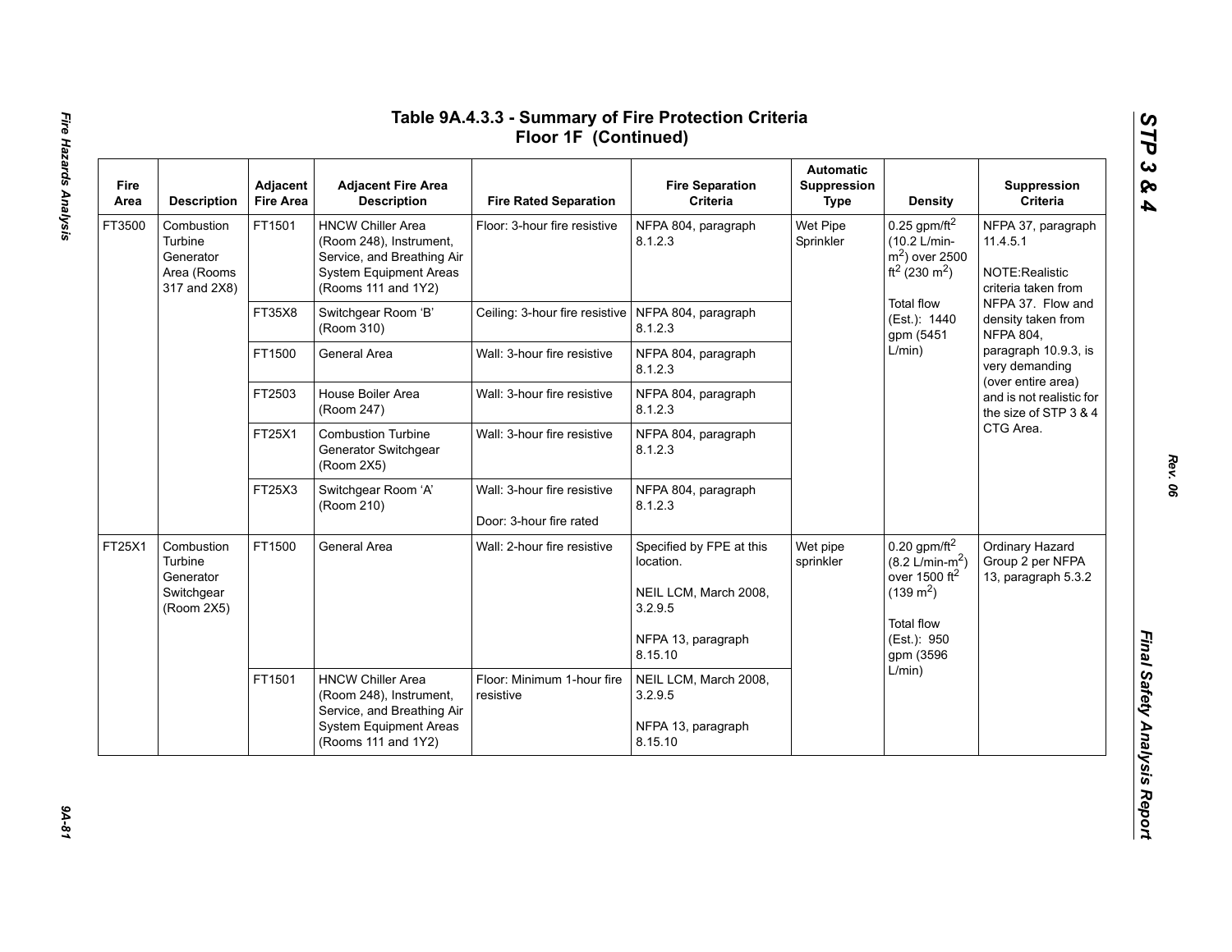# Table 9A.4.3.3 - Summary of Fire Protection Criteria Floor 1F (Continued)

| Fire Area | Description | Adjacent Fire Area | Adjacent Fire Area Description | Fire Rated Separation | Fire Separation Criteria | Automatic Suppression Type | Density | Suppression Criteria |
|---|---|---|---|---|---|---|---|---|
| FT3500 | Combustion Turbine Generator Area (Rooms 317 and 2X8) | FT1501 | HNCW Chiller Area (Room 248), Instrument, Service, and Breathing Air System Equipment Areas (Rooms 111 and 1Y2) | Floor: 3-hour fire resistive | NFPA 804, paragraph 8.1.2.3 | Wet Pipe Sprinkler | 0.25 gpm/ft$^2$ (10.2 L/min-m$^2$) over 2500 ft$^2$ (230 m$^2$)<br><br>Total flow (Est.): 1440 gpm (5451 L/min) | NFPA 37, paragraph 11.4.5.1<br><br>NOTE:Realistic criteria taken from NFPA 37. Flow and density taken from NFPA 804, paragraph 10.9.3, is very demanding (over entire area) and is not realistic for the size of STP 3 & 4 CTG Area. |
| | | FT35X8 | Switchgear Room 'B' (Room 310) | Ceiling: 3-hour fire resistive | NFPA 804, paragraph 8.1.2.3 | | | |
| | | FT1500 | General Area | Wall: 3-hour fire resistive | NFPA 804, paragraph 8.1.2.3 | | | |
| | | FT2503 | House Boiler Area (Room 247) | Wall: 3-hour fire resistive | NFPA 804, paragraph 8.1.2.3 | | | |
| | | FT25X1 | Combustion Turbine Generator Switchgear (Room 2X5) | Wall: 3-hour fire resistive | NFPA 804, paragraph 8.1.2.3 | | | |
| | | FT25X3 | Switchgear Room 'A' (Room 210) | Wall: 3-hour fire resistive<br><br>Door: 3-hour fire rated | NFPA 804, paragraph 8.1.2.3 | | | |
| FT25X1 | Combustion Turbine Generator Switchgear (Room 2X5) | FT1500 | General Area | Wall: 2-hour fire resistive | Specified by FPE at this location.<br><br>NEIL LCM, March 2008, 3.2.9.5<br><br>NFPA 13, paragraph 8.15.10 | Wet pipe sprinkler | 0.20 gpm/ft$^2$ (8.2 L/min-m$^2$) over 1500 ft$^2$ (139 m$^2$)<br><br>Total flow (Est.): 950 gpm (3596 L/min) | Ordinary Hazard Group 2 per NFPA 13, paragraph 5.3.2 |
| | | FT1501 | HNCW Chiller Area (Room 248), Instrument, Service, and Breathing Air System Equipment Areas (Rooms 111 and 1Y2) | Floor: Minimum 1-hour fire resistive | NEIL LCM, March 2008, 3.2.9.5<br><br>NFPA 13, paragraph 8.15.10 | | | |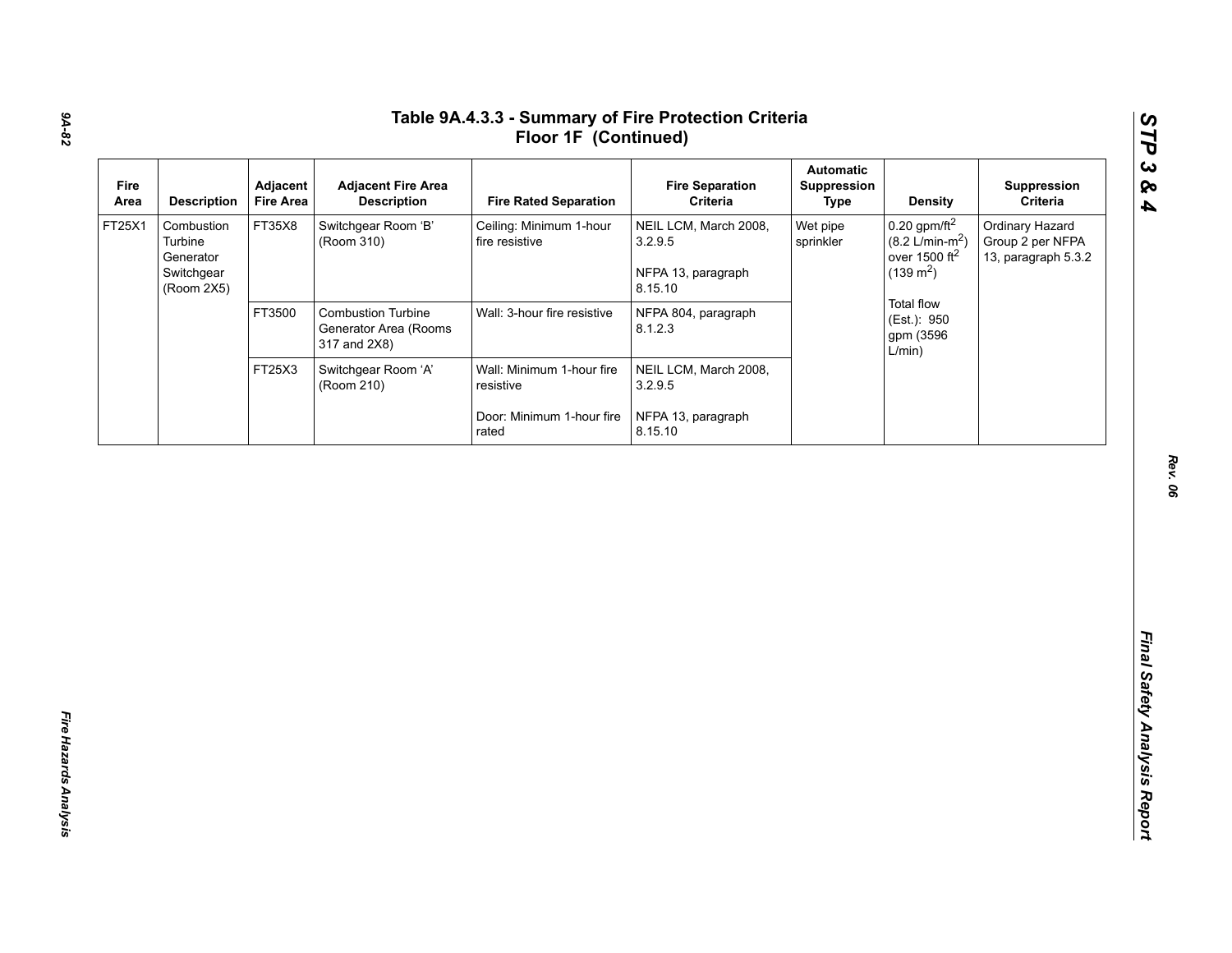# Table 9A.4.3.3 - Summary of Fire Protection Criteria Floor 1F (Continued)

| Fire Area | Description | Adjacent Fire Area | Adjacent Fire Area Description | Fire Rated Separation | Fire Separation Criteria | Automatic Suppression Type | Density | Suppression Criteria |
|---|---|---|---|---|---|---|---|---|
| FT25X1 | Combustion Turbine Generator Switchgear (Room 2X5) | FT35X8 | Switchgear Room 'B' (Room 310) | Ceiling: Minimum 1-hour fire resistive | NEIL LCM, March 2008, 3.2.9.5<br><br>NFPA 13, paragraph 8.15.10 | Wet pipe sprinkler | 0.20 gpm/ft$^2$ (8.2 L/min-m$^2$) over 1500 ft$^2$ (139 m$^2$)<br><br>Total flow (Est.): 950 gpm (3596 L/min) | Ordinary Hazard Group 2 per NFPA 13, paragraph 5.3.2 |
| | | FT3500 | Combustion Turbine Generator Area (Rooms 317 and 2X8) | Wall: 3-hour fire resistive | NFPA 804, paragraph 8.1.2.3 | | | |
| | | FT25X3 | Switchgear Room 'A' (Room 210) | Wall: Minimum 1-hour fire resistive<br><br>Door: Minimum 1-hour fire rated | NEIL LCM, March 2008, 3.2.9.5<br><br>NFPA 13, paragraph 8.15.10 | | | |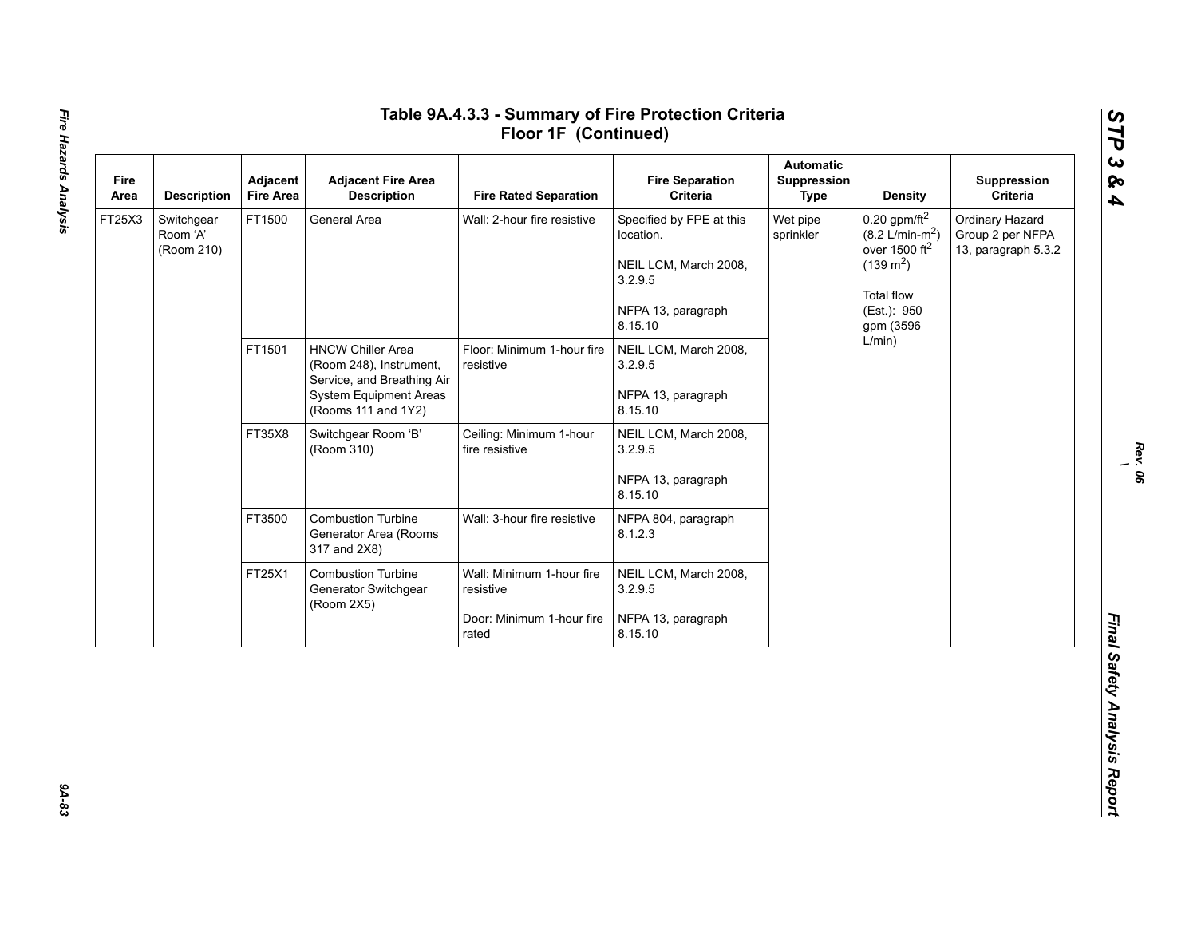# Table 9A.4.3.3 - Summary of Fire Protection Criteria Floor 1F (Continued)

| Fire Area | Description | Adjacent Fire Area | Adjacent Fire Area Description | Fire Rated Separation | Fire Separation Criteria | Automatic Suppression Type | Density | Suppression Criteria |
|---|---|---|---|---|---|---|---|---|
| FT25X3 | Switchgear Room 'A' (Room 210) | FT1500 | General Area | Wall: 2-hour fire resistive | Specified by FPE at this location.<br><br>NEIL LCM, March 2008, 3.2.9.5<br><br>NFPA 13, paragraph 8.15.10 | Wet pipe sprinkler | 0.20 gpm/ft$^2$ (8.2 L/min-m$^2$) over 1500 ft$^2$ (139 m$^2$)<br><br>Total flow (Est.): 950 gpm (3596 L/min) | Ordinary Hazard Group 2 per NFPA 13, paragraph 5.3.2 |
| | | FT1501 | HNCW Chiller Area (Room 248), Instrument, Service, and Breathing Air System Equipment Areas (Rooms 111 and 1Y2) | Floor: Minimum 1-hour fire resistive | NEIL LCM, March 2008, 3.2.9.5<br><br>NFPA 13, paragraph 8.15.10 | | | |
| | | FT35X8 | Switchgear Room 'B' (Room 310) | Ceiling: Minimum 1-hour fire resistive | NEIL LCM, March 2008, 3.2.9.5<br><br>NFPA 13, paragraph 8.15.10 | | | |
| | | FT3500 | Combustion Turbine Generator Area (Rooms 317 and 2X8) | Wall: 3-hour fire resistive | NFPA 804, paragraph 8.1.2.3 | | | |
| | | FT25X1 | Combustion Turbine Generator Switchgear (Room 2X5) | Wall: Minimum 1-hour fire resistive<br><br>Door: Minimum 1-hour fire rated | NEIL LCM, March 2008, 3.2.9.5<br><br>NFPA 13, paragraph 8.15.10 | | | |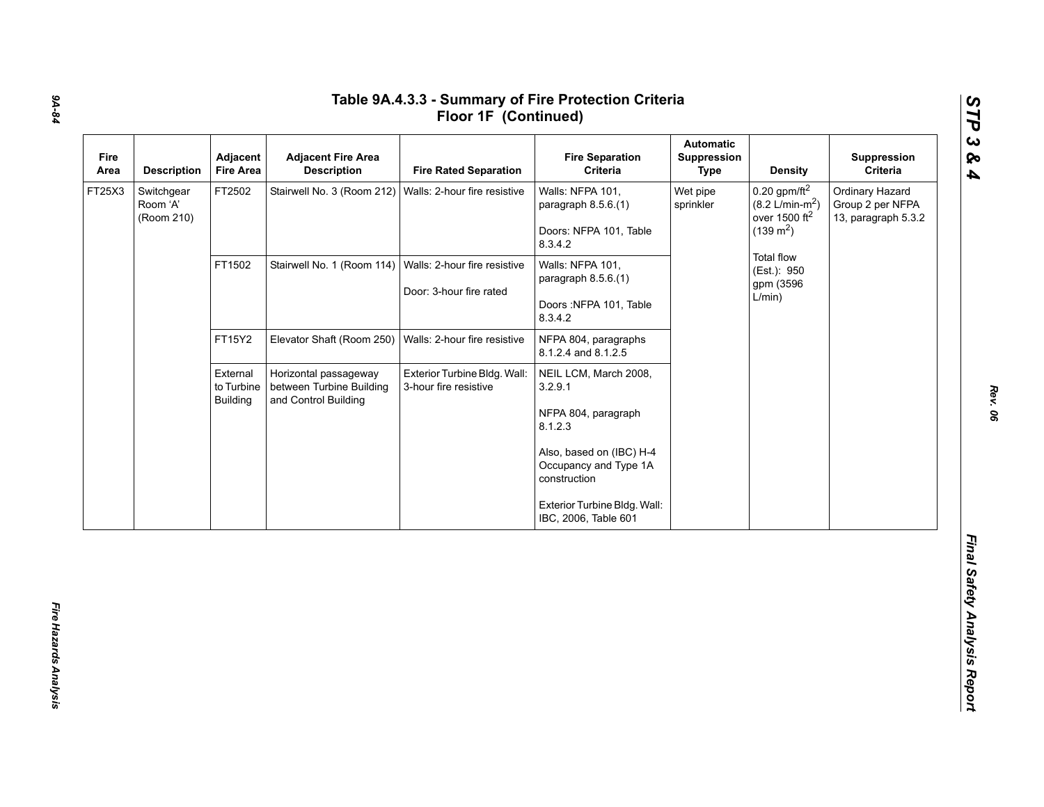# Table 9A.4.3.3 - Summary of Fire Protection Criteria Floor 1F (Continued)

| Fire Area | Description | Adjacent Fire Area | Adjacent Fire Area Description | Fire Rated Separation | Fire Separation Criteria | Automatic Suppression Type | Density | Suppression Criteria |
|---|---|---|---|---|---|---|---|---|
| FT25X3 | Switchgear Room 'A' (Room 210) | FT2502 | Stairwell No. 3 (Room 212) | Walls: 2-hour fire resistive | Walls: NFPA 101, paragraph 8.5.6.(1)<br><br>Doors: NFPA 101, Table 8.3.4.2 | Wet pipe sprinkler | 0.20 gpm/ft$^2$ (8.2 L/min-m$^2$) over 1500 ft$^2$ (139 m$^2$)<br><br>Total flow (Est.): 950 gpm (3596 L/min) | Ordinary Hazard Group 2 per NFPA 13, paragraph 5.3.2 |
| | | FT1502 | Stairwell No. 1 (Room 114) | Walls: 2-hour fire resistive<br><br>Door: 3-hour fire rated | Walls: NFPA 101, paragraph 8.5.6.(1)<br><br>Doors :NFPA 101, Table 8.3.4.2 | | | |
| | | FT15Y2 | Elevator Shaft (Room 250) | Walls: 2-hour fire resistive | NFPA 804, paragraphs 8.1.2.4 and 8.1.2.5 | | | |
| | | External to Turbine Building | Horizontal passageway between Turbine Building and Control Building | Exterior Turbine Bldg. Wall: 3-hour fire resistive | NEIL LCM, March 2008, 3.2.9.1<br><br>NFPA 804, paragraph 8.1.2.3<br><br>Also, based on (IBC) H-4 Occupancy and Type 1A construction<br><br>Exterior Turbine Bldg. Wall: IBC, 2006, Table 601 | | | |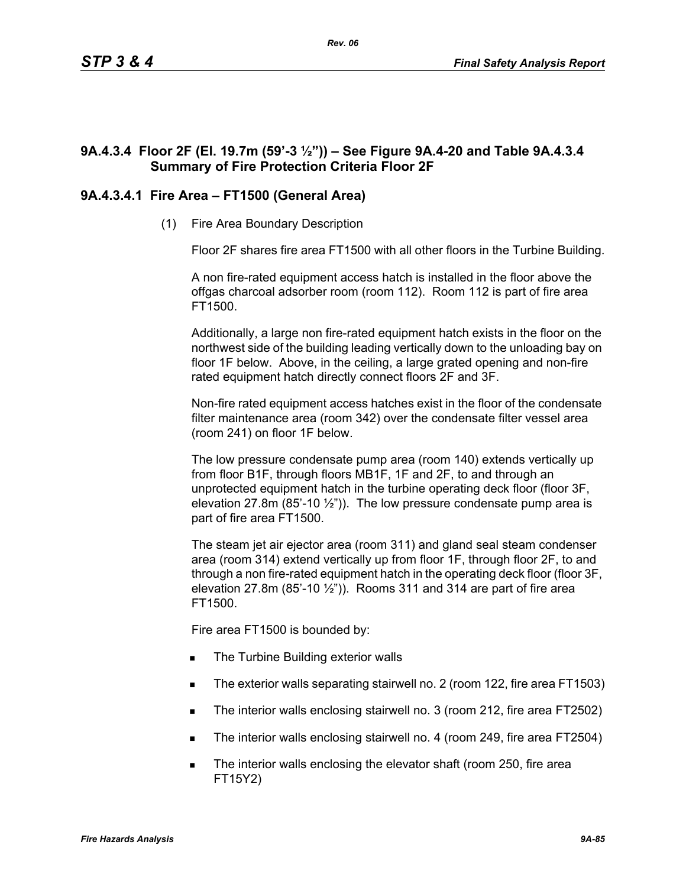### 9A.4.3.4 Floor 2F (El. 19.7m (59'-3 ½")) – See Figure 9A.4-20 and Table 9A.4.3.4 Summary of Fire Protection Criteria Floor 2F

#### 9A.4.3.4.1 Fire Area – FT1500 (General Area)

(1) Fire Area Boundary Description

Floor 2F shares fire area FT1500 with all other floors in the Turbine Building.

A non fire-rated equipment access hatch is installed in the floor above the offgas charcoal adsorber room (room 112). Room 112 is part of fire area FT1500.

Additionally, a large non fire-rated equipment hatch exists in the floor on the northwest side of the building leading vertically down to the unloading bay on floor 1F below. Above, in the ceiling, a large grated opening and non-fire rated equipment hatch directly connect floors 2F and 3F.

Non-fire rated equipment access hatches exist in the floor of the condensate filter maintenance area (room 342) over the condensate filter vessel area (room 241) on floor 1F below.

The low pressure condensate pump area (room 140) extends vertically up from floor B1F, through floors MB1F, 1F and 2F, to and through an unprotected equipment hatch in the turbine operating deck floor (floor 3F, elevation 27.8m (85'-10 ½")). The low pressure condensate pump area is part of fire area FT1500.

The steam jet air ejector area (room 311) and gland seal steam condenser area (room 314) extend vertically up from floor 1F, through floor 2F, to and through a non fire-rated equipment hatch in the operating deck floor (floor 3F, elevation 27.8m (85'-10 ½")). Rooms 311 and 314 are part of fire area FT1500.

Fire area FT1500 is bounded by:

- The Turbine Building exterior walls
- The exterior walls separating stairwell no. 2 (room 122, fire area FT1503)
- The interior walls enclosing stairwell no. 3 (room 212, fire area FT2502)
- The interior walls enclosing stairwell no. 4 (room 249, fire area FT2504)
- The interior walls enclosing the elevator shaft (room 250, fire area FT15Y2)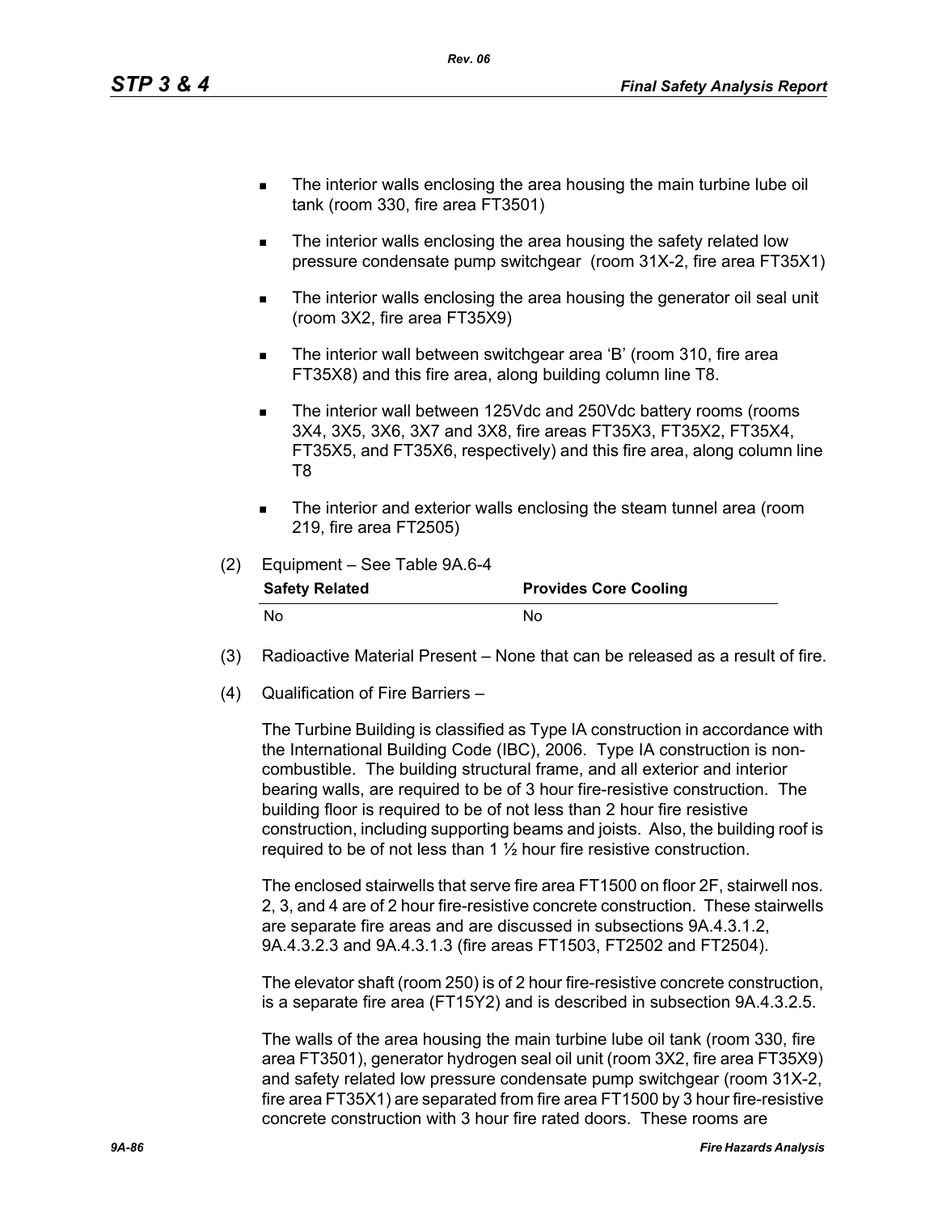- The interior walls enclosing the area housing the main turbine lube oil tank (room 330, fire area FT3501)
- The interior walls enclosing the area housing the safety related low pressure condensate pump switchgear (room 31X-2, fire area FT35X1)
- The interior walls enclosing the area housing the generator oil seal unit (room 3X2, fire area FT35X9)
- The interior wall between switchgear area 'B' (room 310, fire area FT35X8) and this fire area, along building column line T8.
- The interior wall between 125Vdc and 250Vdc battery rooms (rooms 3X4, 3X5, 3X6, 3X7 and 3X8, fire areas FT35X3, FT35X2, FT35X4, FT35X5, and FT35X6, respectively) and this fire area, along column line T8
- The interior and exterior walls enclosing the steam tunnel area (room 219, fire area FT2505)

(2) Equipment – See Table 9A.6-4

| Safety Related | Provides Core Cooling |
|---|---|
| No | No |

(3) Radioactive Material Present – None that can be released as a result of fire.

(4) Qualification of Fire Barriers –

The Turbine Building is classified as Type IA construction in accordance with the International Building Code (IBC), 2006. Type IA construction is non-combustible. The building structural frame, and all exterior and interior bearing walls, are required to be of 3 hour fire-resistive construction. The building floor is required to be of not less than 2 hour fire resistive construction, including supporting beams and joists. Also, the building roof is required to be of not less than 1 ½ hour fire resistive construction.

The enclosed stairwells that serve fire area FT1500 on floor 2F, stairwell nos. 2, 3, and 4 are of 2 hour fire-resistive concrete construction. These stairwells are separate fire areas and are discussed in subsections 9A.4.3.1.2, 9A.4.3.2.3 and 9A.4.3.1.3 (fire areas FT1503, FT2502 and FT2504).

The elevator shaft (room 250) is of 2 hour fire-resistive concrete construction, is a separate fire area (FT15Y2) and is described in subsection 9A.4.3.2.5.

The walls of the area housing the main turbine lube oil tank (room 330, fire area FT3501), generator hydrogen seal oil unit (room 3X2, fire area FT35X9) and safety related low pressure condensate pump switchgear (room 31X-2, fire area FT35X1) are separated from fire area FT1500 by 3 hour fire-resistive concrete construction with 3 hour fire rated doors. These rooms are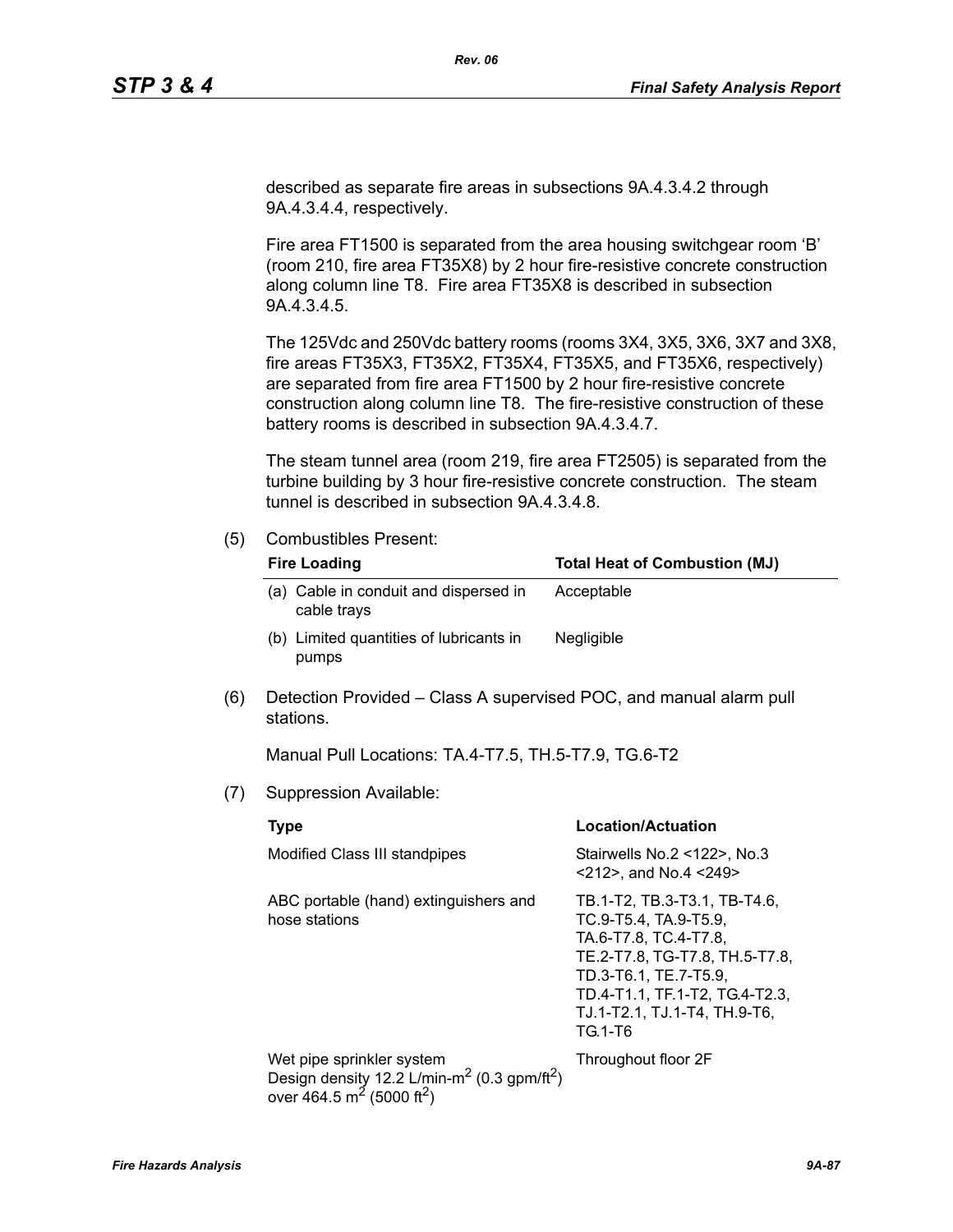described as separate fire areas in subsections 9A.4.3.4.2 through 9A.4.3.4.4, respectively.

Fire area FT1500 is separated from the area housing switchgear room ‘B’ (room 210, fire area FT35X8) by 2 hour fire-resistive concrete construction along column line T8. Fire area FT35X8 is described in subsection 9A.4.3.4.5.

The 125Vdc and 250Vdc battery rooms (rooms 3X4, 3X5, 3X6, 3X7 and 3X8, fire areas FT35X3, FT35X2, FT35X4, FT35X5, and FT35X6, respectively) are separated from fire area FT1500 by 2 hour fire-resistive concrete construction along column line T8. The fire-resistive construction of these battery rooms is described in subsection 9A.4.3.4.7.

The steam tunnel area (room 219, fire area FT2505) is separated from the turbine building by 3 hour fire-resistive concrete construction. The steam tunnel is described in subsection 9A.4.3.4.8.

(5) Combustibles Present:

| Fire Loading | Total Heat of Combustion (MJ) |
|---|---|
| (a) Cable in conduit and dispersed in cable trays | Acceptable |
| (b) Limited quantities of lubricants in pumps | Negligible |

(6) Detection Provided – Class A supervised POC, and manual alarm pull stations.

Manual Pull Locations: TA.4-T7.5, TH.5-T7.9, TG.6-T2

(7) Suppression Available:

| Type | Location/Actuation |
|---|---|
| Modified Class III standpipes | Stairwells No.2 <122>, No.3 <212>, and No.4 <249> |
| ABC portable (hand) extinguishers and hose stations | TB.1-T2, TB.3-T3.1, TB-T4.6, TC.9-T5.4, TA.9-T5.9, TA.6-T7.8, TC.4-T7.8, TE.2-T7.8, TG-T7.8, TH.5-T7.8, TD.3-T6.1, TE.7-T5.9, TD.4-T1.1, TF.1-T2, TG.4-T2.3, TJ.1-T2.1, TJ.1-T4, TH.9-T6, TG.1-T6 |
| Wet pipe sprinkler system Design density 12.2 L/min-$m^2$ (0.3 gpm/$ft^2$) over 464.5 $m^2$ (5000 $ft^2$) | Throughout floor 2F |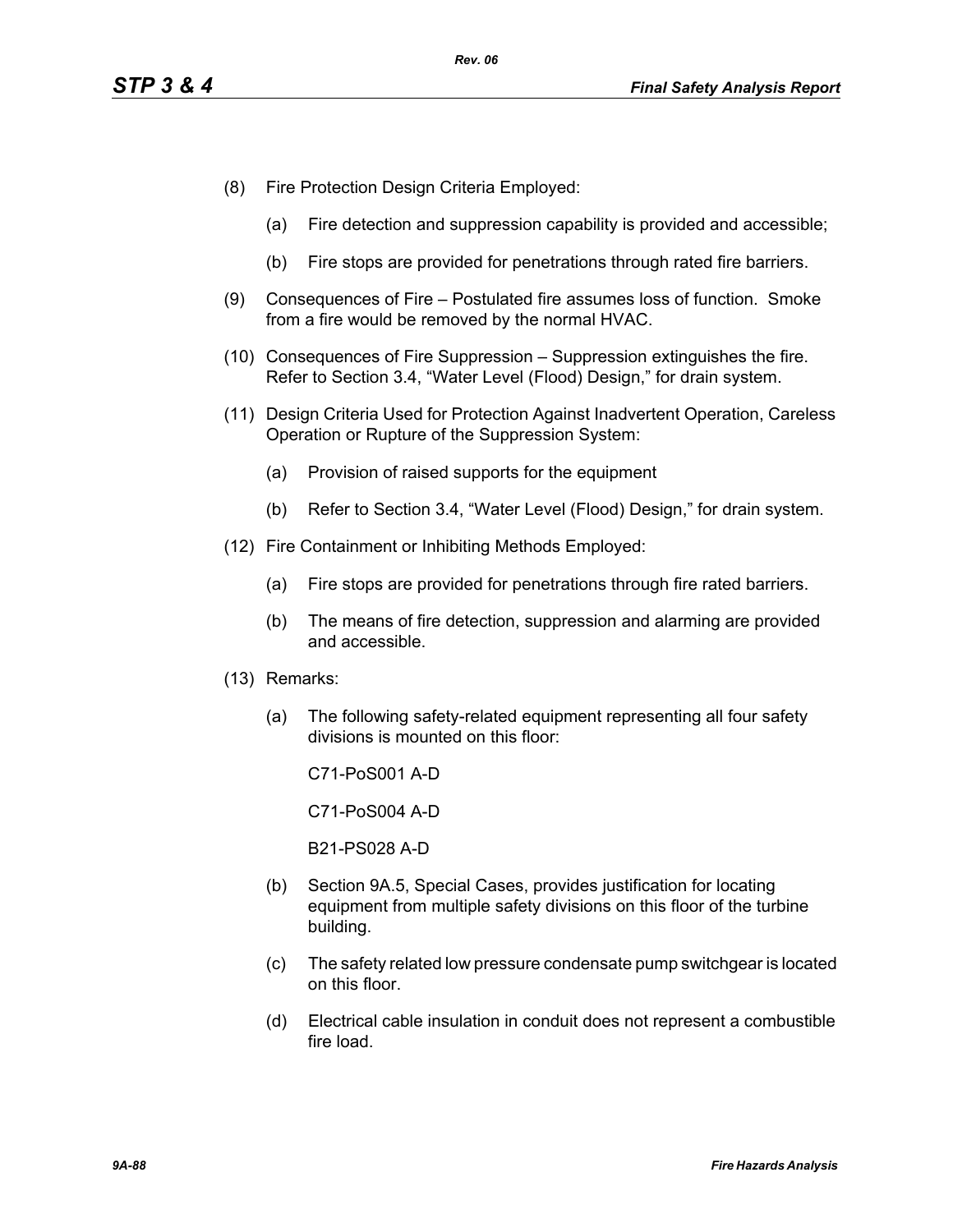(8) Fire Protection Design Criteria Employed:

   (a) Fire detection and suppression capability is provided and accessible;

   (b) Fire stops are provided for penetrations through rated fire barriers.

(9) Consequences of Fire – Postulated fire assumes loss of function. Smoke from a fire would be removed by the normal HVAC.

(10) Consequences of Fire Suppression – Suppression extinguishes the fire. Refer to Section 3.4, "Water Level (Flood) Design," for drain system.

(11) Design Criteria Used for Protection Against Inadvertent Operation, Careless Operation or Rupture of the Suppression System:

   (a) Provision of raised supports for the equipment

   (b) Refer to Section 3.4, "Water Level (Flood) Design," for drain system.

(12) Fire Containment or Inhibiting Methods Employed:

   (a) Fire stops are provided for penetrations through fire rated barriers.

   (b) The means of fire detection, suppression and alarming are provided and accessible.

(13) Remarks:

   (a) The following safety-related equipment representing all four safety divisions is mounted on this floor:

      C71-PoS001 A-D

      C71-PoS004 A-D

      B21-PS028 A-D

   (b) Section 9A.5, Special Cases, provides justification for locating equipment from multiple safety divisions on this floor of the turbine building.

   (c) The safety related low pressure condensate pump switchgear is located on this floor.

   (d) Electrical cable insulation in conduit does not represent a combustible fire load.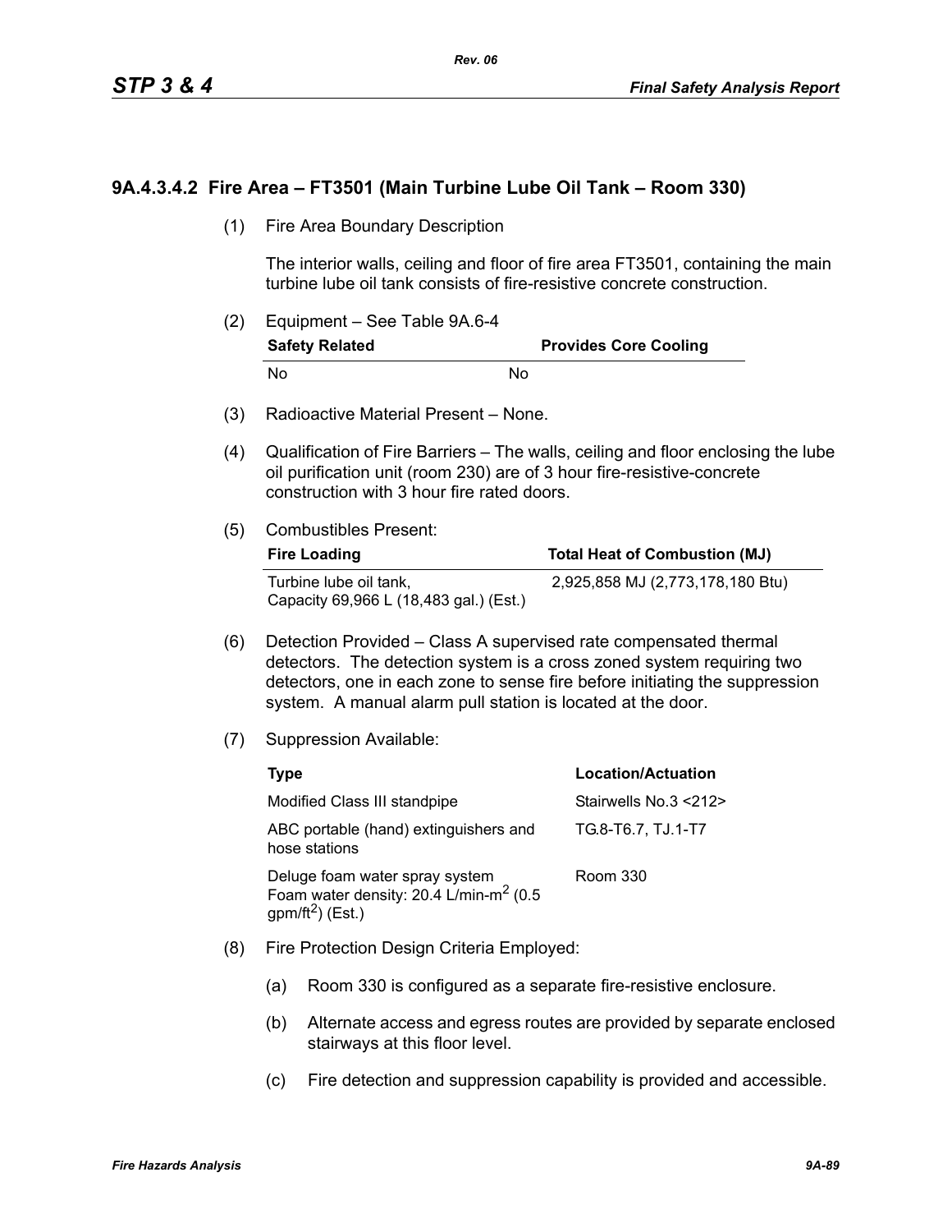### 9A.4.3.4.2 Fire Area – FT3501 (Main Turbine Lube Oil Tank – Room 330)

(1) Fire Area Boundary Description

The interior walls, ceiling and floor of fire area FT3501, containing the main turbine lube oil tank consists of fire-resistive concrete construction.

(2) Equipment – See Table 9A.6-4

| Safety Related | Provides Core Cooling |
|---|---|
| No | No |

(3) Radioactive Material Present – None.

(4) Qualification of Fire Barriers – The walls, ceiling and floor enclosing the lube oil purification unit (room 230) are of 3 hour fire-resistive-concrete construction with 3 hour fire rated doors.

(5) Combustibles Present:

| Fire Loading | Total Heat of Combustion (MJ) |
|---|---|
| Turbine lube oil tank, Capacity 69,966 L (18,483 gal.) (Est.) | 2,925,858 MJ (2,773,178,180 Btu) |

(6) Detection Provided – Class A supervised rate compensated thermal detectors. The detection system is a cross zoned system requiring two detectors, one in each zone to sense fire before initiating the suppression system. A manual alarm pull station is located at the door.

(7) Suppression Available:

| Type | Location/Actuation |
|---|---|
| Modified Class III standpipe | Stairwells No.3 <212> |
| ABC portable (hand) extinguishers and hose stations | TG.8-T6.7, TJ.1-T7 |
| Deluge foam water spray system Foam water density: 20.4 L/min-$m^2$ (0.5 gpm/$ft^2$) (Est.) | Room 330 |

(8) Fire Protection Design Criteria Employed:

(a) Room 330 is configured as a separate fire-resistive enclosure.

(b) Alternate access and egress routes are provided by separate enclosed stairways at this floor level.

(c) Fire detection and suppression capability is provided and accessible.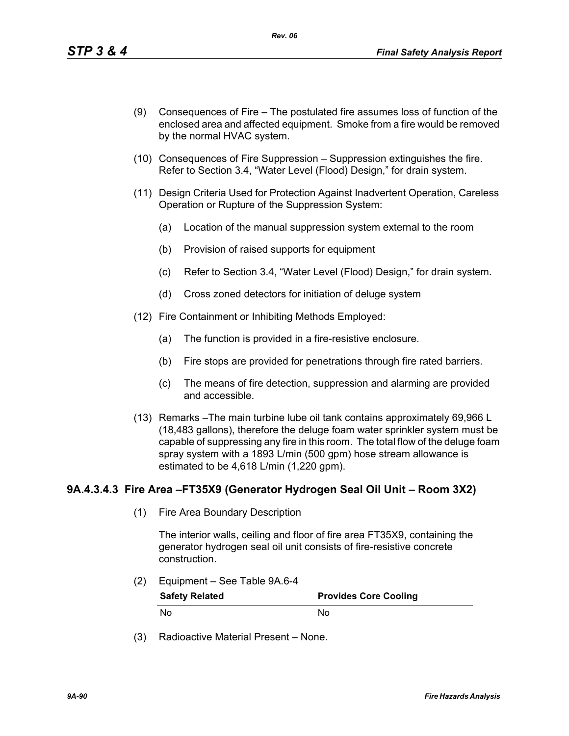(9) Consequences of Fire – The postulated fire assumes loss of function of the enclosed area and affected equipment. Smoke from a fire would be removed by the normal HVAC system.

(10) Consequences of Fire Suppression – Suppression extinguishes the fire. Refer to Section 3.4, “Water Level (Flood) Design,” for drain system.

(11) Design Criteria Used for Protection Against Inadvertent Operation, Careless Operation or Rupture of the Suppression System:

   (a) Location of the manual suppression system external to the room

   (b) Provision of raised supports for equipment

   (c) Refer to Section 3.4, “Water Level (Flood) Design,” for drain system.

   (d) Cross zoned detectors for initiation of deluge system

(12) Fire Containment or Inhibiting Methods Employed:

   (a) The function is provided in a fire-resistive enclosure.

   (b) Fire stops are provided for penetrations through fire rated barriers.

   (c) The means of fire detection, suppression and alarming are provided and accessible.

(13) Remarks –The main turbine lube oil tank contains approximately 69,966 L (18,483 gallons), therefore the deluge foam water sprinkler system must be capable of suppressing any fire in this room. The total flow of the deluge foam spray system with a 1893 L/min (500 gpm) hose stream allowance is estimated to be 4,618 L/min (1,220 gpm).

### 9A.4.3.4.3 Fire Area –FT35X9 (Generator Hydrogen Seal Oil Unit – Room 3X2)

(1) Fire Area Boundary Description

The interior walls, ceiling and floor of fire area FT35X9, containing the generator hydrogen seal oil unit consists of fire-resistive concrete construction.

(2) Equipment – See Table 9A.6-4

| Safety Related | Provides Core Cooling |
|---|---|
| No | No |

(3) Radioactive Material Present – None.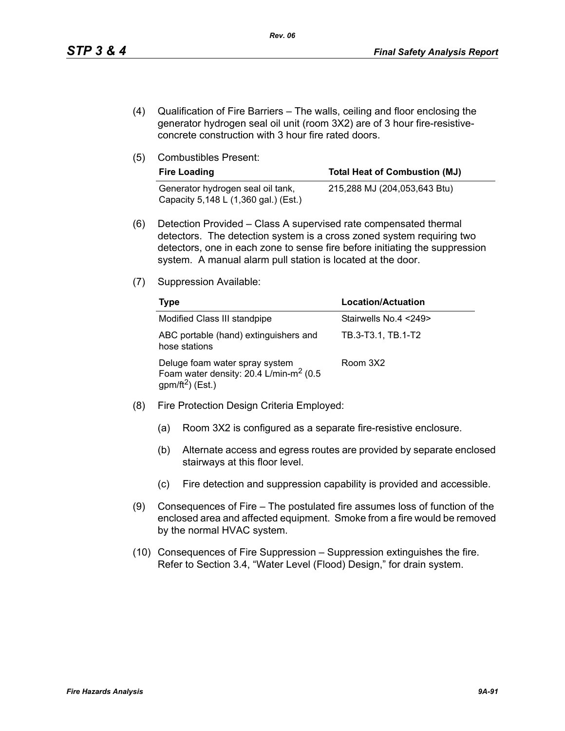(4) Qualification of Fire Barriers – The walls, ceiling and floor enclosing the generator hydrogen seal oil unit (room 3X2) are of 3 hour fire-resistive-concrete construction with 3 hour fire rated doors.

(5) Combustibles Present:

| Fire Loading | Total Heat of Combustion (MJ) |
|---|---|
| Generator hydrogen seal oil tank, Capacity 5,148 L (1,360 gal.) (Est.) | 215,288 MJ (204,053,643 Btu) |

(6) Detection Provided – Class A supervised rate compensated thermal detectors. The detection system is a cross zoned system requiring two detectors, one in each zone to sense fire before initiating the suppression system. A manual alarm pull station is located at the door.

(7) Suppression Available:

| Type | Location/Actuation |
|---|---|
| Modified Class III standpipe | Stairwells No.4 <249> |
| ABC portable (hand) extinguishers and hose stations | TB.3-T3.1, TB.1-T2 |
| Deluge foam water spray system Foam water density: 20.4 L/min-$m^2$ (0.5 gpm/$ft^2$) (Est.) | Room 3X2 |

(8) Fire Protection Design Criteria Employed:

(a) Room 3X2 is configured as a separate fire-resistive enclosure.

(b) Alternate access and egress routes are provided by separate enclosed stairways at this floor level.

(c) Fire detection and suppression capability is provided and accessible.

(9) Consequences of Fire – The postulated fire assumes loss of function of the enclosed area and affected equipment. Smoke from a fire would be removed by the normal HVAC system.

(10) Consequences of Fire Suppression – Suppression extinguishes the fire. Refer to Section 3.4, "Water Level (Flood) Design," for drain system.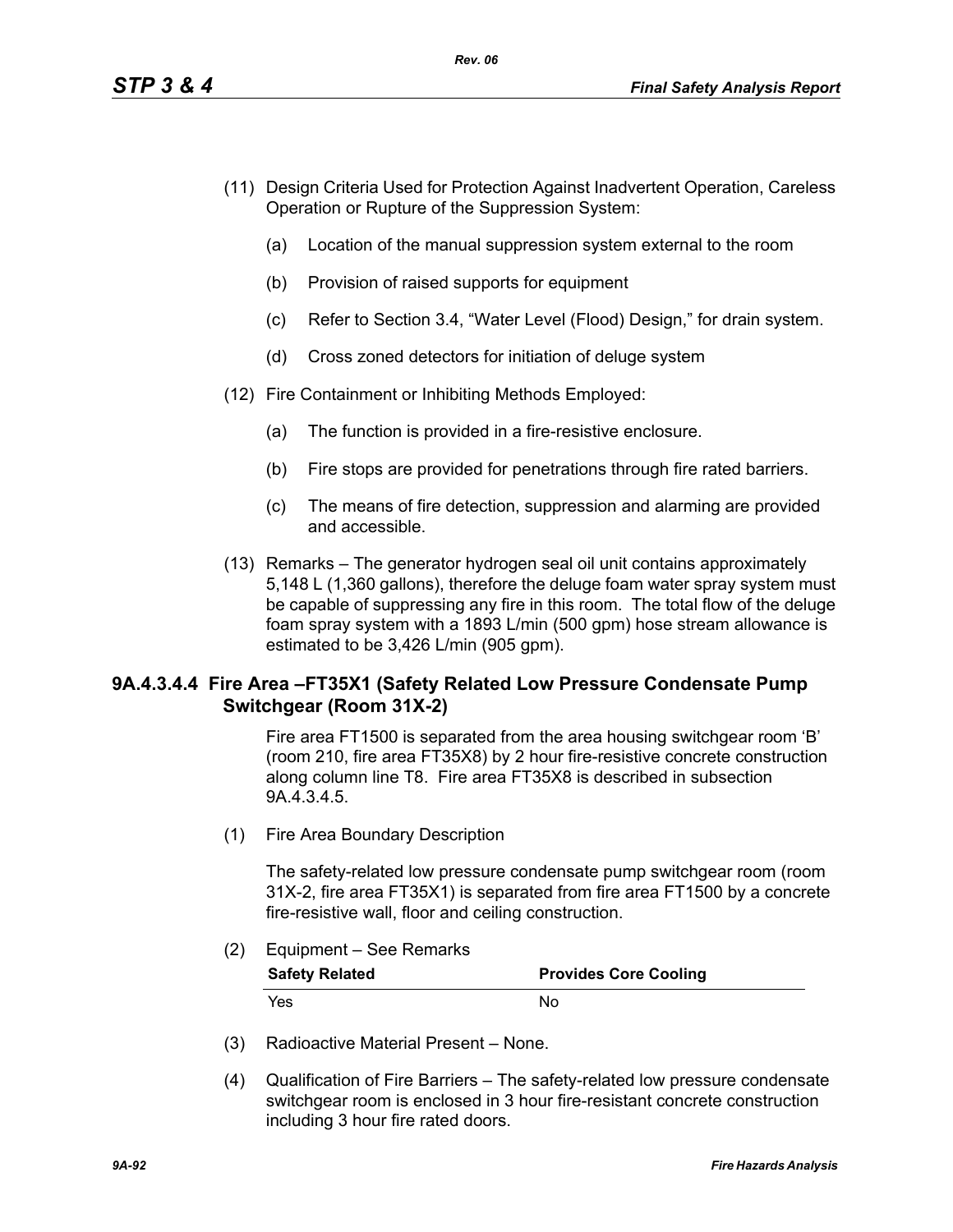(11) Design Criteria Used for Protection Against Inadvertent Operation, Careless Operation or Rupture of the Suppression System:

   (a) Location of the manual suppression system external to the room

   (b) Provision of raised supports for equipment

   (c) Refer to Section 3.4, “Water Level (Flood) Design,” for drain system.

   (d) Cross zoned detectors for initiation of deluge system

(12) Fire Containment or Inhibiting Methods Employed:

   (a) The function is provided in a fire-resistive enclosure.

   (b) Fire stops are provided for penetrations through fire rated barriers.

   (c) The means of fire detection, suppression and alarming are provided and accessible.

(13) Remarks – The generator hydrogen seal oil unit contains approximately 5,148 L (1,360 gallons), therefore the deluge foam water spray system must be capable of suppressing any fire in this room. The total flow of the deluge foam spray system with a 1893 L/min (500 gpm) hose stream allowance is estimated to be 3,426 L/min (905 gpm).

### 9A.4.3.4.4 Fire Area –FT35X1 (Safety Related Low Pressure Condensate Pump Switchgear (Room 31X-2)

Fire area FT1500 is separated from the area housing switchgear room ‘B’ (room 210, fire area FT35X8) by 2 hour fire-resistive concrete construction along column line T8. Fire area FT35X8 is described in subsection 9A.4.3.4.5.

(1) Fire Area Boundary Description

   The safety-related low pressure condensate pump switchgear room (room 31X-2, fire area FT35X1) is separated from fire area FT1500 by a concrete fire-resistive wall, floor and ceiling construction.

(2) Equipment – See Remarks

| Safety Related | Provides Core Cooling |
|---|---|
| Yes | No |

(3) Radioactive Material Present – None.

(4) Qualification of Fire Barriers – The safety-related low pressure condensate switchgear room is enclosed in 3 hour fire-resistant concrete construction including 3 hour fire rated doors.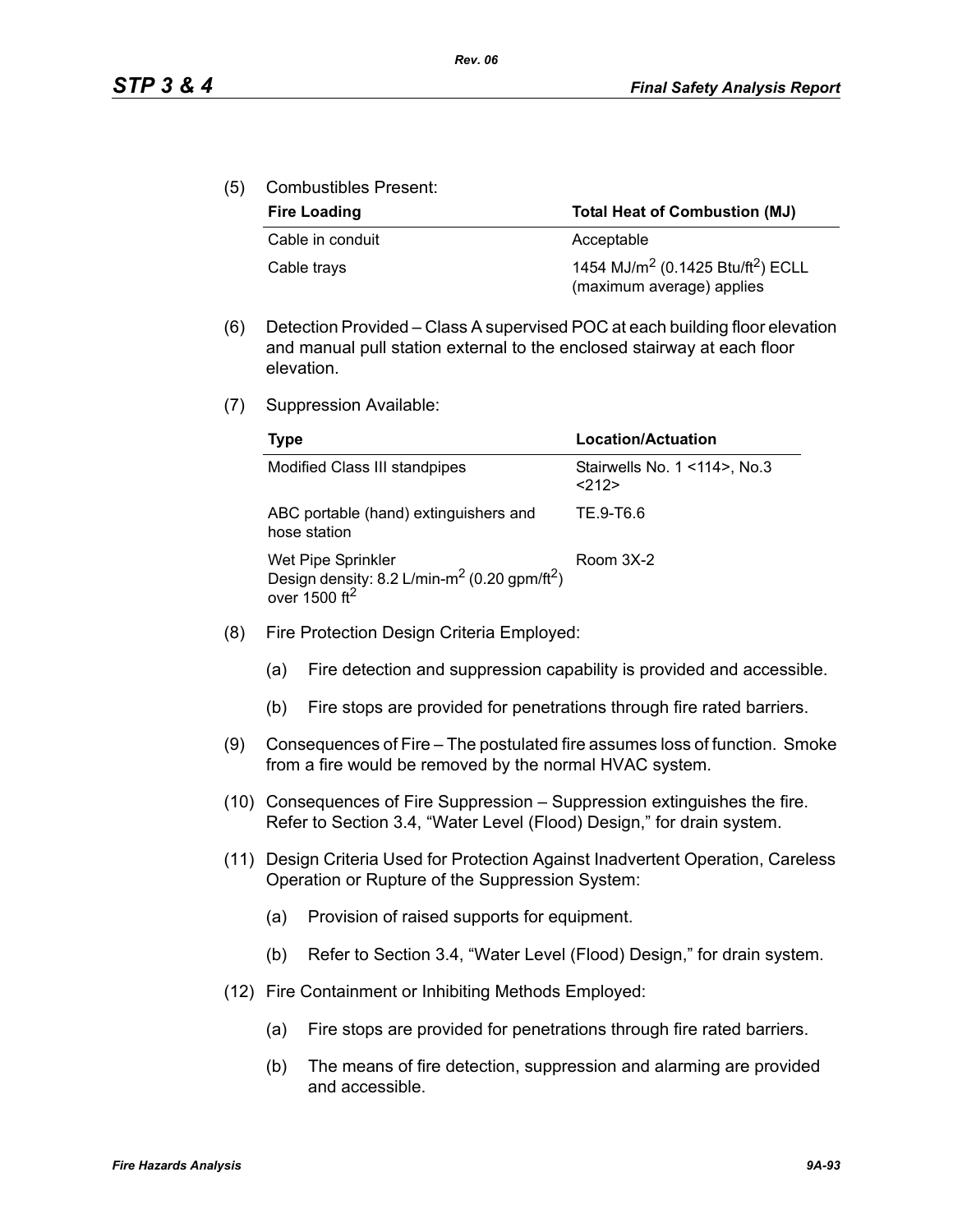(5) Combustibles Present:

| Fire Loading | Total Heat of Combustion (MJ) |
|---|---|
| Cable in conduit | Acceptable |
| Cable trays | 1454 $MJ/m^2$ (0.1425 $Btu/ft^2$) ECLL (maximum average) applies |

(6) Detection Provided – Class A supervised POC at each building floor elevation and manual pull station external to the enclosed stairway at each floor elevation.

(7) Suppression Available:

| Type | Location/Actuation |
|---|---|
| Modified Class III standpipes | Stairwells No. 1 <114>, No.3 <212> |
| ABC portable (hand) extinguishers and hose station | TE.9-T6.6 |
| Wet Pipe Sprinkler<br>Design density: 8.2 $L/min\text{-}m^2$ (0.20 $gpm/ft^2$) over 1500 $ft^2$ | Room 3X-2 |

(8) Fire Protection Design Criteria Employed:

(a) Fire detection and suppression capability is provided and accessible.

(b) Fire stops are provided for penetrations through fire rated barriers.

(9) Consequences of Fire – The postulated fire assumes loss of function. Smoke from a fire would be removed by the normal HVAC system.

(10) Consequences of Fire Suppression – Suppression extinguishes the fire. Refer to Section 3.4, "Water Level (Flood) Design," for drain system.

(11) Design Criteria Used for Protection Against Inadvertent Operation, Careless Operation or Rupture of the Suppression System:

(a) Provision of raised supports for equipment.

(b) Refer to Section 3.4, "Water Level (Flood) Design," for drain system.

(12) Fire Containment or Inhibiting Methods Employed:

(a) Fire stops are provided for penetrations through fire rated barriers.

(b) The means of fire detection, suppression and alarming are provided and accessible.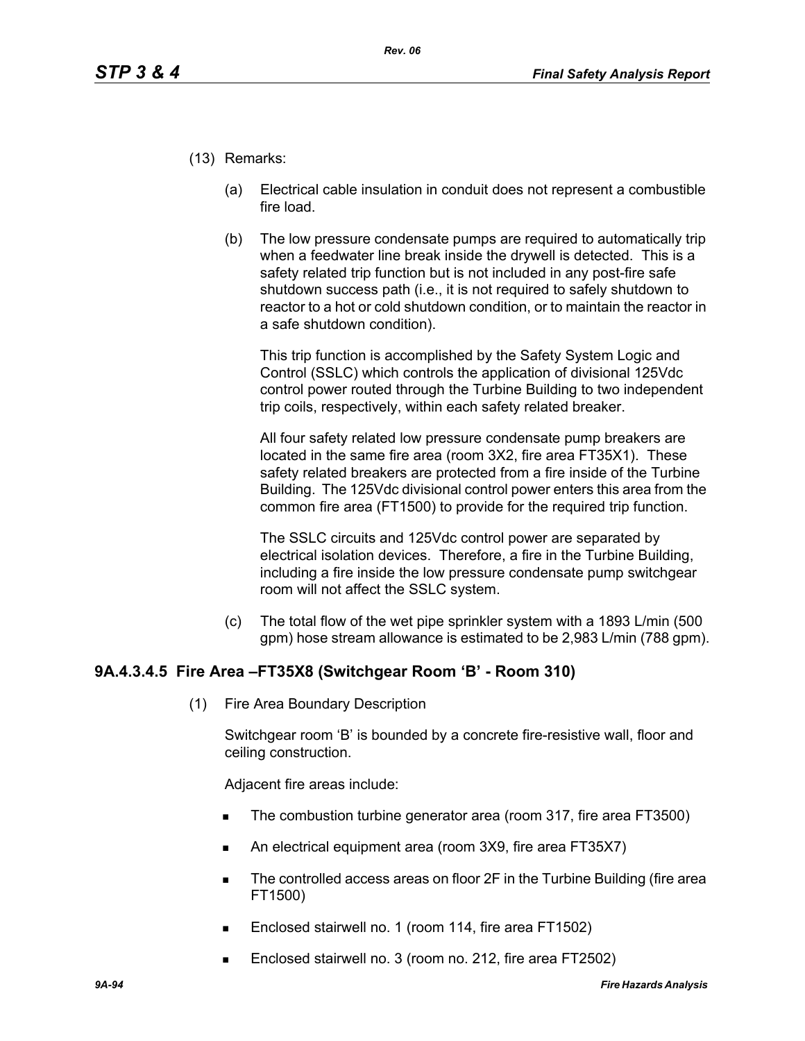(13) Remarks:

(a) Electrical cable insulation in conduit does not represent a combustible fire load.

(b) The low pressure condensate pumps are required to automatically trip when a feedwater line break inside the drywell is detected. This is a safety related trip function but is not included in any post-fire safe shutdown success path (i.e., it is not required to safely shutdown to reactor to a hot or cold shutdown condition, or to maintain the reactor in a safe shutdown condition).

This trip function is accomplished by the Safety System Logic and Control (SSLC) which controls the application of divisional 125Vdc control power routed through the Turbine Building to two independent trip coils, respectively, within each safety related breaker.

All four safety related low pressure condensate pump breakers are located in the same fire area (room 3X2, fire area FT35X1). These safety related breakers are protected from a fire inside of the Turbine Building. The 125Vdc divisional control power enters this area from the common fire area (FT1500) to provide for the required trip function.

The SSLC circuits and 125Vdc control power are separated by electrical isolation devices. Therefore, a fire in the Turbine Building, including a fire inside the low pressure condensate pump switchgear room will not affect the SSLC system.

(c) The total flow of the wet pipe sprinkler system with a 1893 L/min (500 gpm) hose stream allowance is estimated to be 2,983 L/min (788 gpm).

### 9A.4.3.4.5 Fire Area –FT35X8 (Switchgear Room 'B' - Room 310)

(1) Fire Area Boundary Description

Switchgear room 'B' is bounded by a concrete fire-resistive wall, floor and ceiling construction.

Adjacent fire areas include:

- The combustion turbine generator area (room 317, fire area FT3500)
- An electrical equipment area (room 3X9, fire area FT35X7)
- The controlled access areas on floor 2F in the Turbine Building (fire area FT1500)
- Enclosed stairwell no. 1 (room 114, fire area FT1502)
- Enclosed stairwell no. 3 (room no. 212, fire area FT2502)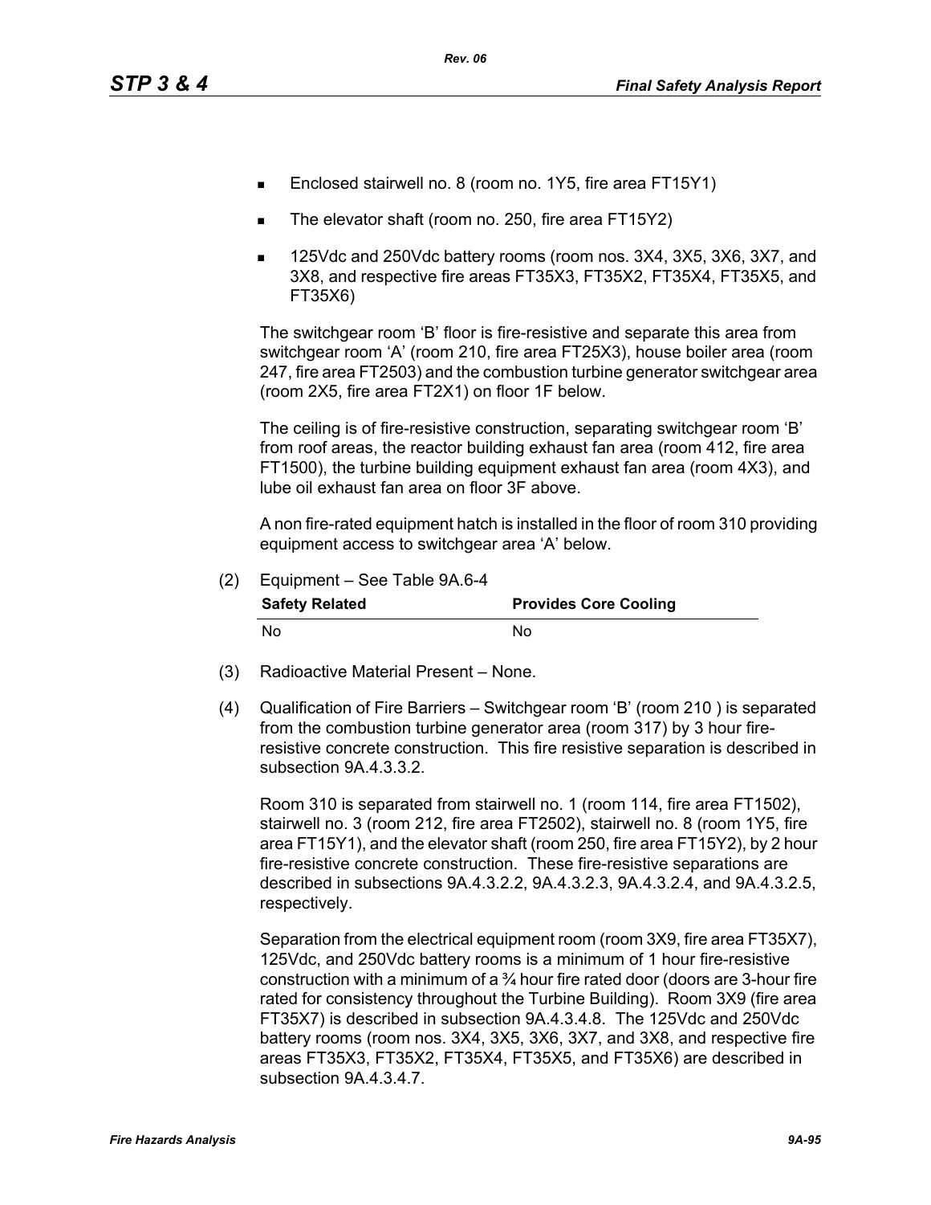- Enclosed stairwell no. 8 (room no. 1Y5, fire area FT15Y1)
- The elevator shaft (room no. 250, fire area FT15Y2)
- 125Vdc and 250Vdc battery rooms (room nos. 3X4, 3X5, 3X6, 3X7, and 3X8, and respective fire areas FT35X3, FT35X2, FT35X4, FT35X5, and FT35X6)

The switchgear room 'B' floor is fire-resistive and separate this area from switchgear room 'A' (room 210, fire area FT25X3), house boiler area (room 247, fire area FT2503) and the combustion turbine generator switchgear area (room 2X5, fire area FT2X1) on floor 1F below.

The ceiling is of fire-resistive construction, separating switchgear room 'B' from roof areas, the reactor building exhaust fan area (room 412, fire area FT1500), the turbine building equipment exhaust fan area (room 4X3), and lube oil exhaust fan area on floor 3F above.

A non fire-rated equipment hatch is installed in the floor of room 310 providing equipment access to switchgear area 'A' below.

(2) Equipment – See Table 9A.6-4

| Safety Related | Provides Core Cooling |
|---|---|
| No | No |

(3) Radioactive Material Present – None.

(4) Qualification of Fire Barriers – Switchgear room 'B' (room 210 ) is separated from the combustion turbine generator area (room 317) by 3 hour fire-resistive concrete construction. This fire resistive separation is described in subsection 9A.4.3.3.2.

Room 310 is separated from stairwell no. 1 (room 114, fire area FT1502), stairwell no. 3 (room 212, fire area FT2502), stairwell no. 8 (room 1Y5, fire area FT15Y1), and the elevator shaft (room 250, fire area FT15Y2), by 2 hour fire-resistive concrete construction. These fire-resistive separations are described in subsections 9A.4.3.2.2, 9A.4.3.2.3, 9A.4.3.2.4, and 9A.4.3.2.5, respectively.

Separation from the electrical equipment room (room 3X9, fire area FT35X7), 125Vdc, and 250Vdc battery rooms is a minimum of 1 hour fire-resistive construction with a minimum of a ¾ hour fire rated door (doors are 3-hour fire rated for consistency throughout the Turbine Building). Room 3X9 (fire area FT35X7) is described in subsection 9A.4.3.4.8. The 125Vdc and 250Vdc battery rooms (room nos. 3X4, 3X5, 3X6, 3X7, and 3X8, and respective fire areas FT35X3, FT35X2, FT35X4, FT35X5, and FT35X6) are described in subsection 9A.4.3.4.7.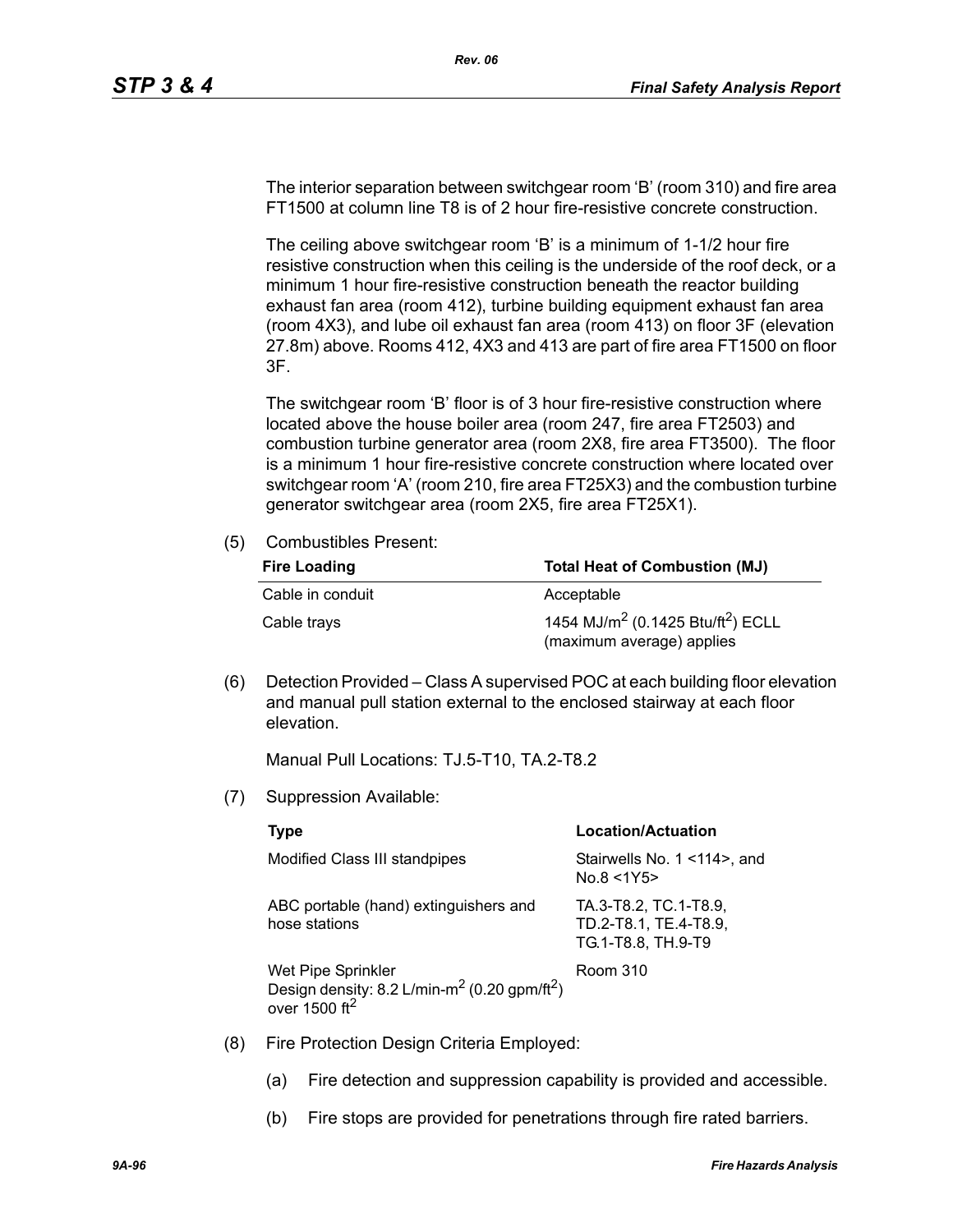The interior separation between switchgear room 'B' (room 310) and fire area FT1500 at column line T8 is of 2 hour fire-resistive concrete construction.

The ceiling above switchgear room 'B' is a minimum of 1-1/2 hour fire resistive construction when this ceiling is the underside of the roof deck, or a minimum 1 hour fire-resistive construction beneath the reactor building exhaust fan area (room 412), turbine building equipment exhaust fan area (room 4X3), and lube oil exhaust fan area (room 413) on floor 3F (elevation 27.8m) above. Rooms 412, 4X3 and 413 are part of fire area FT1500 on floor 3F.

The switchgear room 'B' floor is of 3 hour fire-resistive construction where located above the house boiler area (room 247, fire area FT2503) and combustion turbine generator area (room 2X8, fire area FT3500). The floor is a minimum 1 hour fire-resistive concrete construction where located over switchgear room 'A' (room 210, fire area FT25X3) and the combustion turbine generator switchgear area (room 2X5, fire area FT25X1).

(5) Combustibles Present:

| Fire Loading | Total Heat of Combustion (MJ) |
|---|---|
| Cable in conduit | Acceptable |
| Cable trays | 1454 MJ/m$^2$ (0.1425 Btu/ft$^2$) ECLL (maximum average) applies |

(6) Detection Provided – Class A supervised POC at each building floor elevation and manual pull station external to the enclosed stairway at each floor elevation.

Manual Pull Locations: TJ.5-T10, TA.2-T8.2

(7) Suppression Available:

| Type | Location/Actuation |
|---|---|
| Modified Class III standpipes | Stairwells No. 1 <114>, and No.8 <1Y5> |
| ABC portable (hand) extinguishers and hose stations | TA.3-T8.2, TC.1-T8.9, TD.2-T8.1, TE.4-T8.9, TG.1-T8.8, TH.9-T9 |
| Wet Pipe Sprinkler Design density: 8.2 L/min-m$^2$ (0.20 gpm/ft$^2$) over 1500 ft$^2$ | Room 310 |

(8) Fire Protection Design Criteria Employed:

(a) Fire detection and suppression capability is provided and accessible.

(b) Fire stops are provided for penetrations through fire rated barriers.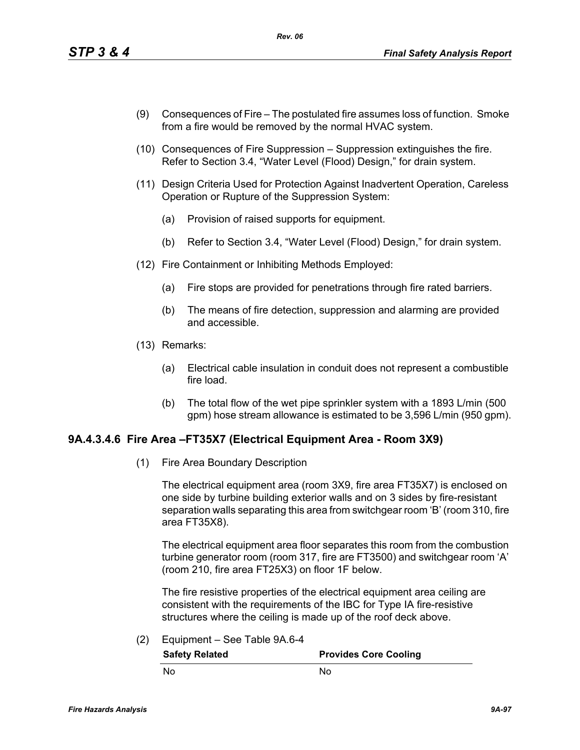(9) Consequences of Fire – The postulated fire assumes loss of function. Smoke from a fire would be removed by the normal HVAC system.

(10) Consequences of Fire Suppression – Suppression extinguishes the fire. Refer to Section 3.4, "Water Level (Flood) Design," for drain system.

(11) Design Criteria Used for Protection Against Inadvertent Operation, Careless Operation or Rupture of the Suppression System:

   (a) Provision of raised supports for equipment.

   (b) Refer to Section 3.4, "Water Level (Flood) Design," for drain system.

(12) Fire Containment or Inhibiting Methods Employed:

   (a) Fire stops are provided for penetrations through fire rated barriers.

   (b) The means of fire detection, suppression and alarming are provided and accessible.

(13) Remarks:

   (a) Electrical cable insulation in conduit does not represent a combustible fire load.

   (b) The total flow of the wet pipe sprinkler system with a 1893 L/min (500 gpm) hose stream allowance is estimated to be 3,596 L/min (950 gpm).

### 9A.4.3.4.6 Fire Area –FT35X7 (Electrical Equipment Area - Room 3X9)

(1) Fire Area Boundary Description

The electrical equipment area (room 3X9, fire area FT35X7) is enclosed on one side by turbine building exterior walls and on 3 sides by fire-resistant separation walls separating this area from switchgear room 'B' (room 310, fire area FT35X8).

The electrical equipment area floor separates this room from the combustion turbine generator room (room 317, fire are FT3500) and switchgear room 'A' (room 210, fire area FT25X3) on floor 1F below.

The fire resistive properties of the electrical equipment area ceiling are consistent with the requirements of the IBC for Type IA fire-resistive structures where the ceiling is made up of the roof deck above.

(2) Equipment – See Table 9A.6-4

| Safety Related | Provides Core Cooling |
|---|---|
| No | No |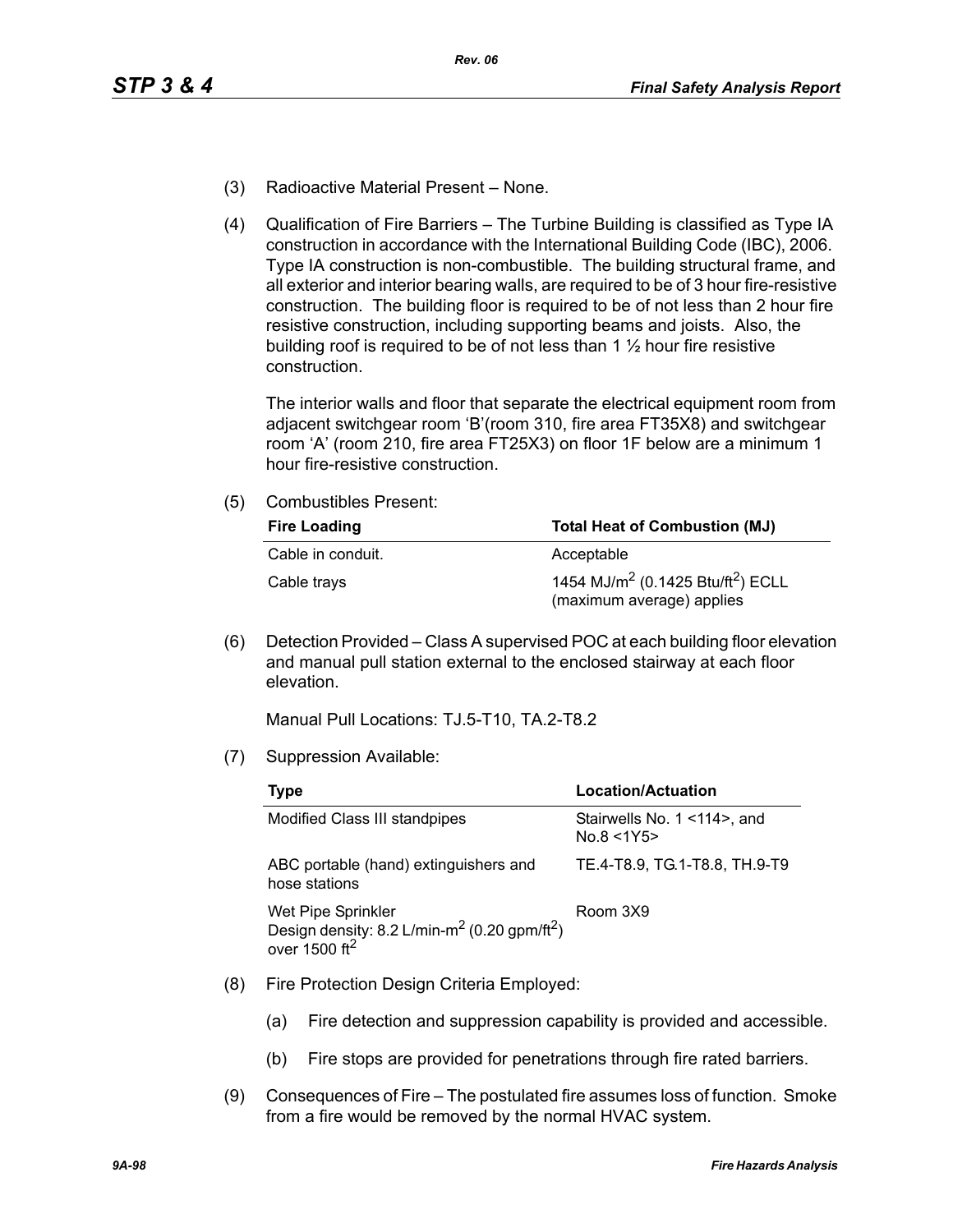(3) Radioactive Material Present – None.

(4) Qualification of Fire Barriers – The Turbine Building is classified as Type IA construction in accordance with the International Building Code (IBC), 2006. Type IA construction is non-combustible. The building structural frame, and all exterior and interior bearing walls, are required to be of 3 hour fire-resistive construction. The building floor is required to be of not less than 2 hour fire resistive construction, including supporting beams and joists. Also, the building roof is required to be of not less than 1 ½ hour fire resistive construction.

The interior walls and floor that separate the electrical equipment room from adjacent switchgear room 'B'(room 310, fire area FT35X8) and switchgear room 'A' (room 210, fire area FT25X3) on floor 1F below are a minimum 1 hour fire-resistive construction.

(5) Combustibles Present:

| Fire Loading | Total Heat of Combustion (MJ) |
|---|---|
| Cable in conduit. | Acceptable |
| Cable trays | 1454 $MJ/m^2$ (0.1425 $Btu/ft^2$) ECLL (maximum average) applies |

(6) Detection Provided – Class A supervised POC at each building floor elevation and manual pull station external to the enclosed stairway at each floor elevation.

Manual Pull Locations: TJ.5-T10, TA.2-T8.2

(7) Suppression Available:

| Type | Location/Actuation |
|---|---|
| Modified Class III standpipes | Stairwells No. 1 <114>, and No.8 <1Y5> |
| ABC portable (hand) extinguishers and hose stations | TE.4-T8.9, TG.1-T8.8, TH.9-T9 |
| Wet Pipe Sprinkler Design density: 8.2 L/min-$m^2$ (0.20 gpm/$ft^2$) over 1500 $ft^2$ | Room 3X9 |

(8) Fire Protection Design Criteria Employed:

(a) Fire detection and suppression capability is provided and accessible.

(b) Fire stops are provided for penetrations through fire rated barriers.

(9) Consequences of Fire – The postulated fire assumes loss of function. Smoke from a fire would be removed by the normal HVAC system.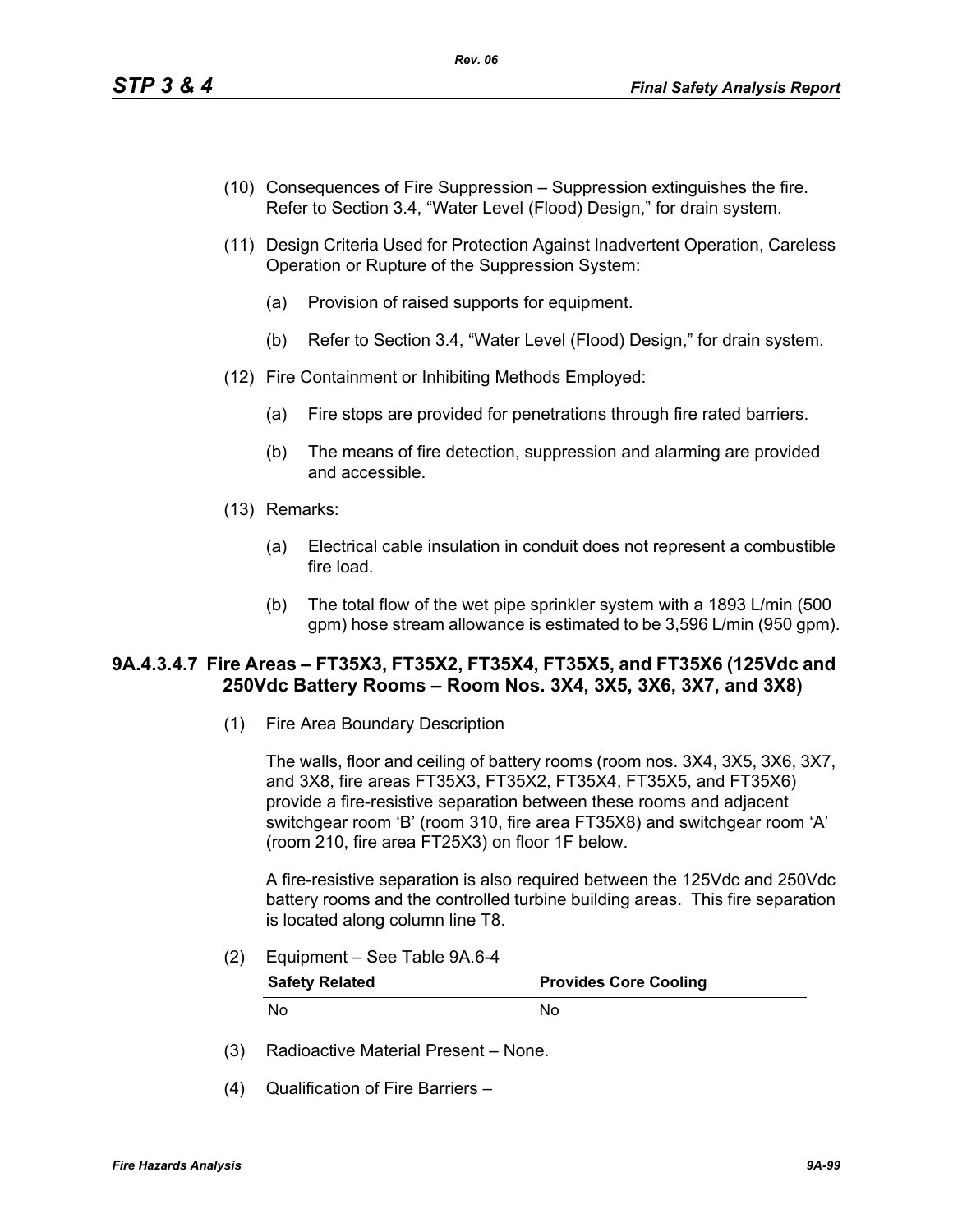(10) Consequences of Fire Suppression – Suppression extinguishes the fire. Refer to Section 3.4, "Water Level (Flood) Design," for drain system.

(11) Design Criteria Used for Protection Against Inadvertent Operation, Careless Operation or Rupture of the Suppression System:

   (a) Provision of raised supports for equipment.

   (b) Refer to Section 3.4, "Water Level (Flood) Design," for drain system.

(12) Fire Containment or Inhibiting Methods Employed:

   (a) Fire stops are provided for penetrations through fire rated barriers.

   (b) The means of fire detection, suppression and alarming are provided and accessible.

(13) Remarks:

   (a) Electrical cable insulation in conduit does not represent a combustible fire load.

   (b) The total flow of the wet pipe sprinkler system with a 1893 L/min (500 gpm) hose stream allowance is estimated to be 3,596 L/min (950 gpm).

### 9A.4.3.4.7 Fire Areas – FT35X3, FT35X2, FT35X4, FT35X5, and FT35X6 (125Vdc and 250Vdc Battery Rooms – Room Nos. 3X4, 3X5, 3X6, 3X7, and 3X8)

(1) Fire Area Boundary Description

The walls, floor and ceiling of battery rooms (room nos. 3X4, 3X5, 3X6, 3X7, and 3X8, fire areas FT35X3, FT35X2, FT35X4, FT35X5, and FT35X6) provide a fire-resistive separation between these rooms and adjacent switchgear room 'B' (room 310, fire area FT35X8) and switchgear room 'A' (room 210, fire area FT25X3) on floor 1F below.

A fire-resistive separation is also required between the 125Vdc and 250Vdc battery rooms and the controlled turbine building areas. This fire separation is located along column line T8.

(2) Equipment – See Table 9A.6-4

| Safety Related | Provides Core Cooling |
|---|---|
| No | No |

(3) Radioactive Material Present – None.

(4) Qualification of Fire Barriers –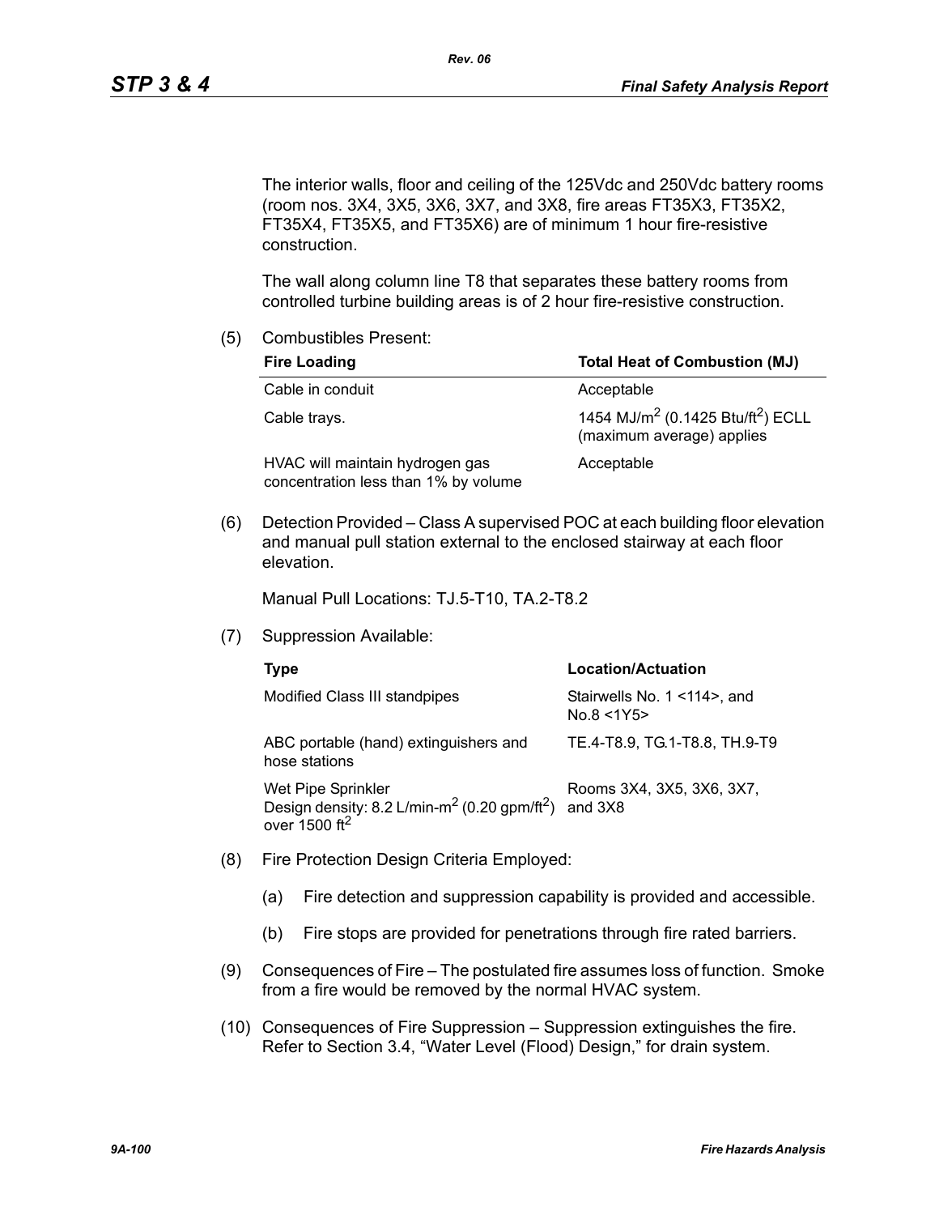The interior walls, floor and ceiling of the 125Vdc and 250Vdc battery rooms (room nos. 3X4, 3X5, 3X6, 3X7, and 3X8, fire areas FT35X3, FT35X2, FT35X4, FT35X5, and FT35X6) are of minimum 1 hour fire-resistive construction.

The wall along column line T8 that separates these battery rooms from controlled turbine building areas is of 2 hour fire-resistive construction.

(5) Combustibles Present:

| Fire Loading | Total Heat of Combustion (MJ) |
|---|---|
| Cable in conduit | Acceptable |
| Cable trays. | 1454 $MJ/m^2$ (0.1425 $Btu/ft^2$) ECLL (maximum average) applies |
| HVAC will maintain hydrogen gas concentration less than 1% by volume | Acceptable |

(6) Detection Provided – Class A supervised POC at each building floor elevation and manual pull station external to the enclosed stairway at each floor elevation.

Manual Pull Locations: TJ.5-T10, TA.2-T8.2

(7) Suppression Available:

| Type | Location/Actuation |
|---|---|
| Modified Class III standpipes | Stairwells No. 1 <114>, and No.8 <1Y5> |
| ABC portable (hand) extinguishers and hose stations | TE.4-T8.9, TG.1-T8.8, TH.9-T9 |
| Wet Pipe Sprinkler Design density: 8.2 L/min-$m^2$ (0.20 gpm/$ft^2$) over 1500 $ft^2$ | Rooms 3X4, 3X5, 3X6, 3X7, and 3X8 |

(8) Fire Protection Design Criteria Employed:

(a) Fire detection and suppression capability is provided and accessible.

(b) Fire stops are provided for penetrations through fire rated barriers.

(9) Consequences of Fire – The postulated fire assumes loss of function. Smoke from a fire would be removed by the normal HVAC system.

(10) Consequences of Fire Suppression – Suppression extinguishes the fire. Refer to Section 3.4, "Water Level (Flood) Design," for drain system.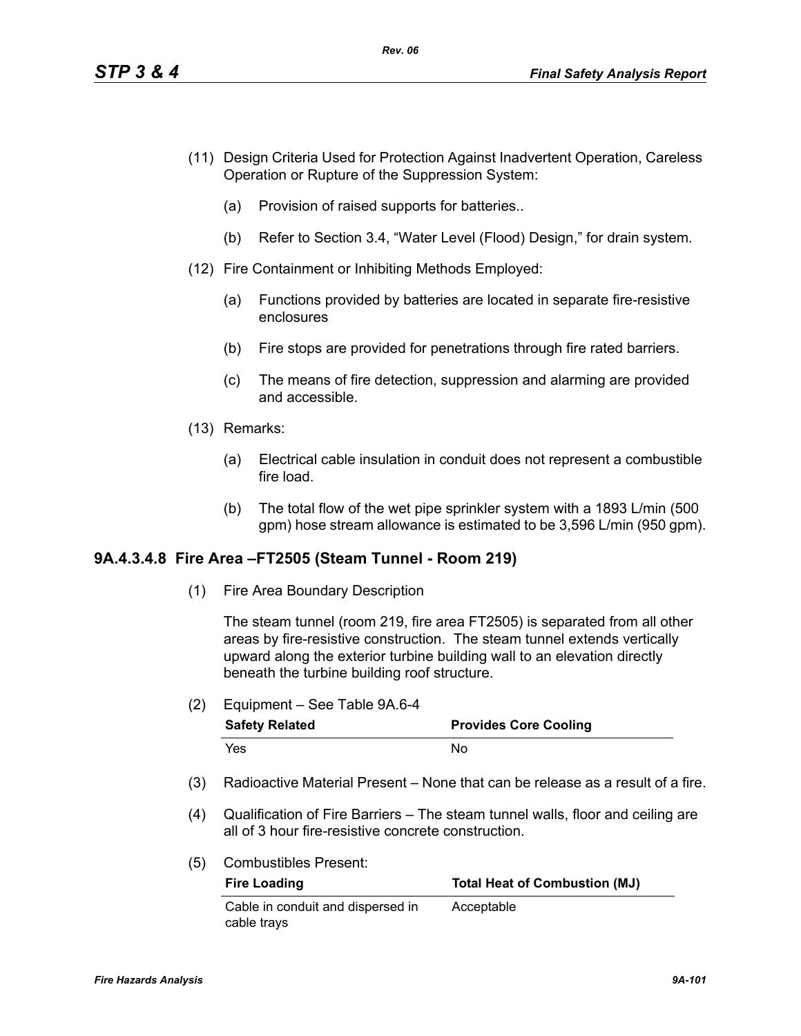(11) Design Criteria Used for Protection Against Inadvertent Operation, Careless Operation or Rupture of the Suppression System:

   (a) Provision of raised supports for batteries..

   (b) Refer to Section 3.4, "Water Level (Flood) Design," for drain system.

(12) Fire Containment or Inhibiting Methods Employed:

   (a) Functions provided by batteries are located in separate fire-resistive enclosures

   (b) Fire stops are provided for penetrations through fire rated barriers.

   (c) The means of fire detection, suppression and alarming are provided and accessible.

(13) Remarks:

   (a) Electrical cable insulation in conduit does not represent a combustible fire load.

   (b) The total flow of the wet pipe sprinkler system with a 1893 L/min (500 gpm) hose stream allowance is estimated to be 3,596 L/min (950 gpm).

### 9A.4.3.4.8 Fire Area –FT2505 (Steam Tunnel - Room 219)

(1) Fire Area Boundary Description

   The steam tunnel (room 219, fire area FT2505) is separated from all other areas by fire-resistive construction. The steam tunnel extends vertically upward along the exterior turbine building wall to an elevation directly beneath the turbine building roof structure.

(2) Equipment – See Table 9A.6-4

| Safety Related | Provides Core Cooling |
|---|---|
| Yes | No |

(3) Radioactive Material Present – None that can be release as a result of a fire.

(4) Qualification of Fire Barriers – The steam tunnel walls, floor and ceiling are all of 3 hour fire-resistive concrete construction.

(5) Combustibles Present:

| Fire Loading | Total Heat of Combustion (MJ) |
|---|---|
| Cable in conduit and dispersed in cable trays | Acceptable |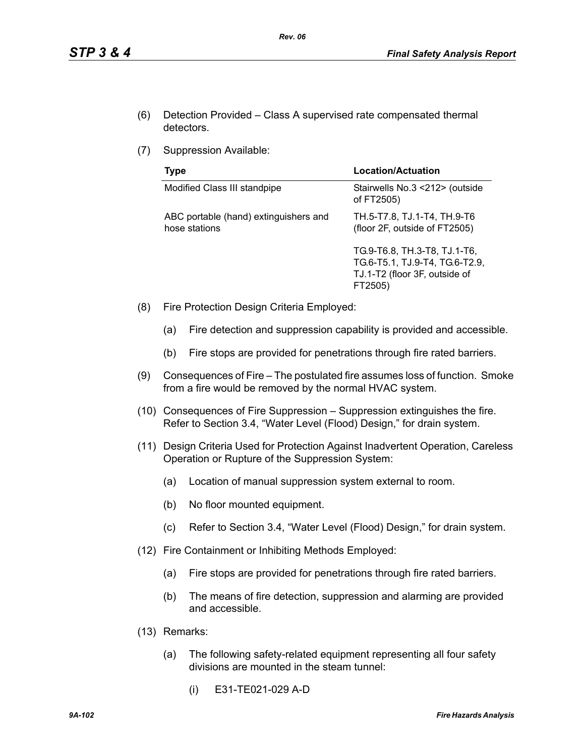(6) Detection Provided – Class A supervised rate compensated thermal detectors.

(7) Suppression Available:

| Type | Location/Actuation |
|---|---|
| Modified Class III standpipe | Stairwells No.3 <212> (outside of FT2505) |
| ABC portable (hand) extinguishers and hose stations | TH.5-T7.8, TJ.1-T4, TH.9-T6 (floor 2F, outside of FT2505) |
| | TG.9-T6.8, TH.3-T8, TJ.1-T6, TG.6-T5.1, TJ.9-T4, TG.6-T2.9, TJ.1-T2 (floor 3F, outside of FT2505) |

(8) Fire Protection Design Criteria Employed:

(a) Fire detection and suppression capability is provided and accessible.

(b) Fire stops are provided for penetrations through fire rated barriers.

(9) Consequences of Fire – The postulated fire assumes loss of function. Smoke from a fire would be removed by the normal HVAC system.

(10) Consequences of Fire Suppression – Suppression extinguishes the fire. Refer to Section 3.4, "Water Level (Flood) Design," for drain system.

(11) Design Criteria Used for Protection Against Inadvertent Operation, Careless Operation or Rupture of the Suppression System:

(a) Location of manual suppression system external to room.

(b) No floor mounted equipment.

(c) Refer to Section 3.4, "Water Level (Flood) Design," for drain system.

(12) Fire Containment or Inhibiting Methods Employed:

(a) Fire stops are provided for penetrations through fire rated barriers.

(b) The means of fire detection, suppression and alarming are provided and accessible.

(13) Remarks:

(a) The following safety-related equipment representing all four safety divisions are mounted in the steam tunnel:

(i) E31-TE021-029 A-D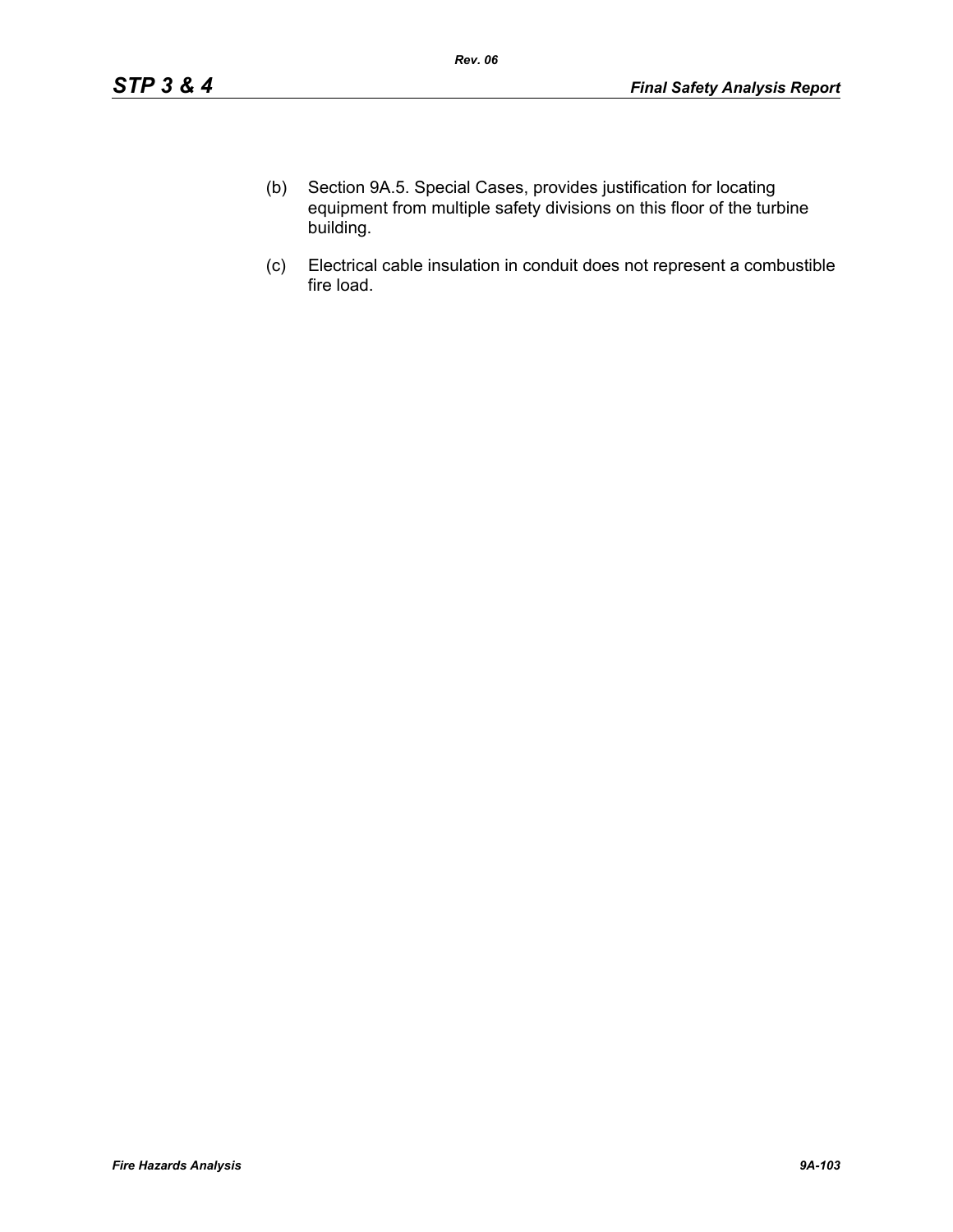(b) Section 9A.5. Special Cases, provides justification for locating equipment from multiple safety divisions on this floor of the turbine building.

(c) Electrical cable insulation in conduit does not represent a combustible fire load.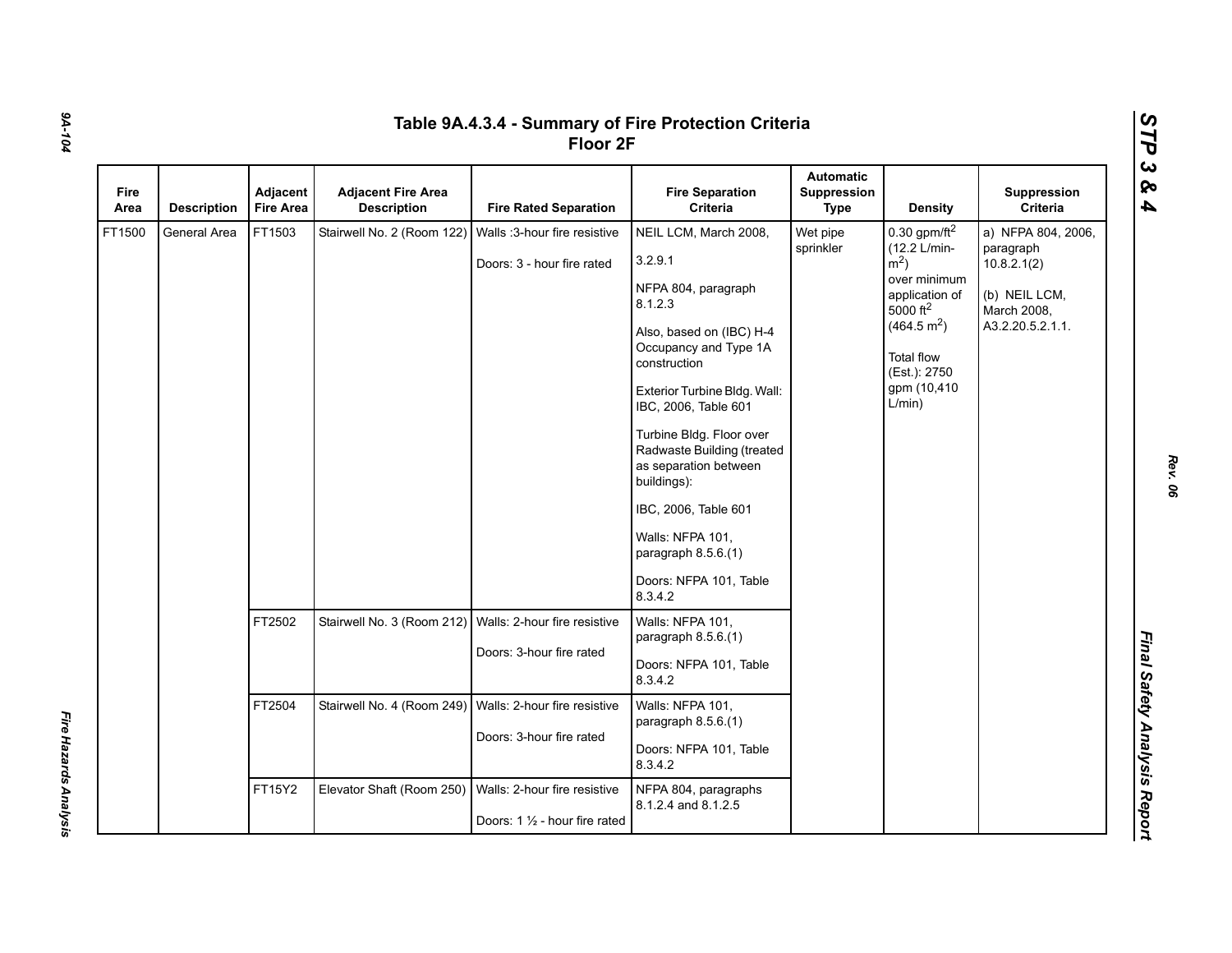# Table 9A.4.3.4 - Summary of Fire Protection Criteria Floor 2F

| Fire Area | Description | Adjacent Fire Area | Adjacent Fire Area Description | Fire Rated Separation | Fire Separation Criteria | Automatic Suppression Type | Density | Suppression Criteria |
|---|---|---|---|---|---|---|---|---|
| FT1500 | General Area | FT1503 | Stairwell No. 2 (Room 122) | Walls :3-hour fire resistive<br><br>Doors: 3 - hour fire rated | NEIL LCM, March 2008, 3.2.9.1<br><br>NFPA 804, paragraph 8.1.2.3<br><br>Also, based on (IBC) H-4 Occupancy and Type 1A construction<br><br>Exterior Turbine Bldg. Wall: IBC, 2006, Table 601<br><br>Turbine Bldg. Floor over Radwaste Building (treated as separation between buildings):<br><br>IBC, 2006, Table 601<br><br>Walls: NFPA 101, paragraph 8.5.6.(1)<br><br>Doors: NFPA 101, Table 8.3.4.2 | Wet pipe sprinkler | 0.30 gpm/ft$^2$ (12.2 L/min-m$^2$) over minimum application of 5000 ft$^2$ (464.5 m$^2$)<br><br>Total flow (Est.): 2750 gpm (10,410 L/min) | a) NFPA 804, 2006, paragraph 10.8.2.1(2)<br><br>(b) NEIL LCM, March 2008, A3.2.20.5.2.1.1. |
| | | FT2502 | Stairwell No. 3 (Room 212) | Walls: 2-hour fire resistive<br><br>Doors: 3-hour fire rated | Walls: NFPA 101, paragraph 8.5.6.(1)<br><br>Doors: NFPA 101, Table 8.3.4.2 | | | |
| | | FT2504 | Stairwell No. 4 (Room 249) | Walls: 2-hour fire resistive<br><br>Doors: 3-hour fire rated | Walls: NFPA 101, paragraph 8.5.6.(1)<br><br>Doors: NFPA 101, Table 8.3.4.2 | | | |
| | | FT15Y2 | Elevator Shaft (Room 250) | Walls: 2-hour fire resistive<br><br>Doors: 1 ½ - hour fire rated | NFPA 804, paragraphs 8.1.2.4 and 8.1.2.5 | | | |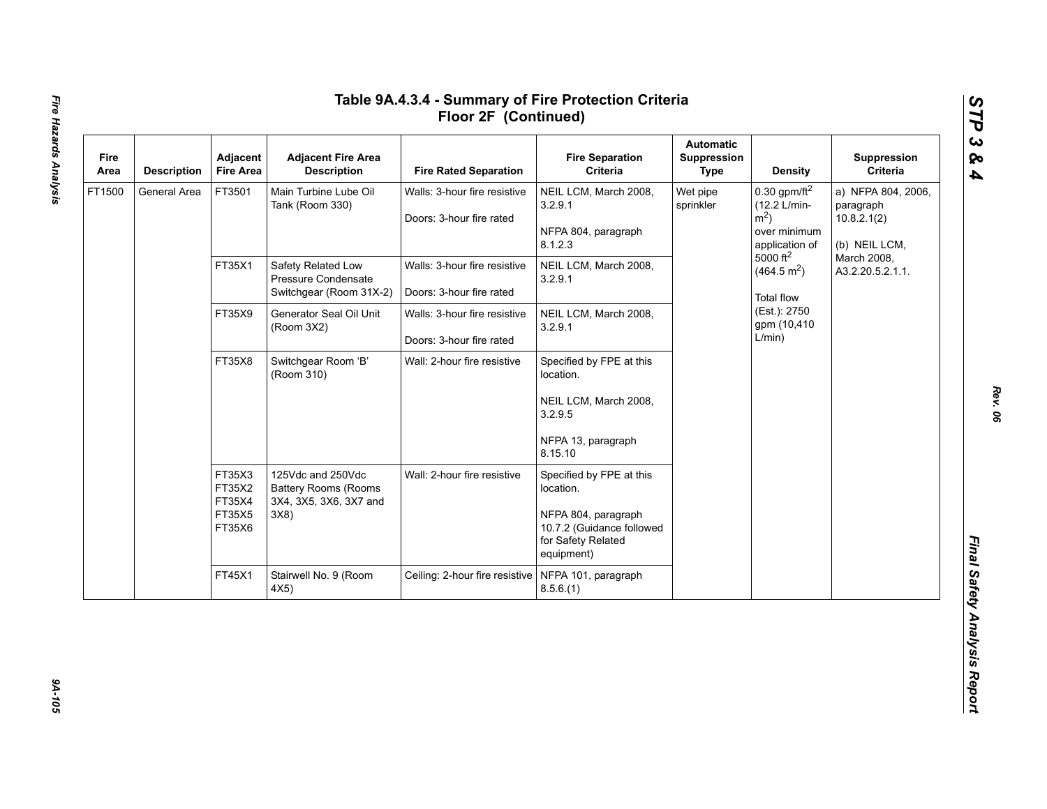# Table 9A.4.3.4 - Summary of Fire Protection Criteria Floor 2F (Continued)

| Fire Area | Description | Adjacent Fire Area | Adjacent Fire Area Description | Fire Rated Separation | Fire Separation Criteria | Automatic Suppression Type | Density | Suppression Criteria |
|---|---|---|---|---|---|---|---|---|
| FT1500 | General Area | FT3501 | Main Turbine Lube Oil Tank (Room 330) | Walls: 3-hour fire resistive<br><br>Doors: 3-hour fire rated | NEIL LCM, March 2008, 3.2.9.1<br><br>NFPA 804, paragraph 8.1.2.3 | Wet pipe sprinkler | 0.30 gpm/ft$^2$ (12.2 L/min-m$^2$) over minimum application of 5000 ft$^2$ (464.5 m$^2$)<br><br>Total flow (Est.): 2750 gpm (10,410 L/min) | a) NFPA 804, 2006, paragraph 10.8.2.1(2)<br><br>(b) NEIL LCM, March 2008, A3.2.20.5.2.1.1. |
| | | FT35X1 | Safety Related Low Pressure Condensate Switchgear (Room 31X-2) | Walls: 3-hour fire resistive<br><br>Doors: 3-hour fire rated | NEIL LCM, March 2008, 3.2.9.1 | | | |
| | | FT35X9 | Generator Seal Oil Unit (Room 3X2) | Walls: 3-hour fire resistive<br><br>Doors: 3-hour fire rated | NEIL LCM, March 2008, 3.2.9.1 | | | |
| | | FT35X8 | Switchgear Room 'B' (Room 310) | Wall: 2-hour fire resistive | Specified by FPE at this location.<br><br>NEIL LCM, March 2008, 3.2.9.5<br><br>NFPA 13, paragraph 8.15.10 | | | |
| | | FT35X3<br>FT35X2<br>FT35X4<br>FT35X5<br>FT35X6 | 125Vdc and 250Vdc Battery Rooms (Rooms 3X4, 3X5, 3X6, 3X7 and 3X8) | Wall: 2-hour fire resistive | Specified by FPE at this location.<br><br>NFPA 804, paragraph 10.7.2 (Guidance followed for Safety Related equipment) | | | |
| | | FT45X1 | Stairwell No. 9 (Room 4X5) | Ceiling: 2-hour fire resistive | NFPA 101, paragraph 8.5.6.(1) | | | |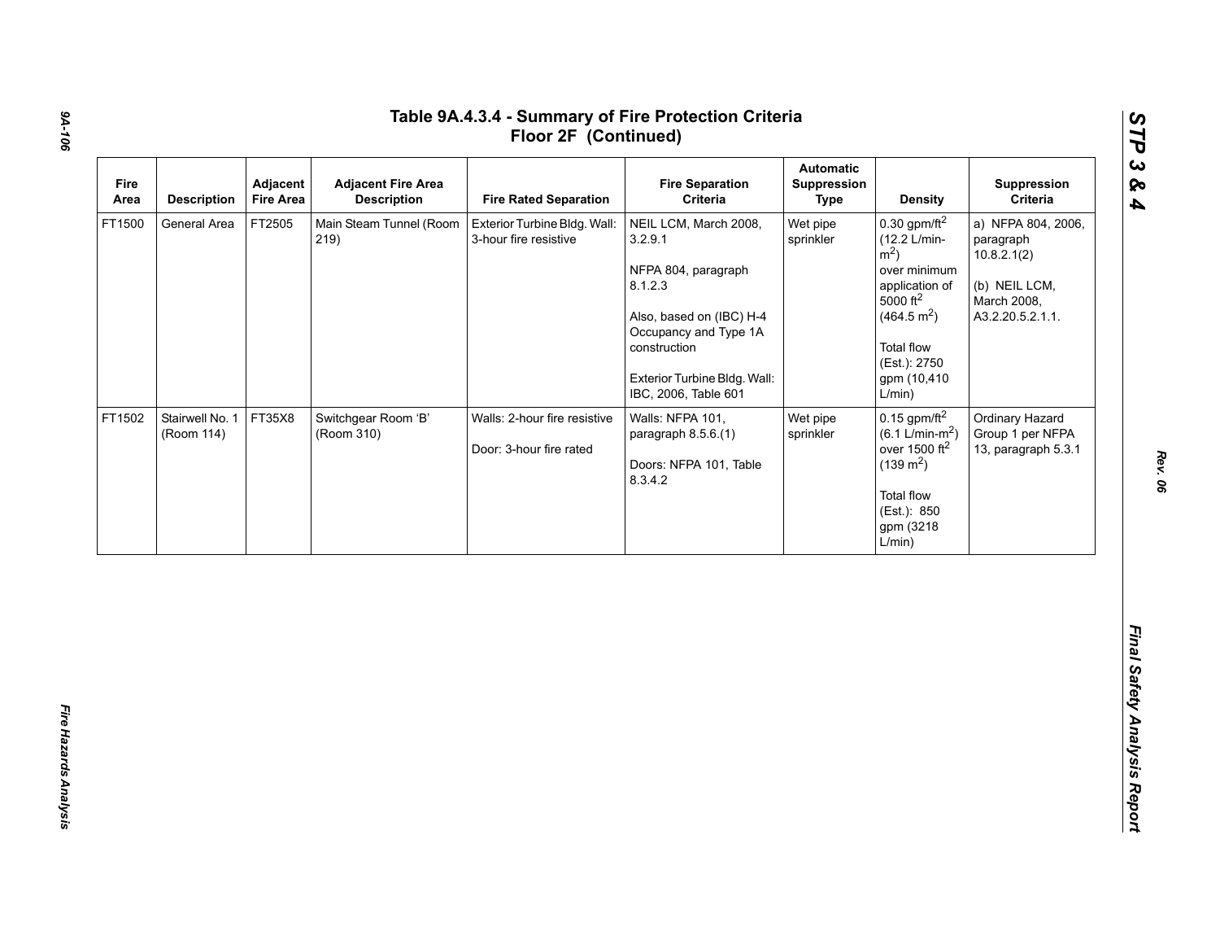# Table 9A.4.3.4 - Summary of Fire Protection Criteria Floor 2F (Continued)

| Fire Area | Description | Adjacent Fire Area | Adjacent Fire Area Description | Fire Rated Separation | Fire Separation Criteria | Automatic Suppression Type | Density | Suppression Criteria |
|---|---|---|---|---|---|---|---|---|
| FT1500 | General Area | FT2505 | Main Steam Tunnel (Room 219) | Exterior Turbine Bldg. Wall: 3-hour fire resistive | NEIL LCM, March 2008, 3.2.9.1<br><br>NFPA 804, paragraph 8.1.2.3<br><br>Also, based on (IBC) H-4 Occupancy and Type 1A construction<br><br>Exterior Turbine Bldg. Wall: IBC, 2006, Table 601 | Wet pipe sprinkler | 0.30 gpm/ft$^2$ (12.2 L/min-m$^2$) over minimum application of 5000 ft$^2$ (464.5 m$^2$)<br><br>Total flow (Est.): 2750 gpm (10,410 L/min) | a) NFPA 804, 2006, paragraph 10.8.2.1(2)<br><br>(b) NEIL LCM, March 2008, A3.2.20.5.2.1.1. |
| FT1502 | Stairwell No. 1 (Room 114) | FT35X8 | Switchgear Room 'B' (Room 310) | Walls: 2-hour fire resistive<br><br>Door: 3-hour fire rated | Walls: NFPA 101, paragraph 8.5.6.(1)<br><br>Doors: NFPA 101, Table 8.3.4.2 | Wet pipe sprinkler | 0.15 gpm/ft$^2$ (6.1 L/min-m$^2$) over 1500 ft$^2$ (139 m$^2$)<br><br>Total flow (Est.): 850 gpm (3218 L/min) | Ordinary Hazard Group 1 per NFPA 13, paragraph 5.3.1 |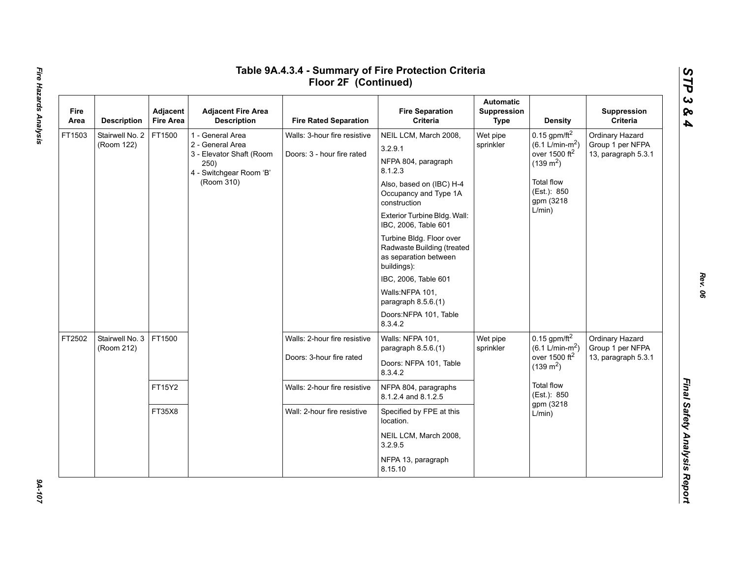# Table 9A.4.3.4 - Summary of Fire Protection Criteria Floor 2F (Continued)

| Fire Area | Description | Adjacent Fire Area | Adjacent Fire Area Description | Fire Rated Separation | Fire Separation Criteria | Automatic Suppression Type | Density | Suppression Criteria |
|---|---|---|---|---|---|---|---|---|
| FT1503 | Stairwell No. 2 (Room 122) | FT1500 | 1 - General Area<br>2 - General Area<br>3 - Elevator Shaft (Room 250)<br>4 - Switchgear Room 'B' (Room 310) | Walls: 3-hour fire resistive<br>Doors: 3 - hour fire rated | NEIL LCM, March 2008, 3.2.9.1<br>NFPA 804, paragraph 8.1.2.3<br>Also, based on (IBC) H-4 Occupancy and Type 1A construction<br>Exterior Turbine Bldg. Wall: IBC, 2006, Table 601<br>Turbine Bldg. Floor over Radwaste Building (treated as separation between buildings):<br>IBC, 2006, Table 601<br>Walls:NFPA 101, paragraph 8.5.6.(1)<br>Doors:NFPA 101, Table 8.3.4.2 | Wet pipe sprinkler | 0.15 gpm/ft$^2$ (6.1 L/min-m$^2$) over 1500 ft$^2$ (139 m$^2$)<br>Total flow (Est.): 850 gpm (3218 L/min) | Ordinary Hazard Group 1 per NFPA 13, paragraph 5.3.1 |
| FT2502 | Stairwell No. 3 (Room 212) | FT1500 | | Walls: 2-hour fire resistive<br>Doors: 3-hour fire rated | Walls: NFPA 101, paragraph 8.5.6.(1)<br>Doors: NFPA 101, Table 8.3.4.2 | Wet pipe sprinkler | 0.15 gpm/ft$^2$ (6.1 L/min-m$^2$) over 1500 ft$^2$ (139 m$^2$)<br>Total flow (Est.): 850 gpm (3218 L/min) | Ordinary Hazard Group 1 per NFPA 13, paragraph 5.3.1 |
| | | FT15Y2 | | Walls: 2-hour fire resistive | NFPA 804, paragraphs 8.1.2.4 and 8.1.2.5 | | | |
| | | FT35X8 | | Wall: 2-hour fire resistive | Specified by FPE at this location.<br>NEIL LCM, March 2008, 3.2.9.5<br>NFPA 13, paragraph 8.15.10 | | | |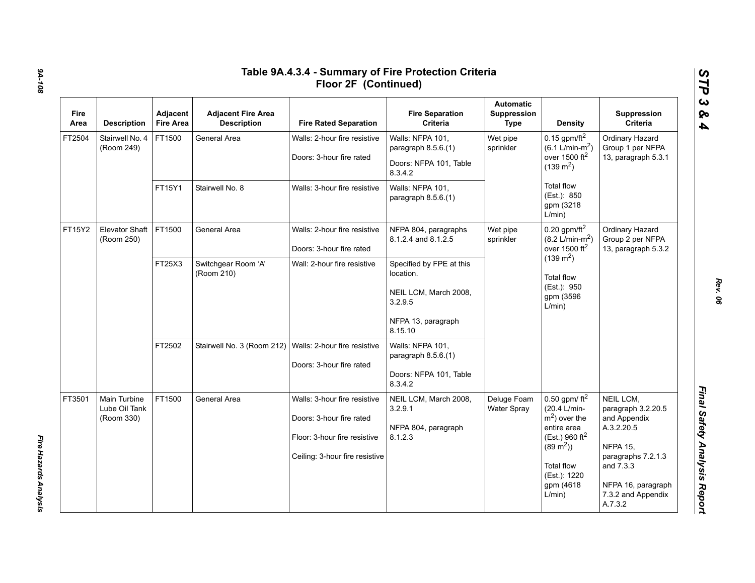# Table 9A.4.3.4 - Summary of Fire Protection Criteria Floor 2F (Continued)

| Fire Area | Description | Adjacent Fire Area | Adjacent Fire Area Description | Fire Rated Separation | Fire Separation Criteria | Automatic Suppression Type | Density | Suppression Criteria |
|---|---|---|---|---|---|---|---|---|
| FT2504 | Stairwell No. 4 (Room 249) | FT1500 | General Area | Walls: 2-hour fire resistive<br><br>Doors: 3-hour fire rated | Walls: NFPA 101, paragraph 8.5.6.(1)<br><br>Doors: NFPA 101, Table 8.3.4.2 | Wet pipe sprinkler | 0.15 gpm/ft$^2$ (6.1 L/min-m$^2$) over 1500 ft$^2$ (139 m$^2$)<br><br>Total flow (Est.): 850 gpm (3218 L/min) | Ordinary Hazard Group 1 per NFPA 13, paragraph 5.3.1 |
| | | FT15Y1 | Stairwell No. 8 | Walls: 3-hour fire resistive | Walls: NFPA 101, paragraph 8.5.6.(1) | | | |
| FT15Y2 | Elevator Shaft (Room 250) | FT1500 | General Area | Walls: 2-hour fire resistive<br><br>Doors: 3-hour fire rated | NFPA 804, paragraphs 8.1.2.4 and 8.1.2.5 | Wet pipe sprinkler | 0.20 gpm/ft$^2$ (8.2 L/min-m$^2$) over 1500 ft$^2$ (139 m$^2$)<br><br>Total flow (Est.): 950 gpm (3596 L/min) | Ordinary Hazard Group 2 per NFPA 13, paragraph 5.3.2 |
| | | FT25X3 | Switchgear Room 'A' (Room 210) | Wall: 2-hour fire resistive | Specified by FPE at this location.<br><br>NEIL LCM, March 2008, 3.2.9.5<br><br>NFPA 13, paragraph 8.15.10 | | | |
| | | FT2502 | Stairwell No. 3 (Room 212) | Walls: 2-hour fire resistive<br><br>Doors: 3-hour fire rated | Walls: NFPA 101, paragraph 8.5.6.(1)<br><br>Doors: NFPA 101, Table 8.3.4.2 | | | |
| FT3501 | Main Turbine Lube Oil Tank (Room 330) | FT1500 | General Area | Walls: 3-hour fire resistive<br><br>Doors: 3-hour fire rated<br><br>Floor: 3-hour fire resistive<br><br>Ceiling: 3-hour fire resistive | NEIL LCM, March 2008, 3.2.9.1<br><br>NFPA 804, paragraph 8.1.2.3 | Deluge Foam Water Spray | 0.50 gpm/ ft$^2$ (20.4 L/min-m$^2$) over the entire area (Est.) 960 ft$^2$ (89 m$^2$))<br><br>Total flow (Est.): 1220 gpm (4618 L/min) | NEIL LCM, paragraph 3.2.20.5 and Appendix A.3.2.20.5<br><br>NFPA 15, paragraphs 7.2.1.3 and 7.3.3<br><br>NFPA 16, paragraph 7.3.2 and Appendix A.7.3.2 |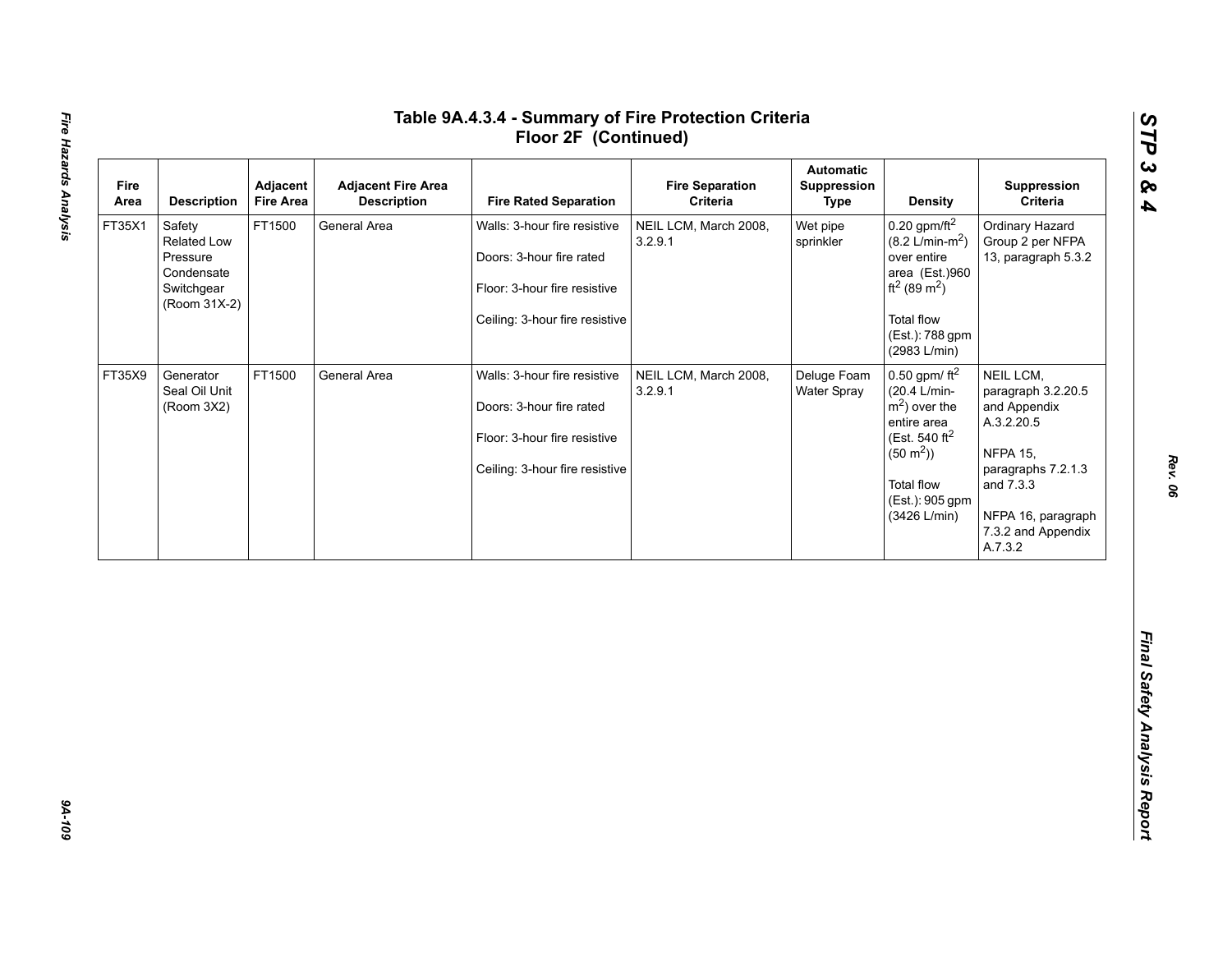# Table 9A.4.3.4 - Summary of Fire Protection Criteria Floor 2F (Continued)

| Fire Area | Description | Adjacent Fire Area | Adjacent Fire Area Description | Fire Rated Separation | Fire Separation Criteria | Automatic Suppression Type | Density | Suppression Criteria |
|---|---|---|---|---|---|---|---|---|
| FT35X1 | Safety Related Low Pressure Condensate Switchgear (Room 31X-2) | FT1500 | General Area | Walls: 3-hour fire resistive<br><br>Doors: 3-hour fire rated<br><br>Floor: 3-hour fire resistive<br><br>Ceiling: 3-hour fire resistive | NEIL LCM, March 2008, 3.2.9.1 | Wet pipe sprinkler | 0.20 gpm/ft$^2$ (8.2 L/min-m$^2$) over entire area (Est.)960 ft$^2$ (89 m$^2$)<br><br>Total flow (Est.): 788 gpm (2983 L/min) | Ordinary Hazard Group 2 per NFPA 13, paragraph 5.3.2 |
| FT35X9 | Generator Seal Oil Unit (Room 3X2) | FT1500 | General Area | Walls: 3-hour fire resistive<br><br>Doors: 3-hour fire rated<br><br>Floor: 3-hour fire resistive<br><br>Ceiling: 3-hour fire resistive | NEIL LCM, March 2008, 3.2.9.1 | Deluge Foam Water Spray | 0.50 gpm/ ft$^2$ (20.4 L/min-m$^2$) over the entire area (Est. 540 ft$^2$ (50 m$^2$))<br><br>Total flow (Est.): 905 gpm (3426 L/min) | NEIL LCM, paragraph 3.2.20.5 and Appendix A.3.2.20.5<br><br>NFPA 15, paragraphs 7.2.1.3 and 7.3.3<br><br>NFPA 16, paragraph 7.3.2 and Appendix A.7.3.2 |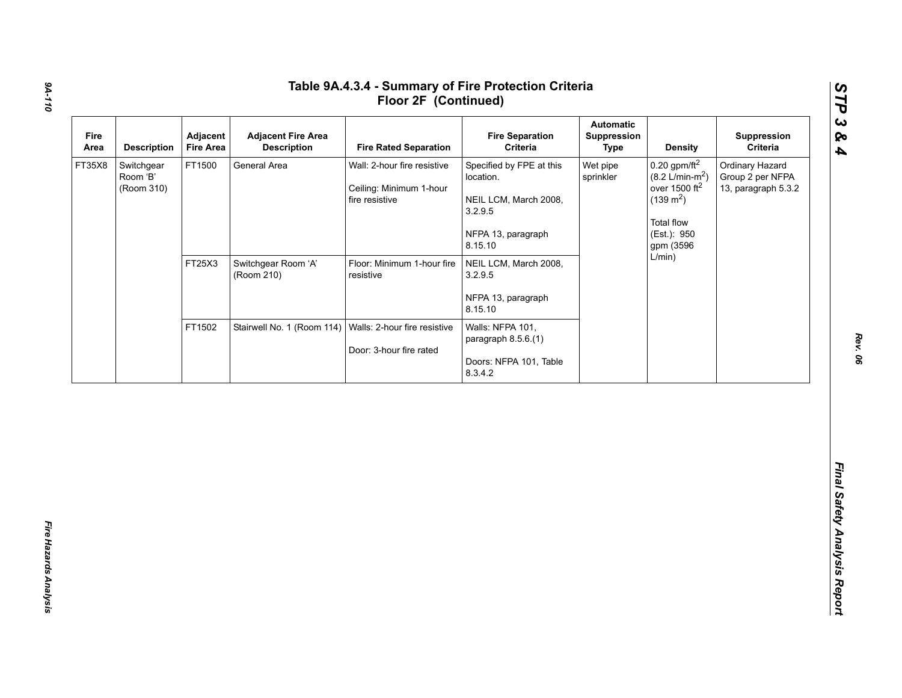# Table 9A.4.3.4 - Summary of Fire Protection Criteria Floor 2F (Continued)

| Fire Area | Description | Adjacent Fire Area | Adjacent Fire Area Description | Fire Rated Separation | Fire Separation Criteria | Automatic Suppression Type | Density | Suppression Criteria |
|---|---|---|---|---|---|---|---|---|
| FT35X8 | Switchgear Room 'B' (Room 310) | FT1500 | General Area | Wall: 2-hour fire resistive<br><br>Ceiling: Minimum 1-hour fire resistive | Specified by FPE at this location.<br><br>NEIL LCM, March 2008, 3.2.9.5<br><br>NFPA 13, paragraph 8.15.10 | Wet pipe sprinkler | 0.20 gpm/ft$^2$ (8.2 L/min-m$^2$) over 1500 ft$^2$ (139 m$^2$)<br><br>Total flow (Est.): 950 gpm (3596 L/min) | Ordinary Hazard Group 2 per NFPA 13, paragraph 5.3.2 |
| | | FT25X3 | Switchgear Room 'A' (Room 210) | Floor: Minimum 1-hour fire resistive | NEIL LCM, March 2008, 3.2.9.5<br><br>NFPA 13, paragraph 8.15.10 | | | |
| | | FT1502 | Stairwell No. 1 (Room 114) | Walls: 2-hour fire resistive<br><br>Door: 3-hour fire rated | Walls: NFPA 101, paragraph 8.5.6.(1)<br><br>Doors: NFPA 101, Table 8.3.4.2 | | | |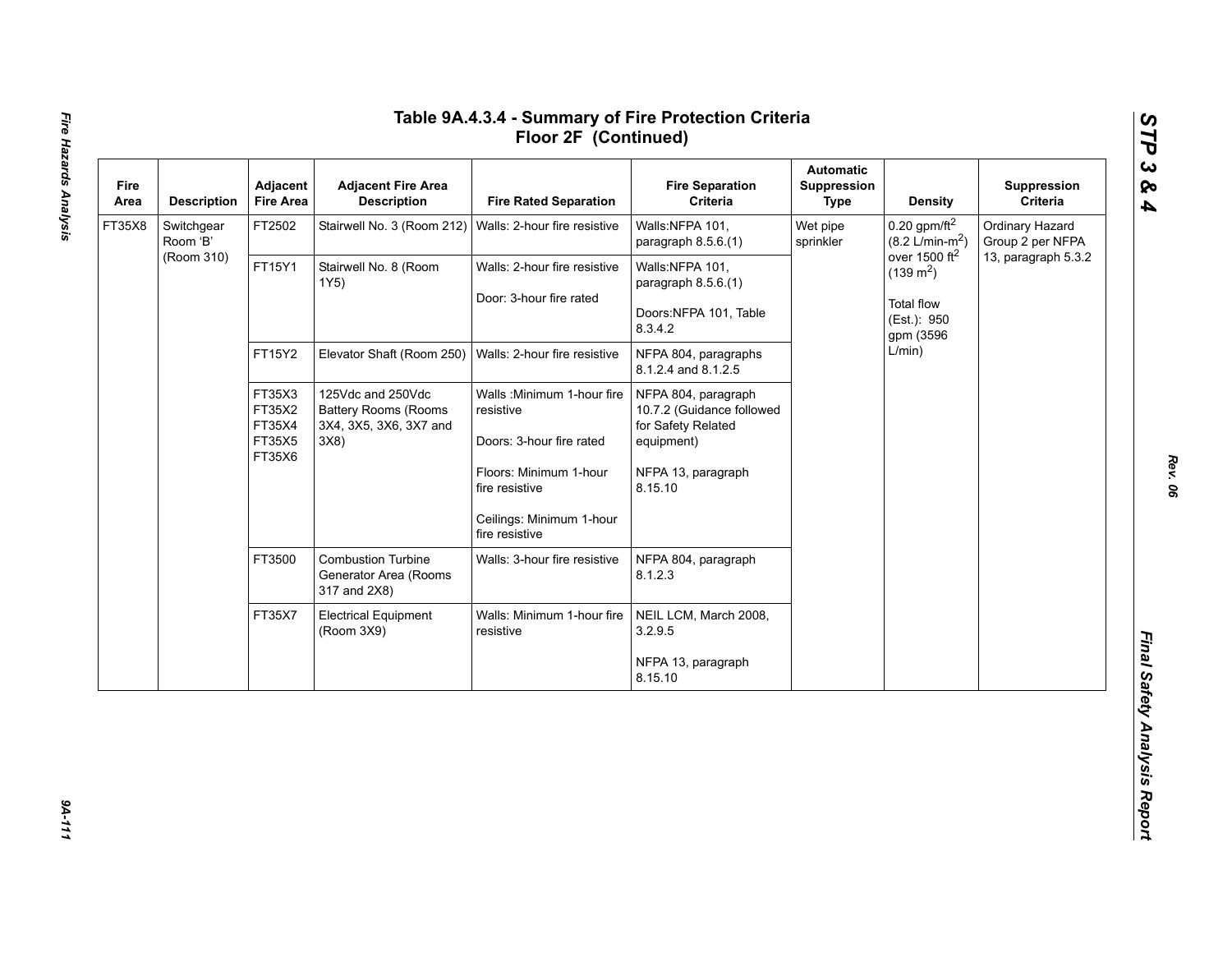# Table 9A.4.3.4 - Summary of Fire Protection Criteria Floor 2F (Continued)

| Fire Area | Description | Adjacent Fire Area | Adjacent Fire Area Description | Fire Rated Separation | Fire Separation Criteria | Automatic Suppression Type | Density | Suppression Criteria |
|---|---|---|---|---|---|---|---|---|
| FT35X8 | Switchgear Room 'B' (Room 310) | FT2502 | Stairwell No. 3 (Room 212) | Walls: 2-hour fire resistive | Walls:NFPA 101, paragraph 8.5.6.(1) | Wet pipe sprinkler | 0.20 gpm/ft$^2$ (8.2 L/min-m$^2$) over 1500 ft$^2$ (139 m$^2$)<br><br>Total flow (Est.): 950 gpm (3596 L/min) | Ordinary Hazard Group 2 per NFPA 13, paragraph 5.3.2 |
| | | FT15Y1 | Stairwell No. 8 (Room 1Y5) | Walls: 2-hour fire resistive<br><br>Door: 3-hour fire rated | Walls:NFPA 101, paragraph 8.5.6.(1)<br><br>Doors:NFPA 101, Table 8.3.4.2 | | | |
| | | FT15Y2 | Elevator Shaft (Room 250) | Walls: 2-hour fire resistive | NFPA 804, paragraphs 8.1.2.4 and 8.1.2.5 | | | |
| | | FT35X3<br>FT35X2<br>FT35X4<br>FT35X5<br>FT35X6 | 125Vdc and 250Vdc Battery Rooms (Rooms 3X4, 3X5, 3X6, 3X7 and 3X8) | Walls :Minimum 1-hour fire resistive<br><br>Doors: 3-hour fire rated<br><br>Floors: Minimum 1-hour fire resistive<br><br>Ceilings: Minimum 1-hour fire resistive | NFPA 804, paragraph 10.7.2 (Guidance followed for Safety Related equipment)<br><br>NFPA 13, paragraph 8.15.10 | | | |
| | | FT3500 | Combustion Turbine Generator Area (Rooms 317 and 2X8) | Walls: 3-hour fire resistive | NFPA 804, paragraph 8.1.2.3 | | | |
| | | FT35X7 | Electrical Equipment (Room 3X9) | Walls: Minimum 1-hour fire resistive | NEIL LCM, March 2008, 3.2.9.5<br><br>NFPA 13, paragraph 8.15.10 | | | |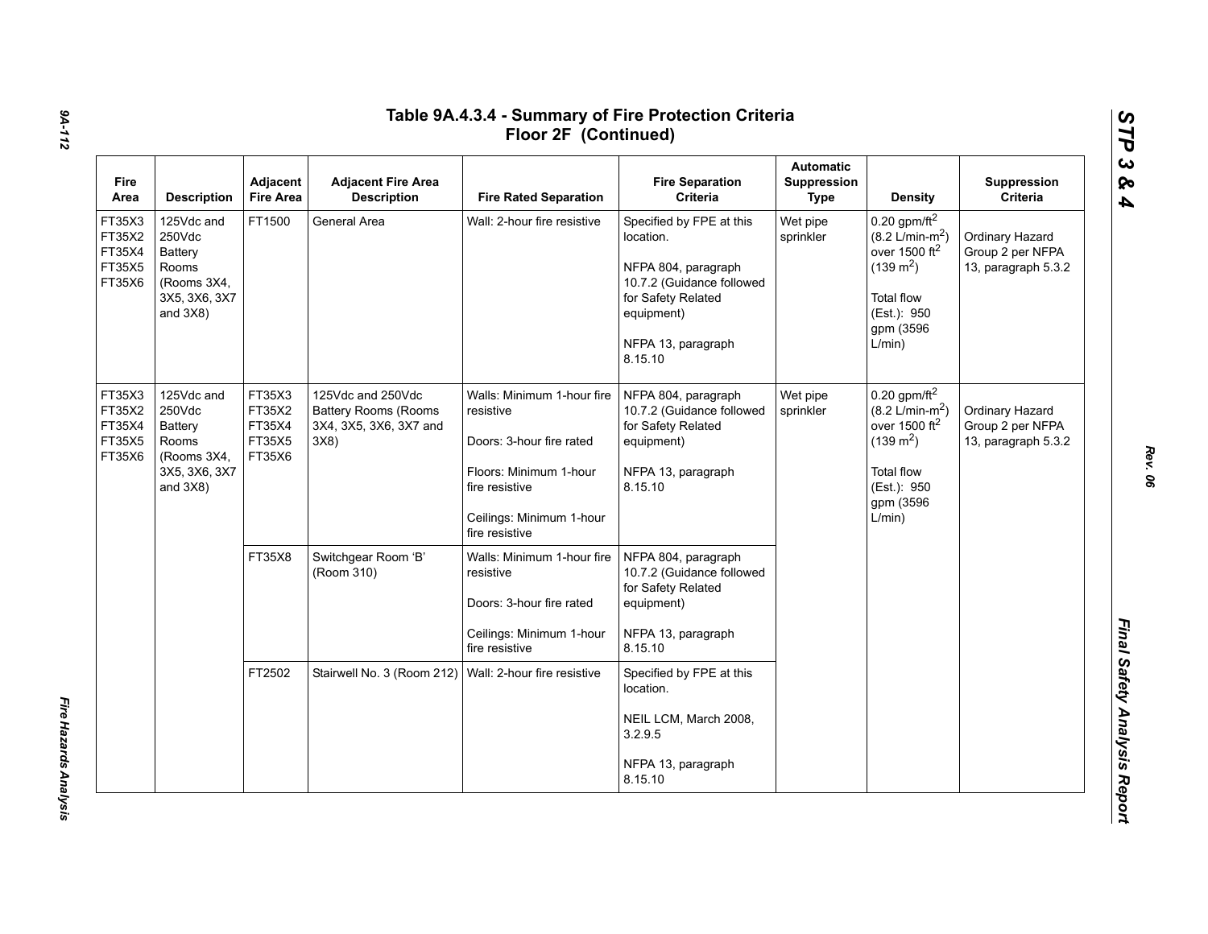# Table 9A.4.3.4 - Summary of Fire Protection Criteria Floor 2F (Continued)

| Fire Area | Description | Adjacent Fire Area | Adjacent Fire Area Description | Fire Rated Separation | Fire Separation Criteria | Automatic Suppression Type | Density | Suppression Criteria |
|---|---|---|---|---|---|---|---|---|
| FT35X3 FT35X2 FT35X4 FT35X5 FT35X6 | 125Vdc and 250Vdc Battery Rooms (Rooms 3X4, 3X5, 3X6, 3X7 and 3X8) | FT1500 | General Area | Wall: 2-hour fire resistive | Specified by FPE at this location.<br><br>NFPA 804, paragraph 10.7.2 (Guidance followed for Safety Related equipment)<br><br>NFPA 13, paragraph 8.15.10 | Wet pipe sprinkler | 0.20 gpm/ft$^2$ (8.2 L/min-m$^2$) over 1500 ft$^2$ (139 m$^2$)<br><br>Total flow (Est.): 950 gpm (3596 L/min) | Ordinary Hazard Group 2 per NFPA 13, paragraph 5.3.2 |
| FT35X3 FT35X2 FT35X4 FT35X5 FT35X6 | 125Vdc and 250Vdc Battery Rooms (Rooms 3X4, 3X5, 3X6, 3X7 and 3X8) | FT35X3 FT35X2 FT35X4 FT35X5 FT35X6 | 125Vdc and 250Vdc Battery Rooms (Rooms 3X4, 3X5, 3X6, 3X7 and 3X8) | Walls: Minimum 1-hour fire resistive<br><br>Doors: 3-hour fire rated<br><br>Floors: Minimum 1-hour fire resistive<br><br>Ceilings: Minimum 1-hour fire resistive | NFPA 804, paragraph 10.7.2 (Guidance followed for Safety Related equipment)<br><br>NFPA 13, paragraph 8.15.10 | Wet pipe sprinkler | 0.20 gpm/ft$^2$ (8.2 L/min-m$^2$) over 1500 ft$^2$ (139 m$^2$)<br><br>Total flow (Est.): 950 gpm (3596 L/min) | Ordinary Hazard Group 2 per NFPA 13, paragraph 5.3.2 |
| | | FT35X8 | Switchgear Room 'B' (Room 310) | Walls: Minimum 1-hour fire resistive<br><br>Doors: 3-hour fire rated<br><br>Ceilings: Minimum 1-hour fire resistive | NFPA 804, paragraph 10.7.2 (Guidance followed for Safety Related equipment)<br><br>NFPA 13, paragraph 8.15.10 | | | |
| | | FT2502 | Stairwell No. 3 (Room 212) | Wall: 2-hour fire resistive | Specified by FPE at this location.<br><br>NEIL LCM, March 2008, 3.2.9.5<br><br>NFPA 13, paragraph 8.15.10 | | | |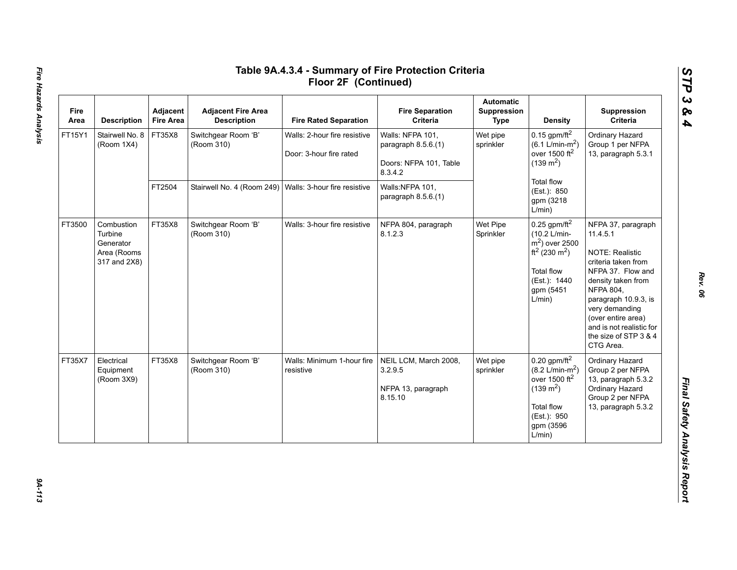# Table 9A.4.3.4 - Summary of Fire Protection Criteria Floor 2F (Continued)

| Fire Area | Description | Adjacent Fire Area | Adjacent Fire Area Description | Fire Rated Separation | Fire Separation Criteria | Automatic Suppression Type | Density | Suppression Criteria |
|---|---|---|---|---|---|---|---|---|
| FT15Y1 | Stairwell No. 8 (Room 1X4) | FT35X8 | Switchgear Room 'B' (Room 310) | Walls: 2-hour fire resistive<br><br>Door: 3-hour fire rated | Walls: NFPA 101, paragraph 8.5.6.(1)<br><br>Doors: NFPA 101, Table 8.3.4.2 | Wet pipe sprinkler | 0.15 gpm/ft$^2$ (6.1 L/min-m$^2$) over 1500 ft$^2$ (139 m$^2$)<br><br>Total flow (Est.): 850 gpm (3218 L/min) | Ordinary Hazard Group 1 per NFPA 13, paragraph 5.3.1 |
| | | FT2504 | Stairwell No. 4 (Room 249) | Walls: 3-hour fire resistive | Walls:NFPA 101, paragraph 8.5.6.(1) | | | |
| FT3500 | Combustion Turbine Generator Area (Rooms 317 and 2X8) | FT35X8 | Switchgear Room 'B' (Room 310) | Walls: 3-hour fire resistive | NFPA 804, paragraph 8.1.2.3 | Wet Pipe Sprinkler | 0.25 gpm/ft$^2$ (10.2 L/min-m$^2$) over 2500 ft$^2$ (230 m$^2$)<br><br>Total flow (Est.): 1440 gpm (5451 L/min) | NFPA 37, paragraph 11.4.5.1<br><br>NOTE: Realistic criteria taken from NFPA 37. Flow and density taken from NFPA 804, paragraph 10.9.3, is very demanding (over entire area) and is not realistic for the size of STP 3 & 4 CTG Area. |
| FT35X7 | Electrical Equipment (Room 3X9) | FT35X8 | Switchgear Room 'B' (Room 310) | Walls: Minimum 1-hour fire resistive | NEIL LCM, March 2008, 3.2.9.5<br><br>NFPA 13, paragraph 8.15.10 | Wet pipe sprinkler | 0.20 gpm/ft$^2$ (8.2 L/min-m$^2$) over 1500 ft$^2$ (139 m$^2$)<br><br>Total flow (Est.): 950 gpm (3596 L/min) | Ordinary Hazard Group 2 per NFPA 13, paragraph 5.3.2 Ordinary Hazard Group 2 per NFPA 13, paragraph 5.3.2 |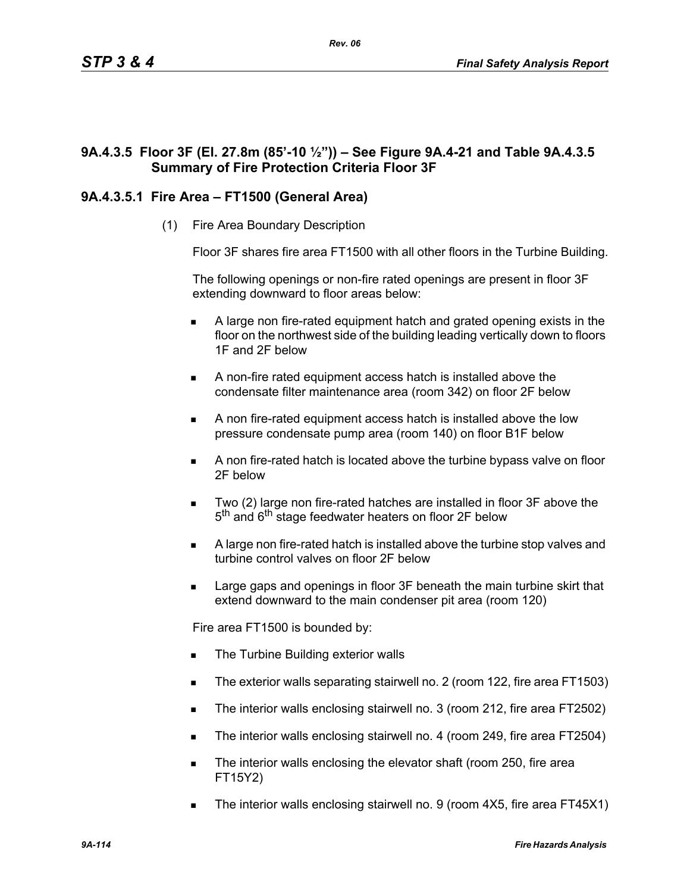### 9A.4.3.5 Floor 3F (El. 27.8m (85'-10 ½")) – See Figure 9A.4-21 and Table 9A.4.3.5 Summary of Fire Protection Criteria Floor 3F

#### 9A.4.3.5.1 Fire Area – FT1500 (General Area)

(1) Fire Area Boundary Description

Floor 3F shares fire area FT1500 with all other floors in the Turbine Building.

The following openings or non-fire rated openings are present in floor 3F extending downward to floor areas below:

- A large non fire-rated equipment hatch and grated opening exists in the floor on the northwest side of the building leading vertically down to floors 1F and 2F below
- A non-fire rated equipment access hatch is installed above the condensate filter maintenance area (room 342) on floor 2F below
- A non fire-rated equipment access hatch is installed above the low pressure condensate pump area (room 140) on floor B1F below
- A non fire-rated hatch is located above the turbine bypass valve on floor 2F below
- Two (2) large non fire-rated hatches are installed in floor 3F above the 5th and 6th stage feedwater heaters on floor 2F below
- A large non fire-rated hatch is installed above the turbine stop valves and turbine control valves on floor 2F below
- Large gaps and openings in floor 3F beneath the main turbine skirt that extend downward to the main condenser pit area (room 120)

Fire area FT1500 is bounded by:

- The Turbine Building exterior walls
- The exterior walls separating stairwell no. 2 (room 122, fire area FT1503)
- The interior walls enclosing stairwell no. 3 (room 212, fire area FT2502)
- The interior walls enclosing stairwell no. 4 (room 249, fire area FT2504)
- The interior walls enclosing the elevator shaft (room 250, fire area FT15Y2)
- The interior walls enclosing stairwell no. 9 (room 4X5, fire area FT45X1)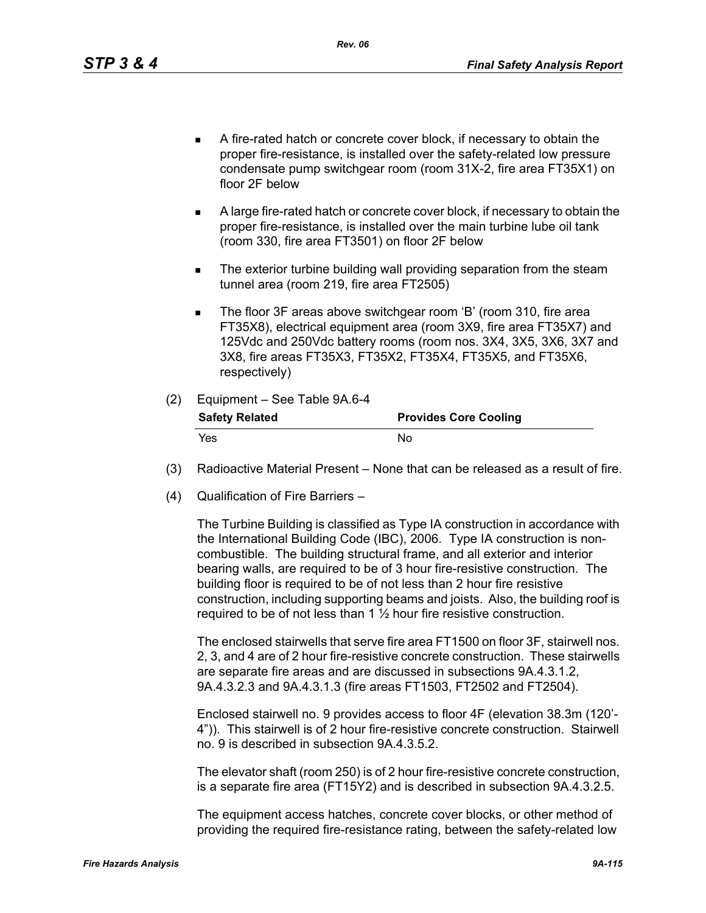- A fire-rated hatch or concrete cover block, if necessary to obtain the proper fire-resistance, is installed over the safety-related low pressure condensate pump switchgear room (room 31X-2, fire area FT35X1) on floor 2F below

- A large fire-rated hatch or concrete cover block, if necessary to obtain the proper fire-resistance, is installed over the main turbine lube oil tank (room 330, fire area FT3501) on floor 2F below

- The exterior turbine building wall providing separation from the steam tunnel area (room 219, fire area FT2505)

- The floor 3F areas above switchgear room 'B' (room 310, fire area FT35X8), electrical equipment area (room 3X9, fire area FT35X7) and 125Vdc and 250Vdc battery rooms (room nos. 3X4, 3X5, 3X6, 3X7 and 3X8, fire areas FT35X3, FT35X2, FT35X4, FT35X5, and FT35X6, respectively)

(2) Equipment – See Table 9A.6-4

| Safety Related | Provides Core Cooling |
|---|---|
| Yes | No |

(3) Radioactive Material Present – None that can be released as a result of fire.

(4) Qualification of Fire Barriers –

The Turbine Building is classified as Type IA construction in accordance with the International Building Code (IBC), 2006. Type IA construction is non-combustible. The building structural frame, and all exterior and interior bearing walls, are required to be of 3 hour fire-resistive construction. The building floor is required to be of not less than 2 hour fire resistive construction, including supporting beams and joists. Also, the building roof is required to be of not less than 1 ½ hour fire resistive construction.

The enclosed stairwells that serve fire area FT1500 on floor 3F, stairwell nos. 2, 3, and 4 are of 2 hour fire-resistive concrete construction. These stairwells are separate fire areas and are discussed in subsections 9A.4.3.1.2, 9A.4.3.2.3 and 9A.4.3.1.3 (fire areas FT1503, FT2502 and FT2504).

Enclosed stairwell no. 9 provides access to floor 4F (elevation 38.3m (120'-4")). This stairwell is of 2 hour fire-resistive concrete construction. Stairwell no. 9 is described in subsection 9A.4.3.5.2.

The elevator shaft (room 250) is of 2 hour fire-resistive concrete construction, is a separate fire area (FT15Y2) and is described in subsection 9A.4.3.2.5.

The equipment access hatches, concrete cover blocks, or other method of providing the required fire-resistance rating, between the safety-related low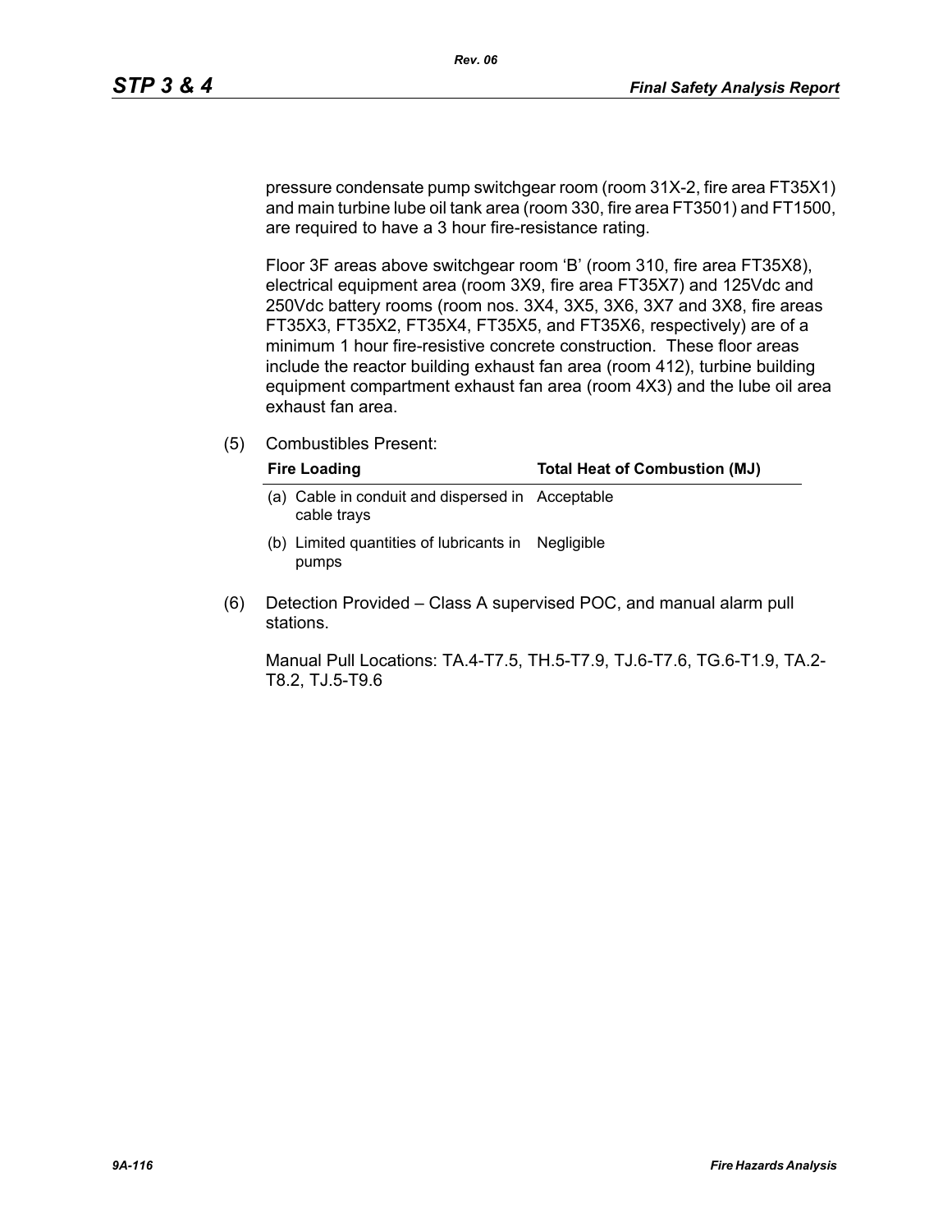pressure condensate pump switchgear room (room 31X-2, fire area FT35X1) and main turbine lube oil tank area (room 330, fire area FT3501) and FT1500, are required to have a 3 hour fire-resistance rating.

Floor 3F areas above switchgear room 'B' (room 310, fire area FT35X8), electrical equipment area (room 3X9, fire area FT35X7) and 125Vdc and 250Vdc battery rooms (room nos. 3X4, 3X5, 3X6, 3X7 and 3X8, fire areas FT35X3, FT35X2, FT35X4, FT35X5, and FT35X6, respectively) are of a minimum 1 hour fire-resistive concrete construction. These floor areas include the reactor building exhaust fan area (room 412), turbine building equipment compartment exhaust fan area (room 4X3) and the lube oil area exhaust fan area.

(5) Combustibles Present:

| Fire Loading | Total Heat of Combustion (MJ) |
|---|---|
| (a) Cable in conduit and dispersed in cable trays | Acceptable |
| (b) Limited quantities of lubricants in pumps | Negligible |

(6) Detection Provided – Class A supervised POC, and manual alarm pull stations.

Manual Pull Locations: TA.4-T7.5, TH.5-T7.9, TJ.6-T7.6, TG.6-T1.9, TA.2-T8.2, TJ.5-T9.6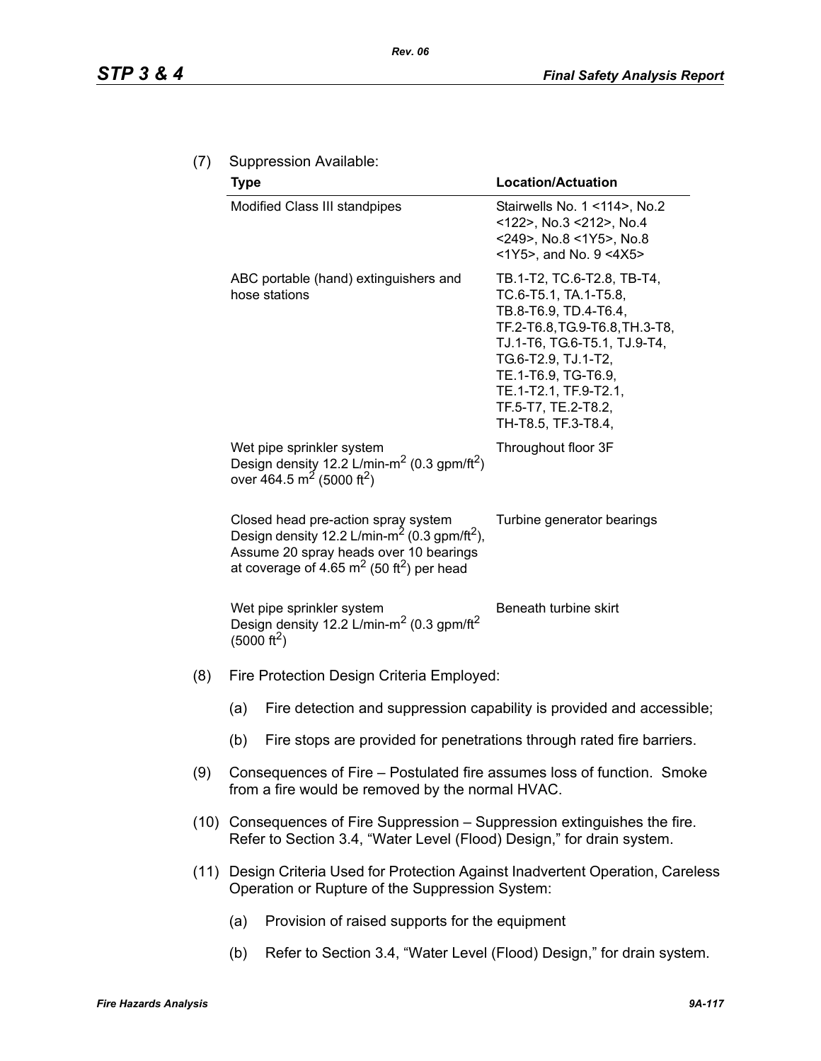(7) Suppression Available:

| Type | Location/Actuation |
|---|---|
| Modified Class III standpipes | Stairwells No. 1 <114>, No.2 <122>, No.3 <212>, No.4 <249>, No.8 <1Y5>, No.8 <1Y5>, and No. 9 <4X5> |
| ABC portable (hand) extinguishers and hose stations | TB.1-T2, TC.6-T2.8, TB-T4, TC.6-T5.1, TA.1-T5.8, TB.8-T6.9, TD.4-T6.4, TF.2-T6.8,TG.9-T6.8,TH.3-T8, TJ.1-T6, TG.6-T5.1, TJ.9-T4, TG.6-T2.9, TJ.1-T2, TE.1-T6.9, TG-T6.9, TE.1-T2.1, TF.9-T2.1, TF.5-T7, TE.2-T8.2, TH-T8.5, TF.3-T8.4, |
| Wet pipe sprinkler system Design density 12.2 L/min-$m^2$ (0.3 gpm/$ft^2$) over 464.5 $m^2$ (5000 $ft^2$) | Throughout floor 3F |
| Closed head pre-action spray system Design density 12.2 L/min-$m^2$ (0.3 gpm/$ft^2$), Assume 20 spray heads over 10 bearings at coverage of 4.65 $m^2$ (50 $ft^2$) per head | Turbine generator bearings |
| Wet pipe sprinkler system Design density 12.2 L/min-$m^2$ (0.3 gpm/$ft^2$ (5000 $ft^2$) | Beneath turbine skirt |

(8) Fire Protection Design Criteria Employed:

(a) Fire detection and suppression capability is provided and accessible;

(b) Fire stops are provided for penetrations through rated fire barriers.

(9) Consequences of Fire – Postulated fire assumes loss of function. Smoke from a fire would be removed by the normal HVAC.

(10) Consequences of Fire Suppression – Suppression extinguishes the fire. Refer to Section 3.4, "Water Level (Flood) Design," for drain system.

(11) Design Criteria Used for Protection Against Inadvertent Operation, Careless Operation or Rupture of the Suppression System:

(a) Provision of raised supports for the equipment

(b) Refer to Section 3.4, "Water Level (Flood) Design," for drain system.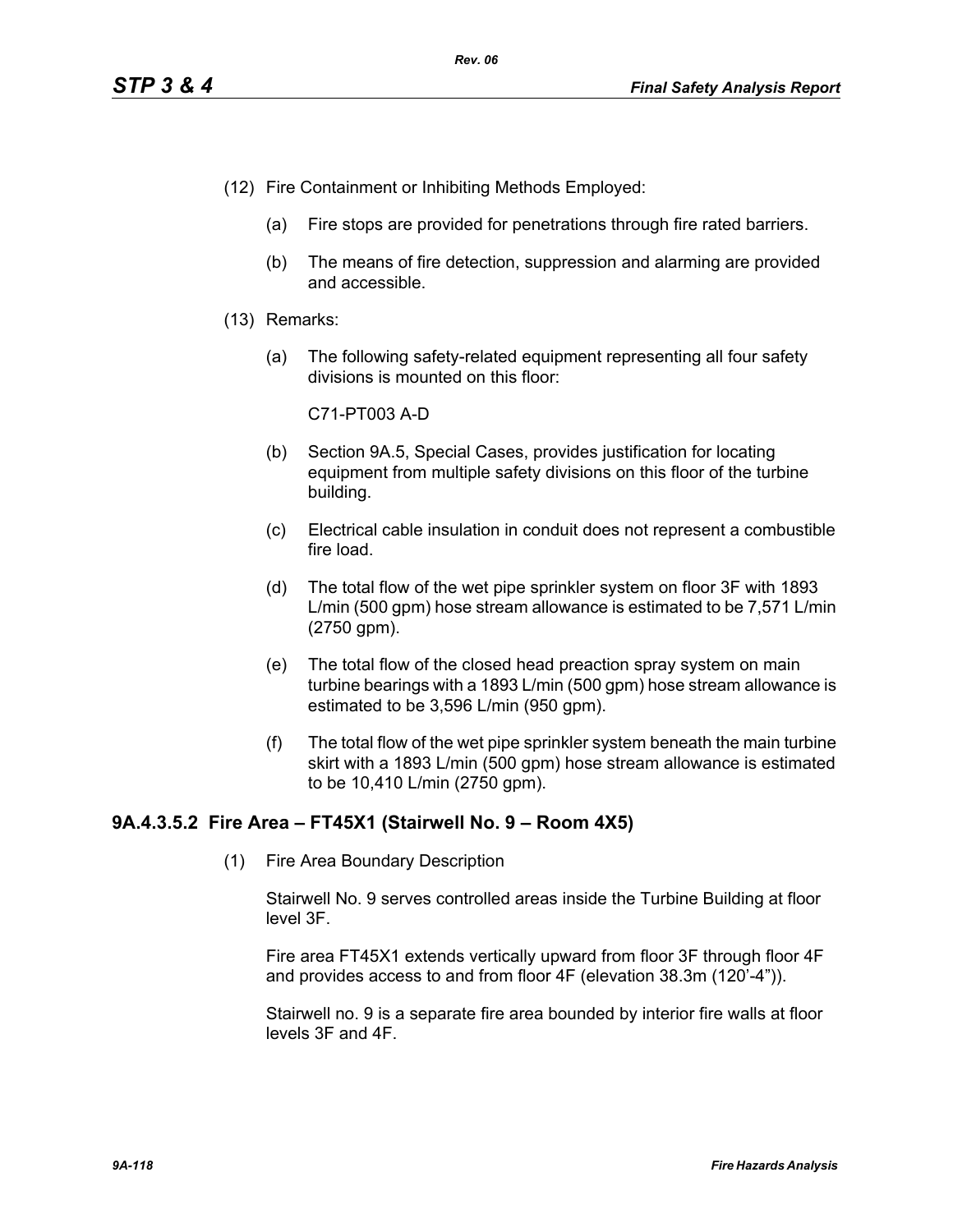(12) Fire Containment or Inhibiting Methods Employed:

(a) Fire stops are provided for penetrations through fire rated barriers.

(b) The means of fire detection, suppression and alarming are provided and accessible.

(13) Remarks:

(a) The following safety-related equipment representing all four safety divisions is mounted on this floor:

C71-PT003 A-D

(b) Section 9A.5, Special Cases, provides justification for locating equipment from multiple safety divisions on this floor of the turbine building.

(c) Electrical cable insulation in conduit does not represent a combustible fire load.

(d) The total flow of the wet pipe sprinkler system on floor 3F with 1893 L/min (500 gpm) hose stream allowance is estimated to be 7,571 L/min (2750 gpm).

(e) The total flow of the closed head preaction spray system on main turbine bearings with a 1893 L/min (500 gpm) hose stream allowance is estimated to be 3,596 L/min (950 gpm).

(f) The total flow of the wet pipe sprinkler system beneath the main turbine skirt with a 1893 L/min (500 gpm) hose stream allowance is estimated to be 10,410 L/min (2750 gpm).

### 9A.4.3.5.2 Fire Area – FT45X1 (Stairwell No. 9 – Room 4X5)

(1) Fire Area Boundary Description

Stairwell No. 9 serves controlled areas inside the Turbine Building at floor level 3F.

Fire area FT45X1 extends vertically upward from floor 3F through floor 4F and provides access to and from floor 4F (elevation 38.3m (120'-4")).

Stairwell no. 9 is a separate fire area bounded by interior fire walls at floor levels 3F and 4F.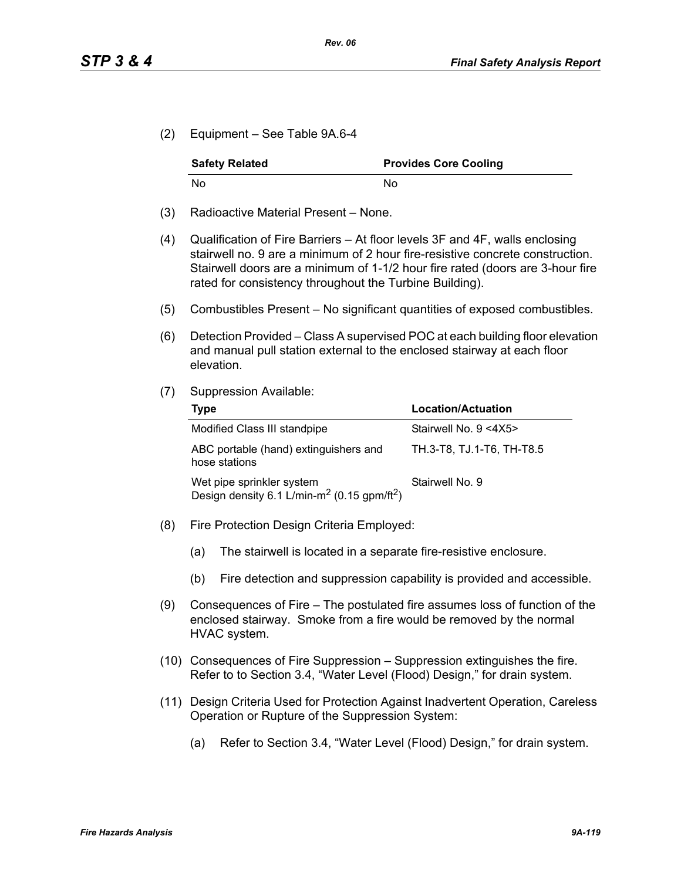(2) Equipment – See Table 9A.6-4

| Safety Related | Provides Core Cooling |
|---|---|
| No | No |

(3) Radioactive Material Present – None.

(4) Qualification of Fire Barriers – At floor levels 3F and 4F, walls enclosing stairwell no. 9 are a minimum of 2 hour fire-resistive concrete construction. Stairwell doors are a minimum of 1-1/2 hour fire rated (doors are 3-hour fire rated for consistency throughout the Turbine Building).

(5) Combustibles Present – No significant quantities of exposed combustibles.

(6) Detection Provided – Class A supervised POC at each building floor elevation and manual pull station external to the enclosed stairway at each floor elevation.

(7) Suppression Available:

| Type | Location/Actuation |
|---|---|
| Modified Class III standpipe | Stairwell No. 9 <4X5> |
| ABC portable (hand) extinguishers and hose stations | TH.3-T8, TJ.1-T6, TH-T8.5 |
| Wet pipe sprinkler system Design density 6.1 L/min-$m^2$ (0.15 gpm/$ft^2$) | Stairwell No. 9 |

(8) Fire Protection Design Criteria Employed:

(a) The stairwell is located in a separate fire-resistive enclosure.

(b) Fire detection and suppression capability is provided and accessible.

(9) Consequences of Fire – The postulated fire assumes loss of function of the enclosed stairway. Smoke from a fire would be removed by the normal HVAC system.

(10) Consequences of Fire Suppression – Suppression extinguishes the fire. Refer to to Section 3.4, "Water Level (Flood) Design," for drain system.

(11) Design Criteria Used for Protection Against Inadvertent Operation, Careless Operation or Rupture of the Suppression System:

(a) Refer to Section 3.4, "Water Level (Flood) Design," for drain system.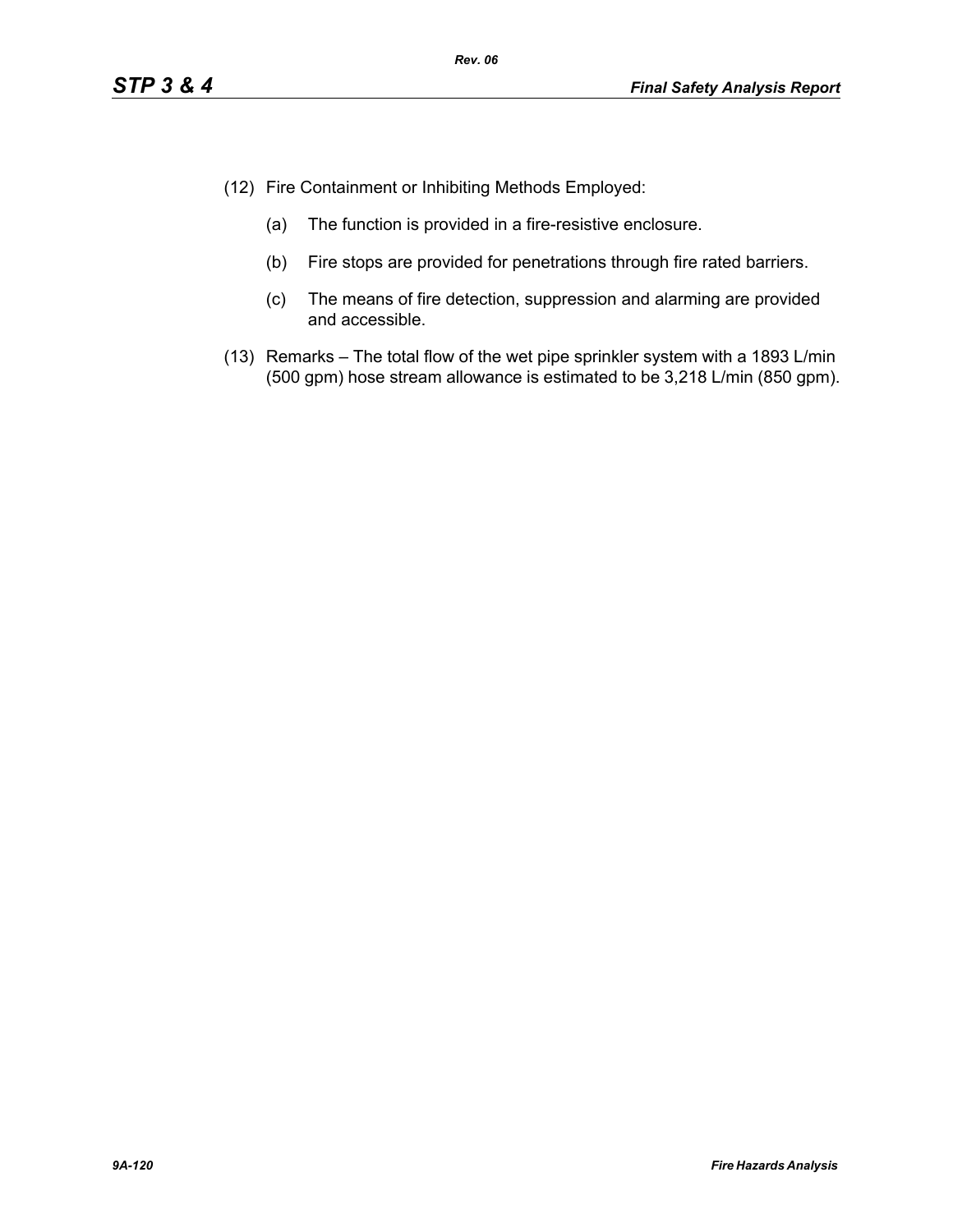(12) Fire Containment or Inhibiting Methods Employed:

   (a) The function is provided in a fire-resistive enclosure.

   (b) Fire stops are provided for penetrations through fire rated barriers.

   (c) The means of fire detection, suppression and alarming are provided and accessible.

(13) Remarks – The total flow of the wet pipe sprinkler system with a 1893 L/min (500 gpm) hose stream allowance is estimated to be 3,218 L/min (850 gpm).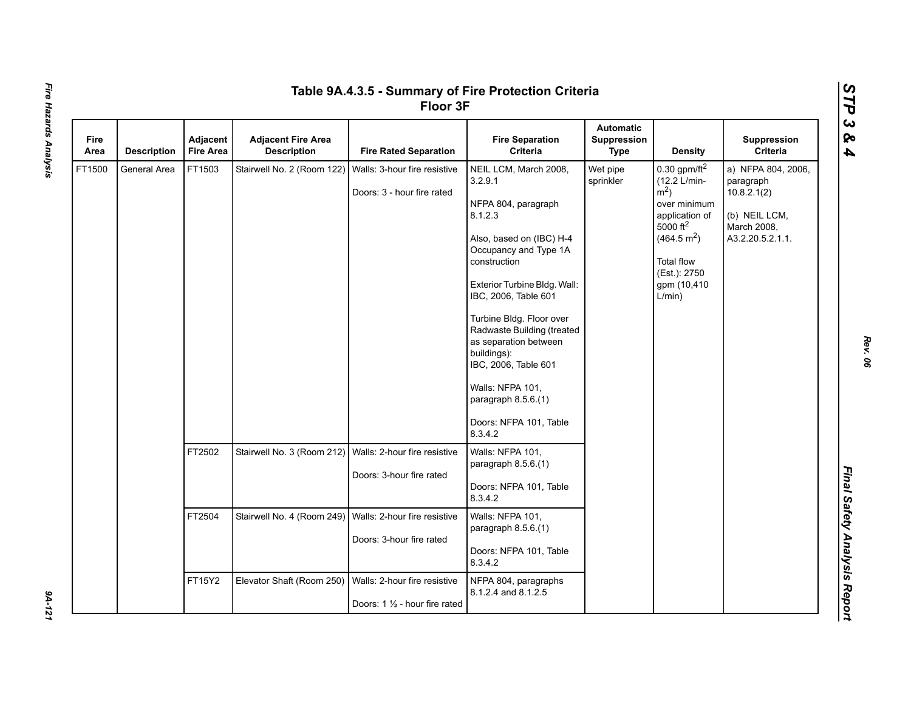## Table 9A.4.3.5 - Summary of Fire Protection Criteria Floor 3F

| Fire Area | Description | Adjacent Fire Area | Adjacent Fire Area Description | Fire Rated Separation | Fire Separation Criteria | Automatic Suppression Type | Density | Suppression Criteria |
|---|---|---|---|---|---|---|---|---|
| FT1500 | General Area | FT1503 | Stairwell No. 2 (Room 122) | Walls: 3-hour fire resistive<br><br>Doors: 3 - hour fire rated | NEIL LCM, March 2008, 3.2.9.1<br><br>NFPA 804, paragraph 8.1.2.3<br><br>Also, based on (IBC) H-4 Occupancy and Type 1A construction<br><br>Exterior Turbine Bldg. Wall: IBC, 2006, Table 601<br><br>Turbine Bldg. Floor over Radwaste Building (treated as separation between buildings): IBC, 2006, Table 601<br><br>Walls: NFPA 101, paragraph 8.5.6.(1)<br><br>Doors: NFPA 101, Table 8.3.4.2 | Wet pipe sprinkler | 0.30 gpm/ft$^2$ (12.2 L/min-m$^2$) over minimum application of 5000 ft$^2$ (464.5 m$^2$)<br><br>Total flow (Est.): 2750 gpm (10,410 L/min) | a) NFPA 804, 2006, paragraph 10.8.2.1(2)<br><br>(b) NEIL LCM, March 2008, A3.2.20.5.2.1.1. |
| | | FT2502 | Stairwell No. 3 (Room 212) | Walls: 2-hour fire resistive<br><br>Doors: 3-hour fire rated | Walls: NFPA 101, paragraph 8.5.6.(1)<br><br>Doors: NFPA 101, Table 8.3.4.2 | | | |
| | | FT2504 | Stairwell No. 4 (Room 249) | Walls: 2-hour fire resistive<br><br>Doors: 3-hour fire rated | Walls: NFPA 101, paragraph 8.5.6.(1)<br><br>Doors: NFPA 101, Table 8.3.4.2 | | | |
| | | FT15Y2 | Elevator Shaft (Room 250) | Walls: 2-hour fire resistive<br><br>Doors: 1 ½ - hour fire rated | NFPA 804, paragraphs 8.1.2.4 and 8.1.2.5 | | | |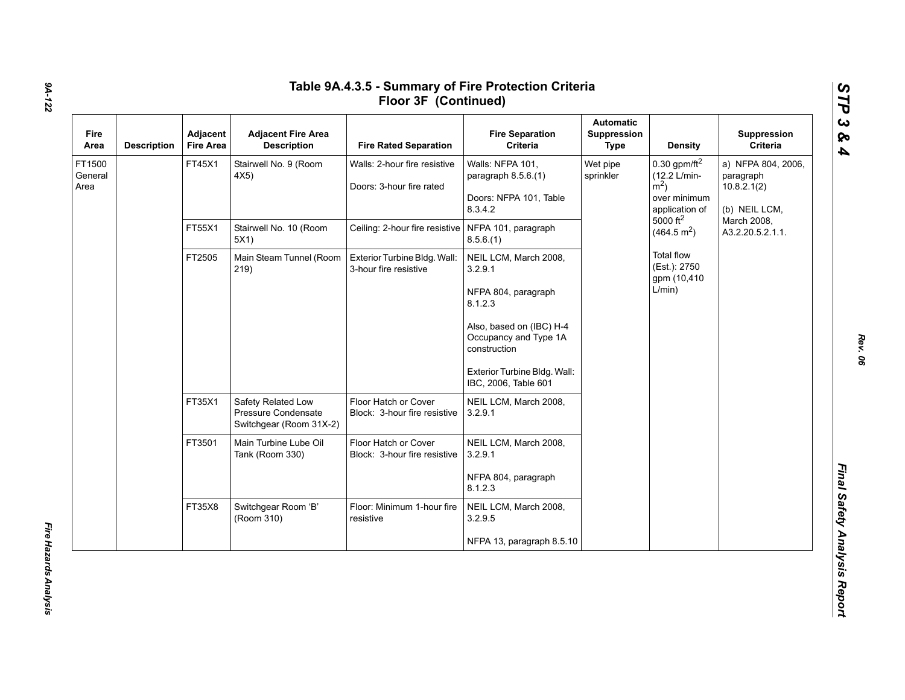# Table 9A.4.3.5 - Summary of Fire Protection Criteria Floor 3F (Continued)

| Fire Area | Description | Adjacent Fire Area | Adjacent Fire Area Description | Fire Rated Separation | Fire Separation Criteria | Automatic Suppression Type | Density | Suppression Criteria |
|---|---|---|---|---|---|---|---|---|
| FT1500 General Area | | FT45X1 | Stairwell No. 9 (Room 4X5) | Walls: 2-hour fire resistive<br><br>Doors: 3-hour fire rated | Walls: NFPA 101, paragraph 8.5.6.(1)<br><br>Doors: NFPA 101, Table 8.3.4.2 | Wet pipe sprinkler | 0.30 gpm/ft$^2$ (12.2 L/min-m$^2$) over minimum application of 5000 ft$^2$ (464.5 m$^2$)<br><br>Total flow (Est.): 2750 gpm (10,410 L/min) | a) NFPA 804, 2006, paragraph 10.8.2.1(2)<br><br>(b) NEIL LCM, March 2008, A3.2.20.5.2.1.1. |
| | | FT55X1 | Stairwell No. 10 (Room 5X1) | Ceiling: 2-hour fire resistive | NFPA 101, paragraph 8.5.6.(1) | | | |
| | | FT2505 | Main Steam Tunnel (Room 219) | Exterior Turbine Bldg. Wall: 3-hour fire resistive | NEIL LCM, March 2008, 3.2.9.1<br><br>NFPA 804, paragraph 8.1.2.3<br><br>Also, based on (IBC) H-4 Occupancy and Type 1A construction<br><br>Exterior Turbine Bldg. Wall: IBC, 2006, Table 601 | | | |
| | | FT35X1 | Safety Related Low Pressure Condensate Switchgear (Room 31X-2) | Floor Hatch or Cover Block: 3-hour fire resistive | NEIL LCM, March 2008, 3.2.9.1 | | | |
| | | FT3501 | Main Turbine Lube Oil Tank (Room 330) | Floor Hatch or Cover Block: 3-hour fire resistive | NEIL LCM, March 2008, 3.2.9.1<br><br>NFPA 804, paragraph 8.1.2.3 | | | |
| | | FT35X8 | Switchgear Room 'B' (Room 310) | Floor: Minimum 1-hour fire resistive | NEIL LCM, March 2008, 3.2.9.5<br><br>NFPA 13, paragraph 8.5.10 | | | |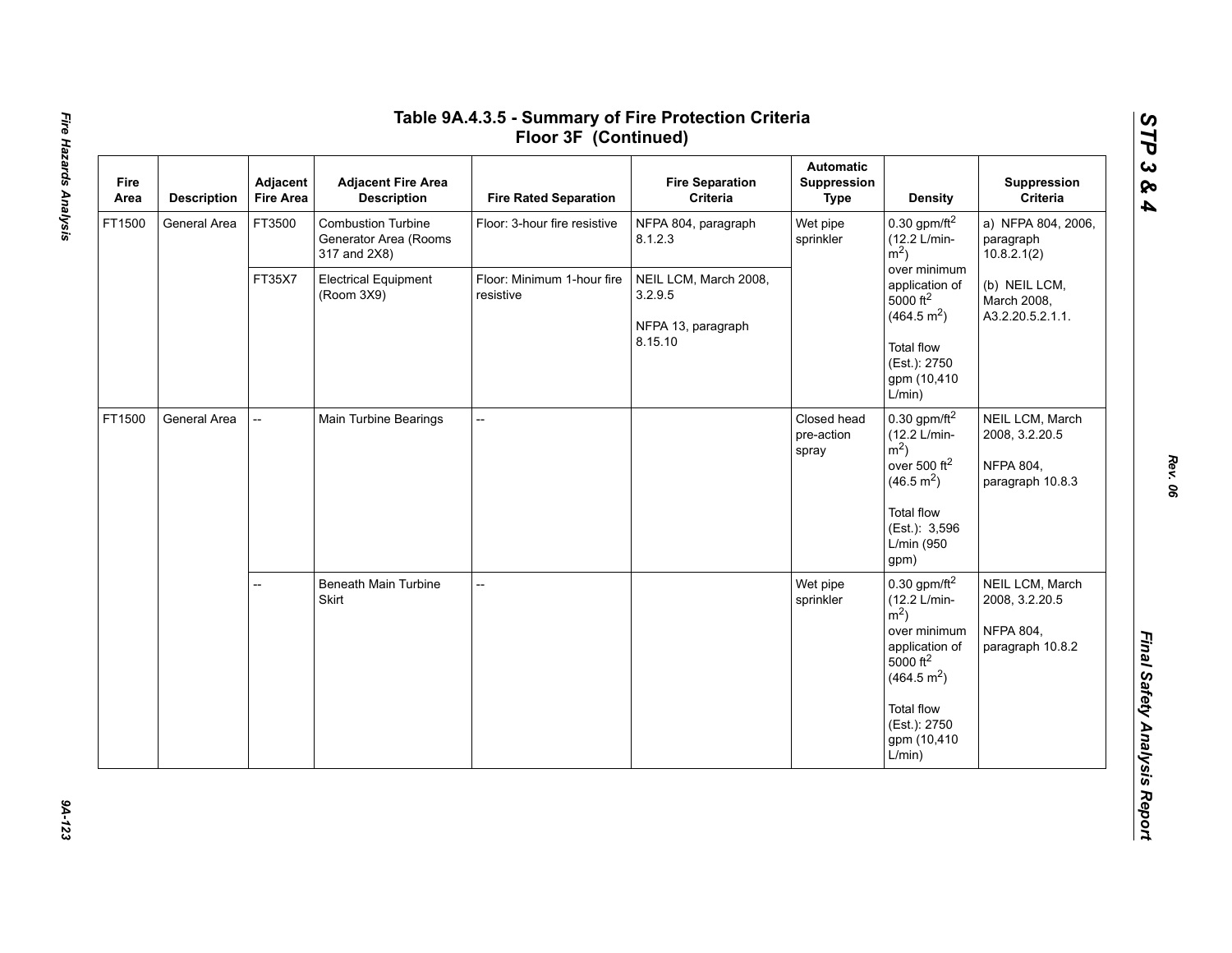## Table 9A.4.3.5 - Summary of Fire Protection Criteria Floor 3F (Continued)

| Fire Area | Description | Adjacent Fire Area | Adjacent Fire Area Description | Fire Rated Separation | Fire Separation Criteria | Automatic Suppression Type | Density | Suppression Criteria |
|---|---|---|---|---|---|---|---|---|
| FT1500 | General Area | FT3500 | Combustion Turbine Generator Area (Rooms 317 and 2X8) | Floor: 3-hour fire resistive | NFPA 804, paragraph 8.1.2.3 | Wet pipe sprinkler | 0.30 gpm/ft$^2$ (12.2 L/min-m$^2$) over minimum application of 5000 ft$^2$ (464.5 m$^2$)<br><br>Total flow (Est.): 2750 gpm (10,410 L/min) | a) NFPA 804, 2006, paragraph 10.8.2.1(2)<br><br>(b) NEIL LCM, March 2008, A3.2.20.5.2.1.1. |
| | | FT35X7 | Electrical Equipment (Room 3X9) | Floor: Minimum 1-hour fire resistive | NEIL LCM, March 2008, 3.2.9.5<br><br>NFPA 13, paragraph 8.15.10 | | | |
| FT1500 | General Area | -- | Main Turbine Bearings | -- | | Closed head pre-action spray | 0.30 gpm/ft$^2$ (12.2 L/min-m$^2$) over 500 ft$^2$ (46.5 m$^2$)<br><br>Total flow (Est.): 3,596 L/min (950 gpm) | NEIL LCM, March 2008, 3.2.20.5<br><br>NFPA 804, paragraph 10.8.3 |
| | | -- | Beneath Main Turbine Skirt | -- | | Wet pipe sprinkler | 0.30 gpm/ft$^2$ (12.2 L/min-m$^2$) over minimum application of 5000 ft$^2$ (464.5 m$^2$)<br><br>Total flow (Est.): 2750 gpm (10,410 L/min) | NEIL LCM, March 2008, 3.2.20.5<br><br>NFPA 804, paragraph 10.8.2 |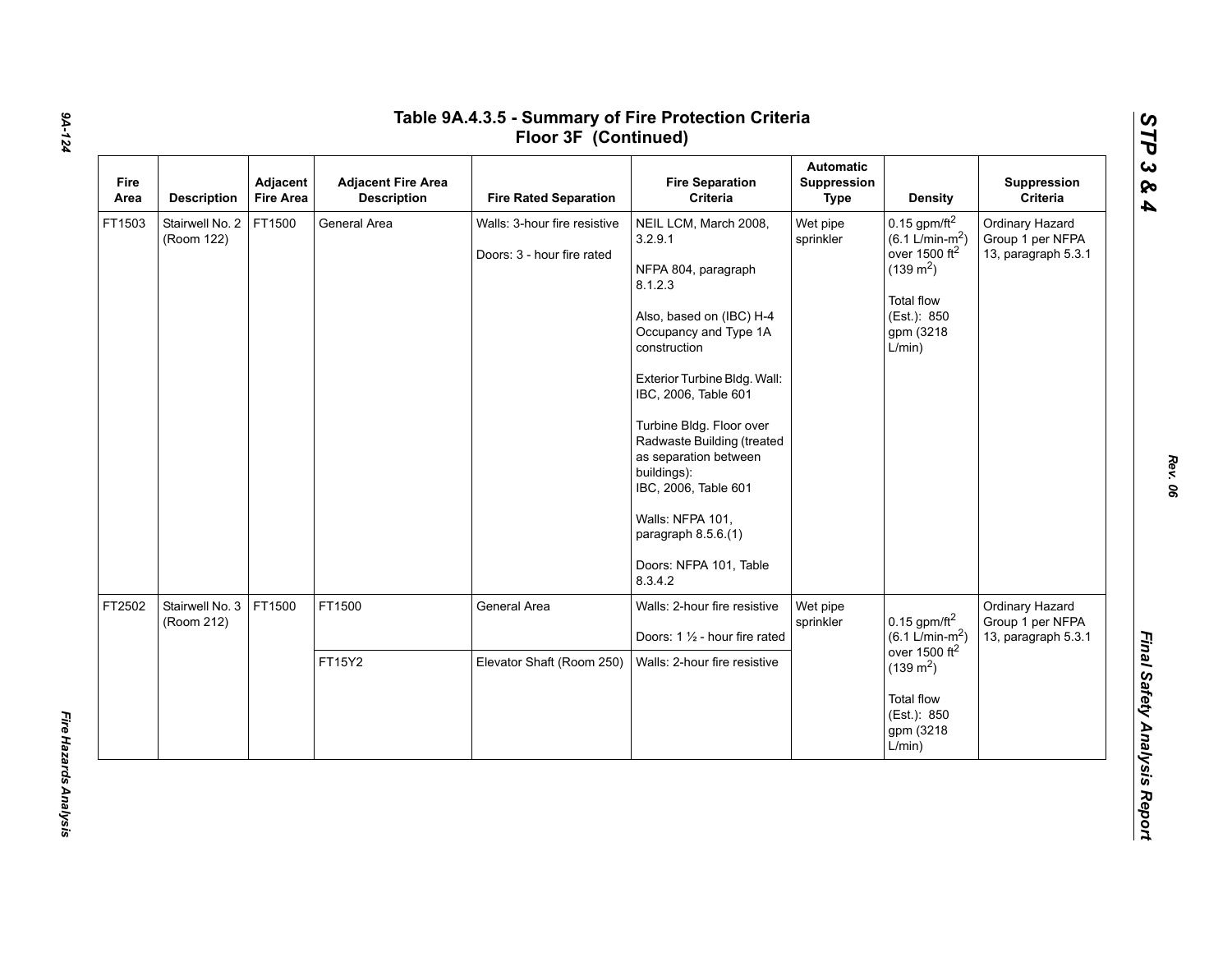## Table 9A.4.3.5 - Summary of Fire Protection Criteria Floor 3F (Continued)

| Fire Area | Description | Adjacent Fire Area | Adjacent Fire Area Description | Fire Rated Separation | Fire Separation Criteria | Automatic Suppression Type | Density | Suppression Criteria |
|---|---|---|---|---|---|---|---|---|
| FT1503 | Stairwell No. 2 (Room 122) | FT1500 | General Area | Walls: 3-hour fire resistive<br><br>Doors: 3 - hour fire rated | NEIL LCM, March 2008, 3.2.9.1<br><br>NFPA 804, paragraph 8.1.2.3<br><br>Also, based on (IBC) H-4 Occupancy and Type 1A construction<br><br>Exterior Turbine Bldg. Wall: IBC, 2006, Table 601<br><br>Turbine Bldg. Floor over Radwaste Building (treated as separation between buildings):<br>IBC, 2006, Table 601<br><br>Walls: NFPA 101, paragraph 8.5.6.(1)<br><br>Doors: NFPA 101, Table 8.3.4.2 | Wet pipe sprinkler | 0.15 gpm/ft$^2$ (6.1 L/min-m$^2$) over 1500 ft$^2$ (139 m$^2$)<br><br>Total flow (Est.): 850 gpm (3218 L/min) | Ordinary Hazard Group 1 per NFPA 13, paragraph 5.3.1 |
| FT2502 | Stairwell No. 3 (Room 212) | FT1500 | FT1500 | General Area | Walls: 2-hour fire resistive<br><br>Doors: 1 ½ - hour fire rated | Wet pipe sprinkler | 0.15 gpm/ft$^2$ (6.1 L/min-m$^2$) over 1500 ft$^2$ (139 m$^2$)<br><br>Total flow (Est.): 850 gpm (3218 L/min) | Ordinary Hazard Group 1 per NFPA 13, paragraph 5.3.1 |
| | | | FT15Y2 | Elevator Shaft (Room 250) | Walls: 2-hour fire resistive | | | |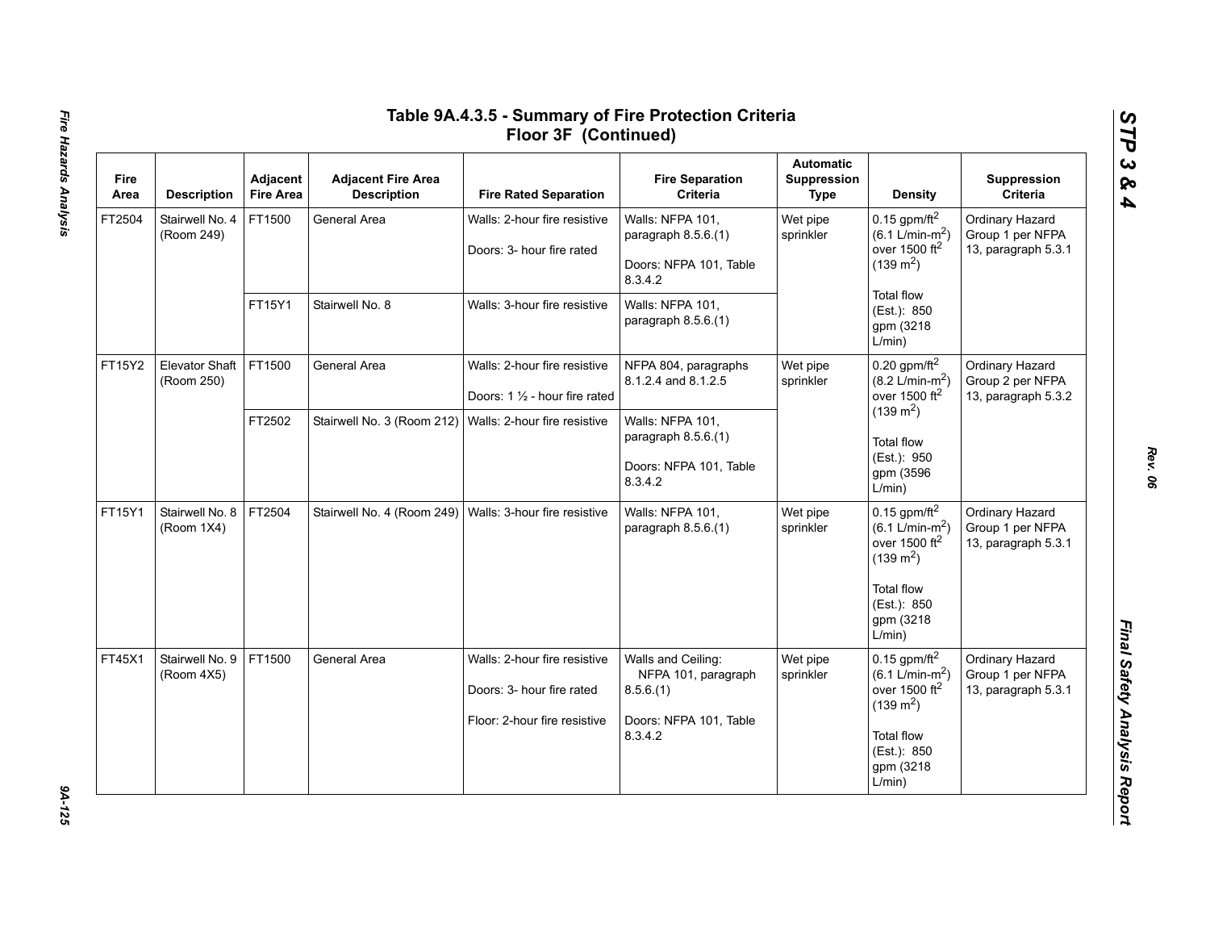# Table 9A.4.3.5 - Summary of Fire Protection Criteria Floor 3F (Continued)

| Fire Area | Description | Adjacent Fire Area | Adjacent Fire Area Description | Fire Rated Separation | Fire Separation Criteria | Automatic Suppression Type | Density | Suppression Criteria |
|---|---|---|---|---|---|---|---|---|
| FT2504 | Stairwell No. 4 (Room 249) | FT1500 | General Area | Walls: 2-hour fire resistive<br><br>Doors: 3- hour fire rated | Walls: NFPA 101, paragraph 8.5.6.(1)<br><br>Doors: NFPA 101, Table 8.3.4.2 | Wet pipe sprinkler | 0.15 gpm/ft$^2$ (6.1 L/min-m$^2$) over 1500 ft$^2$ (139 m$^2$)<br><br>Total flow (Est.): 850 gpm (3218 L/min) | Ordinary Hazard Group 1 per NFPA 13, paragraph 5.3.1 |
| | | FT15Y1 | Stairwell No. 8 | Walls: 3-hour fire resistive | Walls: NFPA 101, paragraph 8.5.6.(1) | | | |
| FT15Y2 | Elevator Shaft (Room 250) | FT1500 | General Area | Walls: 2-hour fire resistive<br><br>Doors: 1 ½ - hour fire rated | NFPA 804, paragraphs 8.1.2.4 and 8.1.2.5 | Wet pipe sprinkler | 0.20 gpm/ft$^2$ (8.2 L/min-m$^2$) over 1500 ft$^2$ (139 m$^2$)<br><br>Total flow (Est.): 950 gpm (3596 L/min) | Ordinary Hazard Group 2 per NFPA 13, paragraph 5.3.2 |
| | | FT2502 | Stairwell No. 3 (Room 212) | Walls: 2-hour fire resistive | Walls: NFPA 101, paragraph 8.5.6.(1)<br><br>Doors: NFPA 101, Table 8.3.4.2 | | | |
| FT15Y1 | Stairwell No. 8 (Room 1X4) | FT2504 | Stairwell No. 4 (Room 249) | Walls: 3-hour fire resistive | Walls: NFPA 101, paragraph 8.5.6.(1) | Wet pipe sprinkler | 0.15 gpm/ft$^2$ (6.1 L/min-m$^2$) over 1500 ft$^2$ (139 m$^2$)<br><br>Total flow (Est.): 850 gpm (3218 L/min) | Ordinary Hazard Group 1 per NFPA 13, paragraph 5.3.1 |
| FT45X1 | Stairwell No. 9 (Room 4X5) | FT1500 | General Area | Walls: 2-hour fire resistive<br><br>Doors: 3- hour fire rated<br><br>Floor: 2-hour fire resistive | Walls and Ceiling: NFPA 101, paragraph 8.5.6.(1)<br><br>Doors: NFPA 101, Table 8.3.4.2 | Wet pipe sprinkler | 0.15 gpm/ft$^2$ (6.1 L/min-m$^2$) over 1500 ft$^2$ (139 m$^2$)<br><br>Total flow (Est.): 850 gpm (3218 L/min) | Ordinary Hazard Group 1 per NFPA 13, paragraph 5.3.1 |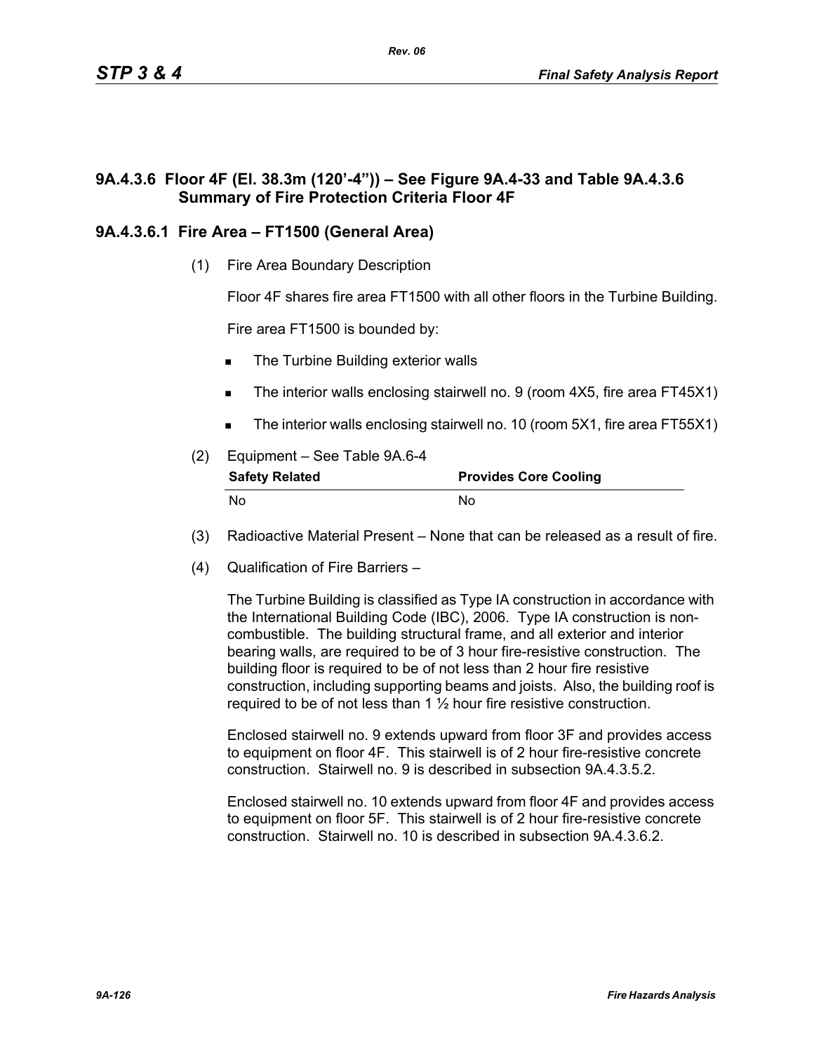### 9A.4.3.6 Floor 4F (El. 38.3m (120'-4")) – See Figure 9A.4-33 and Table 9A.4.3.6 Summary of Fire Protection Criteria Floor 4F

#### 9A.4.3.6.1 Fire Area – FT1500 (General Area)

(1) Fire Area Boundary Description

Floor 4F shares fire area FT1500 with all other floors in the Turbine Building.

Fire area FT1500 is bounded by:

- The Turbine Building exterior walls
- The interior walls enclosing stairwell no. 9 (room 4X5, fire area FT45X1)
- The interior walls enclosing stairwell no. 10 (room 5X1, fire area FT55X1)

(2) Equipment – See Table 9A.6-4

| Safety Related | Provides Core Cooling |
|---|---|
| No | No |

(3) Radioactive Material Present – None that can be released as a result of fire.

(4) Qualification of Fire Barriers –

The Turbine Building is classified as Type IA construction in accordance with the International Building Code (IBC), 2006. Type IA construction is non-combustible. The building structural frame, and all exterior and interior bearing walls, are required to be of 3 hour fire-resistive construction. The building floor is required to be of not less than 2 hour fire resistive construction, including supporting beams and joists. Also, the building roof is required to be of not less than 1 ½ hour fire resistive construction.

Enclosed stairwell no. 9 extends upward from floor 3F and provides access to equipment on floor 4F. This stairwell is of 2 hour fire-resistive concrete construction. Stairwell no. 9 is described in subsection 9A.4.3.5.2.

Enclosed stairwell no. 10 extends upward from floor 4F and provides access to equipment on floor 5F. This stairwell is of 2 hour fire-resistive concrete construction. Stairwell no. 10 is described in subsection 9A.4.3.6.2.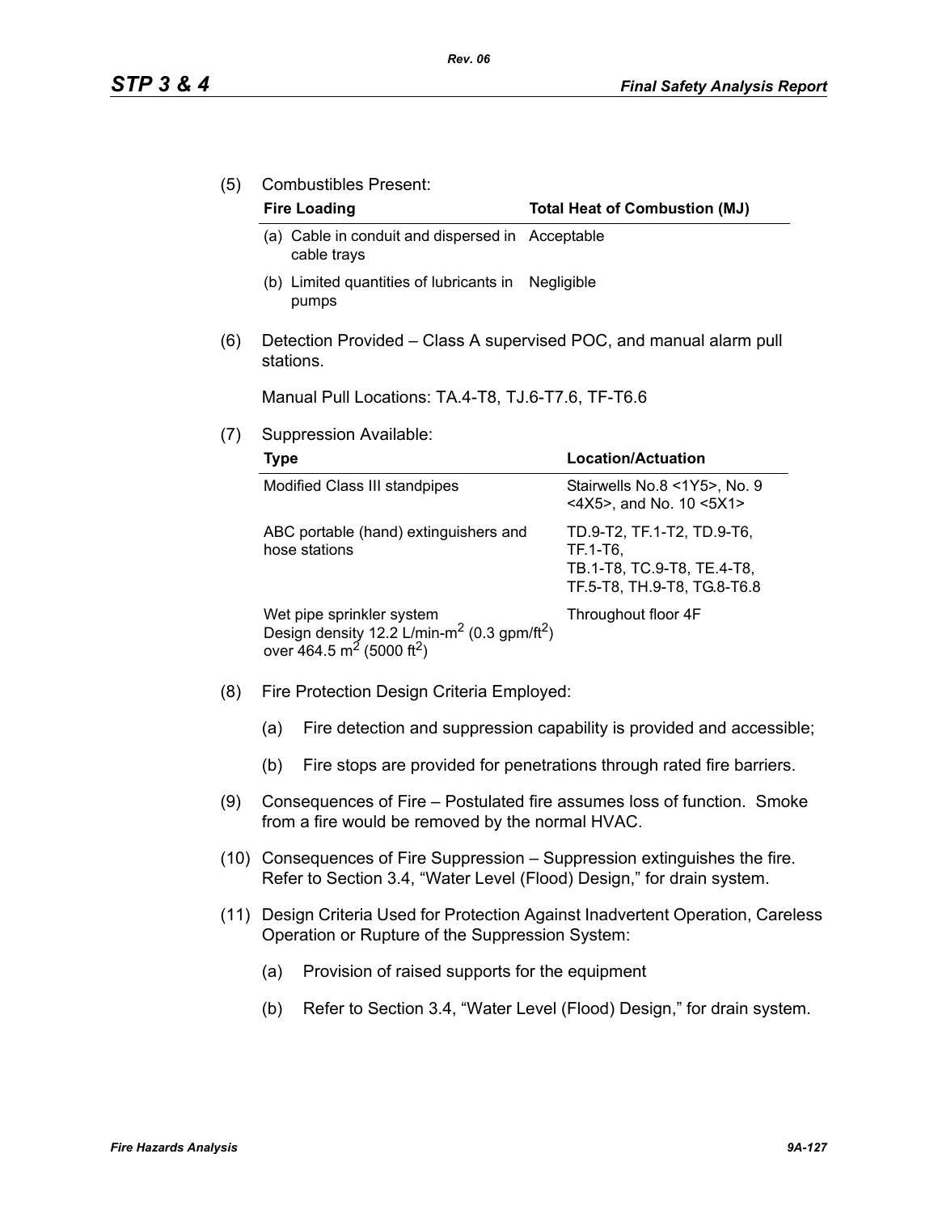(5) Combustibles Present:

| Fire Loading | Total Heat of Combustion (MJ) |
|---|---|
| (a) Cable in conduit and dispersed in cable trays | Acceptable |
| (b) Limited quantities of lubricants in pumps | Negligible |

(6) Detection Provided – Class A supervised POC, and manual alarm pull stations.

Manual Pull Locations: TA.4-T8, TJ.6-T7.6, TF-T6.6

(7) Suppression Available:

| Type | Location/Actuation |
|---|---|
| Modified Class III standpipes | Stairwells No.8 <1Y5>, No. 9 <4X5>, and No. 10 <5X1> |
| ABC portable (hand) extinguishers and hose stations | TD.9-T2, TF.1-T2, TD.9-T6, TF.1-T6, TB.1-T8, TC.9-T8, TE.4-T8, TF.5-T8, TH.9-T8, TG.8-T6.8 |
| Wet pipe sprinkler system Design density 12.2 L/min-m$^2$ (0.3 gpm/ft$^2$) over 464.5 m$^2$ (5000 ft$^2$) | Throughout floor 4F |

(8) Fire Protection Design Criteria Employed:

(a) Fire detection and suppression capability is provided and accessible;

(b) Fire stops are provided for penetrations through rated fire barriers.

(9) Consequences of Fire – Postulated fire assumes loss of function. Smoke from a fire would be removed by the normal HVAC.

(10) Consequences of Fire Suppression – Suppression extinguishes the fire. Refer to Section 3.4, "Water Level (Flood) Design," for drain system.

(11) Design Criteria Used for Protection Against Inadvertent Operation, Careless Operation or Rupture of the Suppression System:

(a) Provision of raised supports for the equipment

(b) Refer to Section 3.4, "Water Level (Flood) Design," for drain system.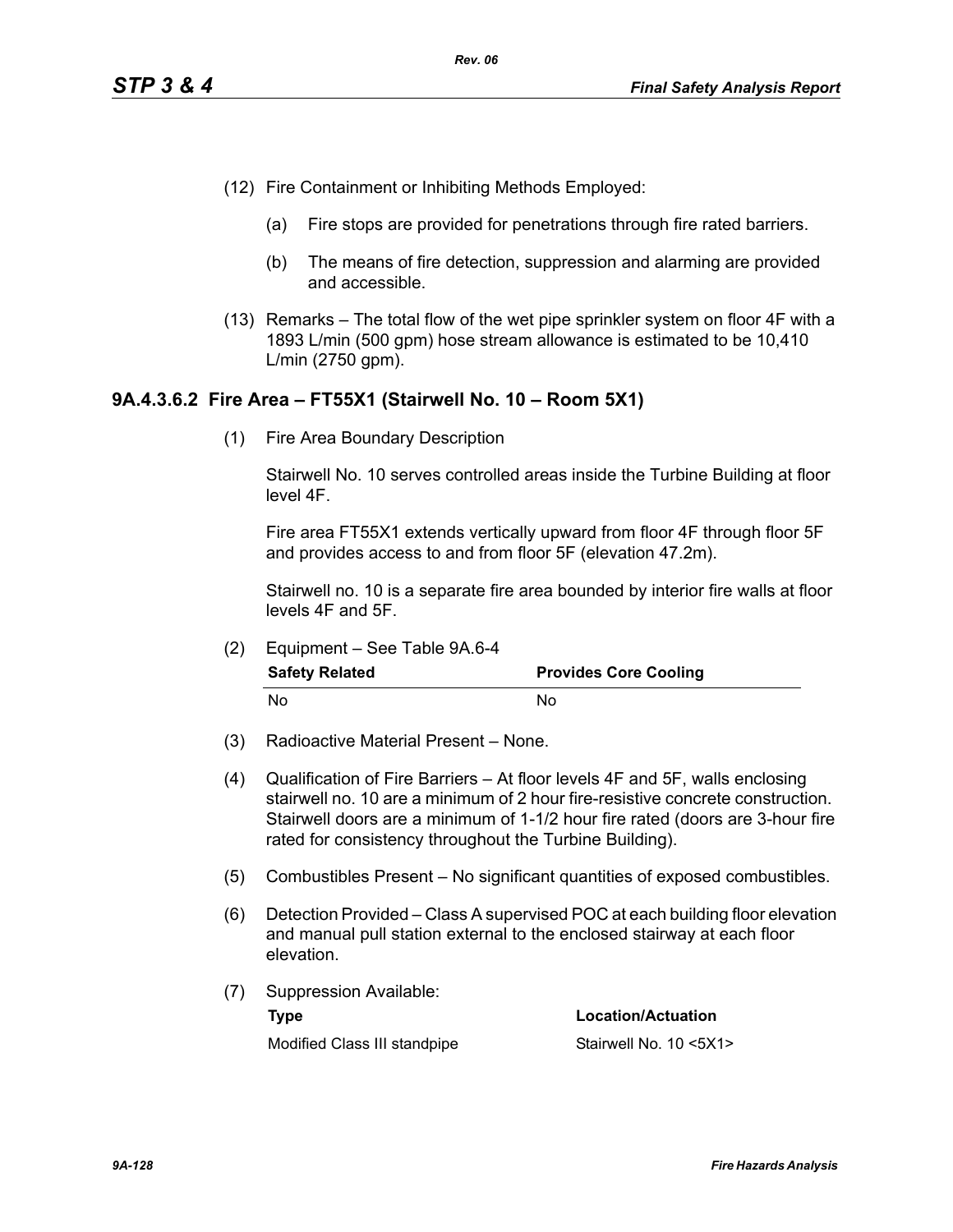(12) Fire Containment or Inhibiting Methods Employed:

   (a) Fire stops are provided for penetrations through fire rated barriers.

   (b) The means of fire detection, suppression and alarming are provided and accessible.

(13) Remarks – The total flow of the wet pipe sprinkler system on floor 4F with a 1893 L/min (500 gpm) hose stream allowance is estimated to be 10,410 L/min (2750 gpm).

### 9A.4.3.6.2 Fire Area – FT55X1 (Stairwell No. 10 – Room 5X1)

(1) Fire Area Boundary Description

   Stairwell No. 10 serves controlled areas inside the Turbine Building at floor level 4F.

   Fire area FT55X1 extends vertically upward from floor 4F through floor 5F and provides access to and from floor 5F (elevation 47.2m).

   Stairwell no. 10 is a separate fire area bounded by interior fire walls at floor levels 4F and 5F.

(2) Equipment – See Table 9A.6-4

| Safety Related | Provides Core Cooling |
|---|---|
| No | No |

(3) Radioactive Material Present – None.

(4) Qualification of Fire Barriers – At floor levels 4F and 5F, walls enclosing stairwell no. 10 are a minimum of 2 hour fire-resistive concrete construction. Stairwell doors are a minimum of 1-1/2 hour fire rated (doors are 3-hour fire rated for consistency throughout the Turbine Building).

(5) Combustibles Present – No significant quantities of exposed combustibles.

(6) Detection Provided – Class A supervised POC at each building floor elevation and manual pull station external to the enclosed stairway at each floor elevation.

(7) Suppression Available:

| Type | Location/Actuation |
|---|---|
| Modified Class III standpipe | Stairwell No. 10 <5X1> |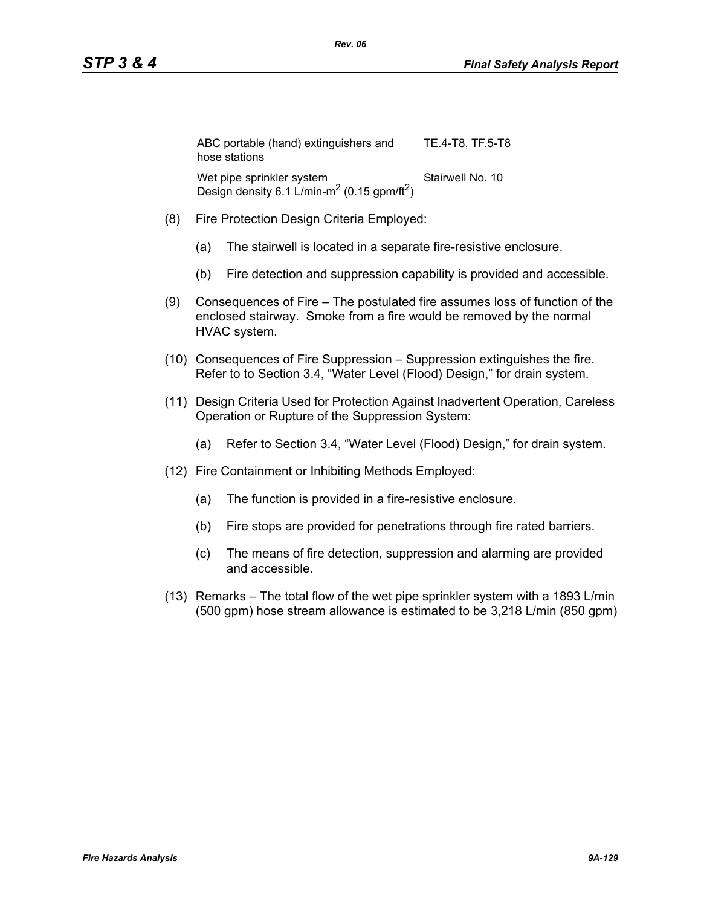| | |
|---|---|
| ABC portable (hand) extinguishers and hose stations | TE.4-T8, TF.5-T8 |
| Wet pipe sprinkler system Design density 6.1 L/min-m$^2$ (0.15 gpm/ft$^2$) | Stairwell No. 10 |

(8) Fire Protection Design Criteria Employed:

(a) The stairwell is located in a separate fire-resistive enclosure.

(b) Fire detection and suppression capability is provided and accessible.

(9) Consequences of Fire – The postulated fire assumes loss of function of the enclosed stairway. Smoke from a fire would be removed by the normal HVAC system.

(10) Consequences of Fire Suppression – Suppression extinguishes the fire. Refer to to Section 3.4, "Water Level (Flood) Design," for drain system.

(11) Design Criteria Used for Protection Against Inadvertent Operation, Careless Operation or Rupture of the Suppression System:

(a) Refer to Section 3.4, "Water Level (Flood) Design," for drain system.

(12) Fire Containment or Inhibiting Methods Employed:

(a) The function is provided in a fire-resistive enclosure.

(b) Fire stops are provided for penetrations through fire rated barriers.

(c) The means of fire detection, suppression and alarming are provided and accessible.

(13) Remarks – The total flow of the wet pipe sprinkler system with a 1893 L/min (500 gpm) hose stream allowance is estimated to be 3,218 L/min (850 gpm)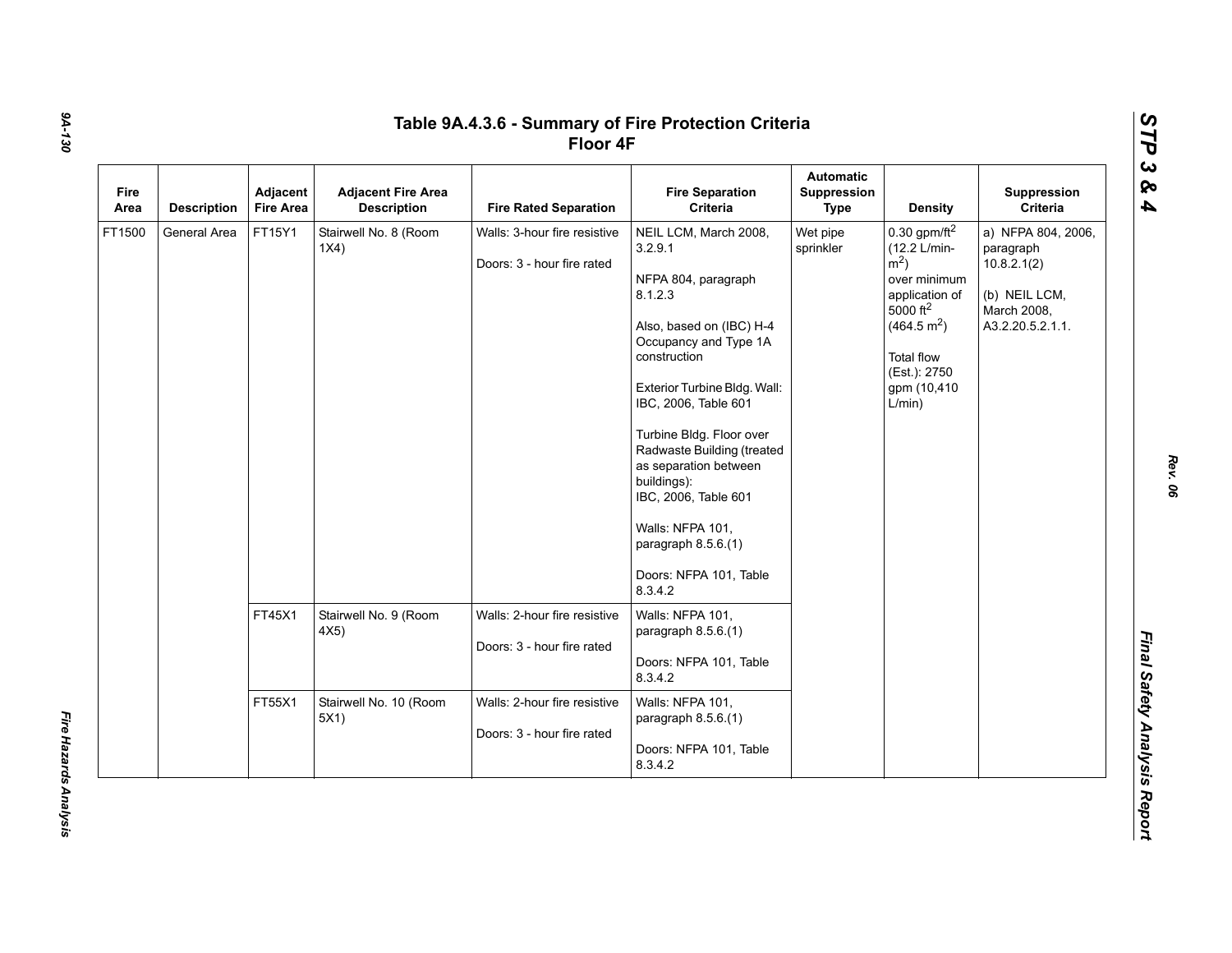# Table 9A.4.3.6 - Summary of Fire Protection Criteria Floor 4F

| Fire Area | Description | Adjacent Fire Area | Adjacent Fire Area Description | Fire Rated Separation | Fire Separation Criteria | Automatic Suppression Type | Density | Suppression Criteria |
|---|---|---|---|---|---|---|---|---|
| FT1500 | General Area | FT15Y1 | Stairwell No. 8 (Room 1X4) | Walls: 3-hour fire resistive<br><br>Doors: 3 - hour fire rated | NEIL LCM, March 2008, 3.2.9.1<br><br>NFPA 804, paragraph 8.1.2.3<br><br>Also, based on (IBC) H-4 Occupancy and Type 1A construction<br><br>Exterior Turbine Bldg. Wall: IBC, 2006, Table 601<br><br>Turbine Bldg. Floor over Radwaste Building (treated as separation between buildings):<br>IBC, 2006, Table 601<br><br>Walls: NFPA 101, paragraph 8.5.6.(1)<br><br>Doors: NFPA 101, Table 8.3.4.2 | Wet pipe sprinkler | 0.30 gpm/ft$^2$ (12.2 L/min-m$^2$) over minimum application of 5000 ft$^2$ (464.5 m$^2$)<br><br>Total flow (Est.): 2750 gpm (10,410 L/min) | a) NFPA 804, 2006, paragraph 10.8.2.1(2)<br><br>(b) NEIL LCM, March 2008, A3.2.20.5.2.1.1. |
| | | FT45X1 | Stairwell No. 9 (Room 4X5) | Walls: 2-hour fire resistive<br><br>Doors: 3 - hour fire rated | Walls: NFPA 101, paragraph 8.5.6.(1)<br><br>Doors: NFPA 101, Table 8.3.4.2 | | | |
| | | FT55X1 | Stairwell No. 10 (Room 5X1) | Walls: 2-hour fire resistive<br><br>Doors: 3 - hour fire rated | Walls: NFPA 101, paragraph 8.5.6.(1)<br><br>Doors: NFPA 101, Table 8.3.4.2 | | | |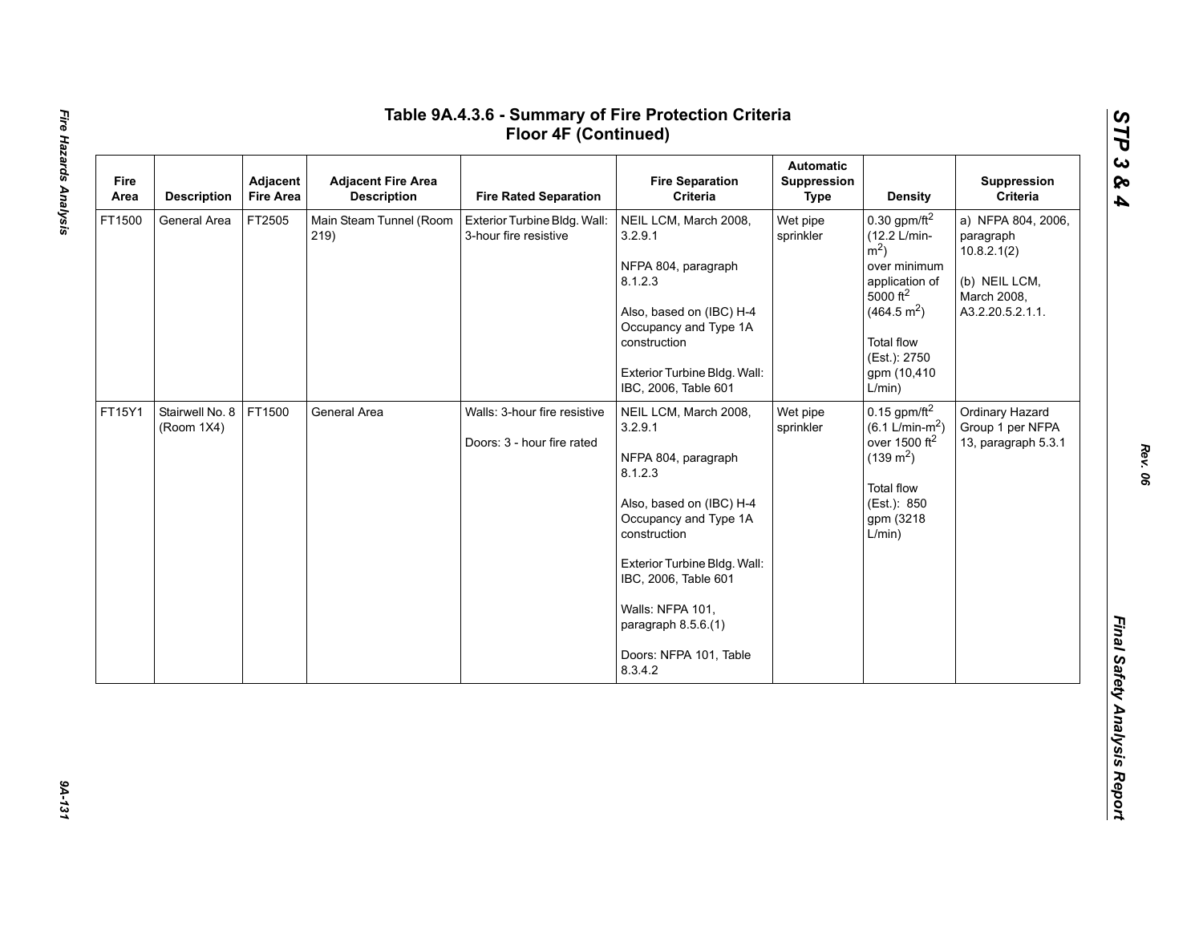# Table 9A.4.3.6 - Summary of Fire Protection Criteria Floor 4F (Continued)

| Fire Area | Description | Adjacent Fire Area | Adjacent Fire Area Description | Fire Rated Separation | Fire Separation Criteria | Automatic Suppression Type | Density | Suppression Criteria |
|---|---|---|---|---|---|---|---|---|
| FT1500 | General Area | FT2505 | Main Steam Tunnel (Room 219) | Exterior Turbine Bldg. Wall: 3-hour fire resistive | NEIL LCM, March 2008, 3.2.9.1<br><br>NFPA 804, paragraph 8.1.2.3<br><br>Also, based on (IBC) H-4 Occupancy and Type 1A construction<br><br>Exterior Turbine Bldg. Wall: IBC, 2006, Table 601 | Wet pipe sprinkler | 0.30 gpm/ft$^2$ (12.2 L/min-m$^2$) over minimum application of 5000 ft$^2$ (464.5 m$^2$)<br><br>Total flow (Est.): 2750 gpm (10,410 L/min) | a) NFPA 804, 2006, paragraph 10.8.2.1(2)<br><br>(b) NEIL LCM, March 2008, A3.2.20.5.2.1.1. |
| FT15Y1 | Stairwell No. 8 (Room 1X4) | FT1500 | General Area | Walls: 3-hour fire resistive<br><br>Doors: 3 - hour fire rated | NEIL LCM, March 2008, 3.2.9.1<br><br>NFPA 804, paragraph 8.1.2.3<br><br>Also, based on (IBC) H-4 Occupancy and Type 1A construction<br><br>Exterior Turbine Bldg. Wall: IBC, 2006, Table 601<br><br>Walls: NFPA 101, paragraph 8.5.6.(1)<br><br>Doors: NFPA 101, Table 8.3.4.2 | Wet pipe sprinkler | 0.15 gpm/ft$^2$ (6.1 L/min-m$^2$) over 1500 ft$^2$ (139 m$^2$)<br><br>Total flow (Est.): 850 gpm (3218 L/min) | Ordinary Hazard Group 1 per NFPA 13, paragraph 5.3.1 |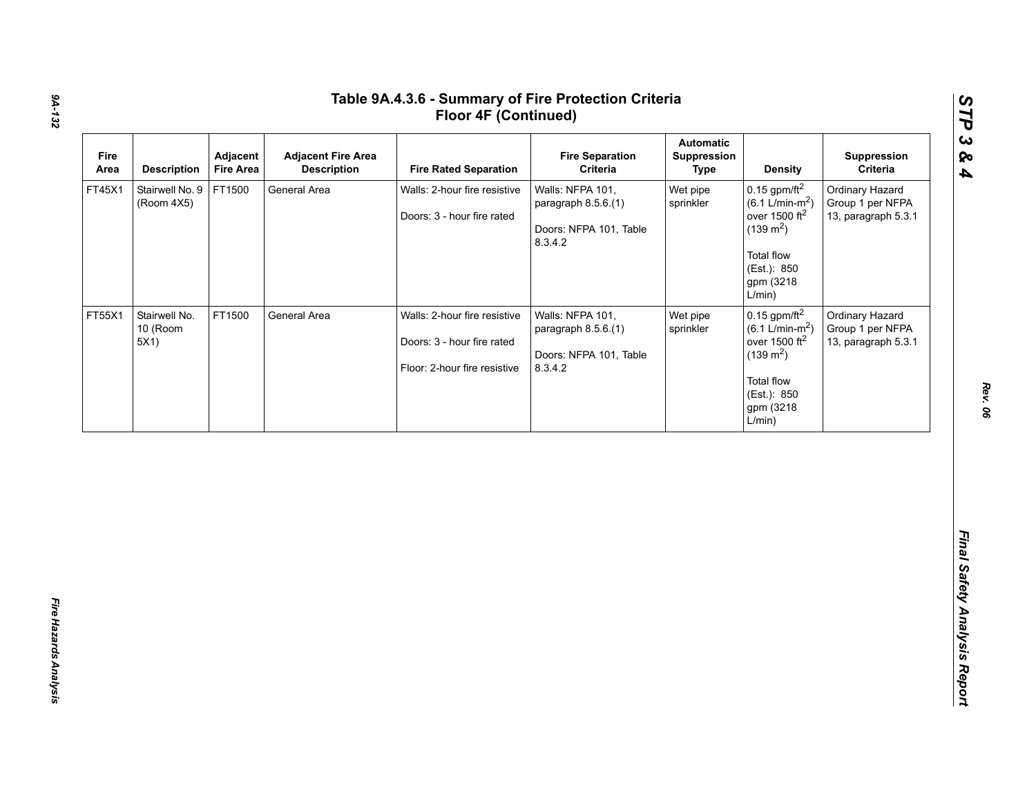# Table 9A.4.3.6 - Summary of Fire Protection Criteria Floor 4F (Continued)

| Fire Area | Description | Adjacent Fire Area | Adjacent Fire Area Description | Fire Rated Separation | Fire Separation Criteria | Automatic Suppression Type | Density | Suppression Criteria |
|---|---|---|---|---|---|---|---|---|
| FT45X1 | Stairwell No. 9 (Room 4X5) | FT1500 | General Area | Walls: 2-hour fire resistive<br><br>Doors: 3 - hour fire rated | Walls: NFPA 101, paragraph 8.5.6.(1)<br><br>Doors: NFPA 101, Table 8.3.4.2 | Wet pipe sprinkler | 0.15 gpm/ft$^2$ (6.1 L/min-m$^2$) over 1500 ft$^2$ (139 m$^2$)<br><br>Total flow (Est.): 850 gpm (3218 L/min) | Ordinary Hazard Group 1 per NFPA 13, paragraph 5.3.1 |
| FT55X1 | Stairwell No. 10 (Room 5X1) | FT1500 | General Area | Walls: 2-hour fire resistive<br><br>Doors: 3 - hour fire rated<br><br>Floor: 2-hour fire resistive | Walls: NFPA 101, paragraph 8.5.6.(1)<br><br>Doors: NFPA 101, Table 8.3.4.2 | Wet pipe sprinkler | 0.15 gpm/ft$^2$ (6.1 L/min-m$^2$) over 1500 ft$^2$ (139 m$^2$)<br><br>Total flow (Est.): 850 gpm (3218 L/min) | Ordinary Hazard Group 1 per NFPA 13, paragraph 5.3.1 |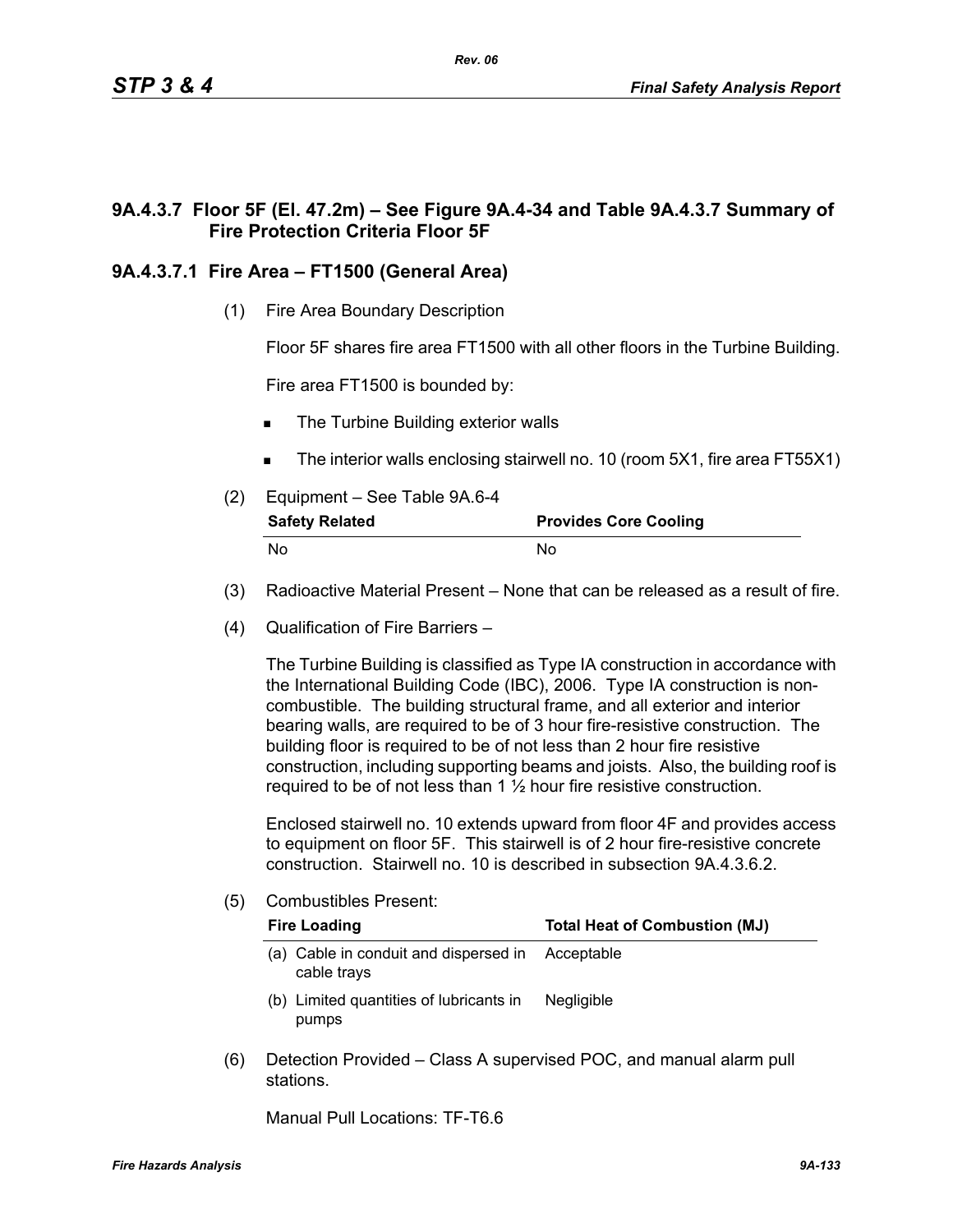### 9A.4.3.7 Floor 5F (El. 47.2m) – See Figure 9A.4-34 and Table 9A.4.3.7 Summary of Fire Protection Criteria Floor 5F

#### 9A.4.3.7.1 Fire Area – FT1500 (General Area)

(1) Fire Area Boundary Description

Floor 5F shares fire area FT1500 with all other floors in the Turbine Building.

Fire area FT1500 is bounded by:

- The Turbine Building exterior walls
- The interior walls enclosing stairwell no. 10 (room 5X1, fire area FT55X1)

(2) Equipment – See Table 9A.6-4

| Safety Related | Provides Core Cooling |
|---|---|
| No | No |

(3) Radioactive Material Present – None that can be released as a result of fire.

(4) Qualification of Fire Barriers –

The Turbine Building is classified as Type IA construction in accordance with the International Building Code (IBC), 2006. Type IA construction is non-combustible. The building structural frame, and all exterior and interior bearing walls, are required to be of 3 hour fire-resistive construction. The building floor is required to be of not less than 2 hour fire resistive construction, including supporting beams and joists. Also, the building roof is required to be of not less than 1 ½ hour fire resistive construction.

Enclosed stairwell no. 10 extends upward from floor 4F and provides access to equipment on floor 5F. This stairwell is of 2 hour fire-resistive concrete construction. Stairwell no. 10 is described in subsection 9A.4.3.6.2.

(5) Combustibles Present:

| Fire Loading | Total Heat of Combustion (MJ) |
|---|---|
| (a) Cable in conduit and dispersed in cable trays | Acceptable |
| (b) Limited quantities of lubricants in pumps | Negligible |

(6) Detection Provided – Class A supervised POC, and manual alarm pull stations.

Manual Pull Locations: TF-T6.6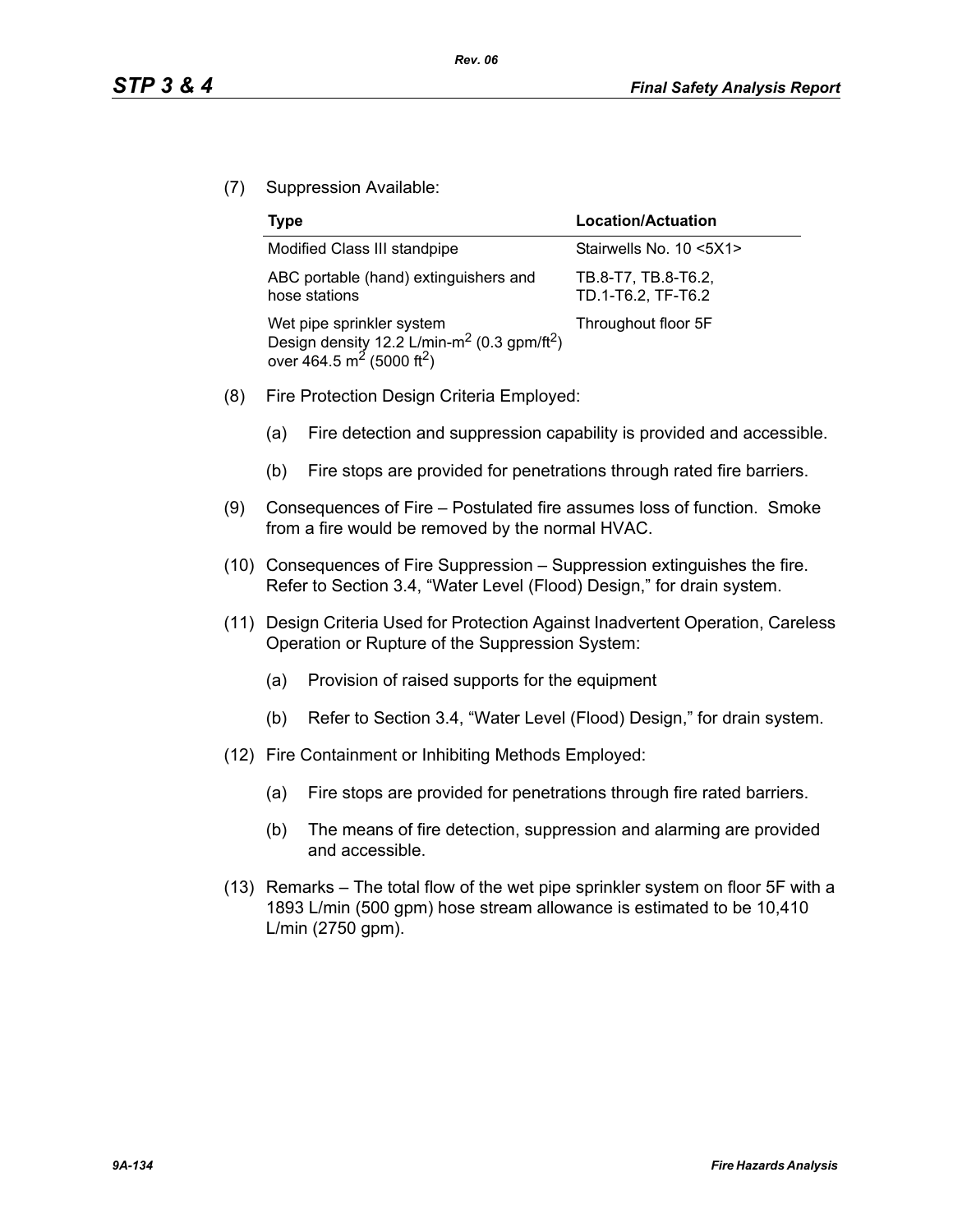(7) Suppression Available:

| Type | Location/Actuation |
|---|---|
| Modified Class III standpipe | Stairwells No. 10 <5X1> |
| ABC portable (hand) extinguishers and hose stations | TB.8-T7, TB.8-T6.2, TD.1-T6.2, TF-T6.2 |
| Wet pipe sprinkler system<br>Design density 12.2 L/min-$m^2$ (0.3 gpm/$ft^2$) over 464.5 $m^2$ (5000 $ft^2$) | Throughout floor 5F |

(8) Fire Protection Design Criteria Employed:

(a) Fire detection and suppression capability is provided and accessible.

(b) Fire stops are provided for penetrations through rated fire barriers.

(9) Consequences of Fire – Postulated fire assumes loss of function. Smoke from a fire would be removed by the normal HVAC.

(10) Consequences of Fire Suppression – Suppression extinguishes the fire. Refer to Section 3.4, "Water Level (Flood) Design," for drain system.

(11) Design Criteria Used for Protection Against Inadvertent Operation, Careless Operation or Rupture of the Suppression System:

(a) Provision of raised supports for the equipment

(b) Refer to Section 3.4, "Water Level (Flood) Design," for drain system.

(12) Fire Containment or Inhibiting Methods Employed:

(a) Fire stops are provided for penetrations through fire rated barriers.

(b) The means of fire detection, suppression and alarming are provided and accessible.

(13) Remarks – The total flow of the wet pipe sprinkler system on floor 5F with a 1893 L/min (500 gpm) hose stream allowance is estimated to be 10,410 L/min (2750 gpm).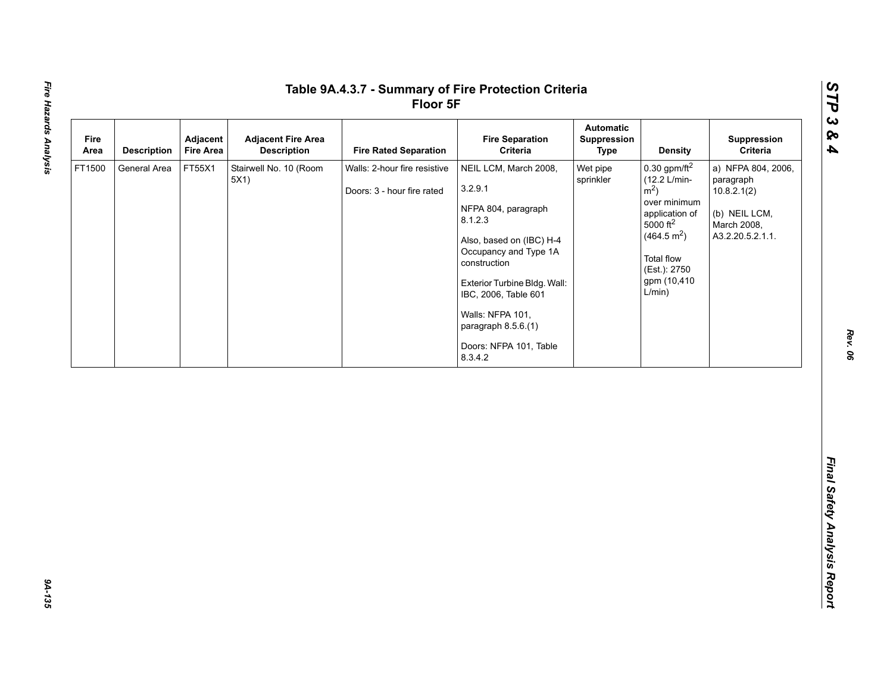# Table 9A.4.3.7 - Summary of Fire Protection Criteria Floor 5F

| Fire Area | Description | Adjacent Fire Area | Adjacent Fire Area Description | Fire Rated Separation | Fire Separation Criteria | Automatic Suppression Type | Density | Suppression Criteria |
|---|---|---|---|---|---|---|---|---|
| FT1500 | General Area | FT55X1 | Stairwell No. 10 (Room 5X1) | Walls: 2-hour fire resistive<br><br>Doors: 3 - hour fire rated | NEIL LCM, March 2008, 3.2.9.1<br><br>NFPA 804, paragraph 8.1.2.3<br><br>Also, based on (IBC) H-4 Occupancy and Type 1A construction<br><br>Exterior Turbine Bldg. Wall: IBC, 2006, Table 601<br><br>Walls: NFPA 101, paragraph 8.5.6.(1)<br><br>Doors: NFPA 101, Table 8.3.4.2 | Wet pipe sprinkler | 0.30 gpm/ft$^2$ (12.2 L/min-m$^2$) over minimum application of 5000 ft$^2$ (464.5 m$^2$)<br><br>Total flow (Est.): 2750 gpm (10,410 L/min) | a) NFPA 804, 2006, paragraph 10.8.2.1(2)<br><br>(b) NEIL LCM, March 2008, A3.2.20.5.2.1.1. |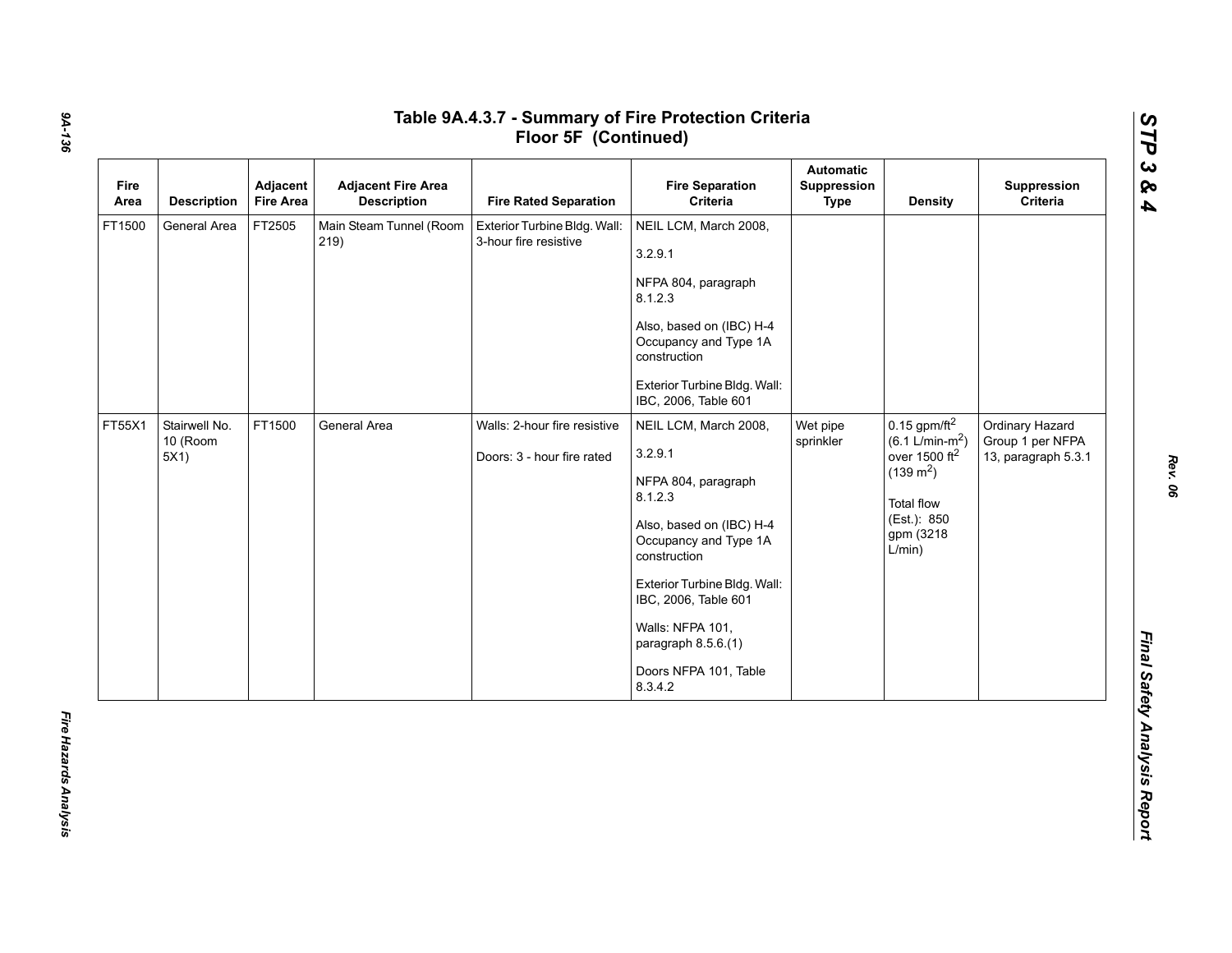# Table 9A.4.3.7 - Summary of Fire Protection Criteria Floor 5F (Continued)

| Fire Area | Description | Adjacent Fire Area | Adjacent Fire Area Description | Fire Rated Separation | Fire Separation Criteria | Automatic Suppression Type | Density | Suppression Criteria |
|---|---|---|---|---|---|---|---|---|
| FT1500 | General Area | FT2505 | Main Steam Tunnel (Room 219) | Exterior Turbine Bldg. Wall: 3-hour fire resistive | NEIL LCM, March 2008, 3.2.9.1<br><br>NFPA 804, paragraph 8.1.2.3<br><br>Also, based on (IBC) H-4 Occupancy and Type 1A construction<br><br>Exterior Turbine Bldg. Wall: IBC, 2006, Table 601 | | | |
| FT55X1 | Stairwell No. 10 (Room 5X1) | FT1500 | General Area | Walls: 2-hour fire resistive<br><br>Doors: 3 - hour fire rated | NEIL LCM, March 2008, 3.2.9.1<br><br>NFPA 804, paragraph 8.1.2.3<br><br>Also, based on (IBC) H-4 Occupancy and Type 1A construction<br><br>Exterior Turbine Bldg. Wall: IBC, 2006, Table 601<br><br>Walls: NFPA 101, paragraph 8.5.6.(1)<br><br>Doors NFPA 101, Table 8.3.4.2 | Wet pipe sprinkler | 0.15 gpm/ft$^2$ (6.1 L/min-m$^2$) over 1500 ft$^2$ (139 m$^2$)<br><br>Total flow (Est.): 850 gpm (3218 L/min) | Ordinary Hazard Group 1 per NFPA 13, paragraph 5.3.1 |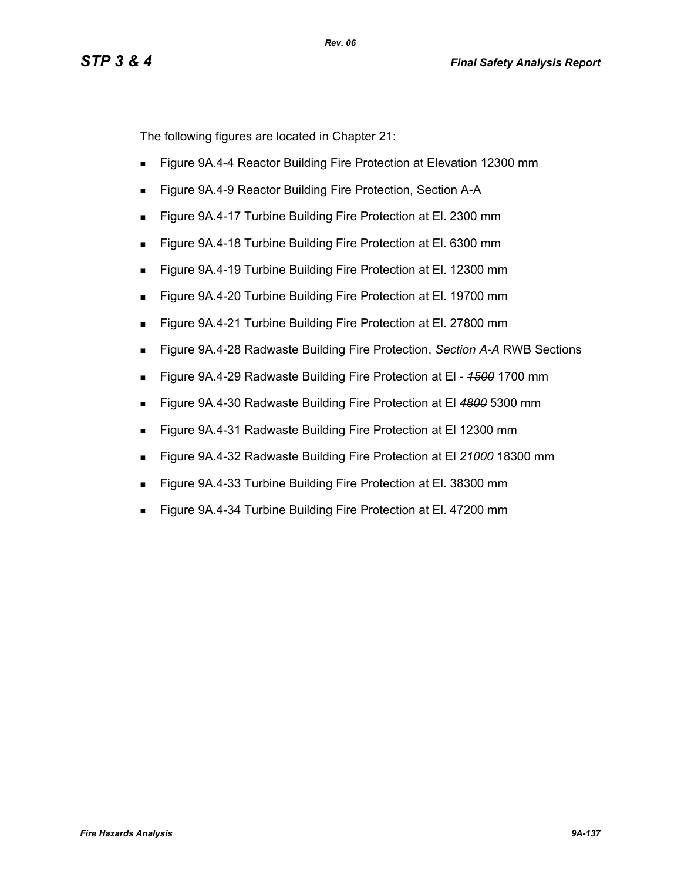The following figures are located in Chapter 21:

- Figure 9A.4-4 Reactor Building Fire Protection at Elevation 12300 mm
- Figure 9A.4-9 Reactor Building Fire Protection, Section A-A
- Figure 9A.4-17 Turbine Building Fire Protection at El. 2300 mm
- Figure 9A.4-18 Turbine Building Fire Protection at El. 6300 mm
- Figure 9A.4-19 Turbine Building Fire Protection at El. 12300 mm
- Figure 9A.4-20 Turbine Building Fire Protection at El. 19700 mm
- Figure 9A.4-21 Turbine Building Fire Protection at El. 27800 mm
- Figure 9A.4-28 Radwaste Building Fire Protection, ~~*Section A-A*~~ RWB Sections
- Figure 9A.4-29 Radwaste Building Fire Protection at El - ~~*1500*~~ 1700 mm
- Figure 9A.4-30 Radwaste Building Fire Protection at El ~~*4800*~~ 5300 mm
- Figure 9A.4-31 Radwaste Building Fire Protection at El 12300 mm
- Figure 9A.4-32 Radwaste Building Fire Protection at El ~~*21000*~~ 18300 mm
- Figure 9A.4-33 Turbine Building Fire Protection at El. 38300 mm
- Figure 9A.4-34 Turbine Building Fire Protection at El. 47200 mm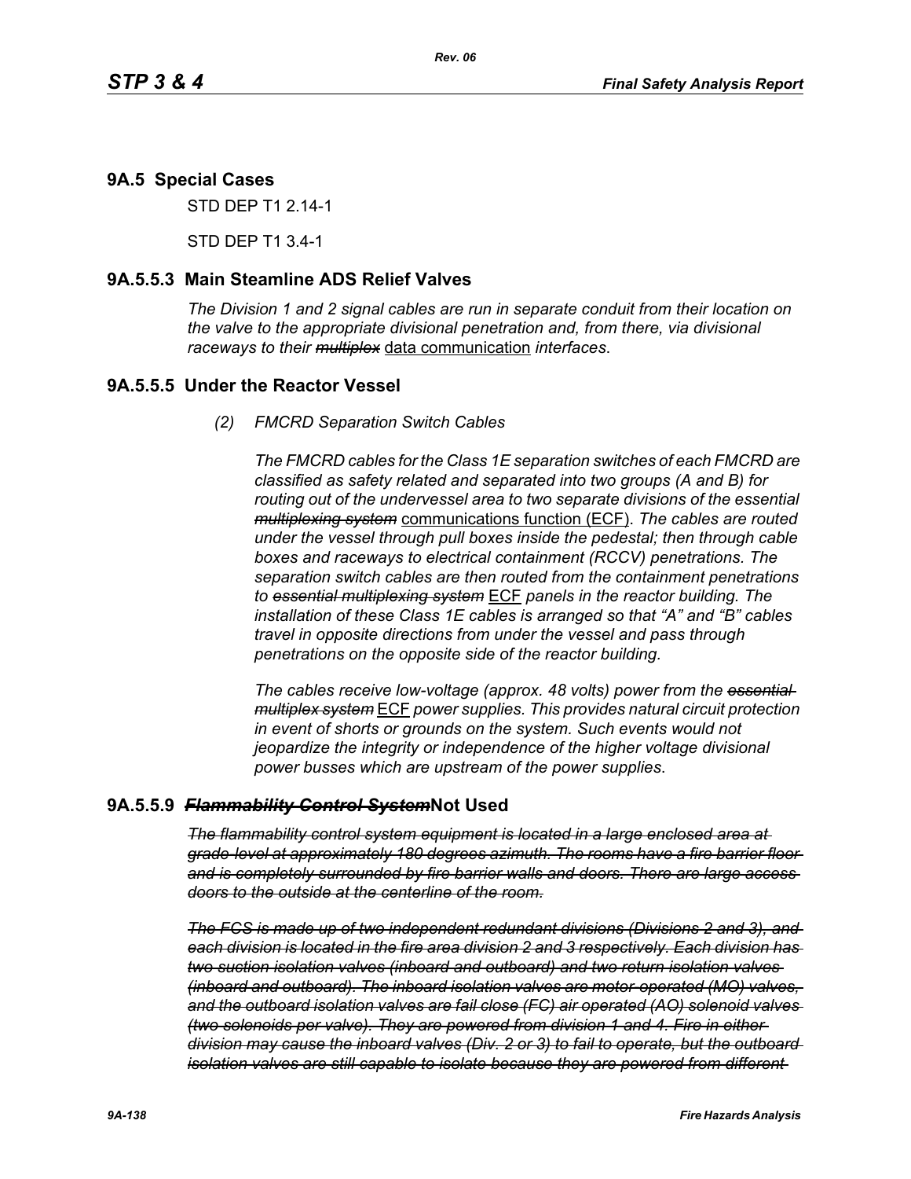## 9A.5 Special Cases

STD DEP T1 2.14-1

STD DEP T1 3.4-1

### 9A.5.5.3 Main Steamline ADS Relief Valves

*The Division 1 and 2 signal cables are run in separate conduit from their location on the valve to the appropriate divisional penetration and, from there, via divisional raceways to their ~~multiplex~~* data communication *interfaces*.

### 9A.5.5.5 Under the Reactor Vessel

*(2) FMCRD Separation Switch Cables*

*The FMCRD cables for the Class 1E separation switches of each FMCRD are classified as safety related and separated into two groups (A and B) for routing out of the undervessel area to two separate divisions of the essential ~~multiplexing system~~* communications function (ECF). *The cables are routed under the vessel through pull boxes inside the pedestal; then through cable boxes and raceways to electrical containment (RCCV) penetrations. The separation switch cables are then routed from the containment penetrations to ~~essential multiplexing system~~* ECF *panels in the reactor building. The installation of these Class 1E cables is arranged so that "A" and "B" cables travel in opposite directions from under the vessel and pass through penetrations on the opposite side of the reactor building.*

*The cables receive low-voltage (approx. 48 volts) power from the ~~essential multiplex system~~* ECF *power supplies. This provides natural circuit protection in event of shorts or grounds on the system. Such events would not jeopardize the integrity or independence of the higher voltage divisional power busses which are upstream of the power supplies*.

### 9A.5.5.9 ~~*Flammability Control System*~~Not Used

~~*The flammability control system equipment is located in a large enclosed area at grade level at approximately 180 degrees azimuth. The rooms have a fire barrier floor and is completely surrounded by fire barrier walls and doors. There are large access doors to the outside at the centerline of the room.*~~

~~*The FCS is made up of two independent redundant divisions (Divisions 2 and 3), and each division is located in the fire area division 2 and 3 respectively. Each division has two suction isolation valves (inboard and outboard) and two return isolation valves (inboard and outboard). The inboard isolation valves are motor-operated (MO) valves, and the outboard isolation valves are fail close (FC) air operated (AO) solenoid valves (two solenoids per valve). They are powered from division 1 and 4. Fire in either division may cause the inboard valves (Div. 2 or 3) to fail to operate, but the outboard isolation valves are still capable to isolate because they are powered from different*~~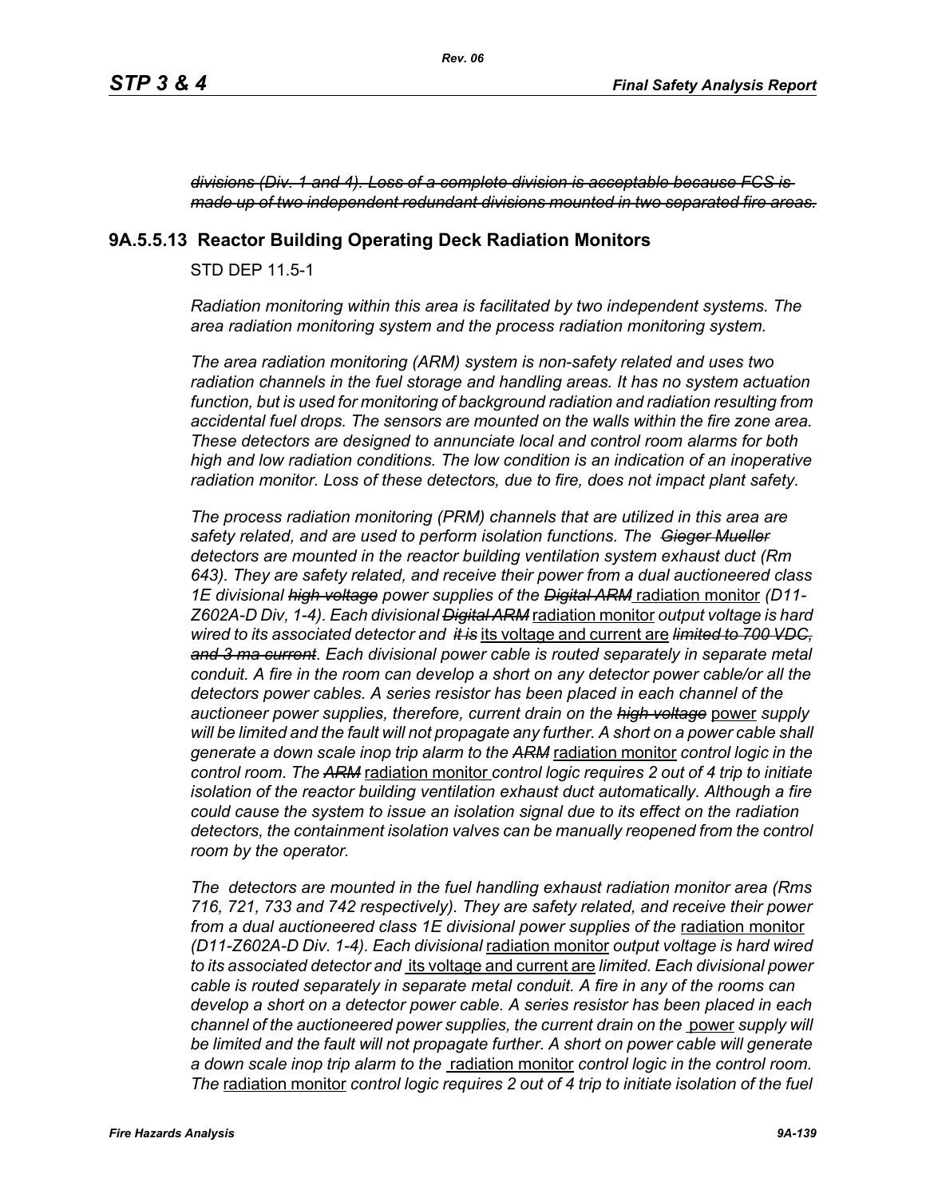*~~divisions (Div. 1 and 4). Loss of a complete division is acceptable because FCS is made up of two independent redundant divisions mounted in two separated fire areas.~~*

### 9A.5.5.13 Reactor Building Operating Deck Radiation Monitors

STD DEP 11.5-1

*Radiation monitoring within this area is facilitated by two independent systems. The area radiation monitoring system and the process radiation monitoring system.*

*The area radiation monitoring (ARM) system is non-safety related and uses two radiation channels in the fuel storage and handling areas. It has no system actuation function, but is used for monitoring of background radiation and radiation resulting from accidental fuel drops. The sensors are mounted on the walls within the fire zone area. These detectors are designed to annunciate local and control room alarms for both high and low radiation conditions. The low condition is an indication of an inoperative radiation monitor. Loss of these detectors, due to fire, does not impact plant safety.*

*The process radiation monitoring (PRM) channels that are utilized in this area are safety related, and are used to perform isolation functions. The ~~Gieger Mueller~~ detectors are mounted in the reactor building ventilation system exhaust duct (Rm 643). They are safety related, and receive their power from a dual auctioneered class 1E divisional ~~high voltage~~ power supplies of the ~~Digital ARM~~* <u>radiation monitor</u> *(D11-Z602A-D Div, 1-4). Each divisional ~~Digital ARM~~* <u>radiation monitor</u> *output voltage is hard wired to its associated detector and ~~it is~~* <u>its voltage and current are</u> *~~limited to 700 VDC, and 3 ma current~~. Each divisional power cable is routed separately in separate metal conduit. A fire in the room can develop a short on any detector power cable/or all the detectors power cables. A series resistor has been placed in each channel of the auctioneer power supplies, therefore, current drain on the ~~high voltage~~* <u>power</u> *supply will be limited and the fault will not propagate any further. A short on a power cable shall generate a down scale inop trip alarm to the ~~ARM~~* <u>radiation monitor</u> *control logic in the control room. The ~~ARM~~* <u>radiation monitor</u> *control logic requires 2 out of 4 trip to initiate isolation of the reactor building ventilation exhaust duct automatically. Although a fire could cause the system to issue an isolation signal due to its effect on the radiation detectors, the containment isolation valves can be manually reopened from the control room by the operator.*

*The detectors are mounted in the fuel handling exhaust radiation monitor area (Rms 716, 721, 733 and 742 respectively). They are safety related, and receive their power from a dual auctioneered class 1E divisional power supplies of the* <u>radiation monitor</u> *(D11-Z602A-D Div. 1-4). Each divisional* <u>radiation monitor</u> *output voltage is hard wired to its associated detector and* <u>its voltage and current are</u> *limited. Each divisional power cable is routed separately in separate metal conduit. A fire in any of the rooms can develop a short on a detector power cable. A series resistor has been placed in each channel of the auctioneered power supplies, the current drain on the* <u>power</u> *supply will be limited and the fault will not propagate further. A short on power cable will generate a down scale inop trip alarm to the* <u>radiation monitor</u> *control logic in the control room. The* <u>radiation monitor</u> *control logic requires 2 out of 4 trip to initiate isolation of the fuel*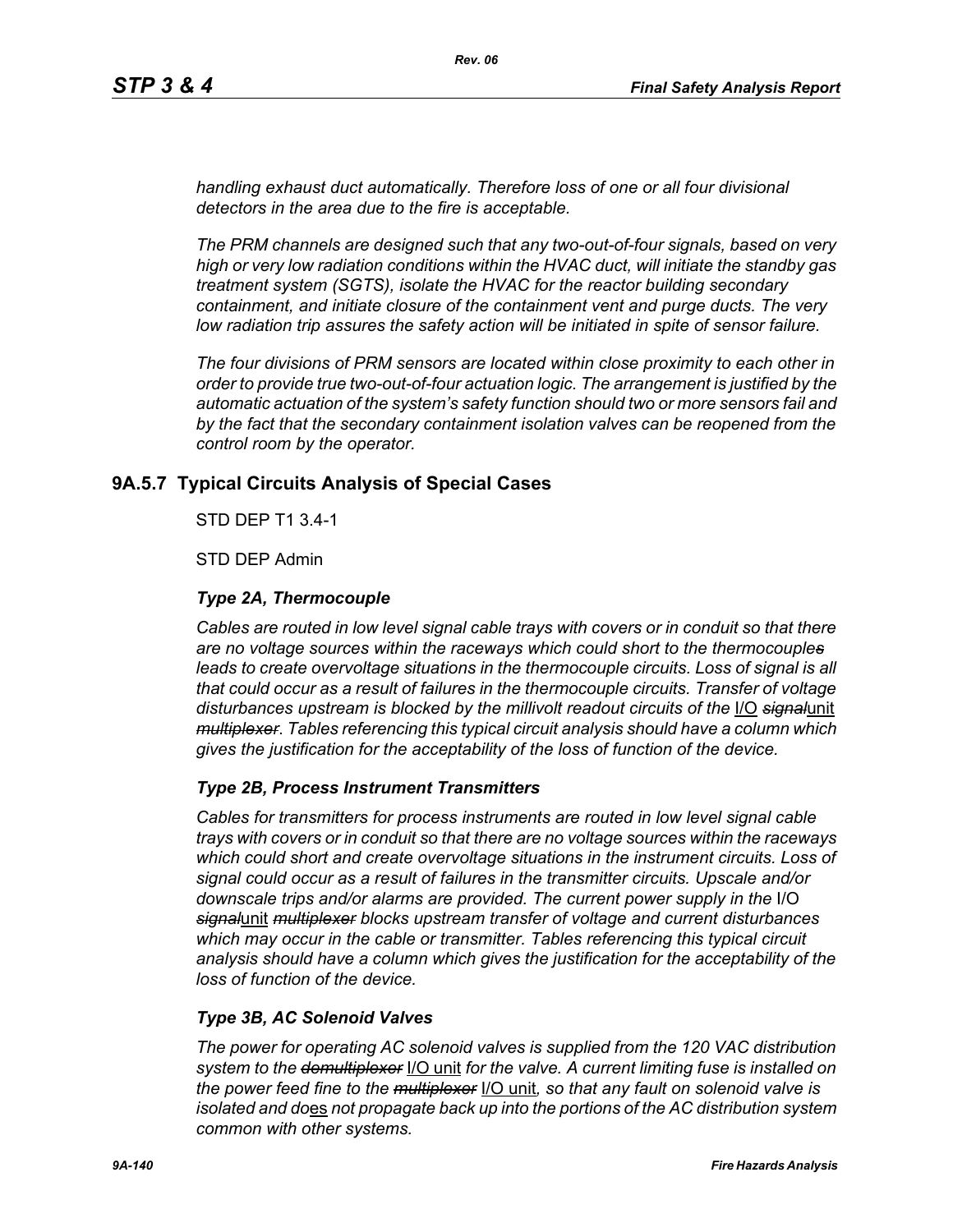*handling exhaust duct automatically. Therefore loss of one or all four divisional detectors in the area due to the fire is acceptable.*

*The PRM channels are designed such that any two-out-of-four signals, based on very high or very low radiation conditions within the HVAC duct, will initiate the standby gas treatment system (SGTS), isolate the HVAC for the reactor building secondary containment, and initiate closure of the containment vent and purge ducts. The very low radiation trip assures the safety action will be initiated in spite of sensor failure.*

*The four divisions of PRM sensors are located within close proximity to each other in order to provide true two-out-of-four actuation logic. The arrangement is justified by the automatic actuation of the system's safety function should two or more sensors fail and by the fact that the secondary containment isolation valves can be reopened from the control room by the operator.*

## 9A.5.7 Typical Circuits Analysis of Special Cases

STD DEP T1 3.4-1

STD DEP Admin

### *Type 2A, Thermocouple*

*Cables are routed in low level signal cable trays with covers or in conduit so that there are no voltage sources within the raceways which could short to the thermocouple~~s~~ leads to create overvoltage situations in the thermocouple circuits. Loss of signal is all that could occur as a result of failures in the thermocouple circuits. Transfer of voltage disturbances upstream is blocked by the millivolt readout circuits of the* I/O ~~*signal*~~unit ~~*multiplexer*~~*. Tables referencing this typical circuit analysis should have a column which gives the justification for the acceptability of the loss of function of the device.*

### *Type 2B, Process Instrument Transmitters*

*Cables for transmitters for process instruments are routed in low level signal cable trays with covers or in conduit so that there are no voltage sources within the raceways which could short and create overvoltage situations in the instrument circuits. Loss of signal could occur as a result of failures in the transmitter circuits. Upscale and/or downscale trips and/or alarms are provided. The current power supply in the* I/O ~~*signal*~~unit ~~*multiplexer*~~ *blocks upstream transfer of voltage and current disturbances which may occur in the cable or transmitter. Tables referencing this typical circuit analysis should have a column which gives the justification for the acceptability of the loss of function of the device.*

### *Type 3B, AC Solenoid Valves*

*The power for operating AC solenoid valves is supplied from the 120 VAC distribution system to the* ~~*demultiplexer*~~ I/O unit *for the valve. A current limiting fuse is installed on the power feed fine to the* ~~*multiplexer*~~ I/O unit*, so that any fault on solenoid valve is isolated and do*es *not propagate back up into the portions of the AC distribution system common with other systems.*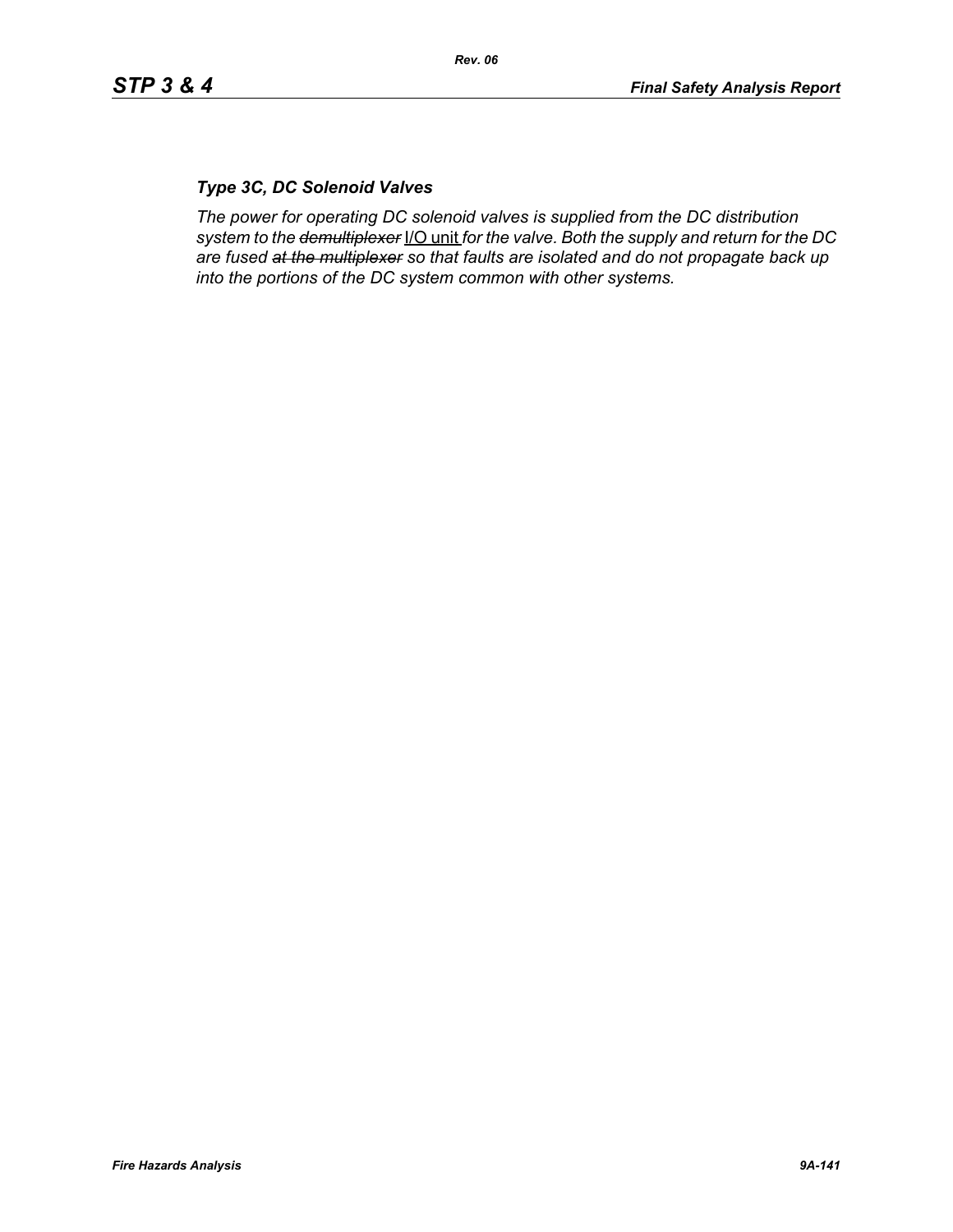### *Type 3C, DC Solenoid Valves*

*The power for operating DC solenoid valves is supplied from the DC distribution system to the ~~demultiplexer~~ I/O unit for the valve. Both the supply and return for the DC are fused ~~at the multiplexer~~ so that faults are isolated and do not propagate back up into the portions of the DC system common with other systems.*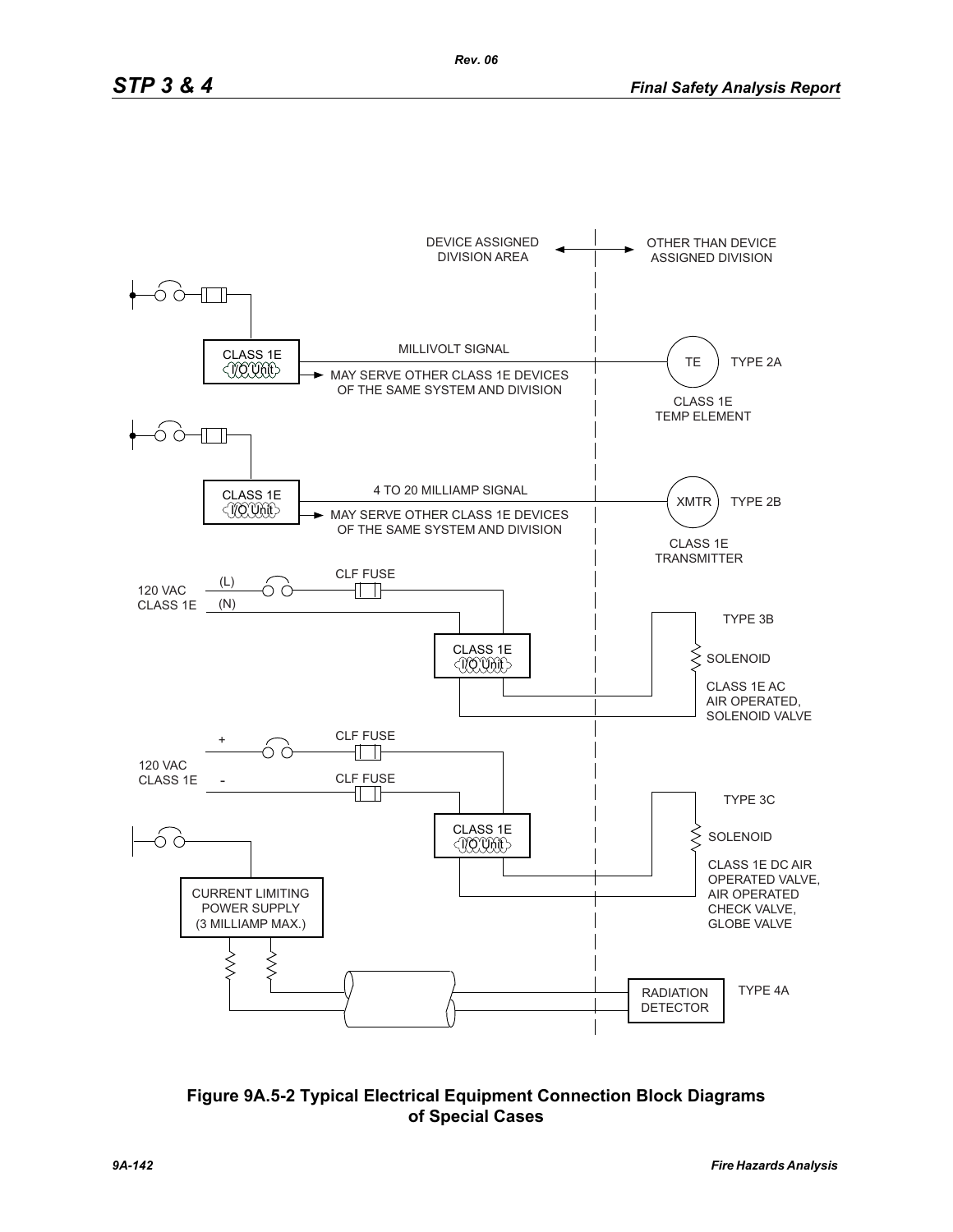DEVICE ASSIGNED DIVISION AREA

OTHER THAN DEVICE ASSIGNED DIVISION

CLASS 1E I/O Unit

MILLIVOLT SIGNAL

MAY SERVE OTHER CLASS 1E DEVICES OF THE SAME SYSTEM AND DIVISION

TE

TYPE 2A

CLASS 1E TEMP ELEMENT

CLASS 1E I/O Unit

4 TO 20 MILLIAMP SIGNAL

MAY SERVE OTHER CLASS 1E DEVICES OF THE SAME SYSTEM AND DIVISION

XMTR

TYPE 2B

CLASS 1E TRANSMITTER

120 VAC CLASS 1E

(L)

(N)

CLF FUSE

CLASS 1E I/O Unit

TYPE 3B

SOLENOID

CLASS 1E AC AIR OPERATED, SOLENOID VALVE

120 VAC CLASS 1E

+

-

CLF FUSE

CLF FUSE

CLASS 1E I/O Unit

TYPE 3C

SOLENOID

CLASS 1E DC AIR OPERATED VALVE, AIR OPERATED CHECK VALVE, GLOBE VALVE

CURRENT LIMITING POWER SUPPLY (3 MILLIAMP MAX.)

RADIATION DETECTOR

TYPE 4A

**Figure 9A.5-2 Typical Electrical Equipment Connection Block Diagrams of Special Cases**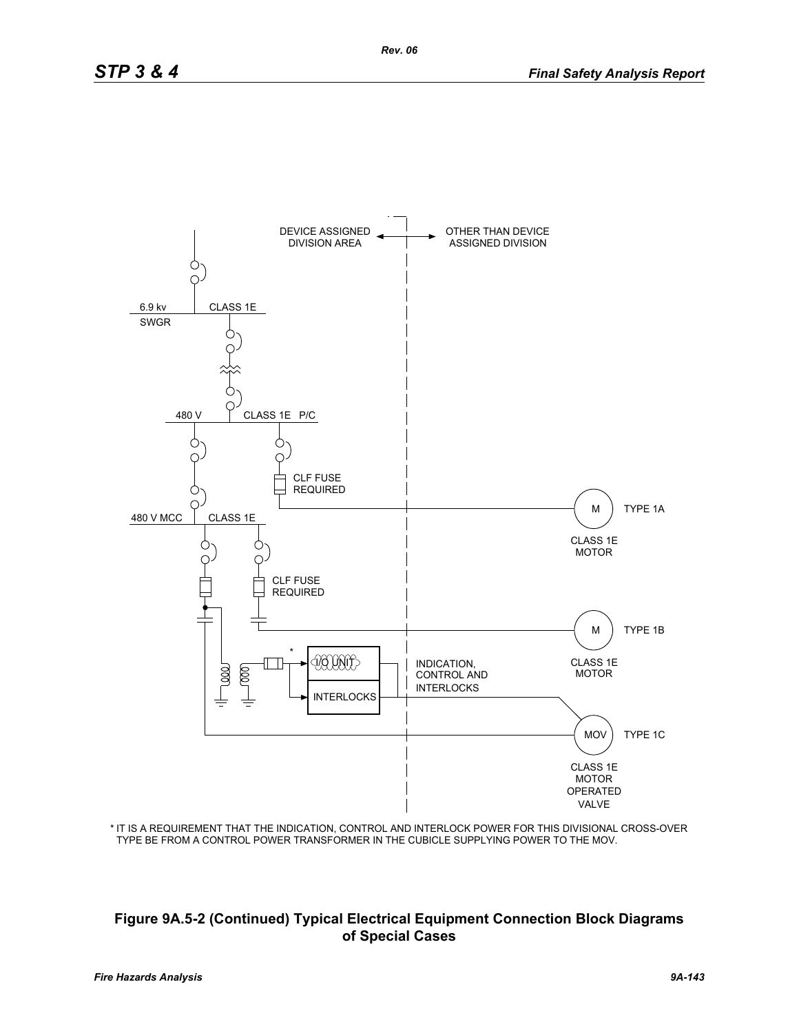DEVICE ASSIGNED DIVISION AREA

OTHER THAN DEVICE ASSIGNED DIVISION

6.9 kv SWGR

CLASS 1E

480 V

CLASS 1E P/C

CLF FUSE REQUIRED

M TYPE 1A

CLASS 1E MOTOR

480 V MCC

CLASS 1E

CLF FUSE REQUIRED

M TYPE 1B

CLASS 1E MOTOR

I/O UNIT

INTERLOCKS

INDICATION, CONTROL AND INTERLOCKS

MOV TYPE 1C

CLASS 1E MOTOR OPERATED VALVE

* IT IS A REQUIREMENT THAT THE INDICATION, CONTROL AND INTERLOCK POWER FOR THIS DIVISIONAL CROSS-OVER TYPE BE FROM A CONTROL POWER TRANSFORMER IN THE CUBICLE SUPPLYING POWER TO THE MOV.

**Figure 9A.5-2 (Continued) Typical Electrical Equipment Connection Block Diagrams of Special Cases**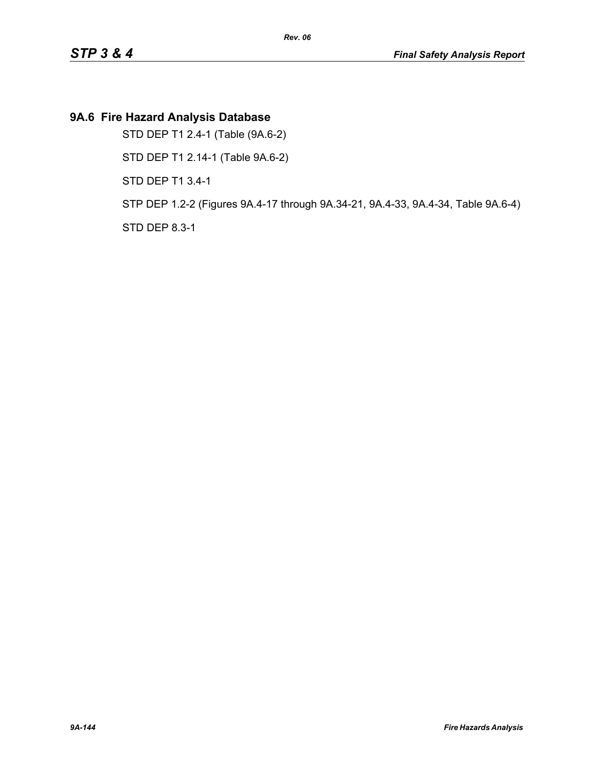## 9A.6 Fire Hazard Analysis Database

STD DEP T1 2.4-1 (Table (9A.6-2)

STD DEP T1 2.14-1 (Table 9A.6-2)

STD DEP T1 3.4-1

STP DEP 1.2-2 (Figures 9A.4-17 through 9A.34-21, 9A.4-33, 9A.4-34, Table 9A.6-4)

STD DEP 8.3-1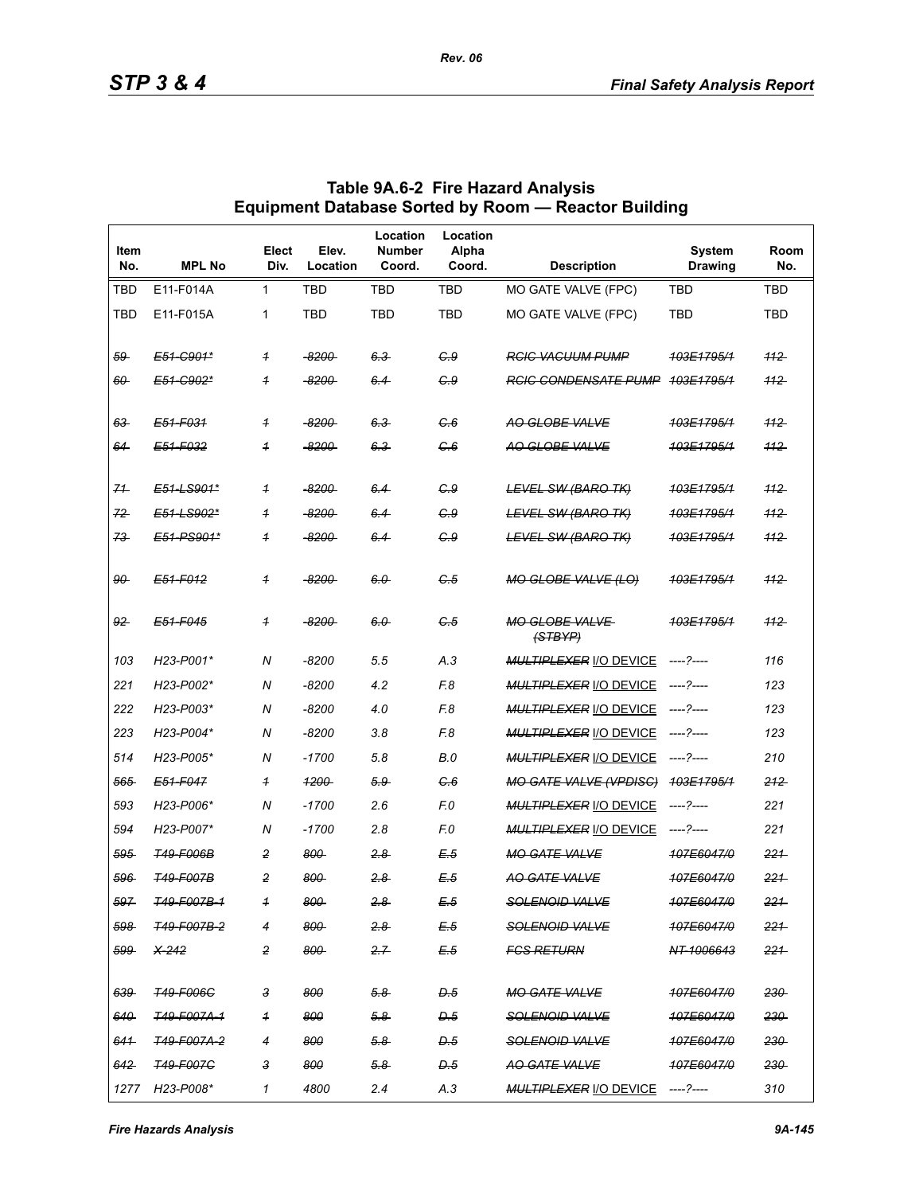## Table 9A.6-2 Fire Hazard Analysis Equipment Database Sorted by Room — Reactor Building

| Item No. | MPL No | Elect Div. | Elev. Location | Location Number Coord. | Location Alpha Coord. | Description | System Drawing | Room No. |
|---|---|---|---|---|---|---|---|---|
| TBD | E11-F014A | 1 | TBD | TBD | TBD | MO GATE VALVE (FPC) | TBD | TBD |
| TBD | E11-F015A | 1 | TBD | TBD | TBD | MO GATE VALVE (FPC) | TBD | TBD |
| ~~59~~ | ~~E51-C901*~~ | ~~1~~ | ~~-8200~~ | ~~6.3~~ | ~~C.9~~ | ~~RCIC VACUUM PUMP~~ | ~~103E1795/1~~ | ~~112~~ |
| ~~60~~ | ~~E51-C902*~~ | ~~1~~ | ~~-8200~~ | ~~6.4~~ | ~~C.9~~ | ~~RCIC CONDENSATE PUMP~~ | ~~103E1795/1~~ | ~~112~~ |
| ~~63~~ | ~~E51-F031~~ | ~~1~~ | ~~-8200~~ | ~~6.3~~ | ~~C.6~~ | ~~AO GLOBE VALVE~~ | ~~103E1795/1~~ | ~~112~~ |
| ~~64~~ | ~~E51-F032~~ | ~~1~~ | ~~-8200~~ | ~~6.3~~ | ~~C.6~~ | ~~AO GLOBE VALVE~~ | ~~103E1795/1~~ | ~~112~~ |
| ~~71~~ | ~~E51-LS901*~~ | ~~1~~ | ~~-8200~~ | ~~6.4~~ | ~~C.9~~ | ~~LEVEL SW (BARO TK)~~ | ~~103E1795/1~~ | ~~112~~ |
| ~~72~~ | ~~E51-LS902*~~ | ~~1~~ | ~~-8200~~ | ~~6.4~~ | ~~C.9~~ | ~~LEVEL SW (BARO TK)~~ | ~~103E1795/1~~ | ~~112~~ |
| ~~73~~ | ~~E51-PS901*~~ | ~~1~~ | ~~-8200~~ | ~~6.4~~ | ~~C.9~~ | ~~LEVEL SW (BARO TK)~~ | ~~103E1795/1~~ | ~~112~~ |
| ~~90~~ | ~~E51-F012~~ | ~~1~~ | ~~-8200~~ | ~~6.0~~ | ~~C.5~~ | ~~MO GLOBE VALVE (LO)~~ | ~~103E1795/1~~ | ~~112~~ |
| ~~92~~ | ~~E51-F045~~ | ~~1~~ | ~~-8200~~ | ~~6.0~~ | ~~C.5~~ | ~~MO GLOBE VALVE (STBYP)~~ | ~~103E1795/1~~ | ~~112~~ |
| 103 | H23-P001* | N | -8200 | 5.5 | A.3 | ~~MULTIPLEXER~~ I/O DEVICE | ----?---- | 116 |
| 221 | H23-P002* | N | -8200 | 4.2 | F.8 | ~~MULTIPLEXER~~ I/O DEVICE | ----?---- | 123 |
| 222 | H23-P003* | N | -8200 | 4.0 | F.8 | ~~MULTIPLEXER~~ I/O DEVICE | ----?---- | 123 |
| 223 | H23-P004* | N | -8200 | 3.8 | F.8 | ~~MULTIPLEXER~~ I/O DEVICE | ----?---- | 123 |
| 514 | H23-P005* | N | -1700 | 5.8 | B.0 | ~~MULTIPLEXER~~ I/O DEVICE | ----?---- | 210 |
| ~~565~~ | ~~E51-F047~~ | ~~1~~ | ~~1200~~ | ~~5.9~~ | ~~C.6~~ | ~~MO GATE VALVE (VPDISC)~~ | ~~103E1795/1~~ | ~~212~~ |
| 593 | H23-P006* | N | -1700 | 2.6 | F.0 | ~~MULTIPLEXER~~ I/O DEVICE | ----?---- | 221 |
| 594 | H23-P007* | N | -1700 | 2.8 | F.0 | ~~MULTIPLEXER~~ I/O DEVICE | ----?---- | 221 |
| ~~595~~ | ~~T49-F006B~~ | ~~2~~ | ~~800~~ | ~~2.8~~ | ~~E.5~~ | ~~MO GATE VALVE~~ | ~~107E6047/0~~ | ~~221~~ |
| ~~596~~ | ~~T49-F007B~~ | ~~2~~ | ~~800~~ | ~~2.8~~ | ~~E.5~~ | ~~AO GATE VALVE~~ | ~~107E6047/0~~ | ~~221~~ |
| ~~597~~ | ~~T49-F007B-1~~ | ~~1~~ | ~~800~~ | ~~2.8~~ | ~~E.5~~ | ~~SOLENOID VALVE~~ | ~~107E6047/0~~ | ~~221~~ |
| ~~598~~ | ~~T49-F007B-2~~ | ~~4~~ | ~~800~~ | ~~2.8~~ | ~~E.5~~ | ~~SOLENOID VALVE~~ | ~~107E6047/0~~ | ~~221~~ |
| ~~599~~ | ~~X-242~~ | ~~2~~ | ~~800~~ | ~~2.7~~ | ~~E.5~~ | ~~FCS RETURN~~ | ~~NT-1006643~~ | ~~221~~ |
| ~~639~~ | ~~T49-F006C~~ | ~~3~~ | ~~800~~ | ~~5.8~~ | ~~D.5~~ | ~~MO GATE VALVE~~ | ~~107E6047/0~~ | ~~230~~ |
| ~~640~~ | ~~T49-F007A-1~~ | ~~1~~ | ~~800~~ | ~~5.8~~ | ~~D.5~~ | ~~SOLENOID VALVE~~ | ~~107E6047/0~~ | ~~230~~ |
| ~~641~~ | ~~T49-F007A-2~~ | ~~4~~ | ~~800~~ | ~~5.8~~ | ~~D.5~~ | ~~SOLENOID VALVE~~ | ~~107E6047/0~~ | ~~230~~ |
| ~~642~~ | ~~T49-F007C~~ | ~~3~~ | ~~800~~ | ~~5.8~~ | ~~D.5~~ | ~~AO GATE VALVE~~ | ~~107E6047/0~~ | ~~230~~ |
| 1277 | H23-P008* | 1 | 4800 | 2.4 | A.3 | ~~MULTIPLEXER~~ I/O DEVICE | ----?---- | 310 |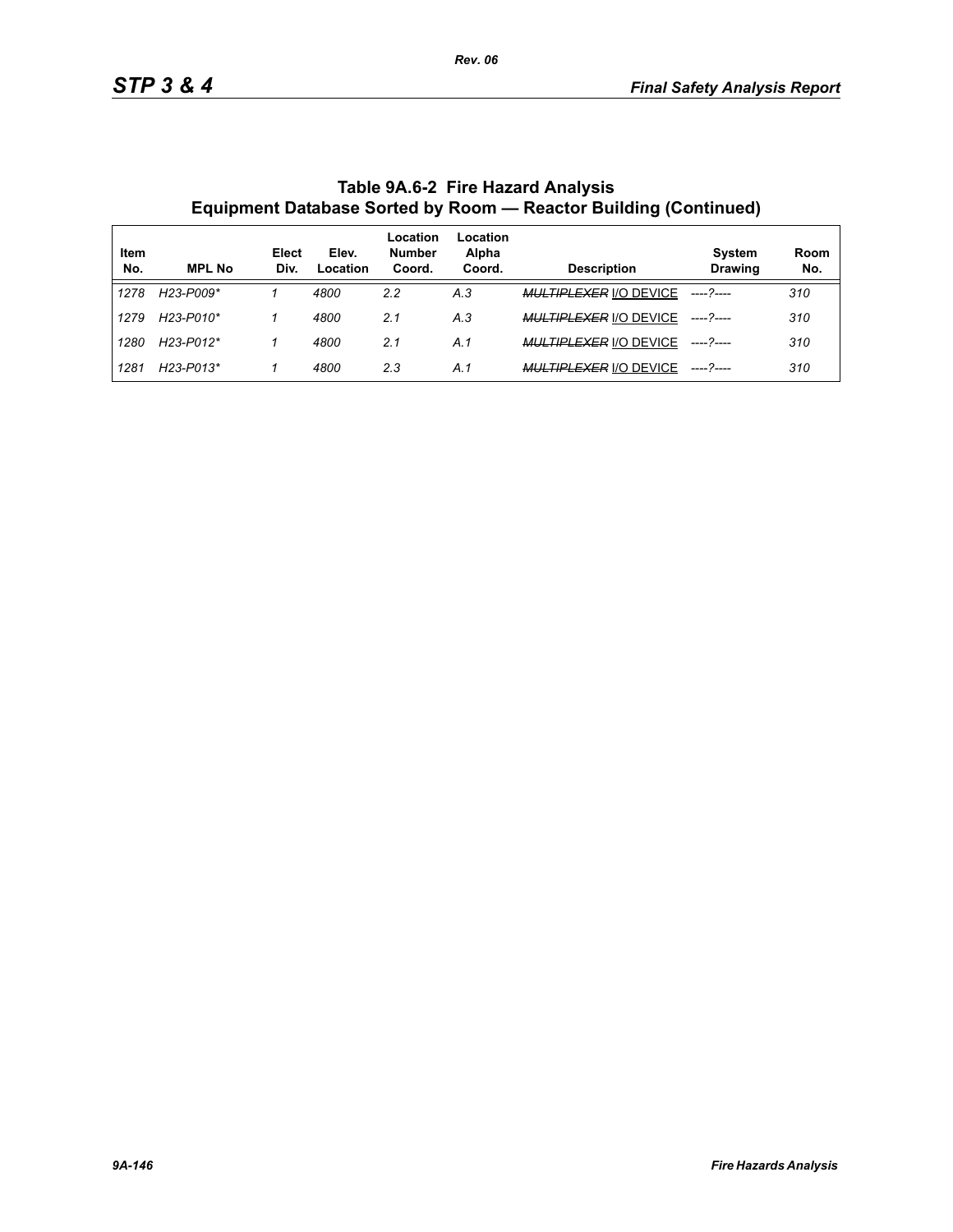## Table 9A.6-2 Fire Hazard Analysis Equipment Database Sorted by Room — Reactor Building (Continued)

| Item No. | MPL No | Elect Div. | Elev. Location | Location Number Coord. | Location Alpha Coord. | Description | System Drawing | Room No. |
|---|---|---|---|---|---|---|---|---|
| 1278 | H23-P009* | 1 | 4800 | 2.2 | A.3 | ~~MULTIPLEXER~~ I/O DEVICE | ----?---- | 310 |
| 1279 | H23-P010* | 1 | 4800 | 2.1 | A.3 | ~~MULTIPLEXER~~ I/O DEVICE | ----?---- | 310 |
| 1280 | H23-P012* | 1 | 4800 | 2.1 | A.1 | ~~MULTIPLEXER~~ I/O DEVICE | ----?---- | 310 |
| 1281 | H23-P013* | 1 | 4800 | 2.3 | A.1 | ~~MULTIPLEXER~~ I/O DEVICE | ----?---- | 310 |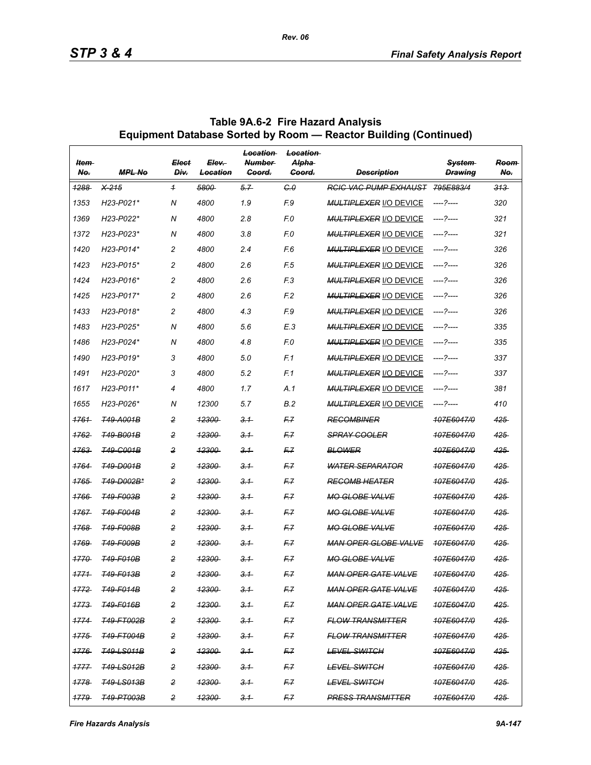## Table 9A.6-2 Fire Hazard Analysis Equipment Database Sorted by Room — Reactor Building (Continued)

| ~~Item No.~~ | ~~MPL No~~ | ~~Elect Div.~~ | ~~Elev. Location~~ | ~~Location Number Coord.~~ | ~~Location Alpha Coord.~~ | ~~Description~~ | ~~System Drawing~~ | ~~Room No.~~ |
|---|---|---|---|---|---|---|---|---|
| ~~1288~~ | ~~X-215~~ | ~~1~~ | ~~5800~~ | ~~5.7~~ | ~~C.0~~ | ~~RCIC VAC PUMP EXHAUST~~ | ~~795E883/4~~ | ~~313~~ |
| 1353 | H23-P021* | N | 4800 | 1.9 | F.9 | ~~MULTIPLEXER~~ I/O DEVICE | ----?---- | 320 |
| 1369 | H23-P022* | N | 4800 | 2.8 | F.0 | ~~MULTIPLEXER~~ I/O DEVICE | ----?---- | 321 |
| 1372 | H23-P023* | N | 4800 | 3.8 | F.0 | ~~MULTIPLEXER~~ I/O DEVICE | ----?---- | 321 |
| 1420 | H23-P014* | 2 | 4800 | 2.4 | F.6 | ~~MULTIPLEXER~~ I/O DEVICE | ----?---- | 326 |
| 1423 | H23-P015* | 2 | 4800 | 2.6 | F.5 | ~~MULTIPLEXER~~ I/O DEVICE | ----?---- | 326 |
| 1424 | H23-P016* | 2 | 4800 | 2.6 | F.3 | ~~MULTIPLEXER~~ I/O DEVICE | ----?---- | 326 |
| 1425 | H23-P017* | 2 | 4800 | 2.6 | F.2 | ~~MULTIPLEXER~~ I/O DEVICE | ----?---- | 326 |
| 1433 | H23-P018* | 2 | 4800 | 4.3 | F.9 | ~~MULTIPLEXER~~ I/O DEVICE | ----?---- | 326 |
| 1483 | H23-P025* | N | 4800 | 5.6 | E.3 | ~~MULTIPLEXER~~ I/O DEVICE | ----?---- | 335 |
| 1486 | H23-P024* | N | 4800 | 4.8 | F.0 | ~~MULTIPLEXER~~ I/O DEVICE | ----?---- | 335 |
| 1490 | H23-P019* | 3 | 4800 | 5.0 | F.1 | ~~MULTIPLEXER~~ I/O DEVICE | ----?---- | 337 |
| 1491 | H23-P020* | 3 | 4800 | 5.2 | F.1 | ~~MULTIPLEXER~~ I/O DEVICE | ----?---- | 337 |
| 1617 | H23-P011* | 4 | 4800 | 1.7 | A.1 | ~~MULTIPLEXER~~ I/O DEVICE | ----?---- | 381 |
| 1655 | H23-P026* | N | 12300 | 5.7 | B.2 | ~~MULTIPLEXER~~ I/O DEVICE | ----?---- | 410 |
| ~~1761~~ | ~~T49-A001B~~ | ~~2~~ | ~~12300~~ | ~~3.1~~ | ~~F.7~~ | ~~RECOMBINER~~ | ~~107E6047/0~~ | ~~425~~ |
| ~~1762~~ | ~~T49-B001B~~ | ~~2~~ | ~~12300~~ | ~~3.1~~ | ~~F.7~~ | ~~SPRAY COOLER~~ | ~~107E6047/0~~ | ~~425~~ |
| ~~1763~~ | ~~T49-C001B~~ | ~~2~~ | ~~12300~~ | ~~3.1~~ | ~~F.7~~ | ~~BLOWER~~ | ~~107E6047/0~~ | ~~425~~ |
| ~~1764~~ | ~~T49-D001B~~ | ~~2~~ | ~~12300~~ | ~~3.1~~ | ~~F.7~~ | ~~WATER SEPARATOR~~ | ~~107E6047/0~~ | ~~425~~ |
| ~~1765~~ | ~~T49-D002B*~~ | ~~2~~ | ~~12300~~ | ~~3.1~~ | ~~F.7~~ | ~~RECOMB HEATER~~ | ~~107E6047/0~~ | ~~425~~ |
| ~~1766~~ | ~~T49-F003B~~ | ~~2~~ | ~~12300~~ | ~~3.1~~ | ~~F.7~~ | ~~MO GLOBE VALVE~~ | ~~107E6047/0~~ | ~~425~~ |
| ~~1767~~ | ~~T49-F004B~~ | ~~2~~ | ~~12300~~ | ~~3.1~~ | ~~F.7~~ | ~~MO GLOBE VALVE~~ | ~~107E6047/0~~ | ~~425~~ |
| ~~1768~~ | ~~T49-F008B~~ | ~~2~~ | ~~12300~~ | ~~3.1~~ | ~~F.7~~ | ~~MO GLOBE VALVE~~ | ~~107E6047/0~~ | ~~425~~ |
| ~~1769~~ | ~~T49-F009B~~ | ~~2~~ | ~~12300~~ | ~~3.1~~ | ~~F.7~~ | ~~MAN OPER GLOBE VALVE~~ | ~~107E6047/0~~ | ~~425~~ |
| ~~1770~~ | ~~T49-F010B~~ | ~~2~~ | ~~12300~~ | ~~3.1~~ | ~~F.7~~ | ~~MO GLOBE VALVE~~ | ~~107E6047/0~~ | ~~425~~ |
| ~~1771~~ | ~~T49-F013B~~ | ~~2~~ | ~~12300~~ | ~~3.1~~ | ~~F.7~~ | ~~MAN OPER GATE VALVE~~ | ~~107E6047/0~~ | ~~425~~ |
| ~~1772~~ | ~~T49-F014B~~ | ~~2~~ | ~~12300~~ | ~~3.1~~ | ~~F.7~~ | ~~MAN OPER GATE VALVE~~ | ~~107E6047/0~~ | ~~425~~ |
| ~~1773~~ | ~~T49-F016B~~ | ~~2~~ | ~~12300~~ | ~~3.1~~ | ~~F.7~~ | ~~MAN OPER GATE VALVE~~ | ~~107E6047/0~~ | ~~425~~ |
| ~~1774~~ | ~~T49-FT002B~~ | ~~2~~ | ~~12300~~ | ~~3.1~~ | ~~F.7~~ | ~~FLOW TRANSMITTER~~ | ~~107E6047/0~~ | ~~425~~ |
| ~~1775~~ | ~~T49-FT004B~~ | ~~2~~ | ~~12300~~ | ~~3.1~~ | ~~F.7~~ | ~~FLOW TRANSMITTER~~ | ~~107E6047/0~~ | ~~425~~ |
| ~~1776~~ | ~~T49-LS011B~~ | ~~2~~ | ~~12300~~ | ~~3.1~~ | ~~F.7~~ | ~~LEVEL SWITCH~~ | ~~107E6047/0~~ | ~~425~~ |
| ~~1777~~ | ~~T49-LS012B~~ | ~~2~~ | ~~12300~~ | ~~3.1~~ | ~~F.7~~ | ~~LEVEL SWITCH~~ | ~~107E6047/0~~ | ~~425~~ |
| ~~1778~~ | ~~T49-LS013B~~ | ~~2~~ | ~~12300~~ | ~~3.1~~ | ~~F.7~~ | ~~LEVEL SWITCH~~ | ~~107E6047/0~~ | ~~425~~ |
| ~~1779~~ | ~~T49-PT003B~~ | ~~2~~ | ~~12300~~ | ~~3.1~~ | ~~F.7~~ | ~~PRESS TRANSMITTER~~ | ~~107E6047/0~~ | ~~425~~ |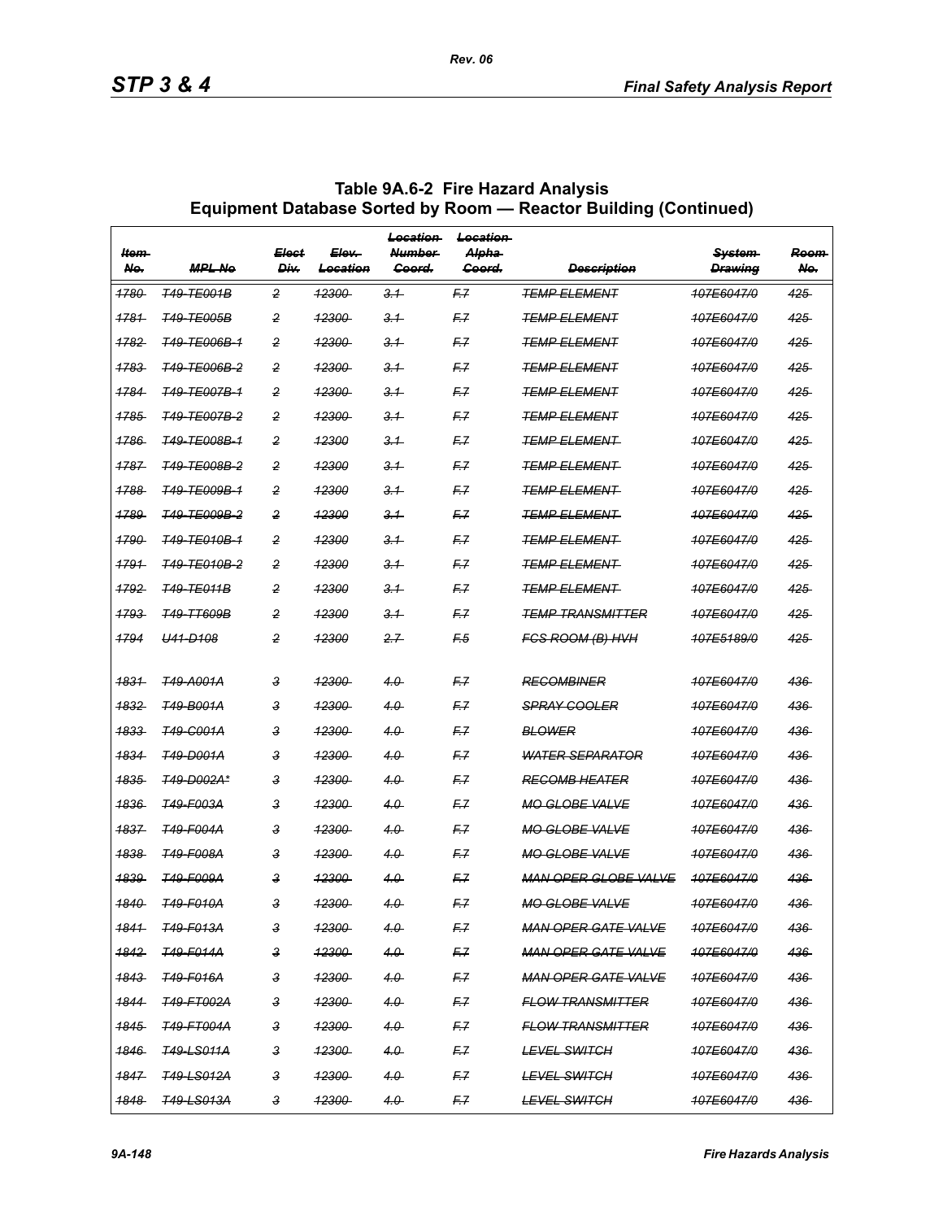## Table 9A.6-2 Fire Hazard Analysis Equipment Database Sorted by Room — Reactor Building (Continued)

| ~~Item No.~~ | ~~MPL No~~ | ~~Elect Div.~~ | ~~Elev. Location~~ | ~~Location Number Coord.~~ | ~~Location Alpha Coord.~~ | ~~Description~~ | ~~System Drawing~~ | ~~Room No.~~ |
|---|---|---|---|---|---|---|---|---|
| ~~1780~~ | ~~T49-TE001B~~ | ~~2~~ | ~~12300~~ | ~~3.1~~ | ~~F.7~~ | ~~TEMP ELEMENT~~ | ~~107E6047/0~~ | ~~425~~ |
| ~~1781~~ | ~~T49-TE005B~~ | ~~2~~ | ~~12300~~ | ~~3.1~~ | ~~F.7~~ | ~~TEMP ELEMENT~~ | ~~107E6047/0~~ | ~~425~~ |
| ~~1782~~ | ~~T49-TE006B-1~~ | ~~2~~ | ~~12300~~ | ~~3.1~~ | ~~F.7~~ | ~~TEMP ELEMENT~~ | ~~107E6047/0~~ | ~~425~~ |
| ~~1783~~ | ~~T49-TE006B-2~~ | ~~2~~ | ~~12300~~ | ~~3.1~~ | ~~F.7~~ | ~~TEMP ELEMENT~~ | ~~107E6047/0~~ | ~~425~~ |
| ~~1784~~ | ~~T49-TE007B-1~~ | ~~2~~ | ~~12300~~ | ~~3.1~~ | ~~F.7~~ | ~~TEMP ELEMENT~~ | ~~107E6047/0~~ | ~~425~~ |
| ~~1785~~ | ~~T49-TE007B-2~~ | ~~2~~ | ~~12300~~ | ~~3.1~~ | ~~F.7~~ | ~~TEMP ELEMENT~~ | ~~107E6047/0~~ | ~~425~~ |
| ~~1786~~ | ~~T49-TE008B-1~~ | ~~2~~ | ~~12300~~ | ~~3.1~~ | ~~F.7~~ | ~~TEMP ELEMENT~~ | ~~107E6047/0~~ | ~~425~~ |
| ~~1787~~ | ~~T49-TE008B-2~~ | ~~2~~ | ~~12300~~ | ~~3.1~~ | ~~F.7~~ | ~~TEMP ELEMENT~~ | ~~107E6047/0~~ | ~~425~~ |
| ~~1788~~ | ~~T49-TE009B-1~~ | ~~2~~ | ~~12300~~ | ~~3.1~~ | ~~F.7~~ | ~~TEMP ELEMENT~~ | ~~107E6047/0~~ | ~~425~~ |
| ~~1789~~ | ~~T49-TE009B-2~~ | ~~2~~ | ~~12300~~ | ~~3.1~~ | ~~F.7~~ | ~~TEMP ELEMENT~~ | ~~107E6047/0~~ | ~~425~~ |
| ~~1790~~ | ~~T49-TE010B-1~~ | ~~2~~ | ~~12300~~ | ~~3.1~~ | ~~F.7~~ | ~~TEMP ELEMENT~~ | ~~107E6047/0~~ | ~~425~~ |
| ~~1791~~ | ~~T49-TE010B-2~~ | ~~2~~ | ~~12300~~ | ~~3.1~~ | ~~F.7~~ | ~~TEMP ELEMENT~~ | ~~107E6047/0~~ | ~~425~~ |
| ~~1792~~ | ~~T49-TE011B~~ | ~~2~~ | ~~12300~~ | ~~3.1~~ | ~~F.7~~ | ~~TEMP ELEMENT~~ | ~~107E6047/0~~ | ~~425~~ |
| ~~1793~~ | ~~T49-TT609B~~ | ~~2~~ | ~~12300~~ | ~~3.1~~ | ~~F.7~~ | ~~TEMP TRANSMITTER~~ | ~~107E6047/0~~ | ~~425~~ |
| ~~1794~~ | ~~U41-D108~~ | ~~2~~ | ~~12300~~ | ~~2.7~~ | ~~F.5~~ | ~~FCS ROOM (B) HVH~~ | ~~107E5189/0~~ | ~~425~~ |
| | | | | | | | | |
| ~~1831~~ | ~~T49-A001A~~ | ~~3~~ | ~~12300~~ | ~~4.0~~ | ~~F.7~~ | ~~RECOMBINER~~ | ~~107E6047/0~~ | ~~436~~ |
| ~~1832~~ | ~~T49-B001A~~ | ~~3~~ | ~~12300~~ | ~~4.0~~ | ~~F.7~~ | ~~SPRAY COOLER~~ | ~~107E6047/0~~ | ~~436~~ |
| ~~1833~~ | ~~T49-C001A~~ | ~~3~~ | ~~12300~~ | ~~4.0~~ | ~~F.7~~ | ~~BLOWER~~ | ~~107E6047/0~~ | ~~436~~ |
| ~~1834~~ | ~~T49-D001A~~ | ~~3~~ | ~~12300~~ | ~~4.0~~ | ~~F.7~~ | ~~WATER SEPARATOR~~ | ~~107E6047/0~~ | ~~436~~ |
| ~~1835~~ | ~~T49-D002A*~~ | ~~3~~ | ~~12300~~ | ~~4.0~~ | ~~F.7~~ | ~~RECOMB HEATER~~ | ~~107E6047/0~~ | ~~436~~ |
| ~~1836~~ | ~~T49-F003A~~ | ~~3~~ | ~~12300~~ | ~~4.0~~ | ~~F.7~~ | ~~MO GLOBE VALVE~~ | ~~107E6047/0~~ | ~~436~~ |
| ~~1837~~ | ~~T49-F004A~~ | ~~3~~ | ~~12300~~ | ~~4.0~~ | ~~F.7~~ | ~~MO GLOBE VALVE~~ | ~~107E6047/0~~ | ~~436~~ |
| ~~1838~~ | ~~T49-F008A~~ | ~~3~~ | ~~12300~~ | ~~4.0~~ | ~~F.7~~ | ~~MO GLOBE VALVE~~ | ~~107E6047/0~~ | ~~436~~ |
| ~~1839~~ | ~~T49-F009A~~ | ~~3~~ | ~~12300~~ | ~~4.0~~ | ~~F.7~~ | ~~MAN OPER GLOBE VALVE~~ | ~~107E6047/0~~ | ~~436~~ |
| ~~1840~~ | ~~T49-F010A~~ | ~~3~~ | ~~12300~~ | ~~4.0~~ | ~~F.7~~ | ~~MO GLOBE VALVE~~ | ~~107E6047/0~~ | ~~436~~ |
| ~~1841~~ | ~~T49-F013A~~ | ~~3~~ | ~~12300~~ | ~~4.0~~ | ~~F.7~~ | ~~MAN OPER GATE VALVE~~ | ~~107E6047/0~~ | ~~436~~ |
| ~~1842~~ | ~~T49-F014A~~ | ~~3~~ | ~~12300~~ | ~~4.0~~ | ~~F.7~~ | ~~MAN OPER GATE VALVE~~ | ~~107E6047/0~~ | ~~436~~ |
| ~~1843~~ | ~~T49-F016A~~ | ~~3~~ | ~~12300~~ | ~~4.0~~ | ~~F.7~~ | ~~MAN OPER GATE VALVE~~ | ~~107E6047/0~~ | ~~436~~ |
| ~~1844~~ | ~~T49-FT002A~~ | ~~3~~ | ~~12300~~ | ~~4.0~~ | ~~F.7~~ | ~~FLOW TRANSMITTER~~ | ~~107E6047/0~~ | ~~436~~ |
| ~~1845~~ | ~~T49-FT004A~~ | ~~3~~ | ~~12300~~ | ~~4.0~~ | ~~F.7~~ | ~~FLOW TRANSMITTER~~ | ~~107E6047/0~~ | ~~436~~ |
| ~~1846~~ | ~~T49-LS011A~~ | ~~3~~ | ~~12300~~ | ~~4.0~~ | ~~F.7~~ | ~~LEVEL SWITCH~~ | ~~107E6047/0~~ | ~~436~~ |
| ~~1847~~ | ~~T49-LS012A~~ | ~~3~~ | ~~12300~~ | ~~4.0~~ | ~~F.7~~ | ~~LEVEL SWITCH~~ | ~~107E6047/0~~ | ~~436~~ |
| ~~1848~~ | ~~T49-LS013A~~ | ~~3~~ | ~~12300~~ | ~~4.0~~ | ~~F.7~~ | ~~LEVEL SWITCH~~ | ~~107E6047/0~~ | ~~436~~ |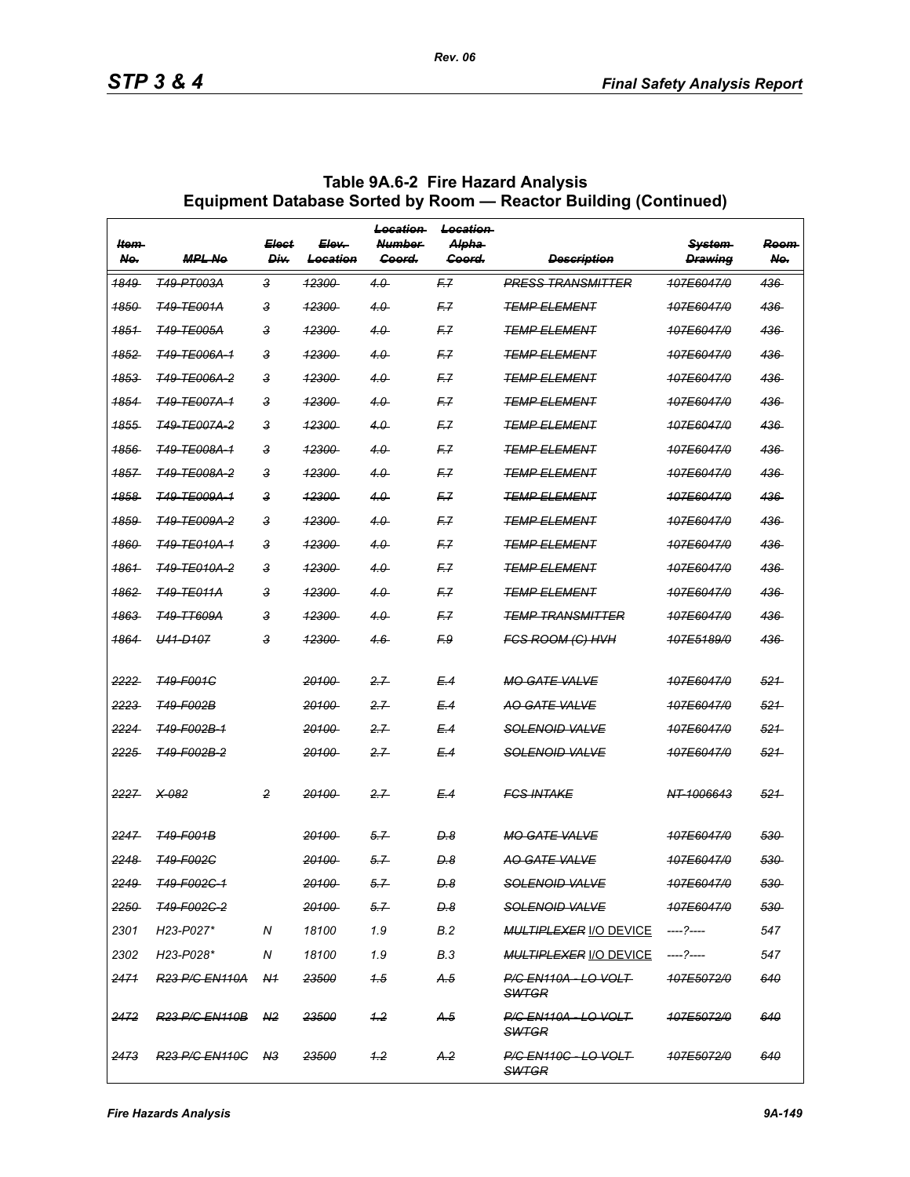# Table 9A.6-2 Fire Hazard Analysis Equipment Database Sorted by Room — Reactor Building (Continued)

| ~~Item No.~~ | ~~MPL No~~ | ~~Elect Div.~~ | ~~Elev. Location~~ | ~~Location Number Coord.~~ | ~~Location Alpha Coord.~~ | ~~Description~~ | ~~System Drawing~~ | ~~Room No.~~ |
|---|---|---|---|---|---|---|---|---|
| ~~1849~~ | ~~T49-PT003A~~ | ~~3~~ | ~~12300~~ | ~~4.0~~ | ~~F.7~~ | ~~PRESS TRANSMITTER~~ | ~~107E6047/0~~ | ~~436~~ |
| ~~1850~~ | ~~T49-TE001A~~ | ~~3~~ | ~~12300~~ | ~~4.0~~ | ~~F.7~~ | ~~TEMP ELEMENT~~ | ~~107E6047/0~~ | ~~436~~ |
| ~~1851~~ | ~~T49-TE005A~~ | ~~3~~ | ~~12300~~ | ~~4.0~~ | ~~F.7~~ | ~~TEMP ELEMENT~~ | ~~107E6047/0~~ | ~~436~~ |
| ~~1852~~ | ~~T49-TE006A-1~~ | ~~3~~ | ~~12300~~ | ~~4.0~~ | ~~F.7~~ | ~~TEMP ELEMENT~~ | ~~107E6047/0~~ | ~~436~~ |
| ~~1853~~ | ~~T49-TE006A-2~~ | ~~3~~ | ~~12300~~ | ~~4.0~~ | ~~F.7~~ | ~~TEMP ELEMENT~~ | ~~107E6047/0~~ | ~~436~~ |
| ~~1854~~ | ~~T49-TE007A-1~~ | ~~3~~ | ~~12300~~ | ~~4.0~~ | ~~F.7~~ | ~~TEMP ELEMENT~~ | ~~107E6047/0~~ | ~~436~~ |
| ~~1855~~ | ~~T49-TE007A-2~~ | ~~3~~ | ~~12300~~ | ~~4.0~~ | ~~F.7~~ | ~~TEMP ELEMENT~~ | ~~107E6047/0~~ | ~~436~~ |
| ~~1856~~ | ~~T49-TE008A-1~~ | ~~3~~ | ~~12300~~ | ~~4.0~~ | ~~F.7~~ | ~~TEMP ELEMENT~~ | ~~107E6047/0~~ | ~~436~~ |
| ~~1857~~ | ~~T49-TE008A-2~~ | ~~3~~ | ~~12300~~ | ~~4.0~~ | ~~F.7~~ | ~~TEMP ELEMENT~~ | ~~107E6047/0~~ | ~~436~~ |
| ~~1858~~ | ~~T49-TE009A-1~~ | ~~3~~ | ~~12300~~ | ~~4.0~~ | ~~F.7~~ | ~~TEMP ELEMENT~~ | ~~107E6047/0~~ | ~~436~~ |
| ~~1859~~ | ~~T49-TE009A-2~~ | ~~3~~ | ~~12300~~ | ~~4.0~~ | ~~F.7~~ | ~~TEMP ELEMENT~~ | ~~107E6047/0~~ | ~~436~~ |
| ~~1860~~ | ~~T49-TE010A-1~~ | ~~3~~ | ~~12300~~ | ~~4.0~~ | ~~F.7~~ | ~~TEMP ELEMENT~~ | ~~107E6047/0~~ | ~~436~~ |
| ~~1861~~ | ~~T49-TE010A-2~~ | ~~3~~ | ~~12300~~ | ~~4.0~~ | ~~F.7~~ | ~~TEMP ELEMENT~~ | ~~107E6047/0~~ | ~~436~~ |
| ~~1862~~ | ~~T49-TE011A~~ | ~~3~~ | ~~12300~~ | ~~4.0~~ | ~~F.7~~ | ~~TEMP ELEMENT~~ | ~~107E6047/0~~ | ~~436~~ |
| ~~1863~~ | ~~T49-TT609A~~ | ~~3~~ | ~~12300~~ | ~~4.0~~ | ~~F.7~~ | ~~TEMP TRANSMITTER~~ | ~~107E6047/0~~ | ~~436~~ |
| ~~1864~~ | ~~U41-D107~~ | ~~3~~ | ~~12300~~ | ~~4.6~~ | ~~F.9~~ | ~~FCS ROOM (C) HVH~~ | ~~107E5189/0~~ | ~~436~~ |
| ~~2222~~ | ~~T49-F001C~~ | | ~~20100~~ | ~~2.7~~ | ~~E.4~~ | ~~MO GATE VALVE~~ | ~~107E6047/0~~ | ~~521~~ |
| ~~2223~~ | ~~T49-F002B~~ | | ~~20100~~ | ~~2.7~~ | ~~E.4~~ | ~~AO GATE VALVE~~ | ~~107E6047/0~~ | ~~521~~ |
| ~~2224~~ | ~~T49-F002B-1~~ | | ~~20100~~ | ~~2.7~~ | ~~E.4~~ | ~~SOLENOID VALVE~~ | ~~107E6047/0~~ | ~~521~~ |
| ~~2225~~ | ~~T49-F002B-2~~ | | ~~20100~~ | ~~2.7~~ | ~~E.4~~ | ~~SOLENOID VALVE~~ | ~~107E6047/0~~ | ~~521~~ |
| ~~2227~~ | ~~X-082~~ | ~~2~~ | ~~20100~~ | ~~2.7~~ | ~~E.4~~ | ~~FCS INTAKE~~ | ~~NT-1006643~~ | ~~521~~ |
| ~~2247~~ | ~~T49-F001B~~ | | ~~20100~~ | ~~5.7~~ | ~~D.8~~ | ~~MO GATE VALVE~~ | ~~107E6047/0~~ | ~~530~~ |
| ~~2248~~ | ~~T49-F002C~~ | | ~~20100~~ | ~~5.7~~ | ~~D.8~~ | ~~AO GATE VALVE~~ | ~~107E6047/0~~ | ~~530~~ |
| ~~2249~~ | ~~T49-F002C-1~~ | | ~~20100~~ | ~~5.7~~ | ~~D.8~~ | ~~SOLENOID VALVE~~ | ~~107E6047/0~~ | ~~530~~ |
| ~~2250~~ | ~~T49-F002C-2~~ | | ~~20100~~ | ~~5.7~~ | ~~D.8~~ | ~~SOLENOID VALVE~~ | ~~107E6047/0~~ | ~~530~~ |
| 2301 | H23-P027* | N | 18100 | 1.9 | B.2 | ~~MULTIPLEXER~~ I/O DEVICE | ----?---- | 547 |
| 2302 | H23-P028* | N | 18100 | 1.9 | B.3 | ~~MULTIPLEXER~~ I/O DEVICE | ----?---- | 547 |
| ~~2471~~ | ~~R23-P/C EN110A~~ | ~~N1~~ | ~~23500~~ | ~~1.5~~ | ~~A.5~~ | ~~P/C EN110A - LO VOLT SWTGR~~ | ~~107E5072/0~~ | ~~640~~ |
| ~~2472~~ | ~~R23-P/C EN110B~~ | ~~N2~~ | ~~23500~~ | ~~1.2~~ | ~~A.5~~ | ~~P/C EN110A - LO VOLT SWTGR~~ | ~~107E5072/0~~ | ~~640~~ |
| ~~2473~~ | ~~R23-P/C EN110C~~ | ~~N3~~ | ~~23500~~ | ~~1.2~~ | ~~A.2~~ | ~~P/C EN110C - LO VOLT SWTGR~~ | ~~107E5072/0~~ | ~~640~~ |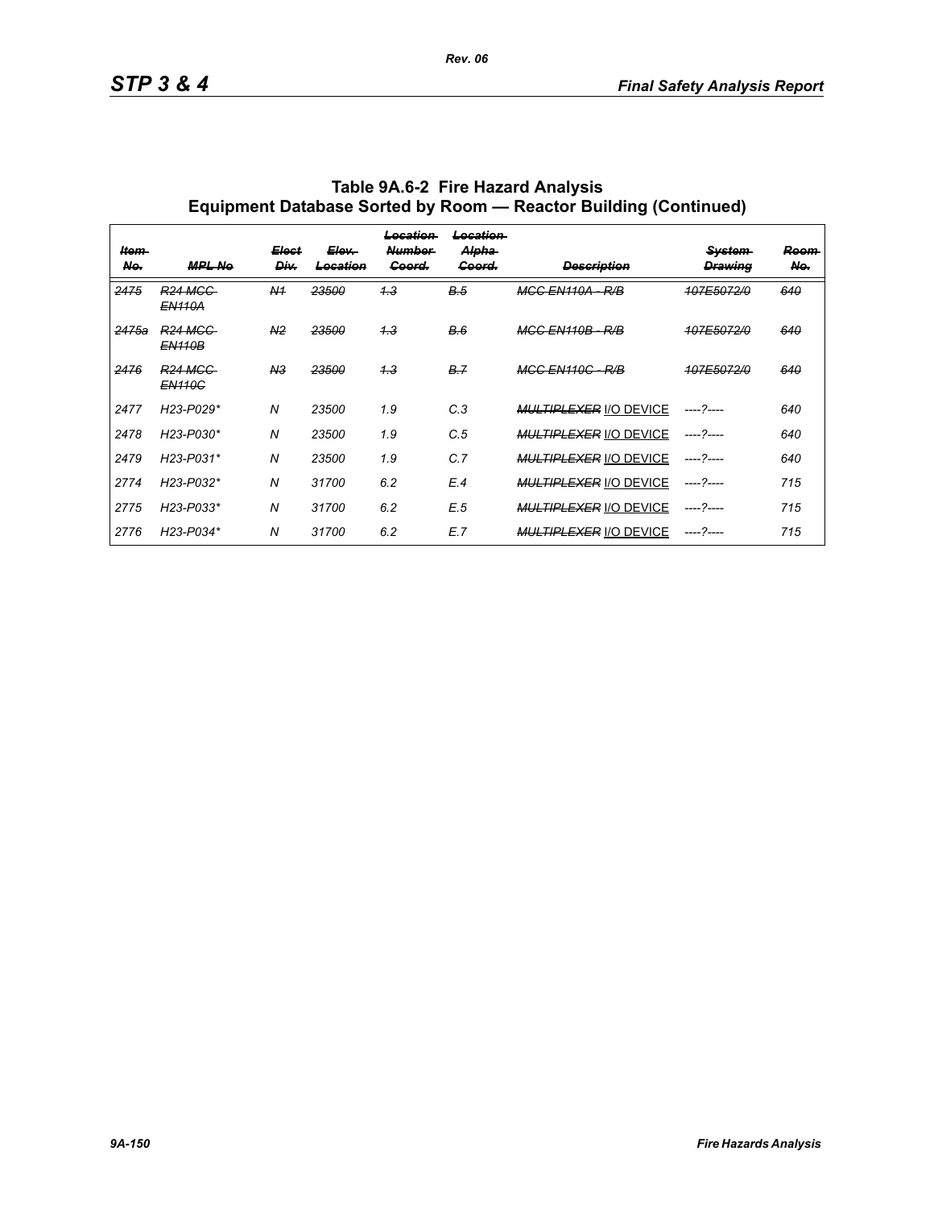**Table 9A.6-2 Fire Hazard Analysis Equipment Database Sorted by Room — Reactor Building (Continued)**

| ~~Item No.~~ | ~~MPL No~~ | ~~Elect Div.~~ | ~~Elev. Location~~ | ~~Location Number Coord.~~ | ~~Location Alpha Coord.~~ | ~~Description~~ | ~~System Drawing~~ | ~~Room No.~~ |
|---|---|---|---|---|---|---|---|---|
| ~~2475~~ | ~~R24 MCC EN110A~~ | ~~N1~~ | ~~23500~~ | ~~1.3~~ | ~~B.5~~ | ~~MCC EN110A - R/B~~ | ~~107E5072/0~~ | ~~640~~ |
| ~~2475a~~ | ~~R24 MCC EN110B~~ | ~~N2~~ | ~~23500~~ | ~~1.3~~ | ~~B.6~~ | ~~MCC EN110B - R/B~~ | ~~107E5072/0~~ | ~~640~~ |
| ~~2476~~ | ~~R24 MCC EN110C~~ | ~~N3~~ | ~~23500~~ | ~~1.3~~ | ~~B.7~~ | ~~MCC EN110C - R/B~~ | ~~107E5072/0~~ | ~~640~~ |
| 2477 | H23-P029* | N | 23500 | 1.9 | C.3 | ~~MULTIPLEXER~~ I/O DEVICE | ----?---- | 640 |
| 2478 | H23-P030* | N | 23500 | 1.9 | C.5 | ~~MULTIPLEXER~~ I/O DEVICE | ----?---- | 640 |
| 2479 | H23-P031* | N | 23500 | 1.9 | C.7 | ~~MULTIPLEXER~~ I/O DEVICE | ----?---- | 640 |
| 2774 | H23-P032* | N | 31700 | 6.2 | E.4 | ~~MULTIPLEXER~~ I/O DEVICE | ----?---- | 715 |
| 2775 | H23-P033* | N | 31700 | 6.2 | E.5 | ~~MULTIPLEXER~~ I/O DEVICE | ----?---- | 715 |
| 2776 | H23-P034* | N | 31700 | 6.2 | E.7 | ~~MULTIPLEXER~~ I/O DEVICE | ----?---- | 715 |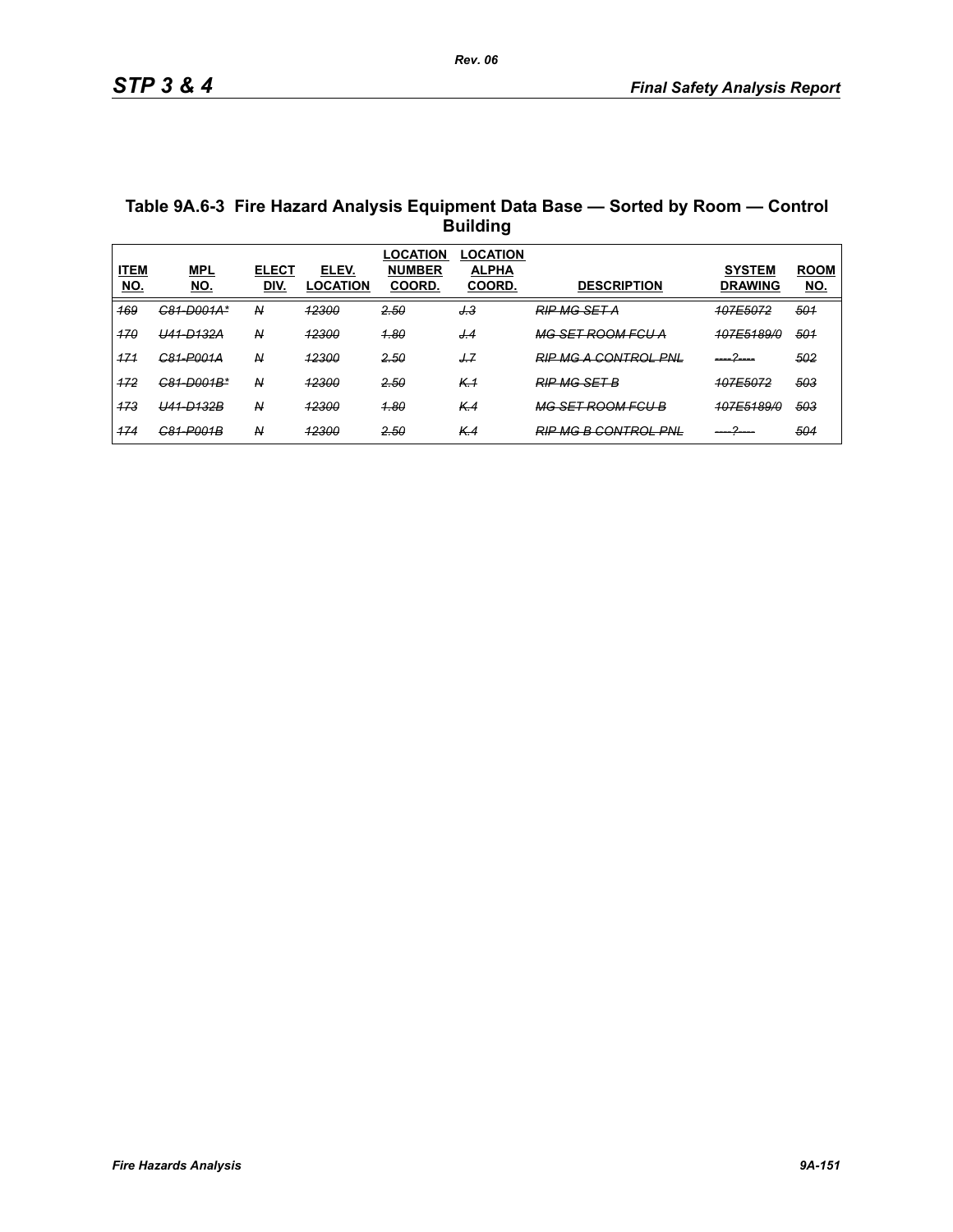**Table 9A.6-3 Fire Hazard Analysis Equipment Data Base — Sorted by Room — Control Building**

| ITEM NO. | MPL NO. | ELECT DIV. | ELEV. LOCATION | LOCATION NUMBER COORD. | LOCATION ALPHA COORD. | DESCRIPTION | SYSTEM DRAWING | ROOM NO. |
|---|---|---|---|---|---|---|---|---|
| ~~169~~ | ~~C81-D001A*~~ | ~~N~~ | ~~12300~~ | ~~2.50~~ | ~~J.3~~ | ~~RIP MG SET A~~ | ~~107E5072~~ | ~~501~~ |
| ~~170~~ | ~~U41-D132A~~ | ~~N~~ | ~~12300~~ | ~~1.80~~ | ~~J.4~~ | ~~MG SET ROOM FCU A~~ | ~~107E5189/0~~ | ~~501~~ |
| ~~171~~ | ~~C81-P001A~~ | ~~N~~ | ~~12300~~ | ~~2.50~~ | ~~J.7~~ | ~~RIP MG A CONTROL PNL~~ | ~~----?----~~ | ~~502~~ |
| ~~172~~ | ~~C81-D001B*~~ | ~~N~~ | ~~12300~~ | ~~2.50~~ | ~~K.1~~ | ~~RIP MG SET B~~ | ~~107E5072~~ | ~~503~~ |
| ~~173~~ | ~~U41-D132B~~ | ~~N~~ | ~~12300~~ | ~~1.80~~ | ~~K.4~~ | ~~MG SET ROOM FCU B~~ | ~~107E5189/0~~ | ~~503~~ |
| ~~174~~ | ~~C81-P001B~~ | ~~N~~ | ~~12300~~ | ~~2.50~~ | ~~K.4~~ | ~~RIP MG B CONTROL PNL~~ | ~~----?----~~ | ~~504~~ |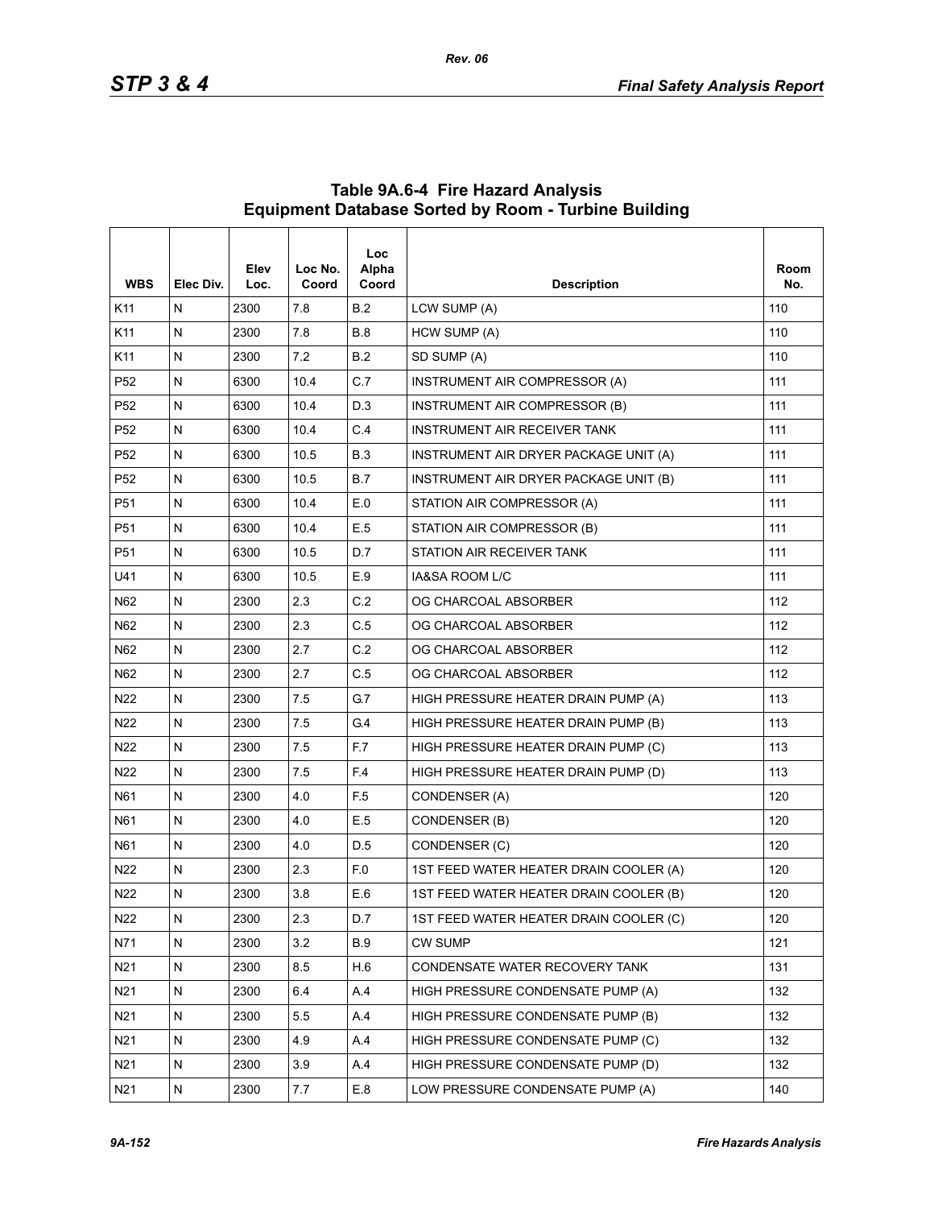## Table 9A.6-4 Fire Hazard Analysis Equipment Database Sorted by Room - Turbine Building

| WBS | Elec Div. | Elev Loc. | Loc No. Coord | Loc Alpha Coord | Description | Room No. |
|---|---|---|---|---|---|---|
| K11 | N | 2300 | 7.8 | B.2 | LCW SUMP (A) | 110 |
| K11 | N | 2300 | 7.8 | B.8 | HCW SUMP (A) | 110 |
| K11 | N | 2300 | 7.2 | B.2 | SD SUMP (A) | 110 |
| P52 | N | 6300 | 10.4 | C.7 | INSTRUMENT AIR COMPRESSOR (A) | 111 |
| P52 | N | 6300 | 10.4 | D.3 | INSTRUMENT AIR COMPRESSOR (B) | 111 |
| P52 | N | 6300 | 10.4 | C.4 | INSTRUMENT AIR RECEIVER TANK | 111 |
| P52 | N | 6300 | 10.5 | B.3 | INSTRUMENT AIR DRYER PACKAGE UNIT (A) | 111 |
| P52 | N | 6300 | 10.5 | B.7 | INSTRUMENT AIR DRYER PACKAGE UNIT (B) | 111 |
| P51 | N | 6300 | 10.4 | E.0 | STATION AIR COMPRESSOR (A) | 111 |
| P51 | N | 6300 | 10.4 | E.5 | STATION AIR COMPRESSOR (B) | 111 |
| P51 | N | 6300 | 10.5 | D.7 | STATION AIR RECEIVER TANK | 111 |
| U41 | N | 6300 | 10.5 | E.9 | IA&SA ROOM L/C | 111 |
| N62 | N | 2300 | 2.3 | C.2 | OG CHARCOAL ABSORBER | 112 |
| N62 | N | 2300 | 2.3 | C.5 | OG CHARCOAL ABSORBER | 112 |
| N62 | N | 2300 | 2.7 | C.2 | OG CHARCOAL ABSORBER | 112 |
| N62 | N | 2300 | 2.7 | C.5 | OG CHARCOAL ABSORBER | 112 |
| N22 | N | 2300 | 7.5 | G.7 | HIGH PRESSURE HEATER DRAIN PUMP (A) | 113 |
| N22 | N | 2300 | 7.5 | G.4 | HIGH PRESSURE HEATER DRAIN PUMP (B) | 113 |
| N22 | N | 2300 | 7.5 | F.7 | HIGH PRESSURE HEATER DRAIN PUMP (C) | 113 |
| N22 | N | 2300 | 7.5 | F.4 | HIGH PRESSURE HEATER DRAIN PUMP (D) | 113 |
| N61 | N | 2300 | 4.0 | F.5 | CONDENSER (A) | 120 |
| N61 | N | 2300 | 4.0 | E.5 | CONDENSER (B) | 120 |
| N61 | N | 2300 | 4.0 | D.5 | CONDENSER (C) | 120 |
| N22 | N | 2300 | 2.3 | F.0 | 1ST FEED WATER HEATER DRAIN COOLER (A) | 120 |
| N22 | N | 2300 | 3.8 | E.6 | 1ST FEED WATER HEATER DRAIN COOLER (B) | 120 |
| N22 | N | 2300 | 2.3 | D.7 | 1ST FEED WATER HEATER DRAIN COOLER (C) | 120 |
| N71 | N | 2300 | 3.2 | B.9 | CW SUMP | 121 |
| N21 | N | 2300 | 8.5 | H.6 | CONDENSATE WATER RECOVERY TANK | 131 |
| N21 | N | 2300 | 6.4 | A.4 | HIGH PRESSURE CONDENSATE PUMP (A) | 132 |
| N21 | N | 2300 | 5.5 | A.4 | HIGH PRESSURE CONDENSATE PUMP (B) | 132 |
| N21 | N | 2300 | 4.9 | A.4 | HIGH PRESSURE CONDENSATE PUMP (C) | 132 |
| N21 | N | 2300 | 3.9 | A.4 | HIGH PRESSURE CONDENSATE PUMP (D) | 132 |
| N21 | N | 2300 | 7.7 | E.8 | LOW PRESSURE CONDENSATE PUMP (A) | 140 |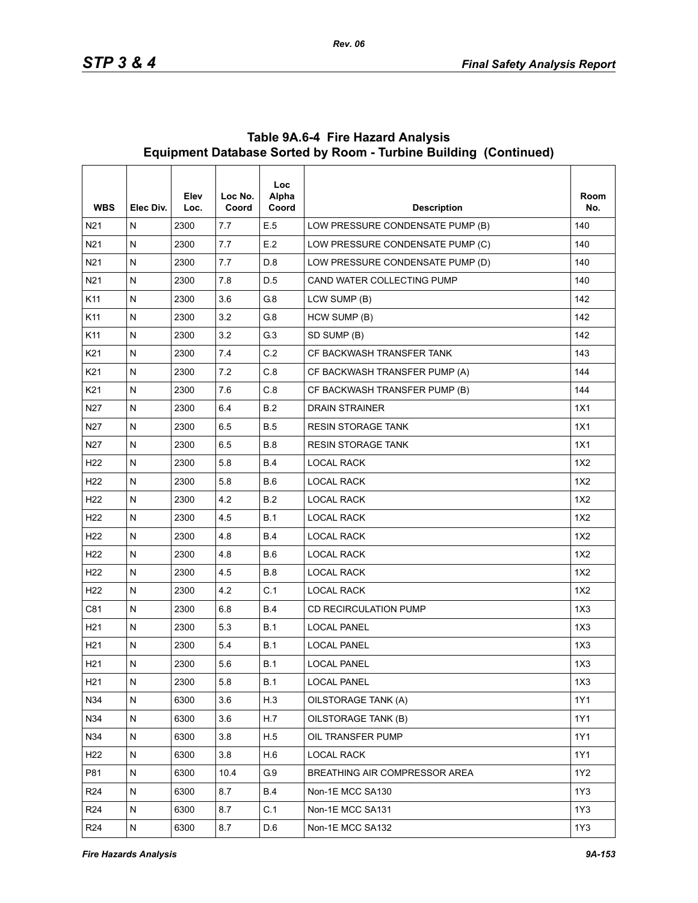### Table 9A.6-4 Fire Hazard Analysis Equipment Database Sorted by Room - Turbine Building (Continued)

| WBS | Elec Div. | Elev Loc. | Loc No. Coord | Loc Alpha Coord | Description | Room No. |
|---|---|---|---|---|---|---|
| N21 | N | 2300 | 7.7 | E.5 | LOW PRESSURE CONDENSATE PUMP (B) | 140 |
| N21 | N | 2300 | 7.7 | E.2 | LOW PRESSURE CONDENSATE PUMP (C) | 140 |
| N21 | N | 2300 | 7.7 | D.8 | LOW PRESSURE CONDENSATE PUMP (D) | 140 |
| N21 | N | 2300 | 7.8 | D.5 | CAND WATER COLLECTING PUMP | 140 |
| K11 | N | 2300 | 3.6 | G.8 | LCW SUMP (B) | 142 |
| K11 | N | 2300 | 3.2 | G.8 | HCW SUMP (B) | 142 |
| K11 | N | 2300 | 3.2 | G.3 | SD SUMP (B) | 142 |
| K21 | N | 2300 | 7.4 | C.2 | CF BACKWASH TRANSFER TANK | 143 |
| K21 | N | 2300 | 7.2 | C.8 | CF BACKWASH TRANSFER PUMP (A) | 144 |
| K21 | N | 2300 | 7.6 | C.8 | CF BACKWASH TRANSFER PUMP (B) | 144 |
| N27 | N | 2300 | 6.4 | B.2 | DRAIN STRAINER | 1X1 |
| N27 | N | 2300 | 6.5 | B.5 | RESIN STORAGE TANK | 1X1 |
| N27 | N | 2300 | 6.5 | B.8 | RESIN STORAGE TANK | 1X1 |
| H22 | N | 2300 | 5.8 | B.4 | LOCAL RACK | 1X2 |
| H22 | N | 2300 | 5.8 | B.6 | LOCAL RACK | 1X2 |
| H22 | N | 2300 | 4.2 | B.2 | LOCAL RACK | 1X2 |
| H22 | N | 2300 | 4.5 | B.1 | LOCAL RACK | 1X2 |
| H22 | N | 2300 | 4.8 | B.4 | LOCAL RACK | 1X2 |
| H22 | N | 2300 | 4.8 | B.6 | LOCAL RACK | 1X2 |
| H22 | N | 2300 | 4.5 | B.8 | LOCAL RACK | 1X2 |
| H22 | N | 2300 | 4.2 | C.1 | LOCAL RACK | 1X2 |
| C81 | N | 2300 | 6.8 | B.4 | CD RECIRCULATION PUMP | 1X3 |
| H21 | N | 2300 | 5.3 | B.1 | LOCAL PANEL | 1X3 |
| H21 | N | 2300 | 5.4 | B.1 | LOCAL PANEL | 1X3 |
| H21 | N | 2300 | 5.6 | B.1 | LOCAL PANEL | 1X3 |
| H21 | N | 2300 | 5.8 | B.1 | LOCAL PANEL | 1X3 |
| N34 | N | 6300 | 3.6 | H.3 | OILSTORAGE TANK (A) | 1Y1 |
| N34 | N | 6300 | 3.6 | H.7 | OILSTORAGE TANK (B) | 1Y1 |
| N34 | N | 6300 | 3.8 | H.5 | OIL TRANSFER PUMP | 1Y1 |
| H22 | N | 6300 | 3.8 | H.6 | LOCAL RACK | 1Y1 |
| P81 | N | 6300 | 10.4 | G.9 | BREATHING AIR COMPRESSOR AREA | 1Y2 |
| R24 | N | 6300 | 8.7 | B.4 | Non-1E MCC SA130 | 1Y3 |
| R24 | N | 6300 | 8.7 | C.1 | Non-1E MCC SA131 | 1Y3 |
| R24 | N | 6300 | 8.7 | D.6 | Non-1E MCC SA132 | 1Y3 |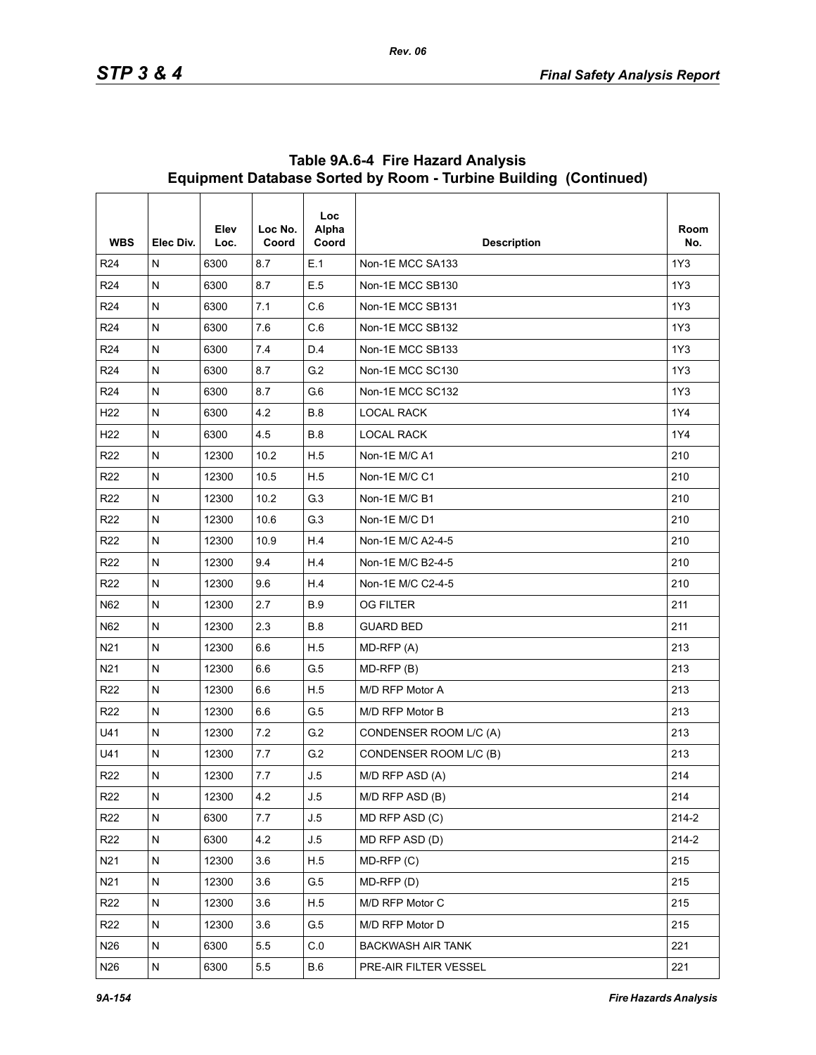# Table 9A.6-4 Fire Hazard Analysis Equipment Database Sorted by Room - Turbine Building (Continued)

| WBS | Elec Div. | Elev Loc. | Loc No. Coord | Loc Alpha Coord | Description | Room No. |
|---|---|---|---|---|---|---|
| R24 | N | 6300 | 8.7 | E.1 | Non-1E MCC SA133 | 1Y3 |
| R24 | N | 6300 | 8.7 | E.5 | Non-1E MCC SB130 | 1Y3 |
| R24 | N | 6300 | 7.1 | C.6 | Non-1E MCC SB131 | 1Y3 |
| R24 | N | 6300 | 7.6 | C.6 | Non-1E MCC SB132 | 1Y3 |
| R24 | N | 6300 | 7.4 | D.4 | Non-1E MCC SB133 | 1Y3 |
| R24 | N | 6300 | 8.7 | G.2 | Non-1E MCC SC130 | 1Y3 |
| R24 | N | 6300 | 8.7 | G.6 | Non-1E MCC SC132 | 1Y3 |
| H22 | N | 6300 | 4.2 | B.8 | LOCAL RACK | 1Y4 |
| H22 | N | 6300 | 4.5 | B.8 | LOCAL RACK | 1Y4 |
| R22 | N | 12300 | 10.2 | H.5 | Non-1E M/C A1 | 210 |
| R22 | N | 12300 | 10.5 | H.5 | Non-1E M/C C1 | 210 |
| R22 | N | 12300 | 10.2 | G.3 | Non-1E M/C B1 | 210 |
| R22 | N | 12300 | 10.6 | G.3 | Non-1E M/C D1 | 210 |
| R22 | N | 12300 | 10.9 | H.4 | Non-1E M/C A2-4-5 | 210 |
| R22 | N | 12300 | 9.4 | H.4 | Non-1E M/C B2-4-5 | 210 |
| R22 | N | 12300 | 9.6 | H.4 | Non-1E M/C C2-4-5 | 210 |
| N62 | N | 12300 | 2.7 | B.9 | OG FILTER | 211 |
| N62 | N | 12300 | 2.3 | B.8 | GUARD BED | 211 |
| N21 | N | 12300 | 6.6 | H.5 | MD-RFP (A) | 213 |
| N21 | N | 12300 | 6.6 | G.5 | MD-RFP (B) | 213 |
| R22 | N | 12300 | 6.6 | H.5 | M/D RFP Motor A | 213 |
| R22 | N | 12300 | 6.6 | G.5 | M/D RFP Motor B | 213 |
| U41 | N | 12300 | 7.2 | G.2 | CONDENSER ROOM L/C (A) | 213 |
| U41 | N | 12300 | 7.7 | G.2 | CONDENSER ROOM L/C (B) | 213 |
| R22 | N | 12300 | 7.7 | J.5 | M/D RFP ASD (A) | 214 |
| R22 | N | 12300 | 4.2 | J.5 | M/D RFP ASD (B) | 214 |
| R22 | N | 6300 | 7.7 | J.5 | MD RFP ASD (C) | 214-2 |
| R22 | N | 6300 | 4.2 | J.5 | MD RFP ASD (D) | 214-2 |
| N21 | N | 12300 | 3.6 | H.5 | MD-RFP (C) | 215 |
| N21 | N | 12300 | 3.6 | G.5 | MD-RFP (D) | 215 |
| R22 | N | 12300 | 3.6 | H.5 | M/D RFP Motor C | 215 |
| R22 | N | 12300 | 3.6 | G.5 | M/D RFP Motor D | 215 |
| N26 | N | 6300 | 5.5 | C.0 | BACKWASH AIR TANK | 221 |
| N26 | N | 6300 | 5.5 | B.6 | PRE-AIR FILTER VESSEL | 221 |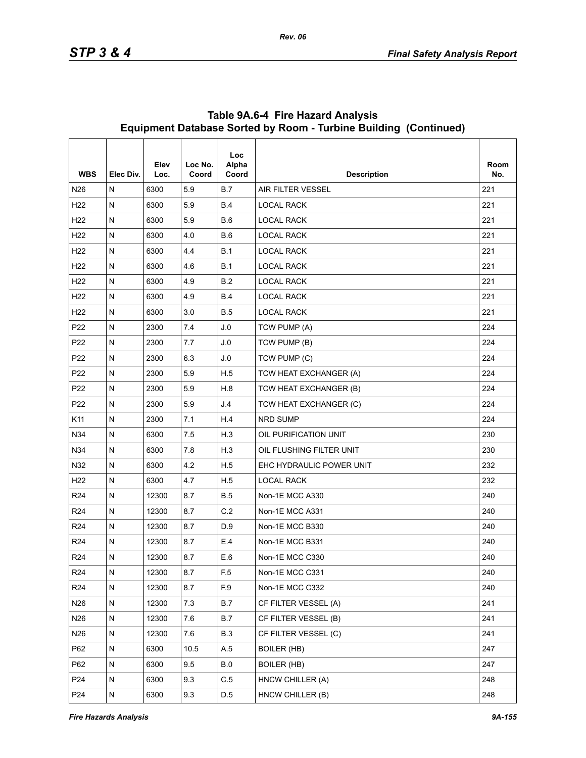## Table 9A.6-4 Fire Hazard Analysis Equipment Database Sorted by Room - Turbine Building (Continued)

| WBS | Elec Div. | Elev Loc. | Loc No. Coord | Loc Alpha Coord | Description | Room No. |
|---|---|---|---|---|---|---|
| N26 | N | 6300 | 5.9 | B.7 | AIR FILTER VESSEL | 221 |
| H22 | N | 6300 | 5.9 | B.4 | LOCAL RACK | 221 |
| H22 | N | 6300 | 5.9 | B.6 | LOCAL RACK | 221 |
| H22 | N | 6300 | 4.0 | B.6 | LOCAL RACK | 221 |
| H22 | N | 6300 | 4.4 | B.1 | LOCAL RACK | 221 |
| H22 | N | 6300 | 4.6 | B.1 | LOCAL RACK | 221 |
| H22 | N | 6300 | 4.9 | B.2 | LOCAL RACK | 221 |
| H22 | N | 6300 | 4.9 | B.4 | LOCAL RACK | 221 |
| H22 | N | 6300 | 3.0 | B.5 | LOCAL RACK | 221 |
| P22 | N | 2300 | 7.4 | J.0 | TCW PUMP (A) | 224 |
| P22 | N | 2300 | 7.7 | J.0 | TCW PUMP (B) | 224 |
| P22 | N | 2300 | 6.3 | J.0 | TCW PUMP (C) | 224 |
| P22 | N | 2300 | 5.9 | H.5 | TCW HEAT EXCHANGER (A) | 224 |
| P22 | N | 2300 | 5.9 | H.8 | TCW HEAT EXCHANGER (B) | 224 |
| P22 | N | 2300 | 5.9 | J.4 | TCW HEAT EXCHANGER (C) | 224 |
| K11 | N | 2300 | 7.1 | H.4 | NRD SUMP | 224 |
| N34 | N | 6300 | 7.5 | H.3 | OIL PURIFICATION UNIT | 230 |
| N34 | N | 6300 | 7.8 | H.3 | OIL FLUSHING FILTER UNIT | 230 |
| N32 | N | 6300 | 4.2 | H.5 | EHC HYDRAULIC POWER UNIT | 232 |
| H22 | N | 6300 | 4.7 | H.5 | LOCAL RACK | 232 |
| R24 | N | 12300 | 8.7 | B.5 | Non-1E MCC A330 | 240 |
| R24 | N | 12300 | 8.7 | C.2 | Non-1E MCC A331 | 240 |
| R24 | N | 12300 | 8.7 | D.9 | Non-1E MCC B330 | 240 |
| R24 | N | 12300 | 8.7 | E.4 | Non-1E MCC B331 | 240 |
| R24 | N | 12300 | 8.7 | E.6 | Non-1E MCC C330 | 240 |
| R24 | N | 12300 | 8.7 | F.5 | Non-1E MCC C331 | 240 |
| R24 | N | 12300 | 8.7 | F.9 | Non-1E MCC C332 | 240 |
| N26 | N | 12300 | 7.3 | B.7 | CF FILTER VESSEL (A) | 241 |
| N26 | N | 12300 | 7.6 | B.7 | CF FILTER VESSEL (B) | 241 |
| N26 | N | 12300 | 7.6 | B.3 | CF FILTER VESSEL (C) | 241 |
| P62 | N | 6300 | 10.5 | A.5 | BOILER (HB) | 247 |
| P62 | N | 6300 | 9.5 | B.0 | BOILER (HB) | 247 |
| P24 | N | 6300 | 9.3 | C.5 | HNCW CHILLER (A) | 248 |
| P24 | N | 6300 | 9.3 | D.5 | HNCW CHILLER (B) | 248 |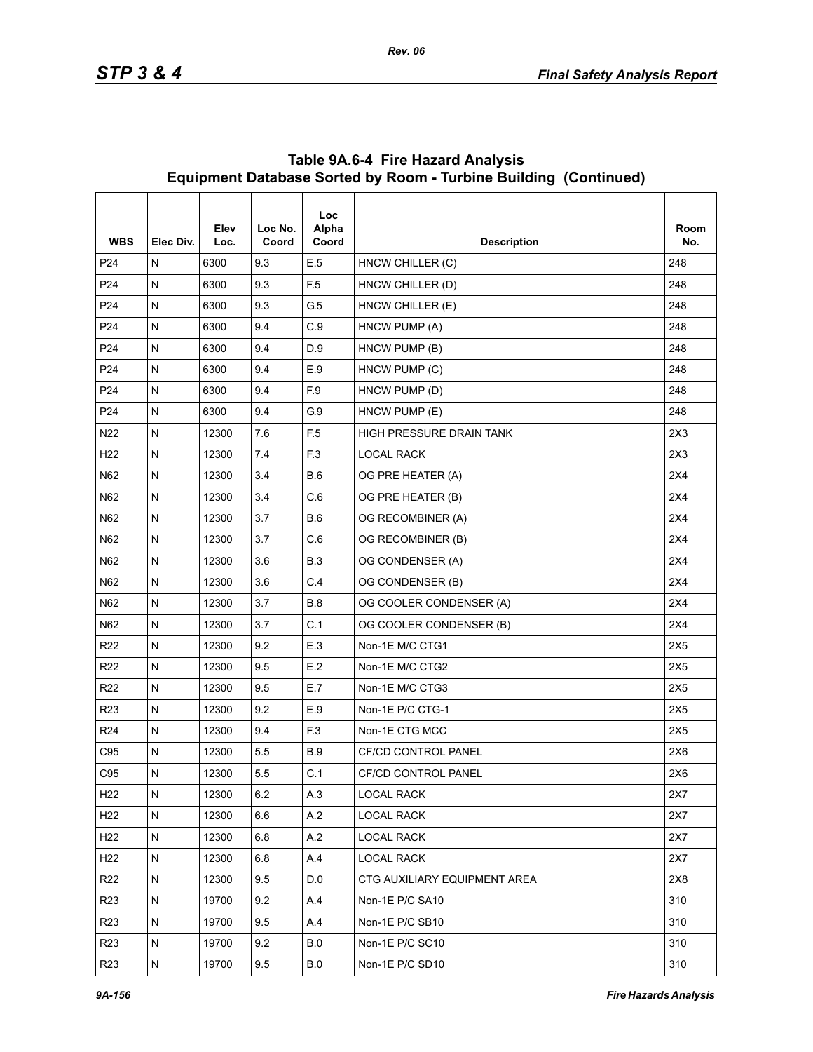## Table 9A.6-4 Fire Hazard Analysis Equipment Database Sorted by Room - Turbine Building (Continued)

| WBS | Elec Div. | Elev Loc. | Loc No. Coord | Loc Alpha Coord | Description | Room No. |
|---|---|---|---|---|---|---|
| P24 | N | 6300 | 9.3 | E.5 | HNCW CHILLER (C) | 248 |
| P24 | N | 6300 | 9.3 | F.5 | HNCW CHILLER (D) | 248 |
| P24 | N | 6300 | 9.3 | G.5 | HNCW CHILLER (E) | 248 |
| P24 | N | 6300 | 9.4 | C.9 | HNCW PUMP (A) | 248 |
| P24 | N | 6300 | 9.4 | D.9 | HNCW PUMP (B) | 248 |
| P24 | N | 6300 | 9.4 | E.9 | HNCW PUMP (C) | 248 |
| P24 | N | 6300 | 9.4 | F.9 | HNCW PUMP (D) | 248 |
| P24 | N | 6300 | 9.4 | G.9 | HNCW PUMP (E) | 248 |
| N22 | N | 12300 | 7.6 | F.5 | HIGH PRESSURE DRAIN TANK | 2X3 |
| H22 | N | 12300 | 7.4 | F.3 | LOCAL RACK | 2X3 |
| N62 | N | 12300 | 3.4 | B.6 | OG PRE HEATER (A) | 2X4 |
| N62 | N | 12300 | 3.4 | C.6 | OG PRE HEATER (B) | 2X4 |
| N62 | N | 12300 | 3.7 | B.6 | OG RECOMBINER (A) | 2X4 |
| N62 | N | 12300 | 3.7 | C.6 | OG RECOMBINER (B) | 2X4 |
| N62 | N | 12300 | 3.6 | B.3 | OG CONDENSER (A) | 2X4 |
| N62 | N | 12300 | 3.6 | C.4 | OG CONDENSER (B) | 2X4 |
| N62 | N | 12300 | 3.7 | B.8 | OG COOLER CONDENSER (A) | 2X4 |
| N62 | N | 12300 | 3.7 | C.1 | OG COOLER CONDENSER (B) | 2X4 |
| R22 | N | 12300 | 9.2 | E.3 | Non-1E M/C CTG1 | 2X5 |
| R22 | N | 12300 | 9.5 | E.2 | Non-1E M/C CTG2 | 2X5 |
| R22 | N | 12300 | 9.5 | E.7 | Non-1E M/C CTG3 | 2X5 |
| R23 | N | 12300 | 9.2 | E.9 | Non-1E P/C CTG-1 | 2X5 |
| R24 | N | 12300 | 9.4 | F.3 | Non-1E CTG MCC | 2X5 |
| C95 | N | 12300 | 5.5 | B.9 | CF/CD CONTROL PANEL | 2X6 |
| C95 | N | 12300 | 5.5 | C.1 | CF/CD CONTROL PANEL | 2X6 |
| H22 | N | 12300 | 6.2 | A.3 | LOCAL RACK | 2X7 |
| H22 | N | 12300 | 6.6 | A.2 | LOCAL RACK | 2X7 |
| H22 | N | 12300 | 6.8 | A.2 | LOCAL RACK | 2X7 |
| H22 | N | 12300 | 6.8 | A.4 | LOCAL RACK | 2X7 |
| R22 | N | 12300 | 9.5 | D.0 | CTG AUXILIARY EQUIPMENT AREA | 2X8 |
| R23 | N | 19700 | 9.2 | A.4 | Non-1E P/C SA10 | 310 |
| R23 | N | 19700 | 9.5 | A.4 | Non-1E P/C SB10 | 310 |
| R23 | N | 19700 | 9.2 | B.0 | Non-1E P/C SC10 | 310 |
| R23 | N | 19700 | 9.5 | B.0 | Non-1E P/C SD10 | 310 |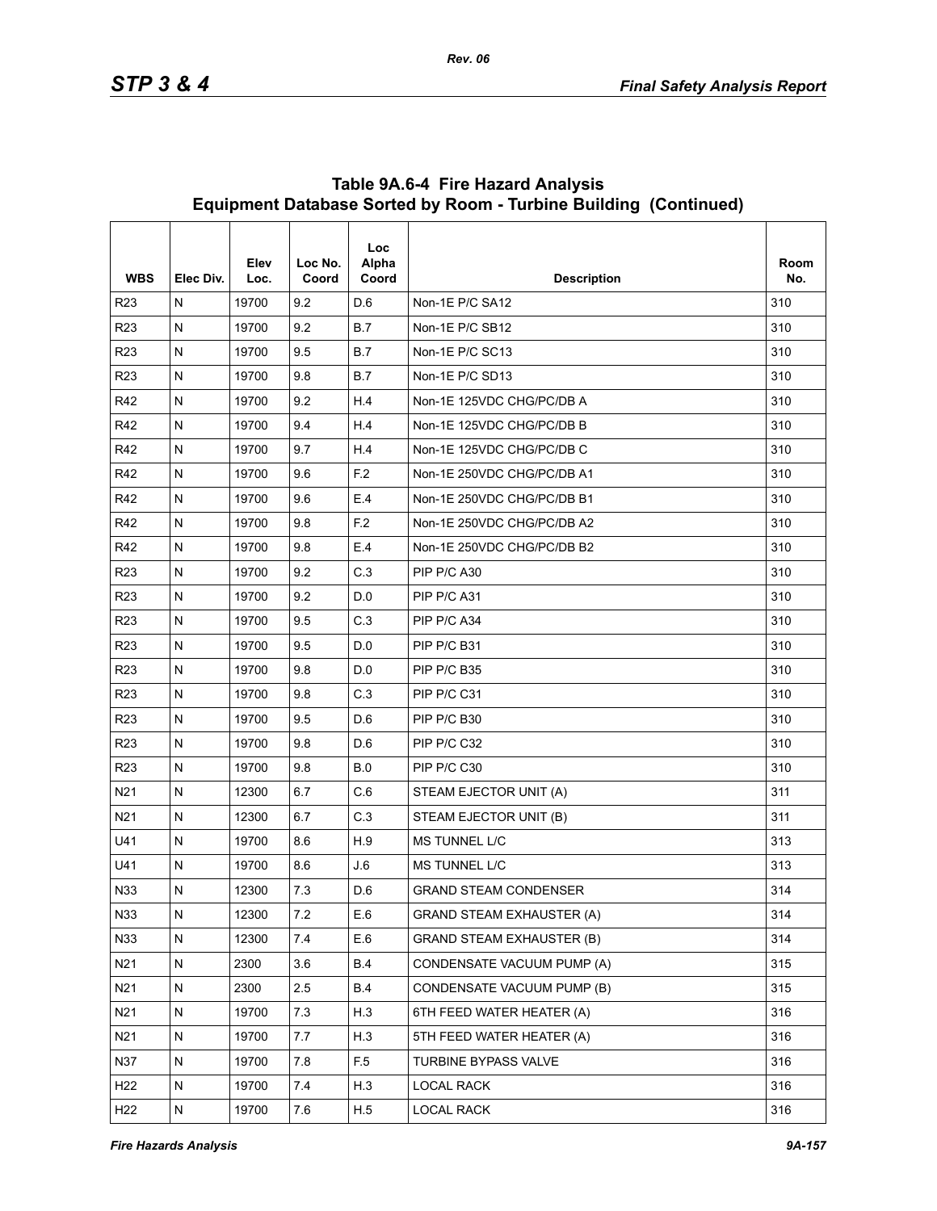**Table 9A.6-4 Fire Hazard Analysis Equipment Database Sorted by Room - Turbine Building (Continued)**

| WBS | Elec Div. | Elev Loc. | Loc No. Coord | Loc Alpha Coord | Description | Room No. |
|---|---|---|---|---|---|---|
| R23 | N | 19700 | 9.2 | D.6 | Non-1E P/C SA12 | 310 |
| R23 | N | 19700 | 9.2 | B.7 | Non-1E P/C SB12 | 310 |
| R23 | N | 19700 | 9.5 | B.7 | Non-1E P/C SC13 | 310 |
| R23 | N | 19700 | 9.8 | B.7 | Non-1E P/C SD13 | 310 |
| R42 | N | 19700 | 9.2 | H.4 | Non-1E 125VDC CHG/PC/DB A | 310 |
| R42 | N | 19700 | 9.4 | H.4 | Non-1E 125VDC CHG/PC/DB B | 310 |
| R42 | N | 19700 | 9.7 | H.4 | Non-1E 125VDC CHG/PC/DB C | 310 |
| R42 | N | 19700 | 9.6 | F.2 | Non-1E 250VDC CHG/PC/DB A1 | 310 |
| R42 | N | 19700 | 9.6 | E.4 | Non-1E 250VDC CHG/PC/DB B1 | 310 |
| R42 | N | 19700 | 9.8 | F.2 | Non-1E 250VDC CHG/PC/DB A2 | 310 |
| R42 | N | 19700 | 9.8 | E.4 | Non-1E 250VDC CHG/PC/DB B2 | 310 |
| R23 | N | 19700 | 9.2 | C.3 | PIP P/C A30 | 310 |
| R23 | N | 19700 | 9.2 | D.0 | PIP P/C A31 | 310 |
| R23 | N | 19700 | 9.5 | C.3 | PIP P/C A34 | 310 |
| R23 | N | 19700 | 9.5 | D.0 | PIP P/C B31 | 310 |
| R23 | N | 19700 | 9.8 | D.0 | PIP P/C B35 | 310 |
| R23 | N | 19700 | 9.8 | C.3 | PIP P/C C31 | 310 |
| R23 | N | 19700 | 9.5 | D.6 | PIP P/C B30 | 310 |
| R23 | N | 19700 | 9.8 | D.6 | PIP P/C C32 | 310 |
| R23 | N | 19700 | 9.8 | B.0 | PIP P/C C30 | 310 |
| N21 | N | 12300 | 6.7 | C.6 | STEAM EJECTOR UNIT (A) | 311 |
| N21 | N | 12300 | 6.7 | C.3 | STEAM EJECTOR UNIT (B) | 311 |
| U41 | N | 19700 | 8.6 | H.9 | MS TUNNEL L/C | 313 |
| U41 | N | 19700 | 8.6 | J.6 | MS TUNNEL L/C | 313 |
| N33 | N | 12300 | 7.3 | D.6 | GRAND STEAM CONDENSER | 314 |
| N33 | N | 12300 | 7.2 | E.6 | GRAND STEAM EXHAUSTER (A) | 314 |
| N33 | N | 12300 | 7.4 | E.6 | GRAND STEAM EXHAUSTER (B) | 314 |
| N21 | N | 2300 | 3.6 | B.4 | CONDENSATE VACUUM PUMP (A) | 315 |
| N21 | N | 2300 | 2.5 | B.4 | CONDENSATE VACUUM PUMP (B) | 315 |
| N21 | N | 19700 | 7.3 | H.3 | 6TH FEED WATER HEATER (A) | 316 |
| N21 | N | 19700 | 7.7 | H.3 | 5TH FEED WATER HEATER (A) | 316 |
| N37 | N | 19700 | 7.8 | F.5 | TURBINE BYPASS VALVE | 316 |
| H22 | N | 19700 | 7.4 | H.3 | LOCAL RACK | 316 |
| H22 | N | 19700 | 7.6 | H.5 | LOCAL RACK | 316 |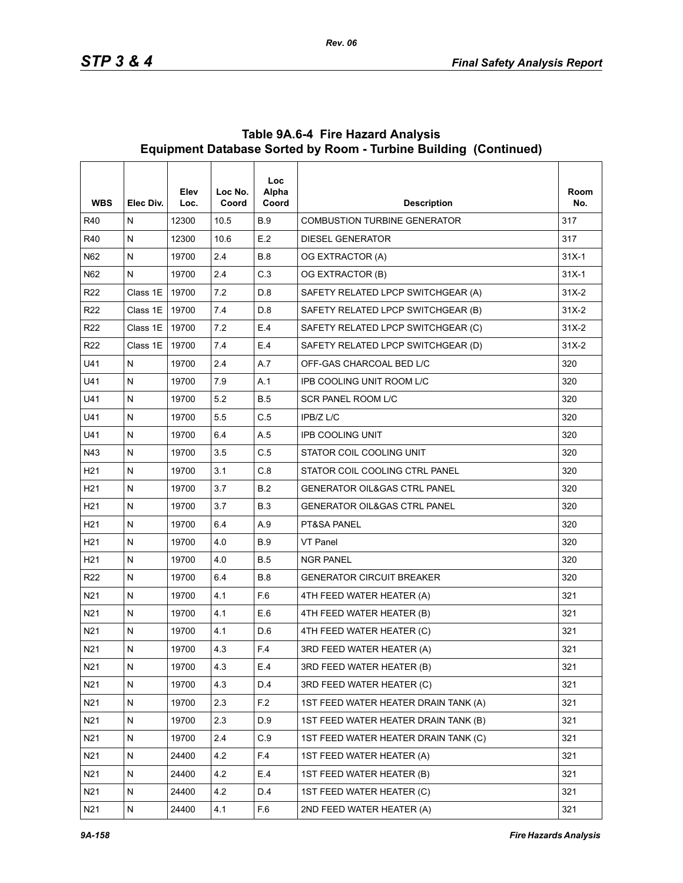## Table 9A.6-4 Fire Hazard Analysis Equipment Database Sorted by Room - Turbine Building (Continued)

| WBS | Elec Div. | Elev Loc. | Loc No. Coord | Loc Alpha Coord | Description | Room No. |
|---|---|---|---|---|---|---|
| R40 | N | 12300 | 10.5 | B.9 | COMBUSTION TURBINE GENERATOR | 317 |
| R40 | N | 12300 | 10.6 | E.2 | DIESEL GENERATOR | 317 |
| N62 | N | 19700 | 2.4 | B.8 | OG EXTRACTOR (A) | 31X-1 |
| N62 | N | 19700 | 2.4 | C.3 | OG EXTRACTOR (B) | 31X-1 |
| R22 | Class 1E | 19700 | 7.2 | D.8 | SAFETY RELATED LPCP SWITCHGEAR (A) | 31X-2 |
| R22 | Class 1E | 19700 | 7.4 | D.8 | SAFETY RELATED LPCP SWITCHGEAR (B) | 31X-2 |
| R22 | Class 1E | 19700 | 7.2 | E.4 | SAFETY RELATED LPCP SWITCHGEAR (C) | 31X-2 |
| R22 | Class 1E | 19700 | 7.4 | E.4 | SAFETY RELATED LPCP SWITCHGEAR (D) | 31X-2 |
| U41 | N | 19700 | 2.4 | A.7 | OFF-GAS CHARCOAL BED L/C | 320 |
| U41 | N | 19700 | 7.9 | A.1 | IPB COOLING UNIT ROOM L/C | 320 |
| U41 | N | 19700 | 5.2 | B.5 | SCR PANEL ROOM L/C | 320 |
| U41 | N | 19700 | 5.5 | C.5 | IPB/Z L/C | 320 |
| U41 | N | 19700 | 6.4 | A.5 | IPB COOLING UNIT | 320 |
| N43 | N | 19700 | 3.5 | C.5 | STATOR COIL COOLING UNIT | 320 |
| H21 | N | 19700 | 3.1 | C.8 | STATOR COIL COOLING CTRL PANEL | 320 |
| H21 | N | 19700 | 3.7 | B.2 | GENERATOR OIL&GAS CTRL PANEL | 320 |
| H21 | N | 19700 | 3.7 | B.3 | GENERATOR OIL&GAS CTRL PANEL | 320 |
| H21 | N | 19700 | 6.4 | A.9 | PT&SA PANEL | 320 |
| H21 | N | 19700 | 4.0 | B.9 | VT Panel | 320 |
| H21 | N | 19700 | 4.0 | B.5 | NGR PANEL | 320 |
| R22 | N | 19700 | 6.4 | B.8 | GENERATOR CIRCUIT BREAKER | 320 |
| N21 | N | 19700 | 4.1 | F.6 | 4TH FEED WATER HEATER (A) | 321 |
| N21 | N | 19700 | 4.1 | E.6 | 4TH FEED WATER HEATER (B) | 321 |
| N21 | N | 19700 | 4.1 | D.6 | 4TH FEED WATER HEATER (C) | 321 |
| N21 | N | 19700 | 4.3 | F.4 | 3RD FEED WATER HEATER (A) | 321 |
| N21 | N | 19700 | 4.3 | E.4 | 3RD FEED WATER HEATER (B) | 321 |
| N21 | N | 19700 | 4.3 | D.4 | 3RD FEED WATER HEATER (C) | 321 |
| N21 | N | 19700 | 2.3 | F.2 | 1ST FEED WATER HEATER DRAIN TANK (A) | 321 |
| N21 | N | 19700 | 2.3 | D.9 | 1ST FEED WATER HEATER DRAIN TANK (B) | 321 |
| N21 | N | 19700 | 2.4 | C.9 | 1ST FEED WATER HEATER DRAIN TANK (C) | 321 |
| N21 | N | 24400 | 4.2 | F.4 | 1ST FEED WATER HEATER (A) | 321 |
| N21 | N | 24400 | 4.2 | E.4 | 1ST FEED WATER HEATER (B) | 321 |
| N21 | N | 24400 | 4.2 | D.4 | 1ST FEED WATER HEATER (C) | 321 |
| N21 | N | 24400 | 4.1 | F.6 | 2ND FEED WATER HEATER (A) | 321 |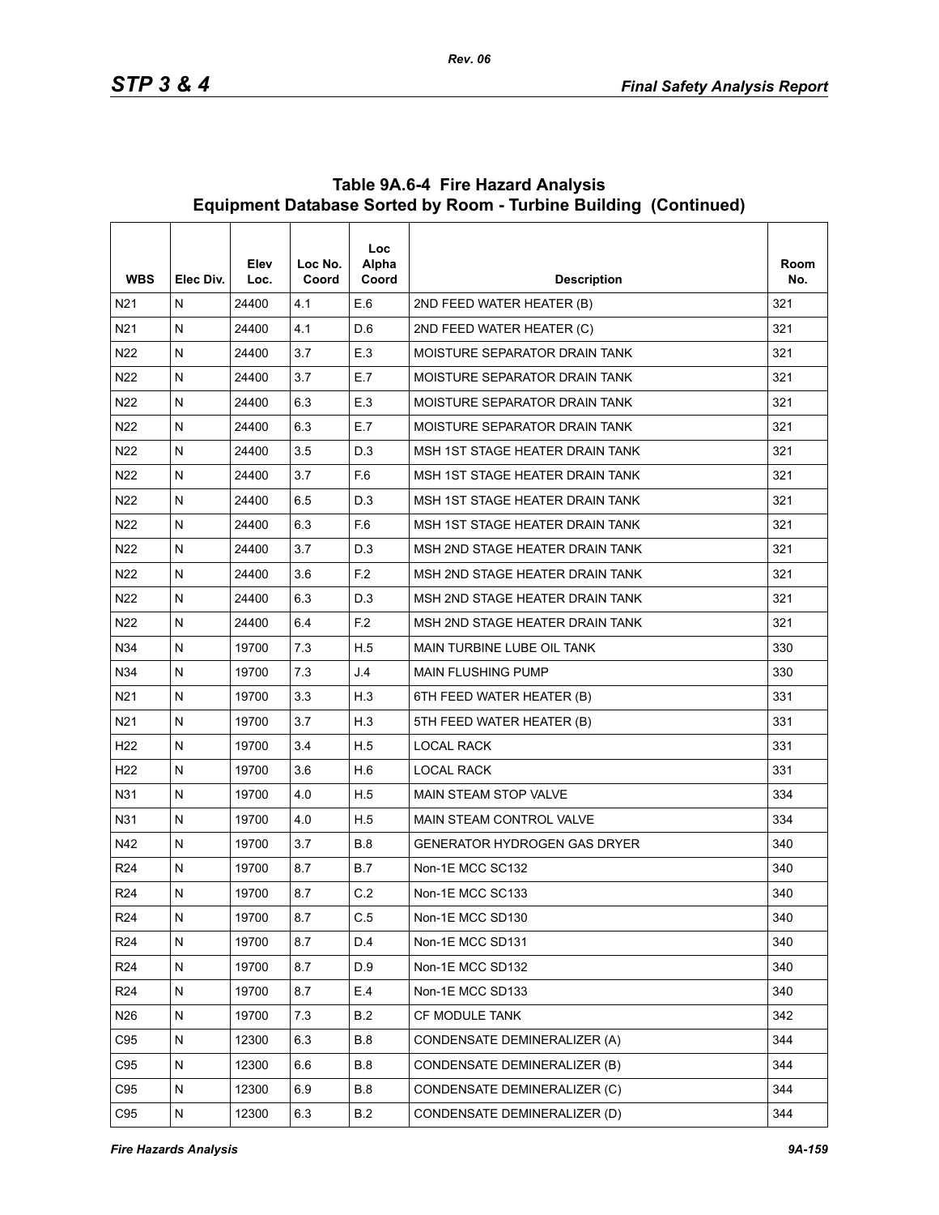**Table 9A.6-4 Fire Hazard Analysis Equipment Database Sorted by Room - Turbine Building (Continued)**

| WBS | Elec Div. | Elev Loc. | Loc No. Coord | Loc Alpha Coord | Description | Room No. |
|---|---|---|---|---|---|---|
| N21 | N | 24400 | 4.1 | E.6 | 2ND FEED WATER HEATER (B) | 321 |
| N21 | N | 24400 | 4.1 | D.6 | 2ND FEED WATER HEATER (C) | 321 |
| N22 | N | 24400 | 3.7 | E.3 | MOISTURE SEPARATOR DRAIN TANK | 321 |
| N22 | N | 24400 | 3.7 | E.7 | MOISTURE SEPARATOR DRAIN TANK | 321 |
| N22 | N | 24400 | 6.3 | E.3 | MOISTURE SEPARATOR DRAIN TANK | 321 |
| N22 | N | 24400 | 6.3 | E.7 | MOISTURE SEPARATOR DRAIN TANK | 321 |
| N22 | N | 24400 | 3.5 | D.3 | MSH 1ST STAGE HEATER DRAIN TANK | 321 |
| N22 | N | 24400 | 3.7 | F.6 | MSH 1ST STAGE HEATER DRAIN TANK | 321 |
| N22 | N | 24400 | 6.5 | D.3 | MSH 1ST STAGE HEATER DRAIN TANK | 321 |
| N22 | N | 24400 | 6.3 | F.6 | MSH 1ST STAGE HEATER DRAIN TANK | 321 |
| N22 | N | 24400 | 3.7 | D.3 | MSH 2ND STAGE HEATER DRAIN TANK | 321 |
| N22 | N | 24400 | 3.6 | F.2 | MSH 2ND STAGE HEATER DRAIN TANK | 321 |
| N22 | N | 24400 | 6.3 | D.3 | MSH 2ND STAGE HEATER DRAIN TANK | 321 |
| N22 | N | 24400 | 6.4 | F.2 | MSH 2ND STAGE HEATER DRAIN TANK | 321 |
| N34 | N | 19700 | 7.3 | H.5 | MAIN TURBINE LUBE OIL TANK | 330 |
| N34 | N | 19700 | 7.3 | J.4 | MAIN FLUSHING PUMP | 330 |
| N21 | N | 19700 | 3.3 | H.3 | 6TH FEED WATER HEATER (B) | 331 |
| N21 | N | 19700 | 3.7 | H.3 | 5TH FEED WATER HEATER (B) | 331 |
| H22 | N | 19700 | 3.4 | H.5 | LOCAL RACK | 331 |
| H22 | N | 19700 | 3.6 | H.6 | LOCAL RACK | 331 |
| N31 | N | 19700 | 4.0 | H.5 | MAIN STEAM STOP VALVE | 334 |
| N31 | N | 19700 | 4.0 | H.5 | MAIN STEAM CONTROL VALVE | 334 |
| N42 | N | 19700 | 3.7 | B.8 | GENERATOR HYDROGEN GAS DRYER | 340 |
| R24 | N | 19700 | 8.7 | B.7 | Non-1E MCC SC132 | 340 |
| R24 | N | 19700 | 8.7 | C.2 | Non-1E MCC SC133 | 340 |
| R24 | N | 19700 | 8.7 | C.5 | Non-1E MCC SD130 | 340 |
| R24 | N | 19700 | 8.7 | D.4 | Non-1E MCC SD131 | 340 |
| R24 | N | 19700 | 8.7 | D.9 | Non-1E MCC SD132 | 340 |
| R24 | N | 19700 | 8.7 | E.4 | Non-1E MCC SD133 | 340 |
| N26 | N | 19700 | 7.3 | B.2 | CF MODULE TANK | 342 |
| C95 | N | 12300 | 6.3 | B.8 | CONDENSATE DEMINERALIZER (A) | 344 |
| C95 | N | 12300 | 6.6 | B.8 | CONDENSATE DEMINERALIZER (B) | 344 |
| C95 | N | 12300 | 6.9 | B.8 | CONDENSATE DEMINERALIZER (C) | 344 |
| C95 | N | 12300 | 6.3 | B.2 | CONDENSATE DEMINERALIZER (D) | 344 |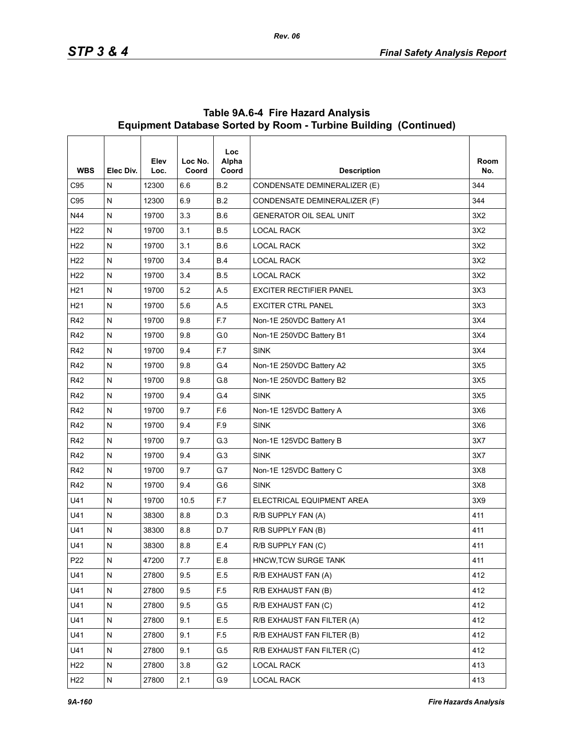## Table 9A.6-4 Fire Hazard Analysis Equipment Database Sorted by Room - Turbine Building (Continued)

| WBS | Elec Div. | Elev Loc. | Loc No. Coord | Loc Alpha Coord | Description | Room No. |
|---|---|---|---|---|---|---|
| C95 | N | 12300 | 6.6 | B.2 | CONDENSATE DEMINERALIZER (E) | 344 |
| C95 | N | 12300 | 6.9 | B.2 | CONDENSATE DEMINERALIZER (F) | 344 |
| N44 | N | 19700 | 3.3 | B.6 | GENERATOR OIL SEAL UNIT | 3X2 |
| H22 | N | 19700 | 3.1 | B.5 | LOCAL RACK | 3X2 |
| H22 | N | 19700 | 3.1 | B.6 | LOCAL RACK | 3X2 |
| H22 | N | 19700 | 3.4 | B.4 | LOCAL RACK | 3X2 |
| H22 | N | 19700 | 3.4 | B.5 | LOCAL RACK | 3X2 |
| H21 | N | 19700 | 5.2 | A.5 | EXCITER RECTIFIER PANEL | 3X3 |
| H21 | N | 19700 | 5.6 | A.5 | EXCITER CTRL PANEL | 3X3 |
| R42 | N | 19700 | 9.8 | F.7 | Non-1E 250VDC Battery A1 | 3X4 |
| R42 | N | 19700 | 9.8 | G.0 | Non-1E 250VDC Battery B1 | 3X4 |
| R42 | N | 19700 | 9.4 | F.7 | SINK | 3X4 |
| R42 | N | 19700 | 9.8 | G.4 | Non-1E 250VDC Battery A2 | 3X5 |
| R42 | N | 19700 | 9.8 | G.8 | Non-1E 250VDC Battery B2 | 3X5 |
| R42 | N | 19700 | 9.4 | G.4 | SINK | 3X5 |
| R42 | N | 19700 | 9.7 | F.6 | Non-1E 125VDC Battery A | 3X6 |
| R42 | N | 19700 | 9.4 | F.9 | SINK | 3X6 |
| R42 | N | 19700 | 9.7 | G.3 | Non-1E 125VDC Battery B | 3X7 |
| R42 | N | 19700 | 9.4 | G.3 | SINK | 3X7 |
| R42 | N | 19700 | 9.7 | G.7 | Non-1E 125VDC Battery C | 3X8 |
| R42 | N | 19700 | 9.4 | G.6 | SINK | 3X8 |
| U41 | N | 19700 | 10.5 | F.7 | ELECTRICAL EQUIPMENT AREA | 3X9 |
| U41 | N | 38300 | 8.8 | D.3 | R/B SUPPLY FAN (A) | 411 |
| U41 | N | 38300 | 8.8 | D.7 | R/B SUPPLY FAN (B) | 411 |
| U41 | N | 38300 | 8.8 | E.4 | R/B SUPPLY FAN (C) | 411 |
| P22 | N | 47200 | 7.7 | E.8 | HNCW,TCW SURGE TANK | 411 |
| U41 | N | 27800 | 9.5 | E.5 | R/B EXHAUST FAN (A) | 412 |
| U41 | N | 27800 | 9.5 | F.5 | R/B EXHAUST FAN (B) | 412 |
| U41 | N | 27800 | 9.5 | G.5 | R/B EXHAUST FAN (C) | 412 |
| U41 | N | 27800 | 9.1 | E.5 | R/B EXHAUST FAN FILTER (A) | 412 |
| U41 | N | 27800 | 9.1 | F.5 | R/B EXHAUST FAN FILTER (B) | 412 |
| U41 | N | 27800 | 9.1 | G.5 | R/B EXHAUST FAN FILTER (C) | 412 |
| H22 | N | 27800 | 3.8 | G.2 | LOCAL RACK | 413 |
| H22 | N | 27800 | 2.1 | G.9 | LOCAL RACK | 413 |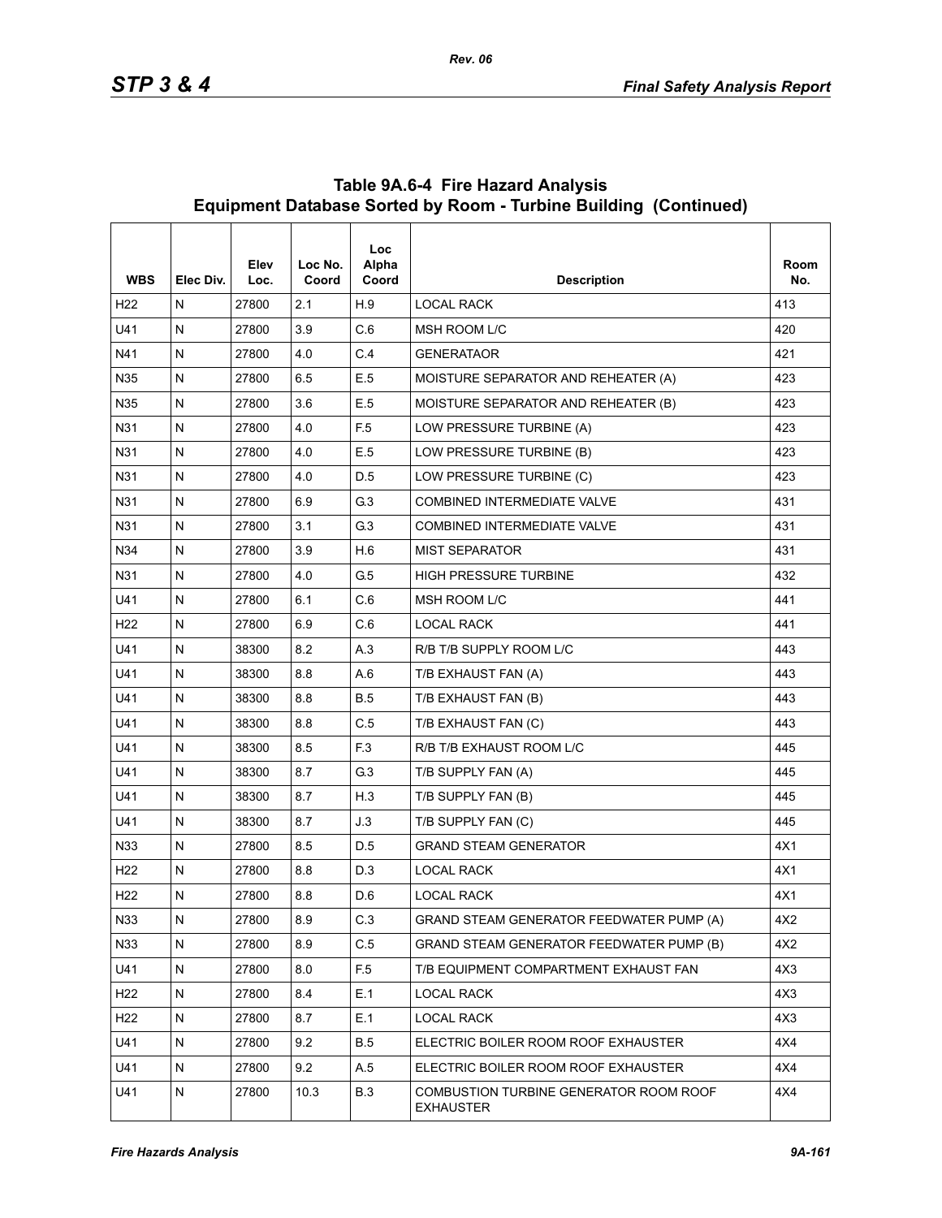## Table 9A.6-4 Fire Hazard Analysis Equipment Database Sorted by Room - Turbine Building (Continued)

| WBS | Elec Div. | Elev Loc. | Loc No. Coord | Loc Alpha Coord | Description | Room No. |
|---|---|---|---|---|---|---|
| H22 | N | 27800 | 2.1 | H.9 | LOCAL RACK | 413 |
| U41 | N | 27800 | 3.9 | C.6 | MSH ROOM L/C | 420 |
| N41 | N | 27800 | 4.0 | C.4 | GENERATAOR | 421 |
| N35 | N | 27800 | 6.5 | E.5 | MOISTURE SEPARATOR AND REHEATER (A) | 423 |
| N35 | N | 27800 | 3.6 | E.5 | MOISTURE SEPARATOR AND REHEATER (B) | 423 |
| N31 | N | 27800 | 4.0 | F.5 | LOW PRESSURE TURBINE (A) | 423 |
| N31 | N | 27800 | 4.0 | E.5 | LOW PRESSURE TURBINE (B) | 423 |
| N31 | N | 27800 | 4.0 | D.5 | LOW PRESSURE TURBINE (C) | 423 |
| N31 | N | 27800 | 6.9 | G.3 | COMBINED INTERMEDIATE VALVE | 431 |
| N31 | N | 27800 | 3.1 | G.3 | COMBINED INTERMEDIATE VALVE | 431 |
| N34 | N | 27800 | 3.9 | H.6 | MIST SEPARATOR | 431 |
| N31 | N | 27800 | 4.0 | G.5 | HIGH PRESSURE TURBINE | 432 |
| U41 | N | 27800 | 6.1 | C.6 | MSH ROOM L/C | 441 |
| H22 | N | 27800 | 6.9 | C.6 | LOCAL RACK | 441 |
| U41 | N | 38300 | 8.2 | A.3 | R/B T/B SUPPLY ROOM L/C | 443 |
| U41 | N | 38300 | 8.8 | A.6 | T/B EXHAUST FAN (A) | 443 |
| U41 | N | 38300 | 8.8 | B.5 | T/B EXHAUST FAN (B) | 443 |
| U41 | N | 38300 | 8.8 | C.5 | T/B EXHAUST FAN (C) | 443 |
| U41 | N | 38300 | 8.5 | F.3 | R/B T/B EXHAUST ROOM L/C | 445 |
| U41 | N | 38300 | 8.7 | G.3 | T/B SUPPLY FAN (A) | 445 |
| U41 | N | 38300 | 8.7 | H.3 | T/B SUPPLY FAN (B) | 445 |
| U41 | N | 38300 | 8.7 | J.3 | T/B SUPPLY FAN (C) | 445 |
| N33 | N | 27800 | 8.5 | D.5 | GRAND STEAM GENERATOR | 4X1 |
| H22 | N | 27800 | 8.8 | D.3 | LOCAL RACK | 4X1 |
| H22 | N | 27800 | 8.8 | D.6 | LOCAL RACK | 4X1 |
| N33 | N | 27800 | 8.9 | C.3 | GRAND STEAM GENERATOR FEEDWATER PUMP (A) | 4X2 |
| N33 | N | 27800 | 8.9 | C.5 | GRAND STEAM GENERATOR FEEDWATER PUMP (B) | 4X2 |
| U41 | N | 27800 | 8.0 | F.5 | T/B EQUIPMENT COMPARTMENT EXHAUST FAN | 4X3 |
| H22 | N | 27800 | 8.4 | E.1 | LOCAL RACK | 4X3 |
| H22 | N | 27800 | 8.7 | E.1 | LOCAL RACK | 4X3 |
| U41 | N | 27800 | 9.2 | B.5 | ELECTRIC BOILER ROOM ROOF EXHAUSTER | 4X4 |
| U41 | N | 27800 | 9.2 | A.5 | ELECTRIC BOILER ROOM ROOF EXHAUSTER | 4X4 |
| U41 | N | 27800 | 10.3 | B.3 | COMBUSTION TURBINE GENERATOR ROOM ROOF EXHAUSTER | 4X4 |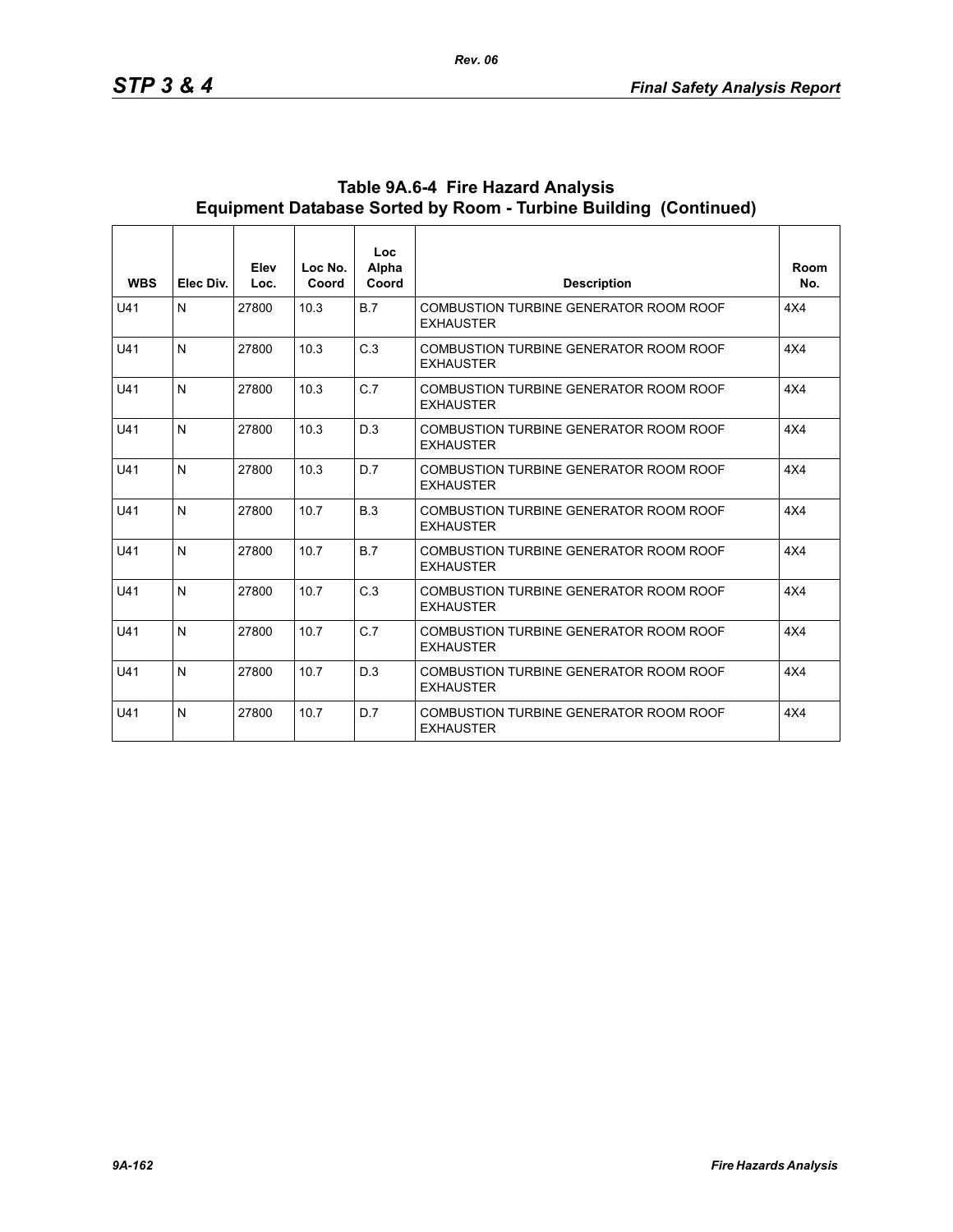# Table 9A.6-4 Fire Hazard Analysis Equipment Database Sorted by Room - Turbine Building (Continued)

| WBS | Elec Div. | Elev Loc. | Loc No. Coord | Loc Alpha Coord | Description | Room No. |
|---|---|---|---|---|---|---|
| U41 | N | 27800 | 10.3 | B.7 | COMBUSTION TURBINE GENERATOR ROOM ROOF EXHAUSTER | 4X4 |
| U41 | N | 27800 | 10.3 | C.3 | COMBUSTION TURBINE GENERATOR ROOM ROOF EXHAUSTER | 4X4 |
| U41 | N | 27800 | 10.3 | C.7 | COMBUSTION TURBINE GENERATOR ROOM ROOF EXHAUSTER | 4X4 |
| U41 | N | 27800 | 10.3 | D.3 | COMBUSTION TURBINE GENERATOR ROOM ROOF EXHAUSTER | 4X4 |
| U41 | N | 27800 | 10.3 | D.7 | COMBUSTION TURBINE GENERATOR ROOM ROOF EXHAUSTER | 4X4 |
| U41 | N | 27800 | 10.7 | B.3 | COMBUSTION TURBINE GENERATOR ROOM ROOF EXHAUSTER | 4X4 |
| U41 | N | 27800 | 10.7 | B.7 | COMBUSTION TURBINE GENERATOR ROOM ROOF EXHAUSTER | 4X4 |
| U41 | N | 27800 | 10.7 | C.3 | COMBUSTION TURBINE GENERATOR ROOM ROOF EXHAUSTER | 4X4 |
| U41 | N | 27800 | 10.7 | C.7 | COMBUSTION TURBINE GENERATOR ROOM ROOF EXHAUSTER | 4X4 |
| U41 | N | 27800 | 10.7 | D.3 | COMBUSTION TURBINE GENERATOR ROOM ROOF EXHAUSTER | 4X4 |
| U41 | N | 27800 | 10.7 | D.7 | COMBUSTION TURBINE GENERATOR ROOM ROOF EXHAUSTER | 4X4 |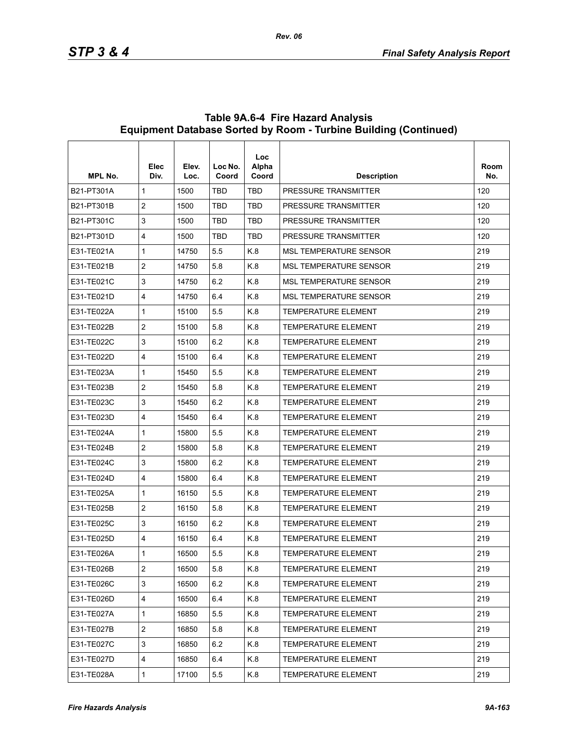## Table 9A.6-4 Fire Hazard Analysis Equipment Database Sorted by Room - Turbine Building (Continued)

| MPL No. | Elec Div. | Elev. Loc. | Loc No. Coord | Loc Alpha Coord | Description | Room No. |
|---|---|---|---|---|---|---|
| B21-PT301A | 1 | 1500 | TBD | TBD | PRESSURE TRANSMITTER | 120 |
| B21-PT301B | 2 | 1500 | TBD | TBD | PRESSURE TRANSMITTER | 120 |
| B21-PT301C | 3 | 1500 | TBD | TBD | PRESSURE TRANSMITTER | 120 |
| B21-PT301D | 4 | 1500 | TBD | TBD | PRESSURE TRANSMITTER | 120 |
| E31-TE021A | 1 | 14750 | 5.5 | K.8 | MSL TEMPERATURE SENSOR | 219 |
| E31-TE021B | 2 | 14750 | 5.8 | K.8 | MSL TEMPERATURE SENSOR | 219 |
| E31-TE021C | 3 | 14750 | 6.2 | K.8 | MSL TEMPERATURE SENSOR | 219 |
| E31-TE021D | 4 | 14750 | 6.4 | K.8 | MSL TEMPERATURE SENSOR | 219 |
| E31-TE022A | 1 | 15100 | 5.5 | K.8 | TEMPERATURE ELEMENT | 219 |
| E31-TE022B | 2 | 15100 | 5.8 | K.8 | TEMPERATURE ELEMENT | 219 |
| E31-TE022C | 3 | 15100 | 6.2 | K.8 | TEMPERATURE ELEMENT | 219 |
| E31-TE022D | 4 | 15100 | 6.4 | K.8 | TEMPERATURE ELEMENT | 219 |
| E31-TE023A | 1 | 15450 | 5.5 | K.8 | TEMPERATURE ELEMENT | 219 |
| E31-TE023B | 2 | 15450 | 5.8 | K.8 | TEMPERATURE ELEMENT | 219 |
| E31-TE023C | 3 | 15450 | 6.2 | K.8 | TEMPERATURE ELEMENT | 219 |
| E31-TE023D | 4 | 15450 | 6.4 | K.8 | TEMPERATURE ELEMENT | 219 |
| E31-TE024A | 1 | 15800 | 5.5 | K.8 | TEMPERATURE ELEMENT | 219 |
| E31-TE024B | 2 | 15800 | 5.8 | K.8 | TEMPERATURE ELEMENT | 219 |
| E31-TE024C | 3 | 15800 | 6.2 | K.8 | TEMPERATURE ELEMENT | 219 |
| E31-TE024D | 4 | 15800 | 6.4 | K.8 | TEMPERATURE ELEMENT | 219 |
| E31-TE025A | 1 | 16150 | 5.5 | K.8 | TEMPERATURE ELEMENT | 219 |
| E31-TE025B | 2 | 16150 | 5.8 | K.8 | TEMPERATURE ELEMENT | 219 |
| E31-TE025C | 3 | 16150 | 6.2 | K.8 | TEMPERATURE ELEMENT | 219 |
| E31-TE025D | 4 | 16150 | 6.4 | K.8 | TEMPERATURE ELEMENT | 219 |
| E31-TE026A | 1 | 16500 | 5.5 | K.8 | TEMPERATURE ELEMENT | 219 |
| E31-TE026B | 2 | 16500 | 5.8 | K.8 | TEMPERATURE ELEMENT | 219 |
| E31-TE026C | 3 | 16500 | 6.2 | K.8 | TEMPERATURE ELEMENT | 219 |
| E31-TE026D | 4 | 16500 | 6.4 | K.8 | TEMPERATURE ELEMENT | 219 |
| E31-TE027A | 1 | 16850 | 5.5 | K.8 | TEMPERATURE ELEMENT | 219 |
| E31-TE027B | 2 | 16850 | 5.8 | K.8 | TEMPERATURE ELEMENT | 219 |
| E31-TE027C | 3 | 16850 | 6.2 | K.8 | TEMPERATURE ELEMENT | 219 |
| E31-TE027D | 4 | 16850 | 6.4 | K.8 | TEMPERATURE ELEMENT | 219 |
| E31-TE028A | 1 | 17100 | 5.5 | K.8 | TEMPERATURE ELEMENT | 219 |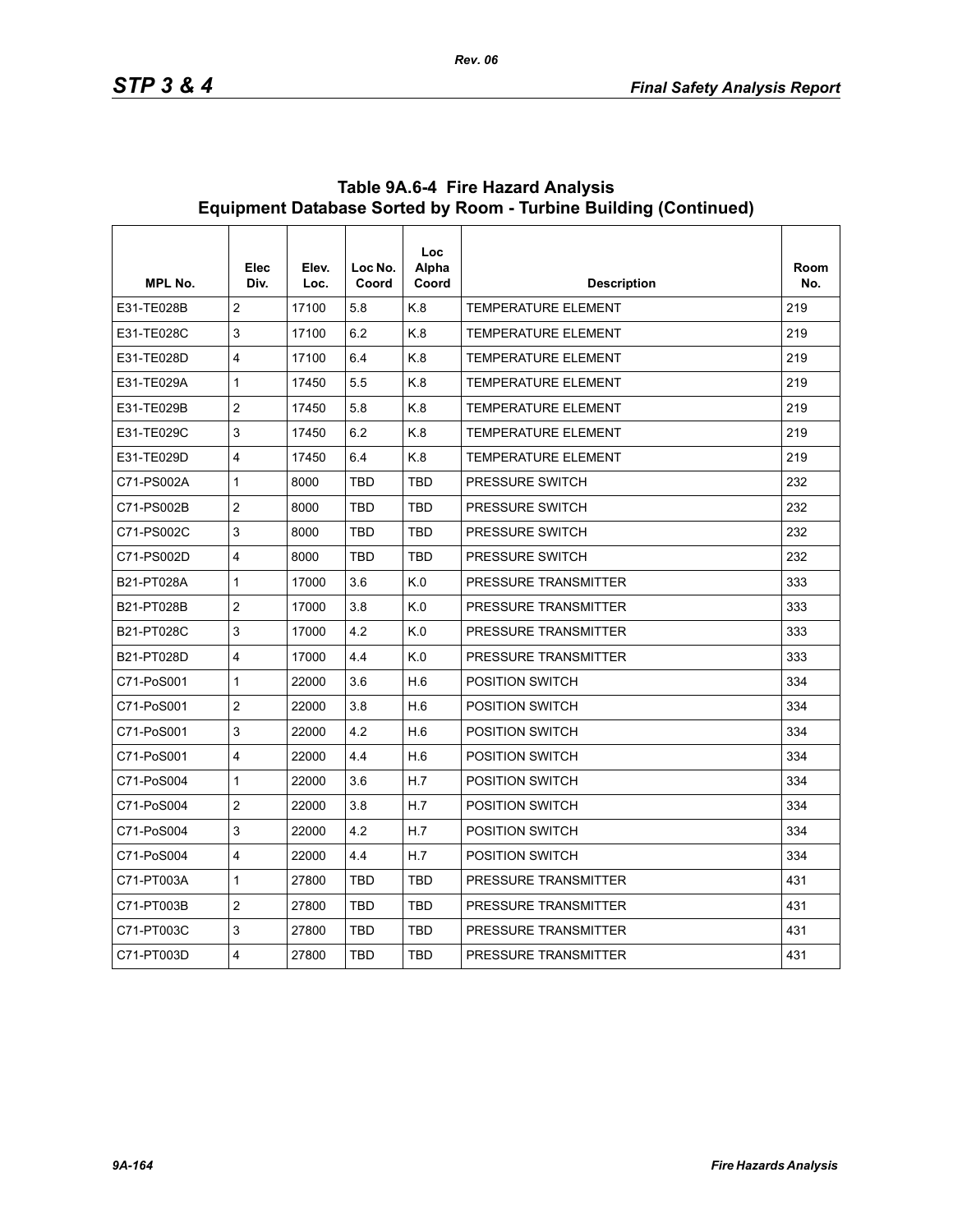## Table 9A.6-4 Fire Hazard Analysis Equipment Database Sorted by Room - Turbine Building (Continued)

| MPL No. | Elec Div. | Elev. Loc. | Loc No. Coord | Loc Alpha Coord | Description | Room No. |
|---|---|---|---|---|---|---|
| E31-TE028B | 2 | 17100 | 5.8 | K.8 | TEMPERATURE ELEMENT | 219 |
| E31-TE028C | 3 | 17100 | 6.2 | K.8 | TEMPERATURE ELEMENT | 219 |
| E31-TE028D | 4 | 17100 | 6.4 | K.8 | TEMPERATURE ELEMENT | 219 |
| E31-TE029A | 1 | 17450 | 5.5 | K.8 | TEMPERATURE ELEMENT | 219 |
| E31-TE029B | 2 | 17450 | 5.8 | K.8 | TEMPERATURE ELEMENT | 219 |
| E31-TE029C | 3 | 17450 | 6.2 | K.8 | TEMPERATURE ELEMENT | 219 |
| E31-TE029D | 4 | 17450 | 6.4 | K.8 | TEMPERATURE ELEMENT | 219 |
| C71-PS002A | 1 | 8000 | TBD | TBD | PRESSURE SWITCH | 232 |
| C71-PS002B | 2 | 8000 | TBD | TBD | PRESSURE SWITCH | 232 |
| C71-PS002C | 3 | 8000 | TBD | TBD | PRESSURE SWITCH | 232 |
| C71-PS002D | 4 | 8000 | TBD | TBD | PRESSURE SWITCH | 232 |
| B21-PT028A | 1 | 17000 | 3.6 | K.0 | PRESSURE TRANSMITTER | 333 |
| B21-PT028B | 2 | 17000 | 3.8 | K.0 | PRESSURE TRANSMITTER | 333 |
| B21-PT028C | 3 | 17000 | 4.2 | K.0 | PRESSURE TRANSMITTER | 333 |
| B21-PT028D | 4 | 17000 | 4.4 | K.0 | PRESSURE TRANSMITTER | 333 |
| C71-PoS001 | 1 | 22000 | 3.6 | H.6 | POSITION SWITCH | 334 |
| C71-PoS001 | 2 | 22000 | 3.8 | H.6 | POSITION SWITCH | 334 |
| C71-PoS001 | 3 | 22000 | 4.2 | H.6 | POSITION SWITCH | 334 |
| C71-PoS001 | 4 | 22000 | 4.4 | H.6 | POSITION SWITCH | 334 |
| C71-PoS004 | 1 | 22000 | 3.6 | H.7 | POSITION SWITCH | 334 |
| C71-PoS004 | 2 | 22000 | 3.8 | H.7 | POSITION SWITCH | 334 |
| C71-PoS004 | 3 | 22000 | 4.2 | H.7 | POSITION SWITCH | 334 |
| C71-PoS004 | 4 | 22000 | 4.4 | H.7 | POSITION SWITCH | 334 |
| C71-PT003A | 1 | 27800 | TBD | TBD | PRESSURE TRANSMITTER | 431 |
| C71-PT003B | 2 | 27800 | TBD | TBD | PRESSURE TRANSMITTER | 431 |
| C71-PT003C | 3 | 27800 | TBD | TBD | PRESSURE TRANSMITTER | 431 |
| C71-PT003D | 4 | 27800 | TBD | TBD | PRESSURE TRANSMITTER | 431 |